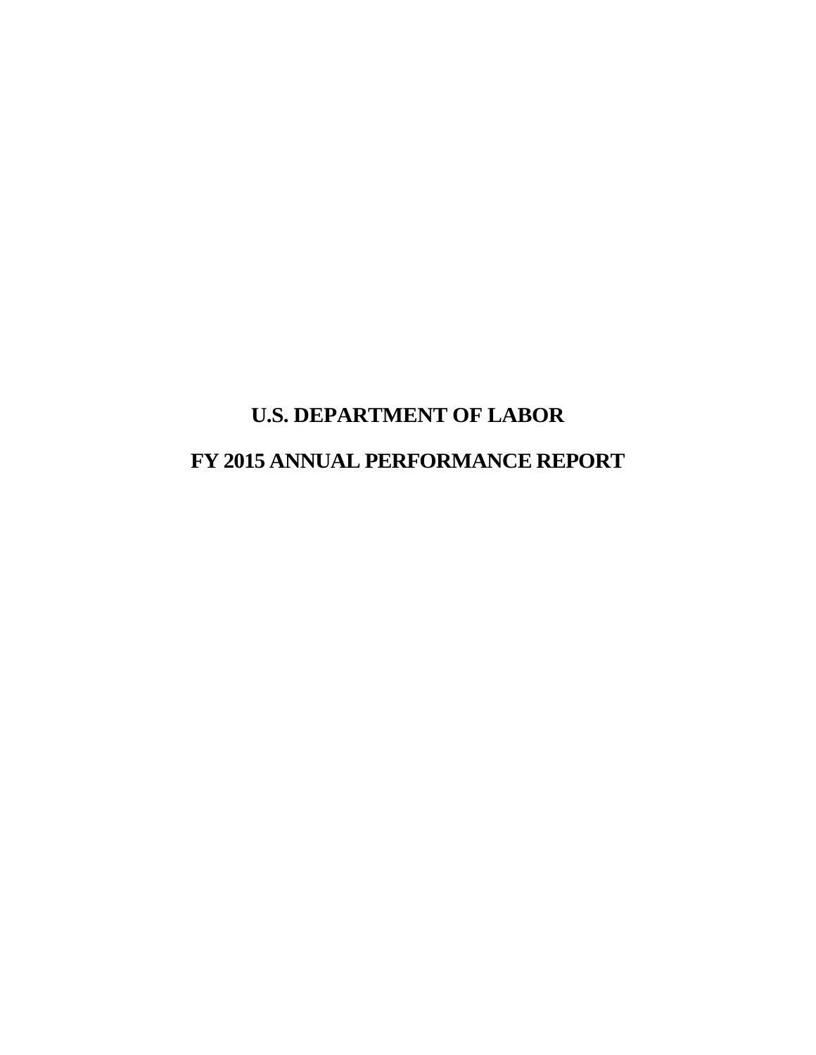# U.S. DEPARTMENT OF LABOR

# FY 2015 ANNUAL PERFORMANCE REPORT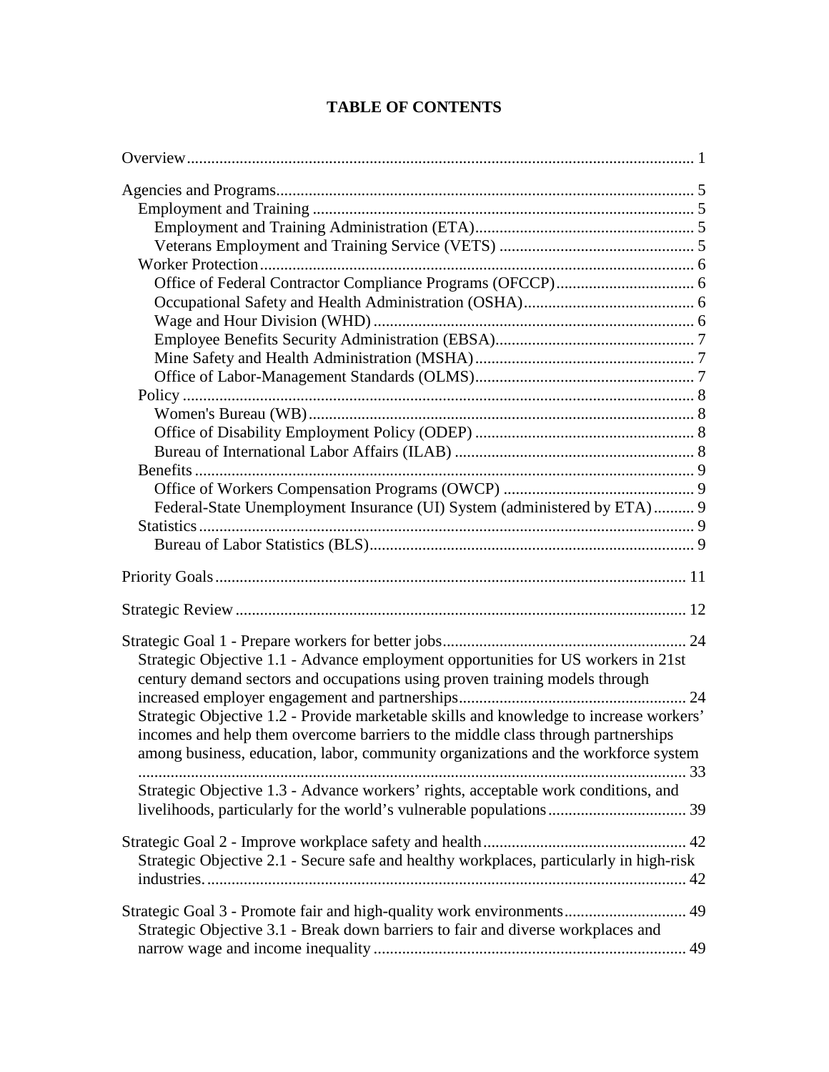# TABLE OF CONTENTS

Overview ... 1

Agencies and Programs ... 5
- Employment and Training ... 5
  - Employment and Training Administration (ETA) ... 5
  - Veterans Employment and Training Service (VETS) ... 5
- Worker Protection ... 6
  - Office of Federal Contractor Compliance Programs (OFCCP) ... 6
  - Occupational Safety and Health Administration (OSHA) ... 6
  - Wage and Hour Division (WHD) ... 6
  - Employee Benefits Security Administration (EBSA) ... 7
  - Mine Safety and Health Administration (MSHA) ... 7
  - Office of Labor-Management Standards (OLMS) ... 7
- Policy ... 8
  - Women's Bureau (WB) ... 8
  - Office of Disability Employment Policy (ODEP) ... 8
  - Bureau of International Labor Affairs (ILAB) ... 8
- Benefits ... 9
  - Office of Workers Compensation Programs (OWCP) ... 9
  - Federal-State Unemployment Insurance (UI) System (administered by ETA) ... 9
- Statistics ... 9
  - Bureau of Labor Statistics (BLS) ... 9

Priority Goals ... 11

Strategic Review ... 12

Strategic Goal 1 - Prepare workers for better jobs ... 24
- Strategic Objective 1.1 - Advance employment opportunities for US workers in 21st century demand sectors and occupations using proven training models through increased employer engagement and partnerships ... 24
- Strategic Objective 1.2 - Provide marketable skills and knowledge to increase workers' incomes and help them overcome barriers to the middle class through partnerships among business, education, labor, community organizations and the workforce system ... 33
- Strategic Objective 1.3 - Advance workers' rights, acceptable work conditions, and livelihoods, particularly for the world's vulnerable populations ... 39

Strategic Goal 2 - Improve workplace safety and health ... 42
- Strategic Objective 2.1 - Secure safe and healthy workplaces, particularly in high-risk industries. ... 42

Strategic Goal 3 - Promote fair and high-quality work environments ... 49
- Strategic Objective 3.1 - Break down barriers to fair and diverse workplaces and narrow wage and income inequality ... 49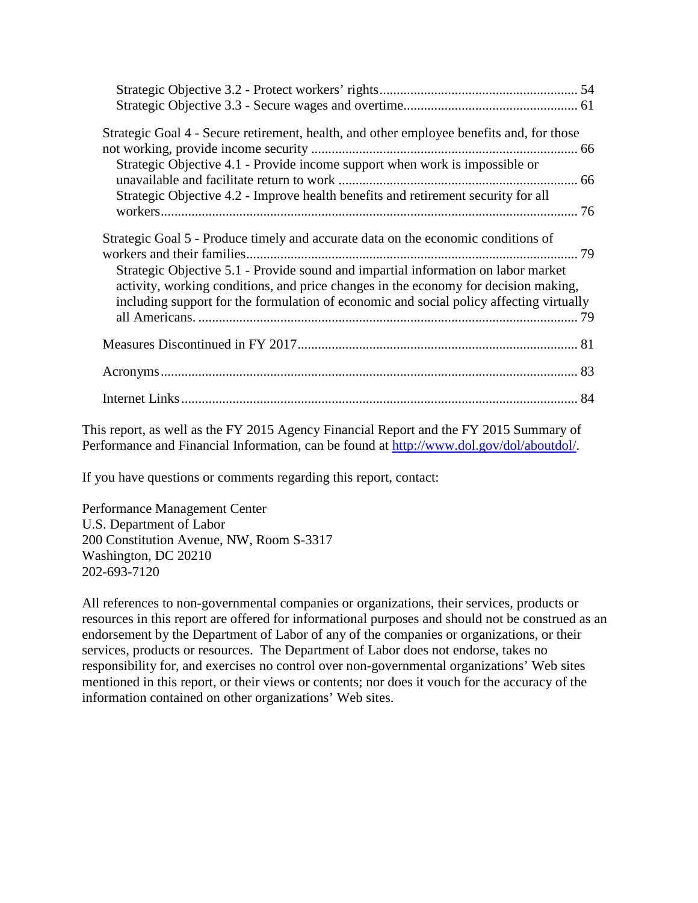Strategic Objective 3.2 - Protect workers' rights ......................................................... 54
Strategic Objective 3.3 - Secure wages and overtime.................................................. 61

Strategic Goal 4 - Secure retirement, health, and other employee benefits and, for those not working, provide income security ............................................................................ 66
Strategic Objective 4.1 - Provide income support when work is impossible or unavailable and facilitate return to work .................................................................... 66
Strategic Objective 4.2 - Improve health benefits and retirement security for all workers........................................................................................................................ 76

Strategic Goal 5 - Produce timely and accurate data on the economic conditions of workers and their families................................................................................................ 79
Strategic Objective 5.1 - Provide sound and impartial information on labor market activity, working conditions, and price changes in the economy for decision making, including support for the formulation of economic and social policy affecting virtually all Americans. .............................................................................................................. 79

Measures Discontinued in FY 2017................................................................................. 81

Acronyms......................................................................................................................... 83

Internet Links................................................................................................................... 84

This report, as well as the FY 2015 Agency Financial Report and the FY 2015 Summary of Performance and Financial Information, can be found at [http://www.dol.gov/dol/aboutdol/](http://www.dol.gov/dol/aboutdol/).

If you have questions or comments regarding this report, contact:

Performance Management Center
U.S. Department of Labor
200 Constitution Avenue, NW, Room S-3317
Washington, DC 20210
202-693-7120

All references to non-governmental companies or organizations, their services, products or resources in this report are offered for informational purposes and should not be construed as an endorsement by the Department of Labor of any of the companies or organizations, or their services, products or resources. The Department of Labor does not endorse, takes no responsibility for, and exercises no control over non-governmental organizations' Web sites mentioned in this report, or their views or contents; nor does it vouch for the accuracy of the information contained on other organizations' Web sites.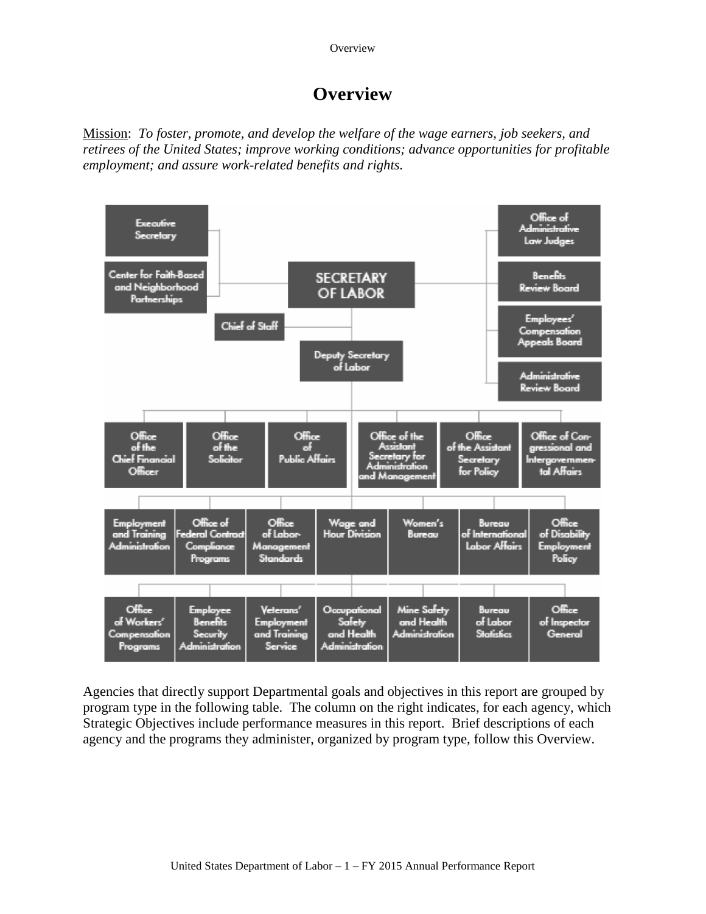# Overview

Mission: *To foster, promote, and develop the welfare of the wage earners, job seekers, and retirees of the United States; improve working conditions; advance opportunities for profitable employment; and assure work-related benefits and rights.*

- SECRETARY OF LABOR
  - Executive Secretary
  - Center for Faith-Based and Neighborhood Partnerships
  - Chief of Staff
  - Office of Administrative Law Judges
  - Benefits Review Board
  - Employees' Compensation Appeals Board
  - Administrative Review Board
  - Deputy Secretary of Labor
    - Office of the Chief Financial Officer
    - Office of the Solicitor
    - Office of Public Affairs
    - Office of the Assistant Secretary for Administration and Management
    - Office of the Assistant Secretary for Policy
    - Office of Congressional and Intergovernmental Affairs
    - Employment and Training Administration
    - Office of Federal Contract Compliance Programs
    - Office of Labor-Management Standards
    - Wage and Hour Division
    - Women's Bureau
    - Bureau of International Labor Affairs
    - Office of Disability Employment Policy
    - Office of Workers' Compensation Programs
    - Employee Benefits Security Administration
    - Veterans' Employment and Training Service
    - Occupational Safety and Health Administration
    - Mine Safety and Health Administration
    - Bureau of Labor Statistics
    - Office of Inspector General

Agencies that directly support Departmental goals and objectives in this report are grouped by program type in the following table. The column on the right indicates, for each agency, which Strategic Objectives include performance measures in this report. Brief descriptions of each agency and the programs they administer, organized by program type, follow this Overview.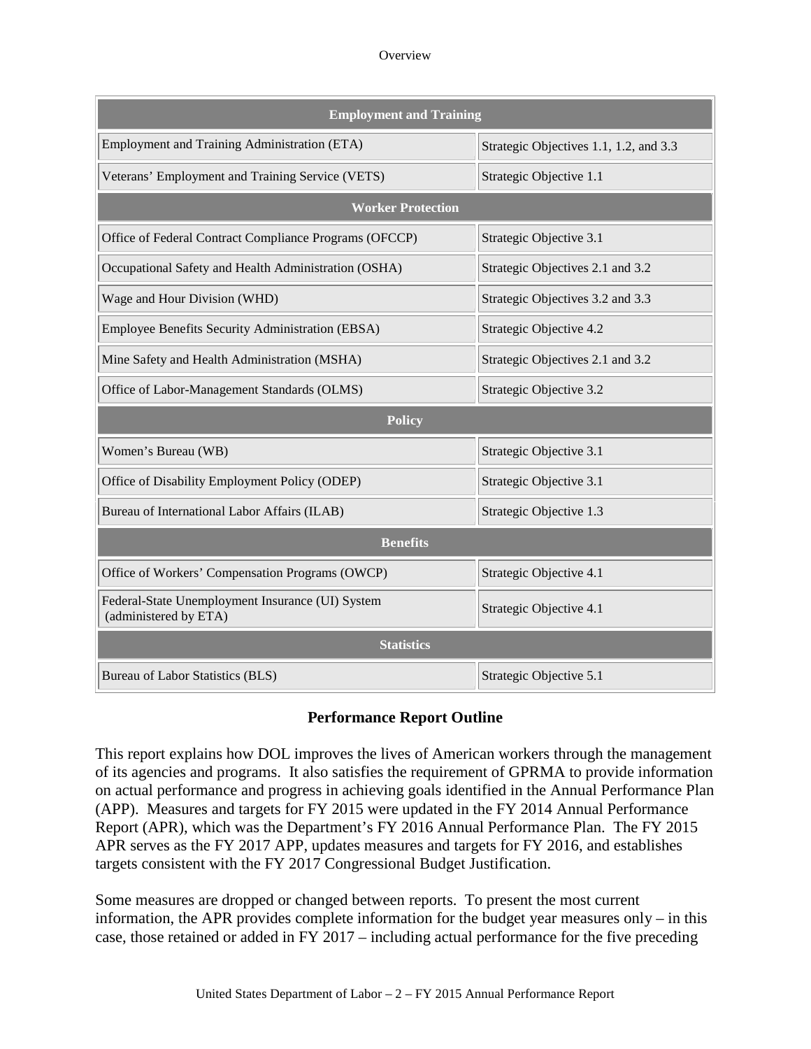| Employment and Training | |
|---|---|
| Employment and Training Administration (ETA) | Strategic Objectives 1.1, 1.2, and 3.3 |
| Veterans' Employment and Training Service (VETS) | Strategic Objective 1.1 |
| **Worker Protection** | |
| Office of Federal Contract Compliance Programs (OFCCP) | Strategic Objective 3.1 |
| Occupational Safety and Health Administration (OSHA) | Strategic Objectives 2.1 and 3.2 |
| Wage and Hour Division (WHD) | Strategic Objectives 3.2 and 3.3 |
| Employee Benefits Security Administration (EBSA) | Strategic Objective 4.2 |
| Mine Safety and Health Administration (MSHA) | Strategic Objectives 2.1 and 3.2 |
| Office of Labor-Management Standards (OLMS) | Strategic Objective 3.2 |
| **Policy** | |
| Women's Bureau (WB) | Strategic Objective 3.1 |
| Office of Disability Employment Policy (ODEP) | Strategic Objective 3.1 |
| Bureau of International Labor Affairs (ILAB) | Strategic Objective 1.3 |
| **Benefits** | |
| Office of Workers' Compensation Programs (OWCP) | Strategic Objective 4.1 |
| Federal-State Unemployment Insurance (UI) System (administered by ETA) | Strategic Objective 4.1 |
| **Statistics** | |
| Bureau of Labor Statistics (BLS) | Strategic Objective 5.1 |

## Performance Report Outline

This report explains how DOL improves the lives of American workers through the management of its agencies and programs. It also satisfies the requirement of GPRMA to provide information on actual performance and progress in achieving goals identified in the Annual Performance Plan (APP). Measures and targets for FY 2015 were updated in the FY 2014 Annual Performance Report (APR), which was the Department's FY 2016 Annual Performance Plan. The FY 2015 APR serves as the FY 2017 APP, updates measures and targets for FY 2016, and establishes targets consistent with the FY 2017 Congressional Budget Justification.

Some measures are dropped or changed between reports. To present the most current information, the APR provides complete information for the budget year measures only – in this case, those retained or added in FY 2017 – including actual performance for the five preceding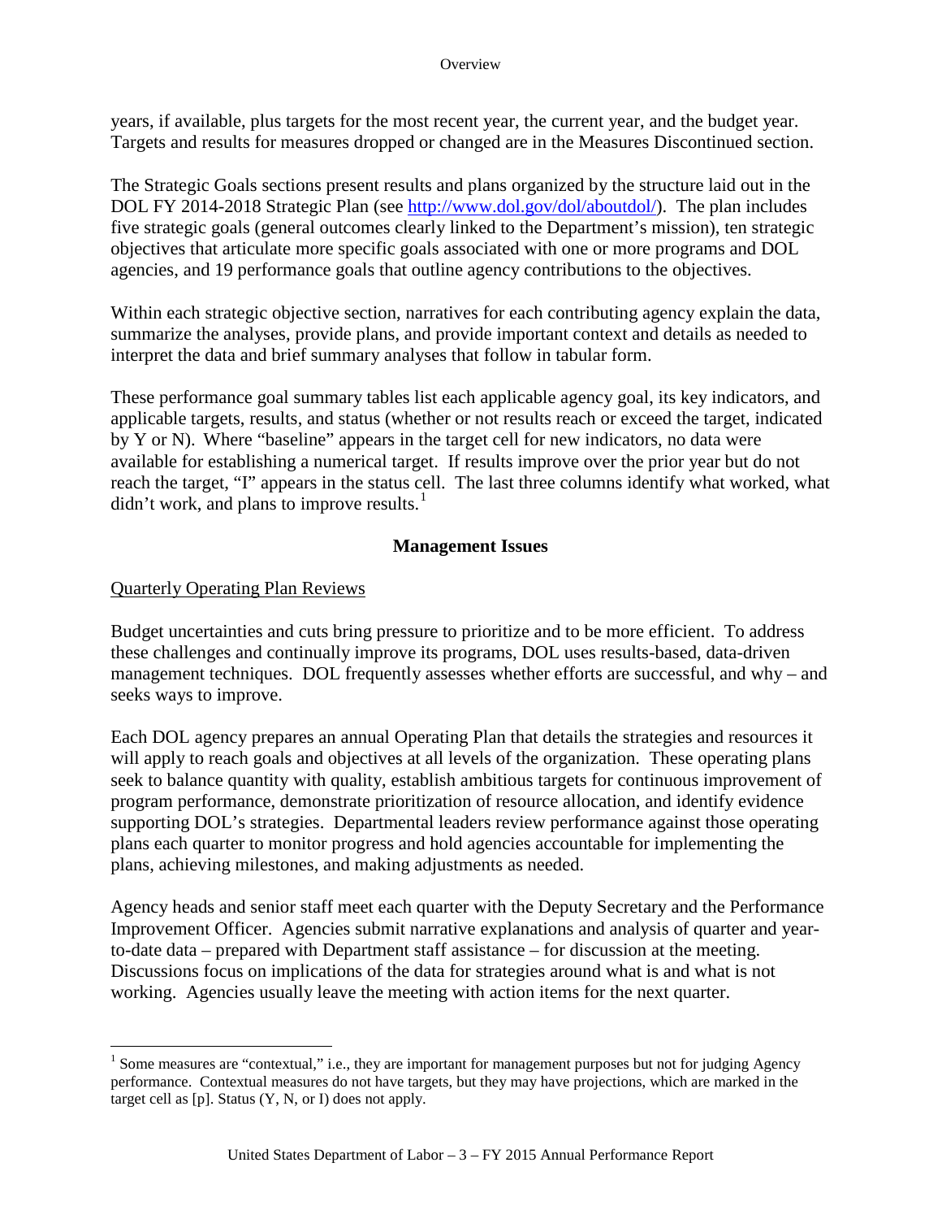years, if available, plus targets for the most recent year, the current year, and the budget year. Targets and results for measures dropped or changed are in the Measures Discontinued section.

The Strategic Goals sections present results and plans organized by the structure laid out in the DOL FY 2014-2018 Strategic Plan (see [http://www.dol.gov/dol/aboutdol/](http://www.dol.gov/dol/aboutdol/)). The plan includes five strategic goals (general outcomes clearly linked to the Department's mission), ten strategic objectives that articulate more specific goals associated with one or more programs and DOL agencies, and 19 performance goals that outline agency contributions to the objectives.

Within each strategic objective section, narratives for each contributing agency explain the data, summarize the analyses, provide plans, and provide important context and details as needed to interpret the data and brief summary analyses that follow in tabular form.

These performance goal summary tables list each applicable agency goal, its key indicators, and applicable targets, results, and status (whether or not results reach or exceed the target, indicated by Y or N). Where "baseline" appears in the target cell for new indicators, no data were available for establishing a numerical target. If results improve over the prior year but do not reach the target, "I" appears in the status cell. The last three columns identify what worked, what didn't work, and plans to improve results.[1]

## Management Issues

Quarterly Operating Plan Reviews

Budget uncertainties and cuts bring pressure to prioritize and to be more efficient. To address these challenges and continually improve its programs, DOL uses results-based, data-driven management techniques. DOL frequently assesses whether efforts are successful, and why – and seeks ways to improve.

Each DOL agency prepares an annual Operating Plan that details the strategies and resources it will apply to reach goals and objectives at all levels of the organization. These operating plans seek to balance quantity with quality, establish ambitious targets for continuous improvement of program performance, demonstrate prioritization of resource allocation, and identify evidence supporting DOL's strategies. Departmental leaders review performance against those operating plans each quarter to monitor progress and hold agencies accountable for implementing the plans, achieving milestones, and making adjustments as needed.

Agency heads and senior staff meet each quarter with the Deputy Secretary and the Performance Improvement Officer. Agencies submit narrative explanations and analysis of quarter and year-to-date data – prepared with Department staff assistance – for discussion at the meeting. Discussions focus on implications of the data for strategies around what is and what is not working. Agencies usually leave the meeting with action items for the next quarter.

---

[1] Some measures are "contextual," i.e., they are important for management purposes but not for judging Agency performance. Contextual measures do not have targets, but they may have projections, which are marked in the target cell as [p]. Status (Y, N, or I) does not apply.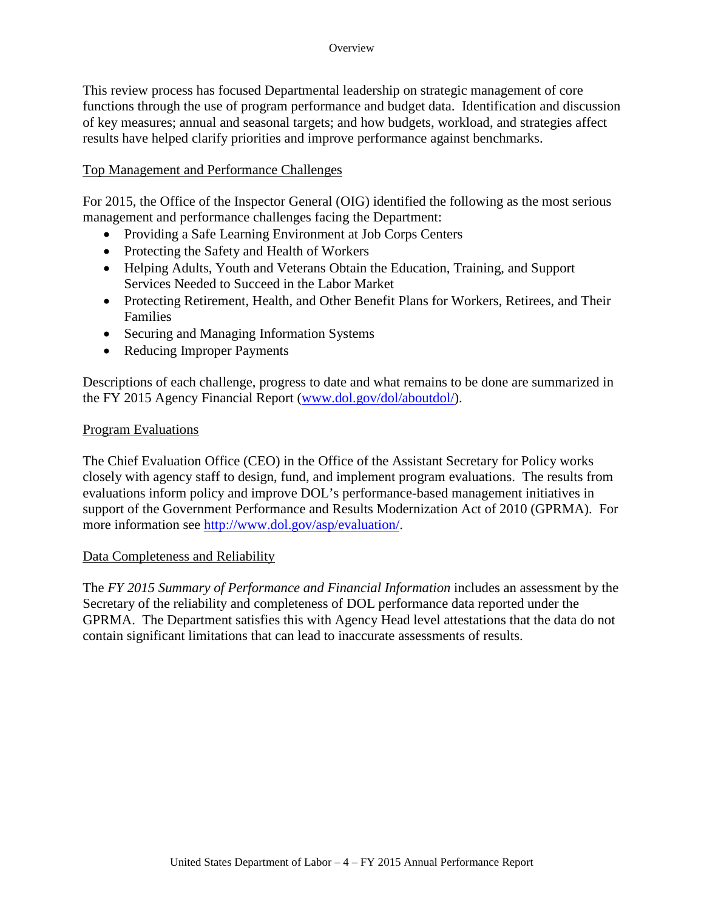This review process has focused Departmental leadership on strategic management of core functions through the use of program performance and budget data. Identification and discussion of key measures; annual and seasonal targets; and how budgets, workload, and strategies affect results have helped clarify priorities and improve performance against benchmarks.

## Top Management and Performance Challenges

For 2015, the Office of the Inspector General (OIG) identified the following as the most serious management and performance challenges facing the Department:

- Providing a Safe Learning Environment at Job Corps Centers
- Protecting the Safety and Health of Workers
- Helping Adults, Youth and Veterans Obtain the Education, Training, and Support Services Needed to Succeed in the Labor Market
- Protecting Retirement, Health, and Other Benefit Plans for Workers, Retirees, and Their Families
- Securing and Managing Information Systems
- Reducing Improper Payments

Descriptions of each challenge, progress to date and what remains to be done are summarized in the FY 2015 Agency Financial Report (www.dol.gov/dol/aboutdol/).

## Program Evaluations

The Chief Evaluation Office (CEO) in the Office of the Assistant Secretary for Policy works closely with agency staff to design, fund, and implement program evaluations. The results from evaluations inform policy and improve DOL's performance-based management initiatives in support of the Government Performance and Results Modernization Act of 2010 (GPRMA). For more information see http://www.dol.gov/asp/evaluation/.

## Data Completeness and Reliability

The *FY 2015 Summary of Performance and Financial Information* includes an assessment by the Secretary of the reliability and completeness of DOL performance data reported under the GPRMA. The Department satisfies this with Agency Head level attestations that the data do not contain significant limitations that can lead to inaccurate assessments of results.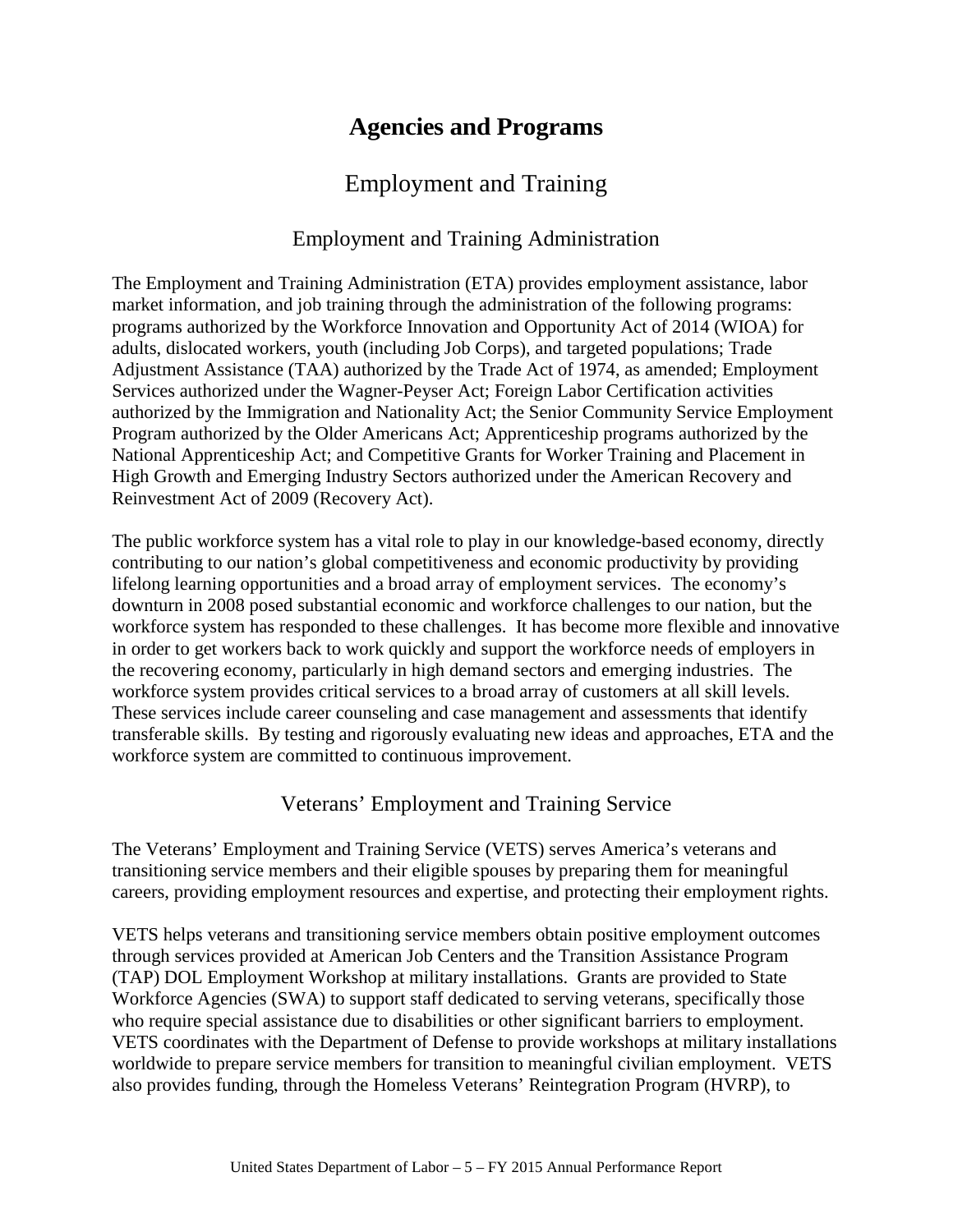# Agencies and Programs

## Employment and Training

### Employment and Training Administration

The Employment and Training Administration (ETA) provides employment assistance, labor market information, and job training through the administration of the following programs: programs authorized by the Workforce Innovation and Opportunity Act of 2014 (WIOA) for adults, dislocated workers, youth (including Job Corps), and targeted populations; Trade Adjustment Assistance (TAA) authorized by the Trade Act of 1974, as amended; Employment Services authorized under the Wagner-Peyser Act; Foreign Labor Certification activities authorized by the Immigration and Nationality Act; the Senior Community Service Employment Program authorized by the Older Americans Act; Apprenticeship programs authorized by the National Apprenticeship Act; and Competitive Grants for Worker Training and Placement in High Growth and Emerging Industry Sectors authorized under the American Recovery and Reinvestment Act of 2009 (Recovery Act).

The public workforce system has a vital role to play in our knowledge-based economy, directly contributing to our nation's global competitiveness and economic productivity by providing lifelong learning opportunities and a broad array of employment services. The economy's downturn in 2008 posed substantial economic and workforce challenges to our nation, but the workforce system has responded to these challenges. It has become more flexible and innovative in order to get workers back to work quickly and support the workforce needs of employers in the recovering economy, particularly in high demand sectors and emerging industries. The workforce system provides critical services to a broad array of customers at all skill levels. These services include career counseling and case management and assessments that identify transferable skills. By testing and rigorously evaluating new ideas and approaches, ETA and the workforce system are committed to continuous improvement.

### Veterans' Employment and Training Service

The Veterans' Employment and Training Service (VETS) serves America's veterans and transitioning service members and their eligible spouses by preparing them for meaningful careers, providing employment resources and expertise, and protecting their employment rights.

VETS helps veterans and transitioning service members obtain positive employment outcomes through services provided at American Job Centers and the Transition Assistance Program (TAP) DOL Employment Workshop at military installations. Grants are provided to State Workforce Agencies (SWA) to support staff dedicated to serving veterans, specifically those who require special assistance due to disabilities or other significant barriers to employment. VETS coordinates with the Department of Defense to provide workshops at military installations worldwide to prepare service members for transition to meaningful civilian employment. VETS also provides funding, through the Homeless Veterans' Reintegration Program (HVRP), to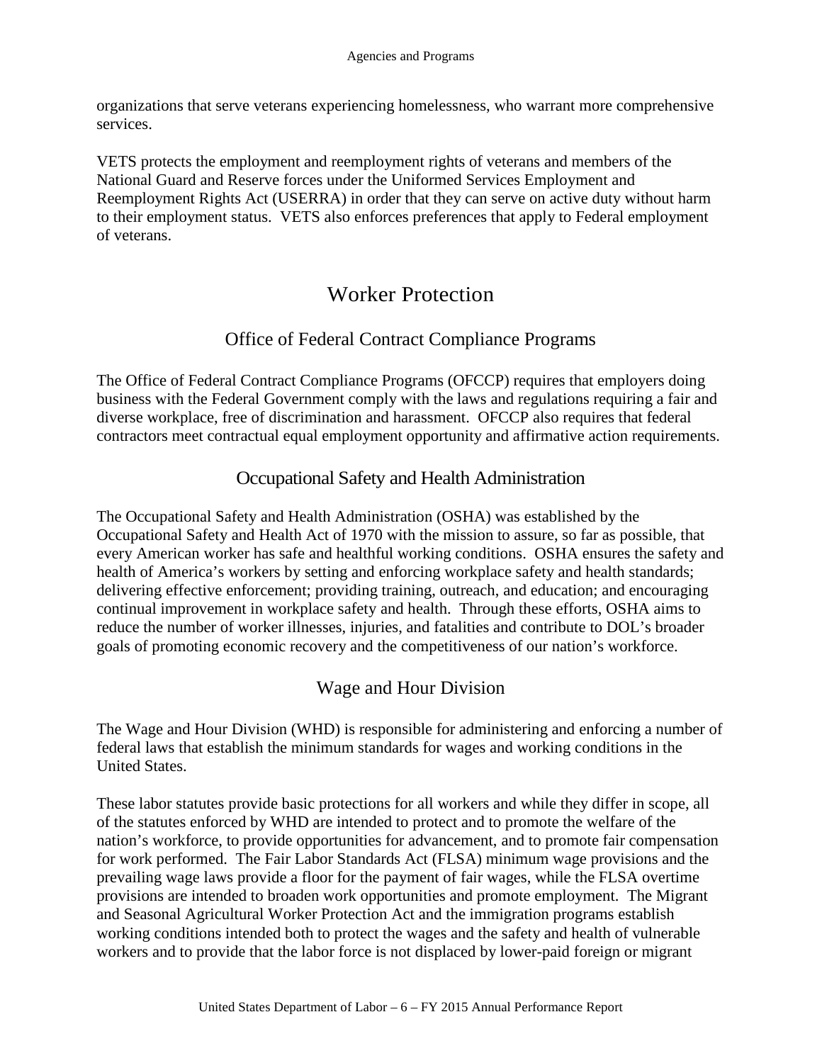organizations that serve veterans experiencing homelessness, who warrant more comprehensive services.

VETS protects the employment and reemployment rights of veterans and members of the National Guard and Reserve forces under the Uniformed Services Employment and Reemployment Rights Act (USERRA) in order that they can serve on active duty without harm to their employment status. VETS also enforces preferences that apply to Federal employment of veterans.

# Worker Protection

## Office of Federal Contract Compliance Programs

The Office of Federal Contract Compliance Programs (OFCCP) requires that employers doing business with the Federal Government comply with the laws and regulations requiring a fair and diverse workplace, free of discrimination and harassment. OFCCP also requires that federal contractors meet contractual equal employment opportunity and affirmative action requirements.

## Occupational Safety and Health Administration

The Occupational Safety and Health Administration (OSHA) was established by the Occupational Safety and Health Act of 1970 with the mission to assure, so far as possible, that every American worker has safe and healthful working conditions. OSHA ensures the safety and health of America's workers by setting and enforcing workplace safety and health standards; delivering effective enforcement; providing training, outreach, and education; and encouraging continual improvement in workplace safety and health. Through these efforts, OSHA aims to reduce the number of worker illnesses, injuries, and fatalities and contribute to DOL's broader goals of promoting economic recovery and the competitiveness of our nation's workforce.

## Wage and Hour Division

The Wage and Hour Division (WHD) is responsible for administering and enforcing a number of federal laws that establish the minimum standards for wages and working conditions in the United States.

These labor statutes provide basic protections for all workers and while they differ in scope, all of the statutes enforced by WHD are intended to protect and to promote the welfare of the nation's workforce, to provide opportunities for advancement, and to promote fair compensation for work performed. The Fair Labor Standards Act (FLSA) minimum wage provisions and the prevailing wage laws provide a floor for the payment of fair wages, while the FLSA overtime provisions are intended to broaden work opportunities and promote employment. The Migrant and Seasonal Agricultural Worker Protection Act and the immigration programs establish working conditions intended both to protect the wages and the safety and health of vulnerable workers and to provide that the labor force is not displaced by lower-paid foreign or migrant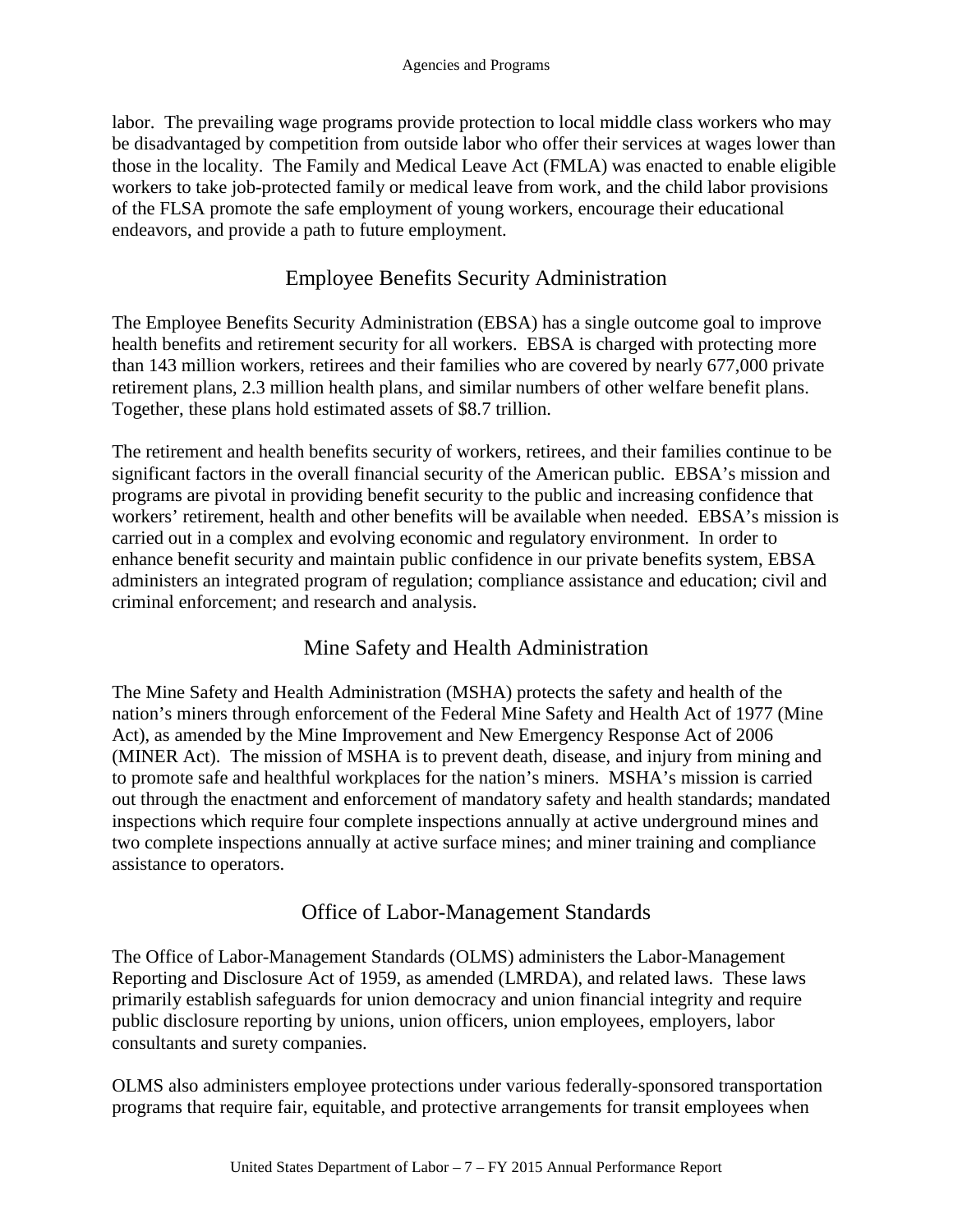labor. The prevailing wage programs provide protection to local middle class workers who may be disadvantaged by competition from outside labor who offer their services at wages lower than those in the locality. The Family and Medical Leave Act (FMLA) was enacted to enable eligible workers to take job-protected family or medical leave from work, and the child labor provisions of the FLSA promote the safe employment of young workers, encourage their educational endeavors, and provide a path to future employment.

## Employee Benefits Security Administration

The Employee Benefits Security Administration (EBSA) has a single outcome goal to improve health benefits and retirement security for all workers. EBSA is charged with protecting more than 143 million workers, retirees and their families who are covered by nearly 677,000 private retirement plans, 2.3 million health plans, and similar numbers of other welfare benefit plans. Together, these plans hold estimated assets of $8.7 trillion.

The retirement and health benefits security of workers, retirees, and their families continue to be significant factors in the overall financial security of the American public. EBSA's mission and programs are pivotal in providing benefit security to the public and increasing confidence that workers' retirement, health and other benefits will be available when needed. EBSA's mission is carried out in a complex and evolving economic and regulatory environment. In order to enhance benefit security and maintain public confidence in our private benefits system, EBSA administers an integrated program of regulation; compliance assistance and education; civil and criminal enforcement; and research and analysis.

## Mine Safety and Health Administration

The Mine Safety and Health Administration (MSHA) protects the safety and health of the nation's miners through enforcement of the Federal Mine Safety and Health Act of 1977 (Mine Act), as amended by the Mine Improvement and New Emergency Response Act of 2006 (MINER Act). The mission of MSHA is to prevent death, disease, and injury from mining and to promote safe and healthful workplaces for the nation's miners. MSHA's mission is carried out through the enactment and enforcement of mandatory safety and health standards; mandated inspections which require four complete inspections annually at active underground mines and two complete inspections annually at active surface mines; and miner training and compliance assistance to operators.

## Office of Labor-Management Standards

The Office of Labor-Management Standards (OLMS) administers the Labor-Management Reporting and Disclosure Act of 1959, as amended (LMRDA), and related laws. These laws primarily establish safeguards for union democracy and union financial integrity and require public disclosure reporting by unions, union officers, union employees, employers, labor consultants and surety companies.

OLMS also administers employee protections under various federally-sponsored transportation programs that require fair, equitable, and protective arrangements for transit employees when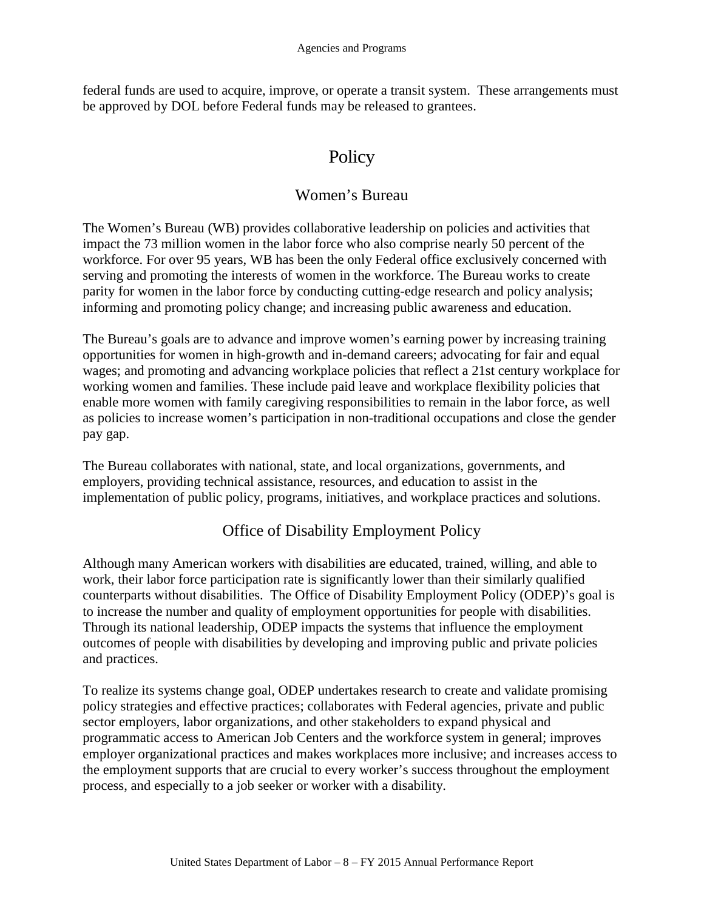federal funds are used to acquire, improve, or operate a transit system. These arrangements must be approved by DOL before Federal funds may be released to grantees.

# Policy

## Women's Bureau

The Women's Bureau (WB) provides collaborative leadership on policies and activities that impact the 73 million women in the labor force who also comprise nearly 50 percent of the workforce. For over 95 years, WB has been the only Federal office exclusively concerned with serving and promoting the interests of women in the workforce. The Bureau works to create parity for women in the labor force by conducting cutting-edge research and policy analysis; informing and promoting policy change; and increasing public awareness and education.

The Bureau's goals are to advance and improve women's earning power by increasing training opportunities for women in high-growth and in-demand careers; advocating for fair and equal wages; and promoting and advancing workplace policies that reflect a 21st century workplace for working women and families. These include paid leave and workplace flexibility policies that enable more women with family caregiving responsibilities to remain in the labor force, as well as policies to increase women's participation in non-traditional occupations and close the gender pay gap.

The Bureau collaborates with national, state, and local organizations, governments, and employers, providing technical assistance, resources, and education to assist in the implementation of public policy, programs, initiatives, and workplace practices and solutions.

## Office of Disability Employment Policy

Although many American workers with disabilities are educated, trained, willing, and able to work, their labor force participation rate is significantly lower than their similarly qualified counterparts without disabilities. The Office of Disability Employment Policy (ODEP)'s goal is to increase the number and quality of employment opportunities for people with disabilities. Through its national leadership, ODEP impacts the systems that influence the employment outcomes of people with disabilities by developing and improving public and private policies and practices.

To realize its systems change goal, ODEP undertakes research to create and validate promising policy strategies and effective practices; collaborates with Federal agencies, private and public sector employers, labor organizations, and other stakeholders to expand physical and programmatic access to American Job Centers and the workforce system in general; improves employer organizational practices and makes workplaces more inclusive; and increases access to the employment supports that are crucial to every worker's success throughout the employment process, and especially to a job seeker or worker with a disability.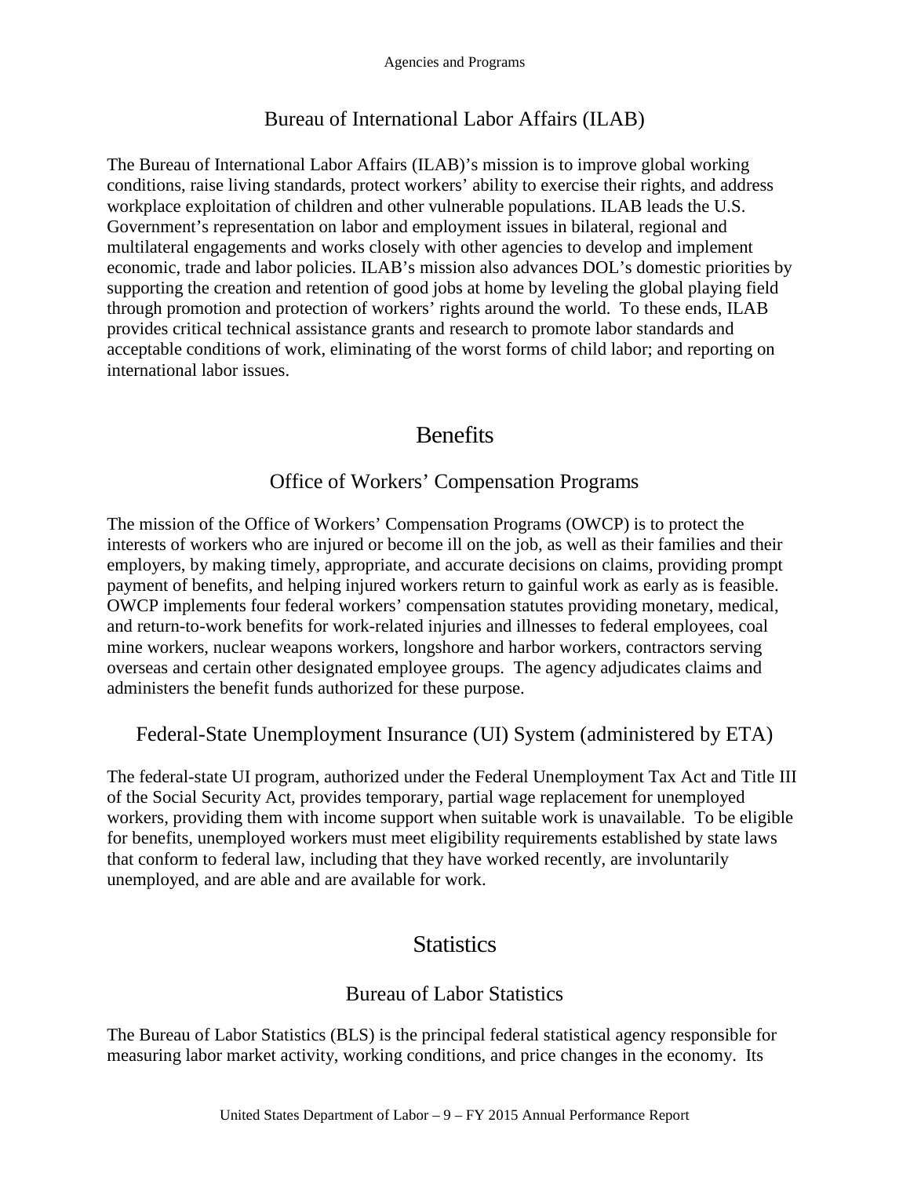## Bureau of International Labor Affairs (ILAB)

The Bureau of International Labor Affairs (ILAB)'s mission is to improve global working conditions, raise living standards, protect workers' ability to exercise their rights, and address workplace exploitation of children and other vulnerable populations. ILAB leads the U.S. Government's representation on labor and employment issues in bilateral, regional and multilateral engagements and works closely with other agencies to develop and implement economic, trade and labor policies. ILAB's mission also advances DOL's domestic priorities by supporting the creation and retention of good jobs at home by leveling the global playing field through promotion and protection of workers' rights around the world. To these ends, ILAB provides critical technical assistance grants and research to promote labor standards and acceptable conditions of work, eliminating of the worst forms of child labor; and reporting on international labor issues.

# Benefits

## Office of Workers' Compensation Programs

The mission of the Office of Workers' Compensation Programs (OWCP) is to protect the interests of workers who are injured or become ill on the job, as well as their families and their employers, by making timely, appropriate, and accurate decisions on claims, providing prompt payment of benefits, and helping injured workers return to gainful work as early as is feasible. OWCP implements four federal workers' compensation statutes providing monetary, medical, and return-to-work benefits for work-related injuries and illnesses to federal employees, coal mine workers, nuclear weapons workers, longshore and harbor workers, contractors serving overseas and certain other designated employee groups. The agency adjudicates claims and administers the benefit funds authorized for these purpose.

## Federal-State Unemployment Insurance (UI) System (administered by ETA)

The federal-state UI program, authorized under the Federal Unemployment Tax Act and Title III of the Social Security Act, provides temporary, partial wage replacement for unemployed workers, providing them with income support when suitable work is unavailable. To be eligible for benefits, unemployed workers must meet eligibility requirements established by state laws that conform to federal law, including that they have worked recently, are involuntarily unemployed, and are able and are available for work.

# Statistics

## Bureau of Labor Statistics

The Bureau of Labor Statistics (BLS) is the principal federal statistical agency responsible for measuring labor market activity, working conditions, and price changes in the economy. Its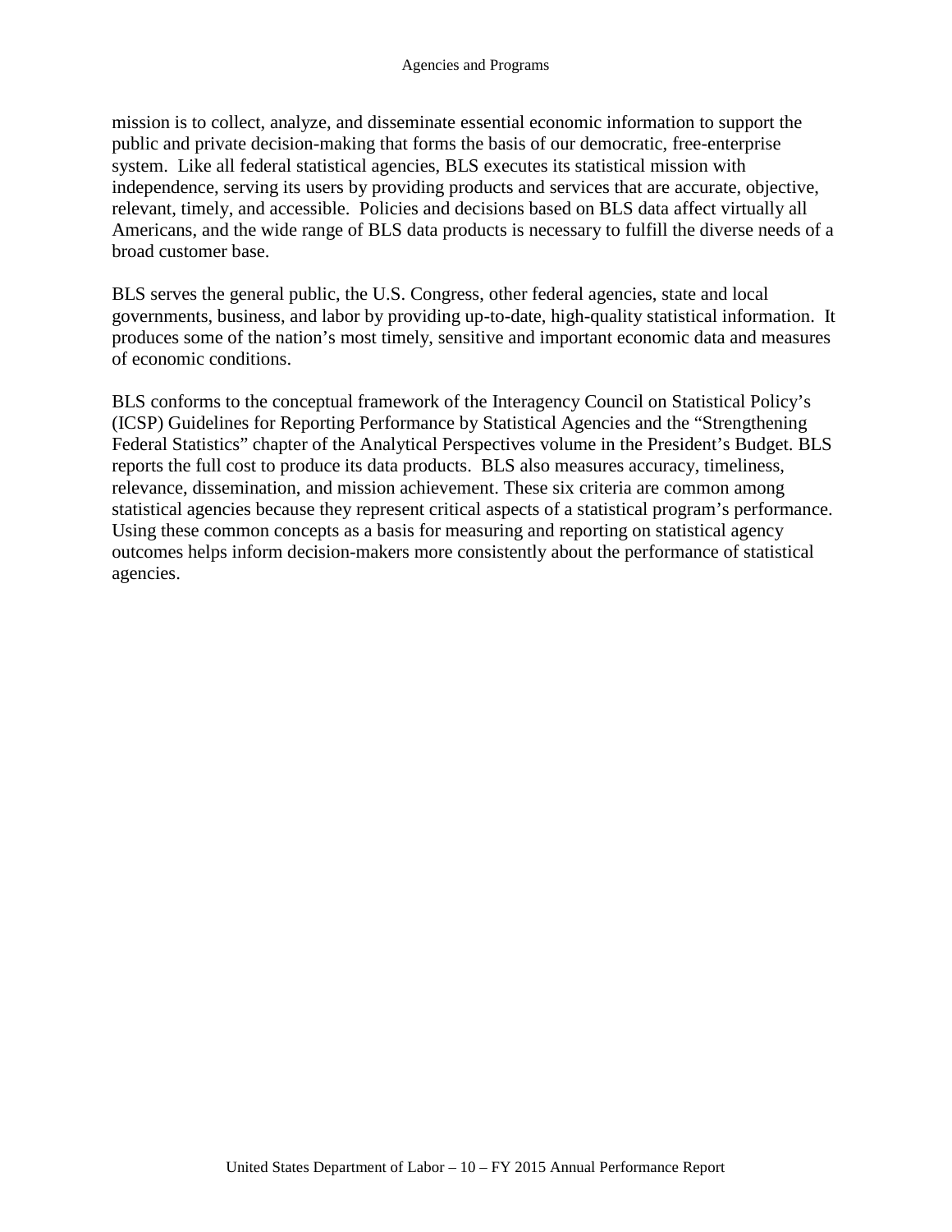mission is to collect, analyze, and disseminate essential economic information to support the public and private decision-making that forms the basis of our democratic, free-enterprise system. Like all federal statistical agencies, BLS executes its statistical mission with independence, serving its users by providing products and services that are accurate, objective, relevant, timely, and accessible. Policies and decisions based on BLS data affect virtually all Americans, and the wide range of BLS data products is necessary to fulfill the diverse needs of a broad customer base.

BLS serves the general public, the U.S. Congress, other federal agencies, state and local governments, business, and labor by providing up-to-date, high-quality statistical information. It produces some of the nation's most timely, sensitive and important economic data and measures of economic conditions.

BLS conforms to the conceptual framework of the Interagency Council on Statistical Policy's (ICSP) Guidelines for Reporting Performance by Statistical Agencies and the "Strengthening Federal Statistics" chapter of the Analytical Perspectives volume in the President's Budget. BLS reports the full cost to produce its data products. BLS also measures accuracy, timeliness, relevance, dissemination, and mission achievement. These six criteria are common among statistical agencies because they represent critical aspects of a statistical program's performance. Using these common concepts as a basis for measuring and reporting on statistical agency outcomes helps inform decision-makers more consistently about the performance of statistical agencies.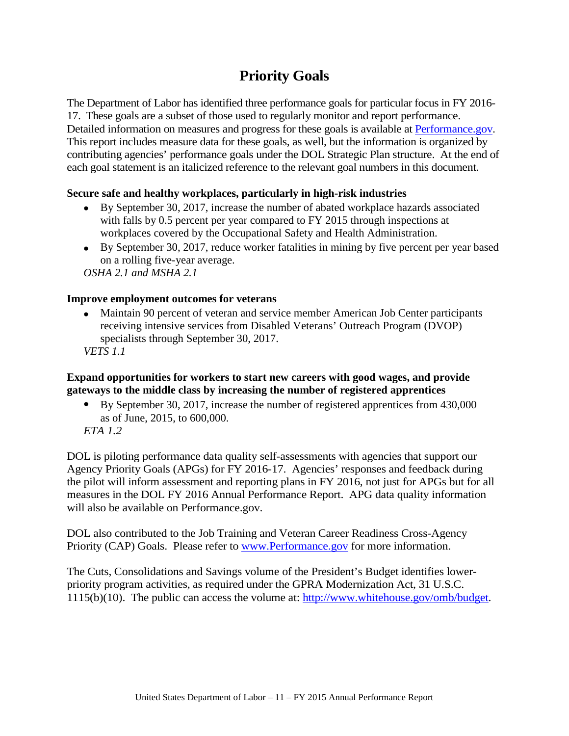# Priority Goals

The Department of Labor has identified three performance goals for particular focus in FY 2016-17. These goals are a subset of those used to regularly monitor and report performance. Detailed information on measures and progress for these goals is available at [Performance.gov](Performance.gov). This report includes measure data for these goals, as well, but the information is organized by contributing agencies' performance goals under the DOL Strategic Plan structure. At the end of each goal statement is an italicized reference to the relevant goal numbers in this document.

**Secure safe and healthy workplaces, particularly in high-risk industries**

- By September 30, 2017, increase the number of abated workplace hazards associated with falls by 0.5 percent per year compared to FY 2015 through inspections at workplaces covered by the Occupational Safety and Health Administration.
- By September 30, 2017, reduce worker fatalities in mining by five percent per year based on a rolling five-year average.

*OSHA 2.1 and MSHA 2.1*

**Improve employment outcomes for veterans**

- Maintain 90 percent of veteran and service member American Job Center participants receiving intensive services from Disabled Veterans' Outreach Program (DVOP) specialists through September 30, 2017.

*VETS 1.1*

**Expand opportunities for workers to start new careers with good wages, and provide gateways to the middle class by increasing the number of registered apprentices**

- By September 30, 2017, increase the number of registered apprentices from 430,000 as of June, 2015, to 600,000.

*ETA 1.2*

DOL is piloting performance data quality self-assessments with agencies that support our Agency Priority Goals (APGs) for FY 2016-17. Agencies' responses and feedback during the pilot will inform assessment and reporting plans in FY 2016, not just for APGs but for all measures in the DOL FY 2016 Annual Performance Report. APG data quality information will also be available on Performance.gov.

DOL also contributed to the Job Training and Veteran Career Readiness Cross-Agency Priority (CAP) Goals. Please refer to [www.Performance.gov](www.Performance.gov) for more information.

The Cuts, Consolidations and Savings volume of the President's Budget identifies lower-priority program activities, as required under the GPRA Modernization Act, 31 U.S.C. 1115(b)(10). The public can access the volume at: [http://www.whitehouse.gov/omb/budget](http://www.whitehouse.gov/omb/budget).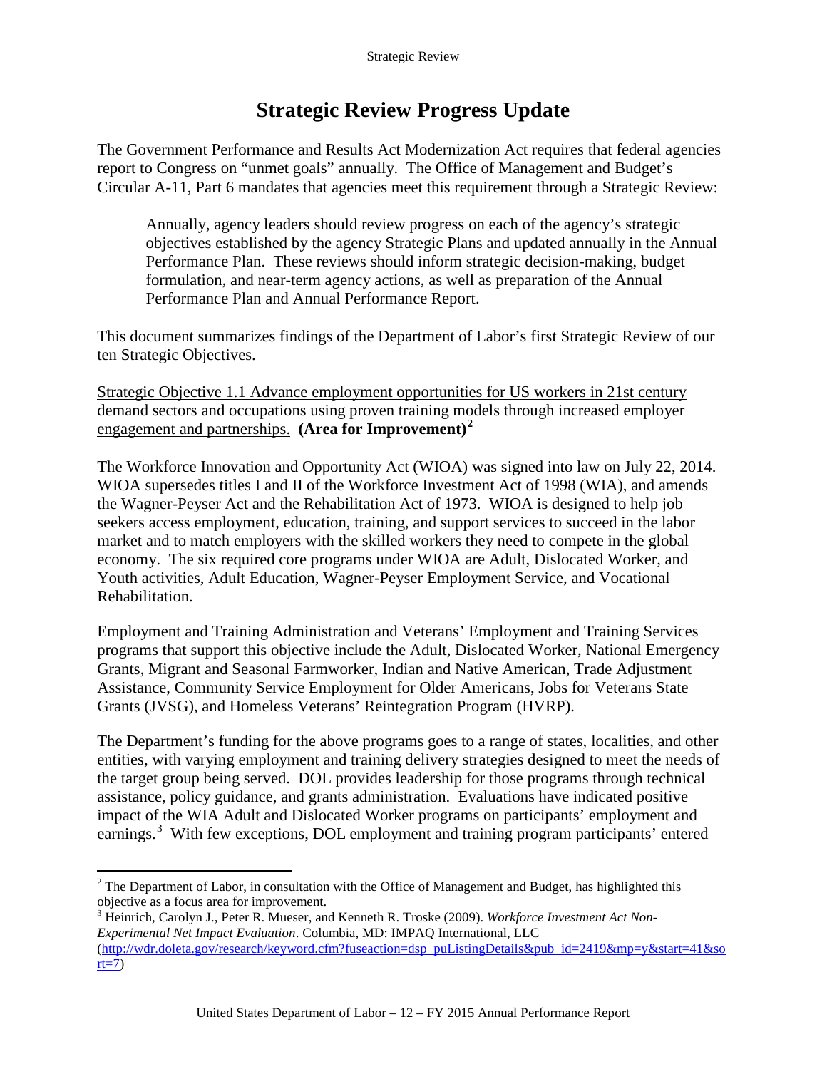# Strategic Review Progress Update

The Government Performance and Results Act Modernization Act requires that federal agencies report to Congress on "unmet goals" annually. The Office of Management and Budget's Circular A-11, Part 6 mandates that agencies meet this requirement through a Strategic Review:

> Annually, agency leaders should review progress on each of the agency's strategic objectives established by the agency Strategic Plans and updated annually in the Annual Performance Plan. These reviews should inform strategic decision-making, budget formulation, and near-term agency actions, as well as preparation of the Annual Performance Plan and Annual Performance Report.

This document summarizes findings of the Department of Labor's first Strategic Review of our ten Strategic Objectives.

<u>Strategic Objective 1.1 Advance employment opportunities for US workers in 21st century demand sectors and occupations using proven training models through increased employer engagement and partnerships.</u> **(Area for Improvement)**[2]

The Workforce Innovation and Opportunity Act (WIOA) was signed into law on July 22, 2014. WIOA supersedes titles I and II of the Workforce Investment Act of 1998 (WIA), and amends the Wagner-Peyser Act and the Rehabilitation Act of 1973. WIOA is designed to help job seekers access employment, education, training, and support services to succeed in the labor market and to match employers with the skilled workers they need to compete in the global economy. The six required core programs under WIOA are Adult, Dislocated Worker, and Youth activities, Adult Education, Wagner-Peyser Employment Service, and Vocational Rehabilitation.

Employment and Training Administration and Veterans' Employment and Training Services programs that support this objective include the Adult, Dislocated Worker, National Emergency Grants, Migrant and Seasonal Farmworker, Indian and Native American, Trade Adjustment Assistance, Community Service Employment for Older Americans, Jobs for Veterans State Grants (JVSG), and Homeless Veterans' Reintegration Program (HVRP).

The Department's funding for the above programs goes to a range of states, localities, and other entities, with varying employment and training delivery strategies designed to meet the needs of the target group being served. DOL provides leadership for those programs through technical assistance, policy guidance, and grants administration. Evaluations have indicated positive impact of the WIA Adult and Dislocated Worker programs on participants' employment and earnings.[3] With few exceptions, DOL employment and training program participants' entered

---

[2] The Department of Labor, in consultation with the Office of Management and Budget, has highlighted this objective as a focus area for improvement.

[3] Heinrich, Carolyn J., Peter R. Mueser, and Kenneth R. Troske (2009). *Workforce Investment Act Non-Experimental Net Impact Evaluation*. Columbia, MD: IMPAQ International, LLC (http://wdr.doleta.gov/research/keyword.cfm?fuseaction=dsp_puListingDetails&pub_id=2419&mp=y&start=41&sort=7)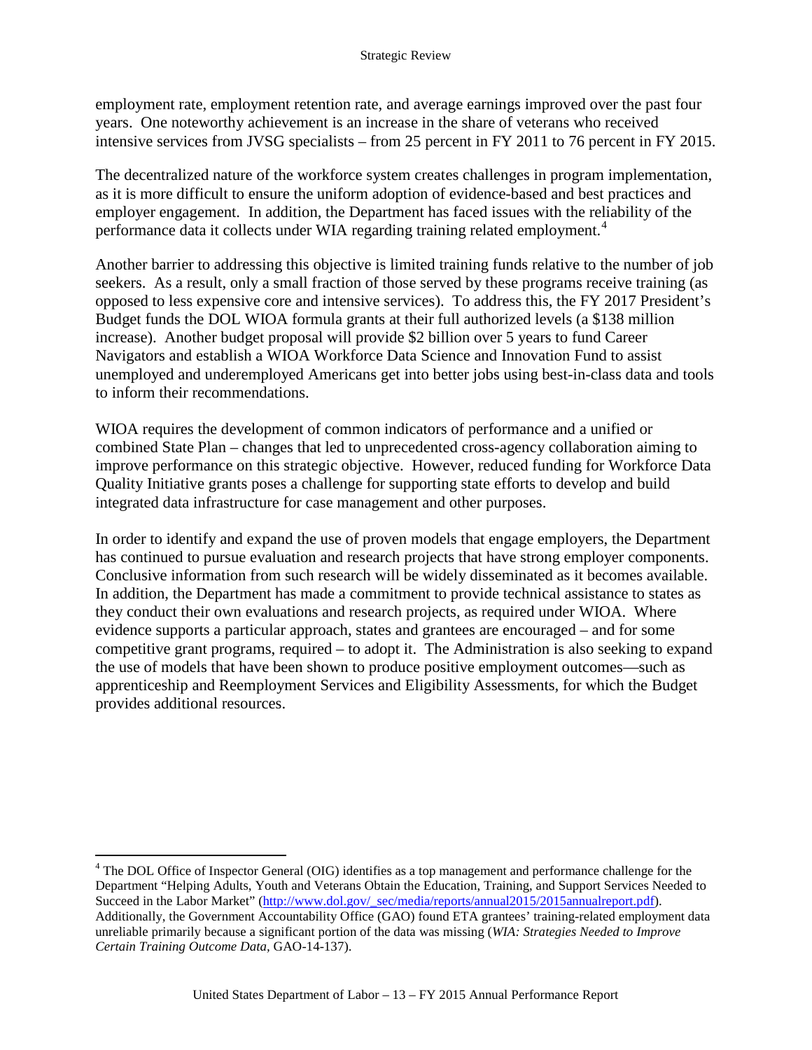employment rate, employment retention rate, and average earnings improved over the past four years. One noteworthy achievement is an increase in the share of veterans who received intensive services from JVSG specialists – from 25 percent in FY 2011 to 76 percent in FY 2015.

The decentralized nature of the workforce system creates challenges in program implementation, as it is more difficult to ensure the uniform adoption of evidence-based and best practices and employer engagement. In addition, the Department has faced issues with the reliability of the performance data it collects under WIA regarding training related employment.[4]

Another barrier to addressing this objective is limited training funds relative to the number of job seekers. As a result, only a small fraction of those served by these programs receive training (as opposed to less expensive core and intensive services). To address this, the FY 2017 President's Budget funds the DOL WIOA formula grants at their full authorized levels (a $138 million increase). Another budget proposal will provide $2 billion over 5 years to fund Career Navigators and establish a WIOA Workforce Data Science and Innovation Fund to assist unemployed and underemployed Americans get into better jobs using best-in-class data and tools to inform their recommendations.

WIOA requires the development of common indicators of performance and a unified or combined State Plan – changes that led to unprecedented cross-agency collaboration aiming to improve performance on this strategic objective. However, reduced funding for Workforce Data Quality Initiative grants poses a challenge for supporting state efforts to develop and build integrated data infrastructure for case management and other purposes.

In order to identify and expand the use of proven models that engage employers, the Department has continued to pursue evaluation and research projects that have strong employer components. Conclusive information from such research will be widely disseminated as it becomes available. In addition, the Department has made a commitment to provide technical assistance to states as they conduct their own evaluations and research projects, as required under WIOA. Where evidence supports a particular approach, states and grantees are encouraged – and for some competitive grant programs, required – to adopt it. The Administration is also seeking to expand the use of models that have been shown to produce positive employment outcomes—such as apprenticeship and Reemployment Services and Eligibility Assessments, for which the Budget provides additional resources.

---

[4] The DOL Office of Inspector General (OIG) identifies as a top management and performance challenge for the Department "Helping Adults, Youth and Veterans Obtain the Education, Training, and Support Services Needed to Succeed in the Labor Market" (http://www.dol.gov/_sec/media/reports/annual2015/2015annualreport.pdf). Additionally, the Government Accountability Office (GAO) found ETA grantees' training-related employment data unreliable primarily because a significant portion of the data was missing (*WIA: Strategies Needed to Improve Certain Training Outcome Data*, GAO-14-137).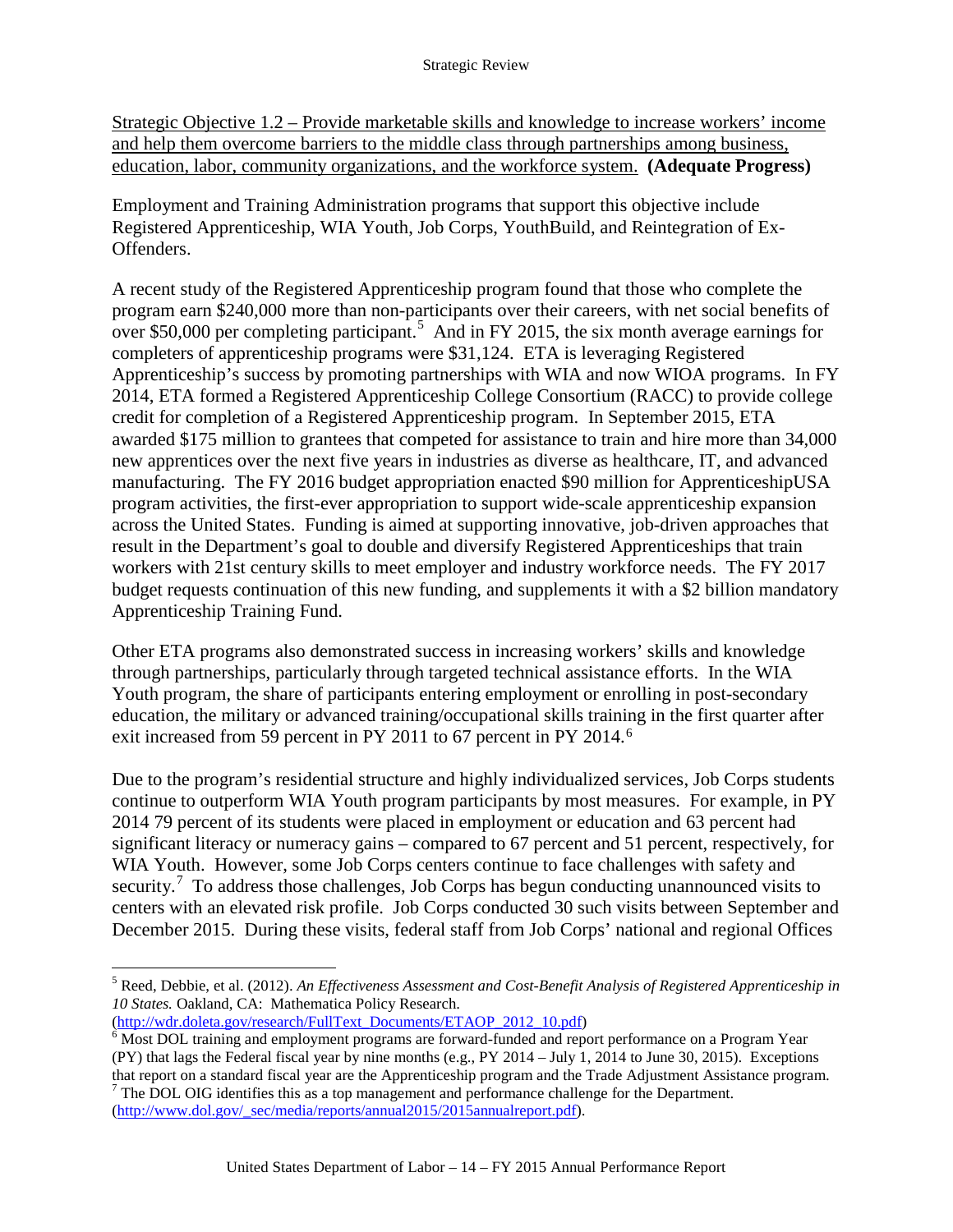Strategic Objective 1.2 – Provide marketable skills and knowledge to increase workers' income and help them overcome barriers to the middle class through partnerships among business, education, labor, community organizations, and the workforce system. **(Adequate Progress)**

Employment and Training Administration programs that support this objective include Registered Apprenticeship, WIA Youth, Job Corps, YouthBuild, and Reintegration of Ex-Offenders.

A recent study of the Registered Apprenticeship program found that those who complete the program earn $240,000 more than non-participants over their careers, with net social benefits of over $50,000 per completing participant.[5] And in FY 2015, the six month average earnings for completers of apprenticeship programs were $31,124. ETA is leveraging Registered Apprenticeship's success by promoting partnerships with WIA and now WIOA programs. In FY 2014, ETA formed a Registered Apprenticeship College Consortium (RACC) to provide college credit for completion of a Registered Apprenticeship program. In September 2015, ETA awarded $175 million to grantees that competed for assistance to train and hire more than 34,000 new apprentices over the next five years in industries as diverse as healthcare, IT, and advanced manufacturing. The FY 2016 budget appropriation enacted $90 million for ApprenticeshipUSA program activities, the first-ever appropriation to support wide-scale apprenticeship expansion across the United States. Funding is aimed at supporting innovative, job-driven approaches that result in the Department's goal to double and diversify Registered Apprenticeships that train workers with 21st century skills to meet employer and industry workforce needs. The FY 2017 budget requests continuation of this new funding, and supplements it with a $2 billion mandatory Apprenticeship Training Fund.

Other ETA programs also demonstrated success in increasing workers' skills and knowledge through partnerships, particularly through targeted technical assistance efforts. In the WIA Youth program, the share of participants entering employment or enrolling in post-secondary education, the military or advanced training/occupational skills training in the first quarter after exit increased from 59 percent in PY 2011 to 67 percent in PY 2014.[6]

Due to the program's residential structure and highly individualized services, Job Corps students continue to outperform WIA Youth program participants by most measures. For example, in PY 2014 79 percent of its students were placed in employment or education and 63 percent had significant literacy or numeracy gains – compared to 67 percent and 51 percent, respectively, for WIA Youth. However, some Job Corps centers continue to face challenges with safety and security.[7] To address those challenges, Job Corps has begun conducting unannounced visits to centers with an elevated risk profile. Job Corps conducted 30 such visits between September and December 2015. During these visits, federal staff from Job Corps' national and regional Offices

---

[5] Reed, Debbie, et al. (2012). *An Effectiveness Assessment and Cost-Benefit Analysis of Registered Apprenticeship in 10 States.* Oakland, CA: Mathematica Policy Research. (http://wdr.doleta.gov/research/FullText_Documents/ETAOP_2012_10.pdf)

[6] Most DOL training and employment programs are forward-funded and report performance on a Program Year (PY) that lags the Federal fiscal year by nine months (e.g., PY 2014 – July 1, 2014 to June 30, 2015). Exceptions that report on a standard fiscal year are the Apprenticeship program and the Trade Adjustment Assistance program.

[7] The DOL OIG identifies this as a top management and performance challenge for the Department. (http://www.dol.gov/_sec/media/reports/annual2015/2015annualreport.pdf).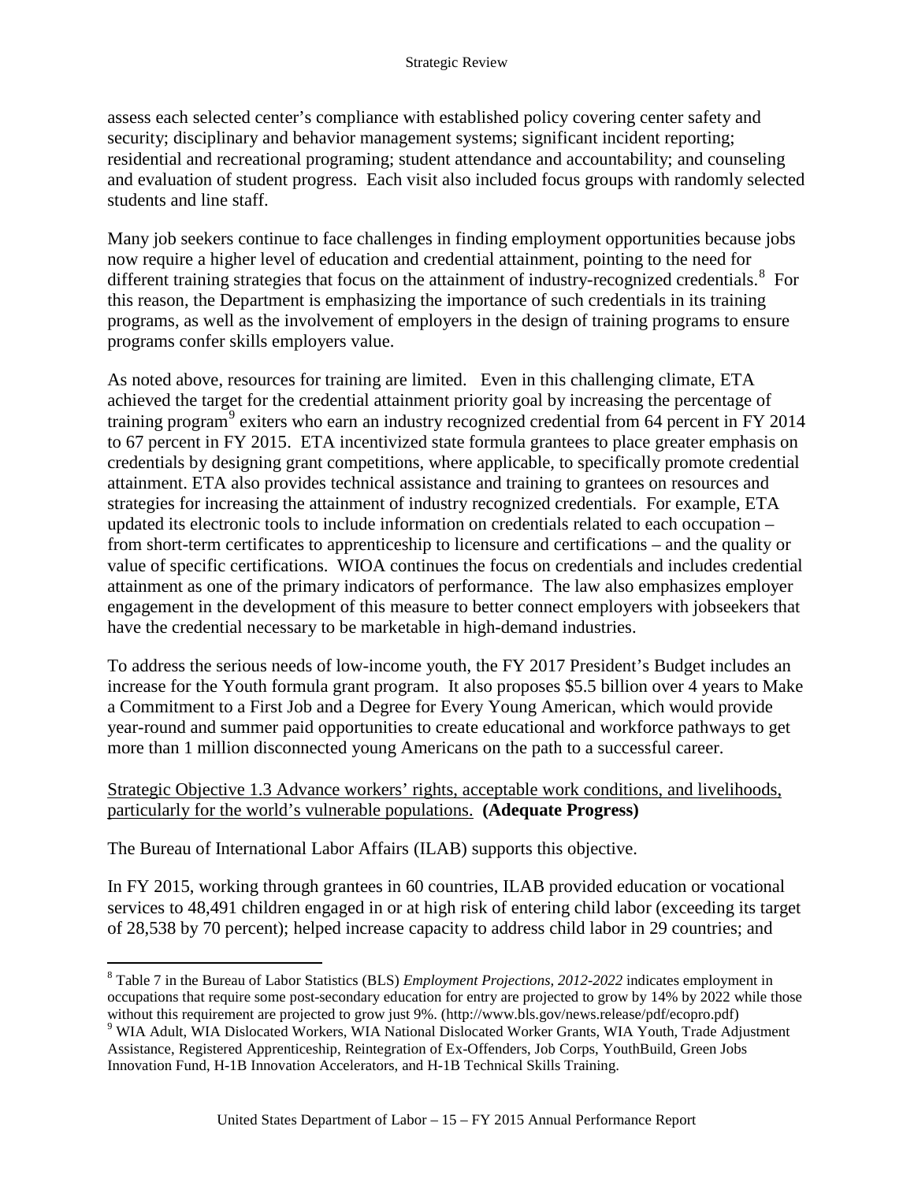assess each selected center's compliance with established policy covering center safety and security; disciplinary and behavior management systems; significant incident reporting; residential and recreational programing; student attendance and accountability; and counseling and evaluation of student progress. Each visit also included focus groups with randomly selected students and line staff.

Many job seekers continue to face challenges in finding employment opportunities because jobs now require a higher level of education and credential attainment, pointing to the need for different training strategies that focus on the attainment of industry-recognized credentials.[8] For this reason, the Department is emphasizing the importance of such credentials in its training programs, as well as the involvement of employers in the design of training programs to ensure programs confer skills employers value.

As noted above, resources for training are limited. Even in this challenging climate, ETA achieved the target for the credential attainment priority goal by increasing the percentage of training program[9] exiters who earn an industry recognized credential from 64 percent in FY 2014 to 67 percent in FY 2015. ETA incentivized state formula grantees to place greater emphasis on credentials by designing grant competitions, where applicable, to specifically promote credential attainment. ETA also provides technical assistance and training to grantees on resources and strategies for increasing the attainment of industry recognized credentials. For example, ETA updated its electronic tools to include information on credentials related to each occupation – from short-term certificates to apprenticeship to licensure and certifications – and the quality or value of specific certifications. WIOA continues the focus on credentials and includes credential attainment as one of the primary indicators of performance. The law also emphasizes employer engagement in the development of this measure to better connect employers with jobseekers that have the credential necessary to be marketable in high-demand industries.

To address the serious needs of low-income youth, the FY 2017 President's Budget includes an increase for the Youth formula grant program. It also proposes $5.5 billion over 4 years to Make a Commitment to a First Job and a Degree for Every Young American, which would provide year-round and summer paid opportunities to create educational and workforce pathways to get more than 1 million disconnected young Americans on the path to a successful career.

<u>Strategic Objective 1.3 Advance workers' rights, acceptable work conditions, and livelihoods, particularly for the world's vulnerable populations.</u> **(Adequate Progress)**

The Bureau of International Labor Affairs (ILAB) supports this objective.

In FY 2015, working through grantees in 60 countries, ILAB provided education or vocational services to 48,491 children engaged in or at high risk of entering child labor (exceeding its target of 28,538 by 70 percent); helped increase capacity to address child labor in 29 countries; and

---

[8] Table 7 in the Bureau of Labor Statistics (BLS) *Employment Projections, 2012-2022* indicates employment in occupations that require some post-secondary education for entry are projected to grow by 14% by 2022 while those without this requirement are projected to grow just 9%. (http://www.bls.gov/news.release/pdf/ecopro.pdf)

[9] WIA Adult, WIA Dislocated Workers, WIA National Dislocated Worker Grants, WIA Youth, Trade Adjustment Assistance, Registered Apprenticeship, Reintegration of Ex-Offenders, Job Corps, YouthBuild, Green Jobs Innovation Fund, H-1B Innovation Accelerators, and H-1B Technical Skills Training.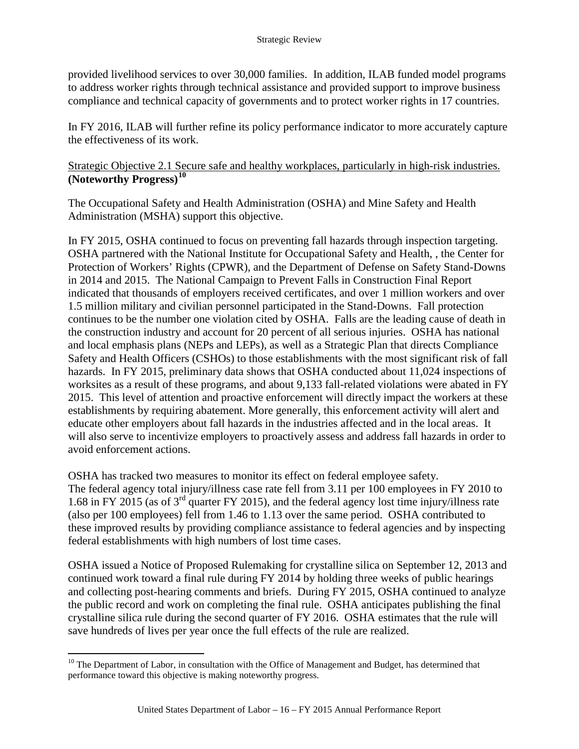provided livelihood services to over 30,000 families. In addition, ILAB funded model programs to address worker rights through technical assistance and provided support to improve business compliance and technical capacity of governments and to protect worker rights in 17 countries.

In FY 2016, ILAB will further refine its policy performance indicator to more accurately capture the effectiveness of its work.

Strategic Objective 2.1 Secure safe and healthy workplaces, particularly in high-risk industries. **(Noteworthy Progress)**[10]

The Occupational Safety and Health Administration (OSHA) and Mine Safety and Health Administration (MSHA) support this objective.

In FY 2015, OSHA continued to focus on preventing fall hazards through inspection targeting. OSHA partnered with the National Institute for Occupational Safety and Health, , the Center for Protection of Workers' Rights (CPWR), and the Department of Defense on Safety Stand-Downs in 2014 and 2015. The National Campaign to Prevent Falls in Construction Final Report indicated that thousands of employers received certificates, and over 1 million workers and over 1.5 million military and civilian personnel participated in the Stand-Downs. Fall protection continues to be the number one violation cited by OSHA. Falls are the leading cause of death in the construction industry and account for 20 percent of all serious injuries. OSHA has national and local emphasis plans (NEPs and LEPs), as well as a Strategic Plan that directs Compliance Safety and Health Officers (CSHOs) to those establishments with the most significant risk of fall hazards. In FY 2015, preliminary data shows that OSHA conducted about 11,024 inspections of worksites as a result of these programs, and about 9,133 fall-related violations were abated in FY 2015. This level of attention and proactive enforcement will directly impact the workers at these establishments by requiring abatement. More generally, this enforcement activity will alert and educate other employers about fall hazards in the industries affected and in the local areas. It will also serve to incentivize employers to proactively assess and address fall hazards in order to avoid enforcement actions.

OSHA has tracked two measures to monitor its effect on federal employee safety. The federal agency total injury/illness case rate fell from 3.11 per 100 employees in FY 2010 to 1.68 in FY 2015 (as of 3rd quarter FY 2015), and the federal agency lost time injury/illness rate (also per 100 employees) fell from 1.46 to 1.13 over the same period. OSHA contributed to these improved results by providing compliance assistance to federal agencies and by inspecting federal establishments with high numbers of lost time cases.

OSHA issued a Notice of Proposed Rulemaking for crystalline silica on September 12, 2013 and continued work toward a final rule during FY 2014 by holding three weeks of public hearings and collecting post-hearing comments and briefs. During FY 2015, OSHA continued to analyze the public record and work on completing the final rule. OSHA anticipates publishing the final crystalline silica rule during the second quarter of FY 2016. OSHA estimates that the rule will save hundreds of lives per year once the full effects of the rule are realized.

[10] The Department of Labor, in consultation with the Office of Management and Budget, has determined that performance toward this objective is making noteworthy progress.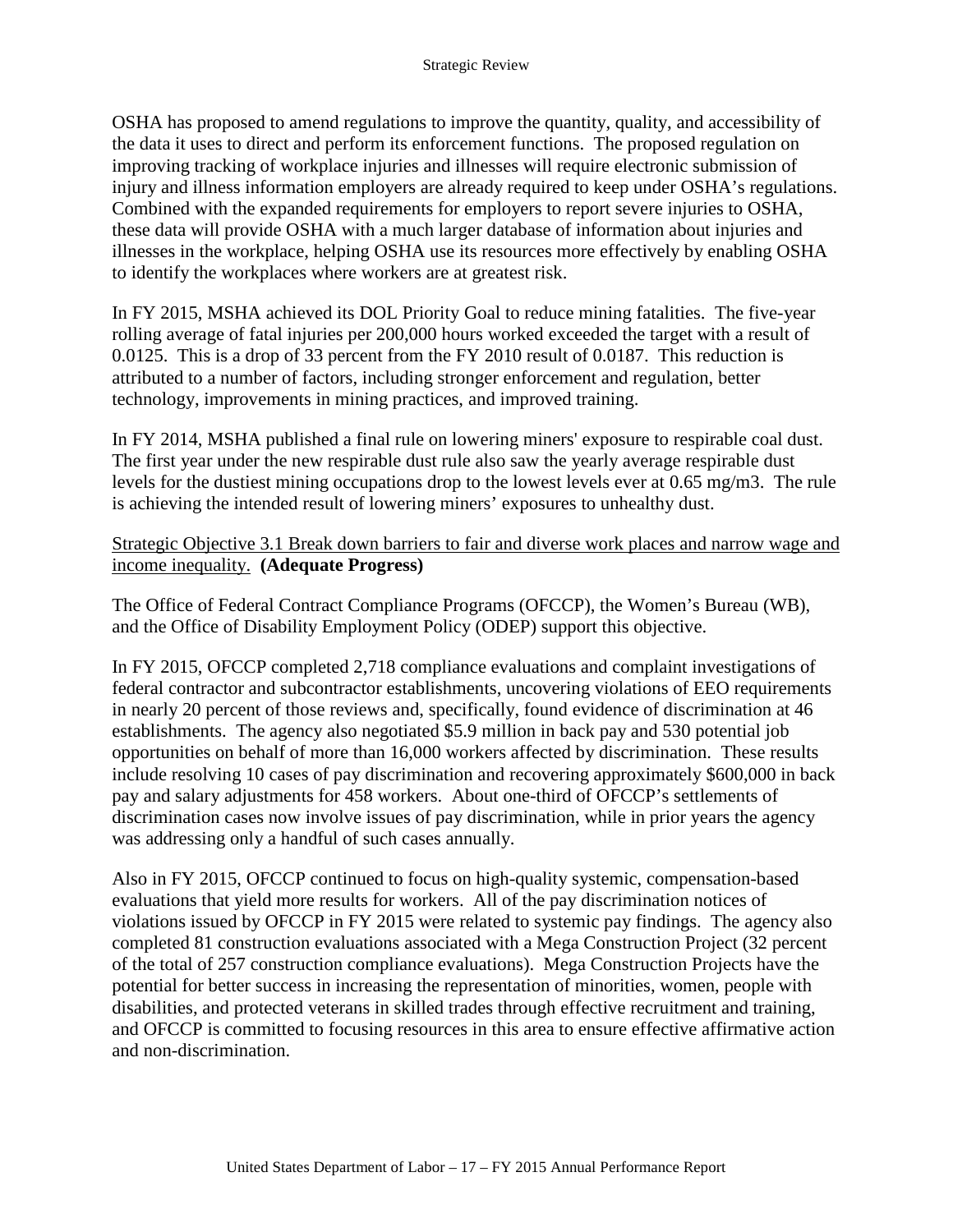OSHA has proposed to amend regulations to improve the quantity, quality, and accessibility of the data it uses to direct and perform its enforcement functions. The proposed regulation on improving tracking of workplace injuries and illnesses will require electronic submission of injury and illness information employers are already required to keep under OSHA's regulations. Combined with the expanded requirements for employers to report severe injuries to OSHA, these data will provide OSHA with a much larger database of information about injuries and illnesses in the workplace, helping OSHA use its resources more effectively by enabling OSHA to identify the workplaces where workers are at greatest risk.

In FY 2015, MSHA achieved its DOL Priority Goal to reduce mining fatalities. The five-year rolling average of fatal injuries per 200,000 hours worked exceeded the target with a result of 0.0125. This is a drop of 33 percent from the FY 2010 result of 0.0187. This reduction is attributed to a number of factors, including stronger enforcement and regulation, better technology, improvements in mining practices, and improved training.

In FY 2014, MSHA published a final rule on lowering miners' exposure to respirable coal dust. The first year under the new respirable dust rule also saw the yearly average respirable dust levels for the dustiest mining occupations drop to the lowest levels ever at 0.65 $mg/m^3$. The rule is achieving the intended result of lowering miners' exposures to unhealthy dust.

Strategic Objective 3.1 Break down barriers to fair and diverse work places and narrow wage and income inequality. **(Adequate Progress)**

The Office of Federal Contract Compliance Programs (OFCCP), the Women's Bureau (WB), and the Office of Disability Employment Policy (ODEP) support this objective.

In FY 2015, OFCCP completed 2,718 compliance evaluations and complaint investigations of federal contractor and subcontractor establishments, uncovering violations of EEO requirements in nearly 20 percent of those reviews and, specifically, found evidence of discrimination at 46 establishments. The agency also negotiated $5.9 million in back pay and 530 potential job opportunities on behalf of more than 16,000 workers affected by discrimination. These results include resolving 10 cases of pay discrimination and recovering approximately $600,000 in back pay and salary adjustments for 458 workers. About one-third of OFCCP's settlements of discrimination cases now involve issues of pay discrimination, while in prior years the agency was addressing only a handful of such cases annually.

Also in FY 2015, OFCCP continued to focus on high-quality systemic, compensation-based evaluations that yield more results for workers. All of the pay discrimination notices of violations issued by OFCCP in FY 2015 were related to systemic pay findings. The agency also completed 81 construction evaluations associated with a Mega Construction Project (32 percent of the total of 257 construction compliance evaluations). Mega Construction Projects have the potential for better success in increasing the representation of minorities, women, people with disabilities, and protected veterans in skilled trades through effective recruitment and training, and OFCCP is committed to focusing resources in this area to ensure effective affirmative action and non-discrimination.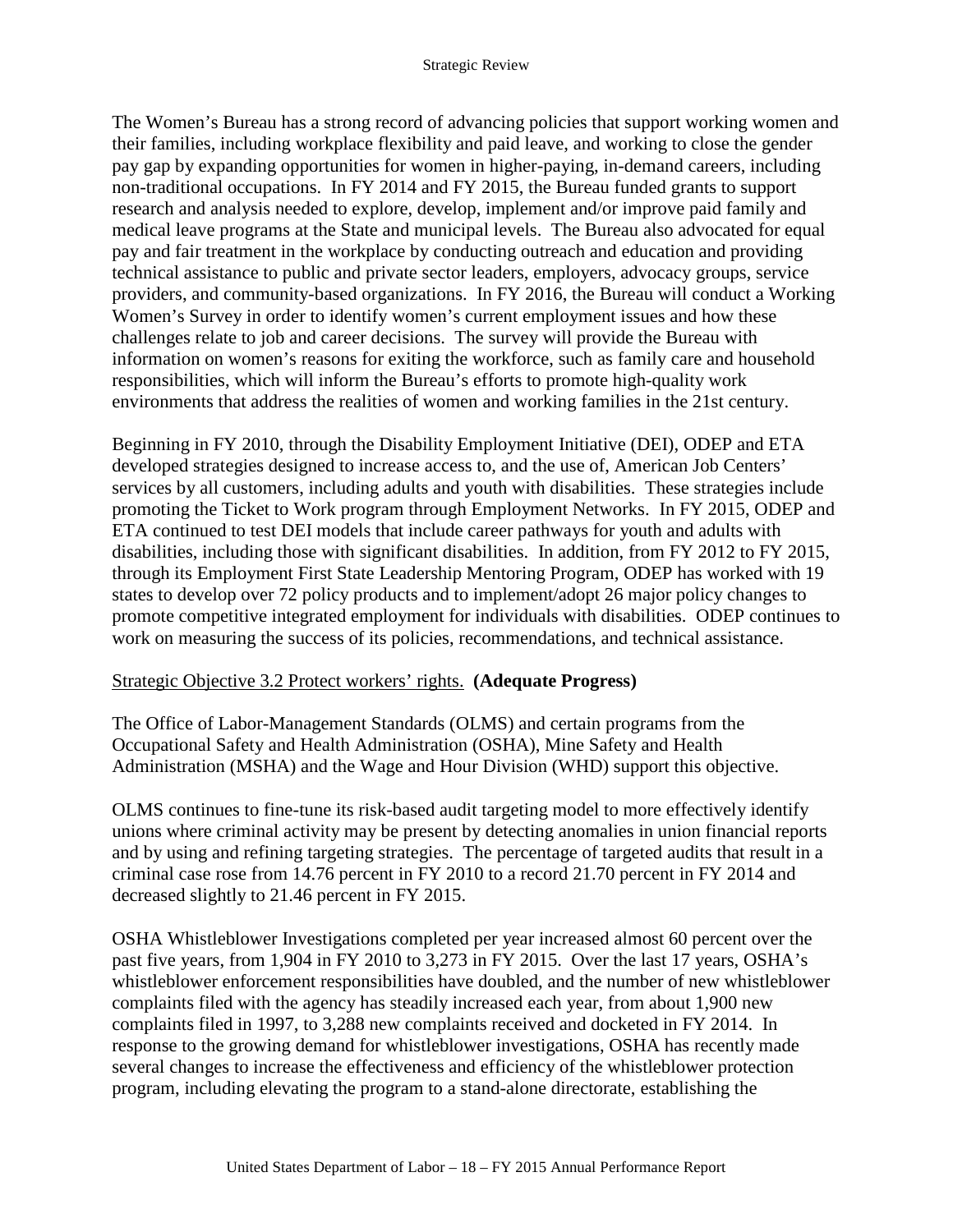The Women's Bureau has a strong record of advancing policies that support working women and their families, including workplace flexibility and paid leave, and working to close the gender pay gap by expanding opportunities for women in higher-paying, in-demand careers, including non-traditional occupations. In FY 2014 and FY 2015, the Bureau funded grants to support research and analysis needed to explore, develop, implement and/or improve paid family and medical leave programs at the State and municipal levels. The Bureau also advocated for equal pay and fair treatment in the workplace by conducting outreach and education and providing technical assistance to public and private sector leaders, employers, advocacy groups, service providers, and community-based organizations. In FY 2016, the Bureau will conduct a Working Women's Survey in order to identify women's current employment issues and how these challenges relate to job and career decisions. The survey will provide the Bureau with information on women's reasons for exiting the workforce, such as family care and household responsibilities, which will inform the Bureau's efforts to promote high-quality work environments that address the realities of women and working families in the 21st century.

Beginning in FY 2010, through the Disability Employment Initiative (DEI), ODEP and ETA developed strategies designed to increase access to, and the use of, American Job Centers' services by all customers, including adults and youth with disabilities. These strategies include promoting the Ticket to Work program through Employment Networks. In FY 2015, ODEP and ETA continued to test DEI models that include career pathways for youth and adults with disabilities, including those with significant disabilities. In addition, from FY 2012 to FY 2015, through its Employment First State Leadership Mentoring Program, ODEP has worked with 19 states to develop over 72 policy products and to implement/adopt 26 major policy changes to promote competitive integrated employment for individuals with disabilities. ODEP continues to work on measuring the success of its policies, recommendations, and technical assistance.

Strategic Objective 3.2 Protect workers' rights. **(Adequate Progress)**

The Office of Labor-Management Standards (OLMS) and certain programs from the Occupational Safety and Health Administration (OSHA), Mine Safety and Health Administration (MSHA) and the Wage and Hour Division (WHD) support this objective.

OLMS continues to fine-tune its risk-based audit targeting model to more effectively identify unions where criminal activity may be present by detecting anomalies in union financial reports and by using and refining targeting strategies. The percentage of targeted audits that result in a criminal case rose from 14.76 percent in FY 2010 to a record 21.70 percent in FY 2014 and decreased slightly to 21.46 percent in FY 2015.

OSHA Whistleblower Investigations completed per year increased almost 60 percent over the past five years, from 1,904 in FY 2010 to 3,273 in FY 2015. Over the last 17 years, OSHA's whistleblower enforcement responsibilities have doubled, and the number of new whistleblower complaints filed with the agency has steadily increased each year, from about 1,900 new complaints filed in 1997, to 3,288 new complaints received and docketed in FY 2014. In response to the growing demand for whistleblower investigations, OSHA has recently made several changes to increase the effectiveness and efficiency of the whistleblower protection program, including elevating the program to a stand-alone directorate, establishing the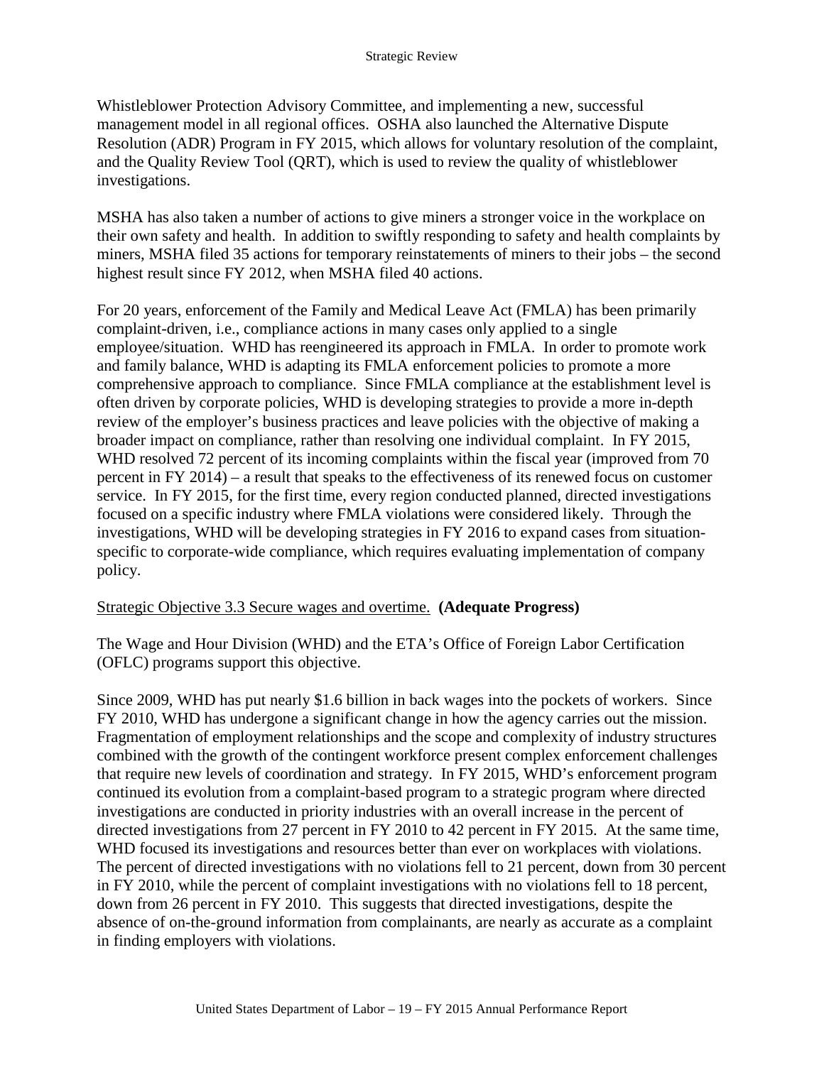Whistleblower Protection Advisory Committee, and implementing a new, successful management model in all regional offices. OSHA also launched the Alternative Dispute Resolution (ADR) Program in FY 2015, which allows for voluntary resolution of the complaint, and the Quality Review Tool (QRT), which is used to review the quality of whistleblower investigations.

MSHA has also taken a number of actions to give miners a stronger voice in the workplace on their own safety and health. In addition to swiftly responding to safety and health complaints by miners, MSHA filed 35 actions for temporary reinstatements of miners to their jobs – the second highest result since FY 2012, when MSHA filed 40 actions.

For 20 years, enforcement of the Family and Medical Leave Act (FMLA) has been primarily complaint-driven, i.e., compliance actions in many cases only applied to a single employee/situation. WHD has reengineered its approach in FMLA. In order to promote work and family balance, WHD is adapting its FMLA enforcement policies to promote a more comprehensive approach to compliance. Since FMLA compliance at the establishment level is often driven by corporate policies, WHD is developing strategies to provide a more in-depth review of the employer's business practices and leave policies with the objective of making a broader impact on compliance, rather than resolving one individual complaint. In FY 2015, WHD resolved 72 percent of its incoming complaints within the fiscal year (improved from 70 percent in FY 2014) – a result that speaks to the effectiveness of its renewed focus on customer service. In FY 2015, for the first time, every region conducted planned, directed investigations focused on a specific industry where FMLA violations were considered likely. Through the investigations, WHD will be developing strategies in FY 2016 to expand cases from situation-specific to corporate-wide compliance, which requires evaluating implementation of company policy.

Strategic Objective 3.3 Secure wages and overtime. **(Adequate Progress)**

The Wage and Hour Division (WHD) and the ETA's Office of Foreign Labor Certification (OFLC) programs support this objective.

Since 2009, WHD has put nearly $1.6 billion in back wages into the pockets of workers. Since FY 2010, WHD has undergone a significant change in how the agency carries out the mission. Fragmentation of employment relationships and the scope and complexity of industry structures combined with the growth of the contingent workforce present complex enforcement challenges that require new levels of coordination and strategy. In FY 2015, WHD's enforcement program continued its evolution from a complaint-based program to a strategic program where directed investigations are conducted in priority industries with an overall increase in the percent of directed investigations from 27 percent in FY 2010 to 42 percent in FY 2015. At the same time, WHD focused its investigations and resources better than ever on workplaces with violations. The percent of directed investigations with no violations fell to 21 percent, down from 30 percent in FY 2010, while the percent of complaint investigations with no violations fell to 18 percent, down from 26 percent in FY 2010. This suggests that directed investigations, despite the absence of on-the-ground information from complainants, are nearly as accurate as a complaint in finding employers with violations.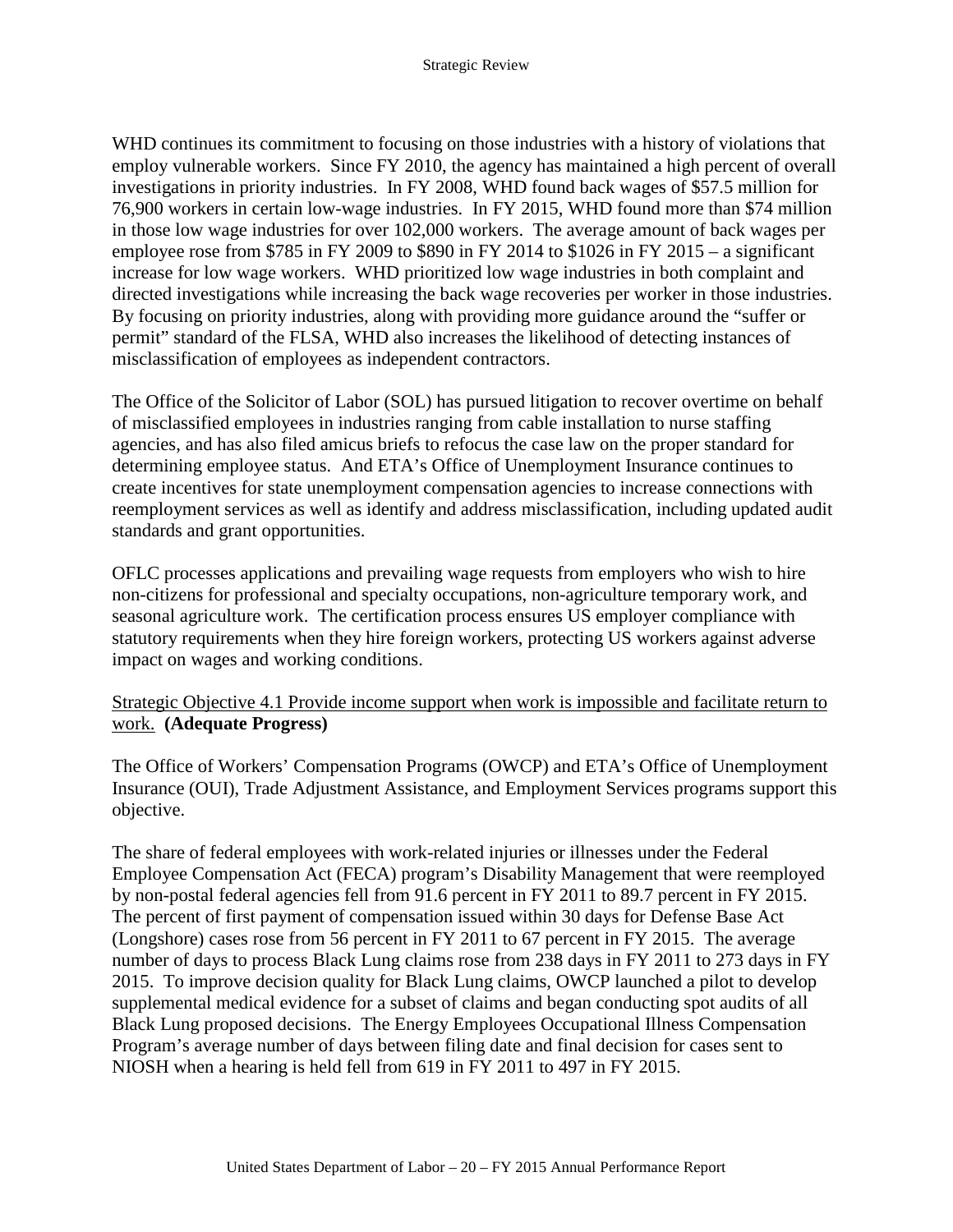WHD continues its commitment to focusing on those industries with a history of violations that employ vulnerable workers. Since FY 2010, the agency has maintained a high percent of overall investigations in priority industries. In FY 2008, WHD found back wages of $57.5 million for 76,900 workers in certain low-wage industries. In FY 2015, WHD found more than $74 million in those low wage industries for over 102,000 workers. The average amount of back wages per employee rose from $785 in FY 2009 to $890 in FY 2014 to $1026 in FY 2015 – a significant increase for low wage workers. WHD prioritized low wage industries in both complaint and directed investigations while increasing the back wage recoveries per worker in those industries. By focusing on priority industries, along with providing more guidance around the "suffer or permit" standard of the FLSA, WHD also increases the likelihood of detecting instances of misclassification of employees as independent contractors.

The Office of the Solicitor of Labor (SOL) has pursued litigation to recover overtime on behalf of misclassified employees in industries ranging from cable installation to nurse staffing agencies, and has also filed amicus briefs to refocus the case law on the proper standard for determining employee status. And ETA's Office of Unemployment Insurance continues to create incentives for state unemployment compensation agencies to increase connections with reemployment services as well as identify and address misclassification, including updated audit standards and grant opportunities.

OFLC processes applications and prevailing wage requests from employers who wish to hire non-citizens for professional and specialty occupations, non-agriculture temporary work, and seasonal agriculture work. The certification process ensures US employer compliance with statutory requirements when they hire foreign workers, protecting US workers against adverse impact on wages and working conditions.

Strategic Objective 4.1 Provide income support when work is impossible and facilitate return to work. **(Adequate Progress)**

The Office of Workers' Compensation Programs (OWCP) and ETA's Office of Unemployment Insurance (OUI), Trade Adjustment Assistance, and Employment Services programs support this objective.

The share of federal employees with work-related injuries or illnesses under the Federal Employee Compensation Act (FECA) program's Disability Management that were reemployed by non-postal federal agencies fell from 91.6 percent in FY 2011 to 89.7 percent in FY 2015. The percent of first payment of compensation issued within 30 days for Defense Base Act (Longshore) cases rose from 56 percent in FY 2011 to 67 percent in FY 2015. The average number of days to process Black Lung claims rose from 238 days in FY 2011 to 273 days in FY 2015. To improve decision quality for Black Lung claims, OWCP launched a pilot to develop supplemental medical evidence for a subset of claims and began conducting spot audits of all Black Lung proposed decisions. The Energy Employees Occupational Illness Compensation Program's average number of days between filing date and final decision for cases sent to NIOSH when a hearing is held fell from 619 in FY 2011 to 497 in FY 2015.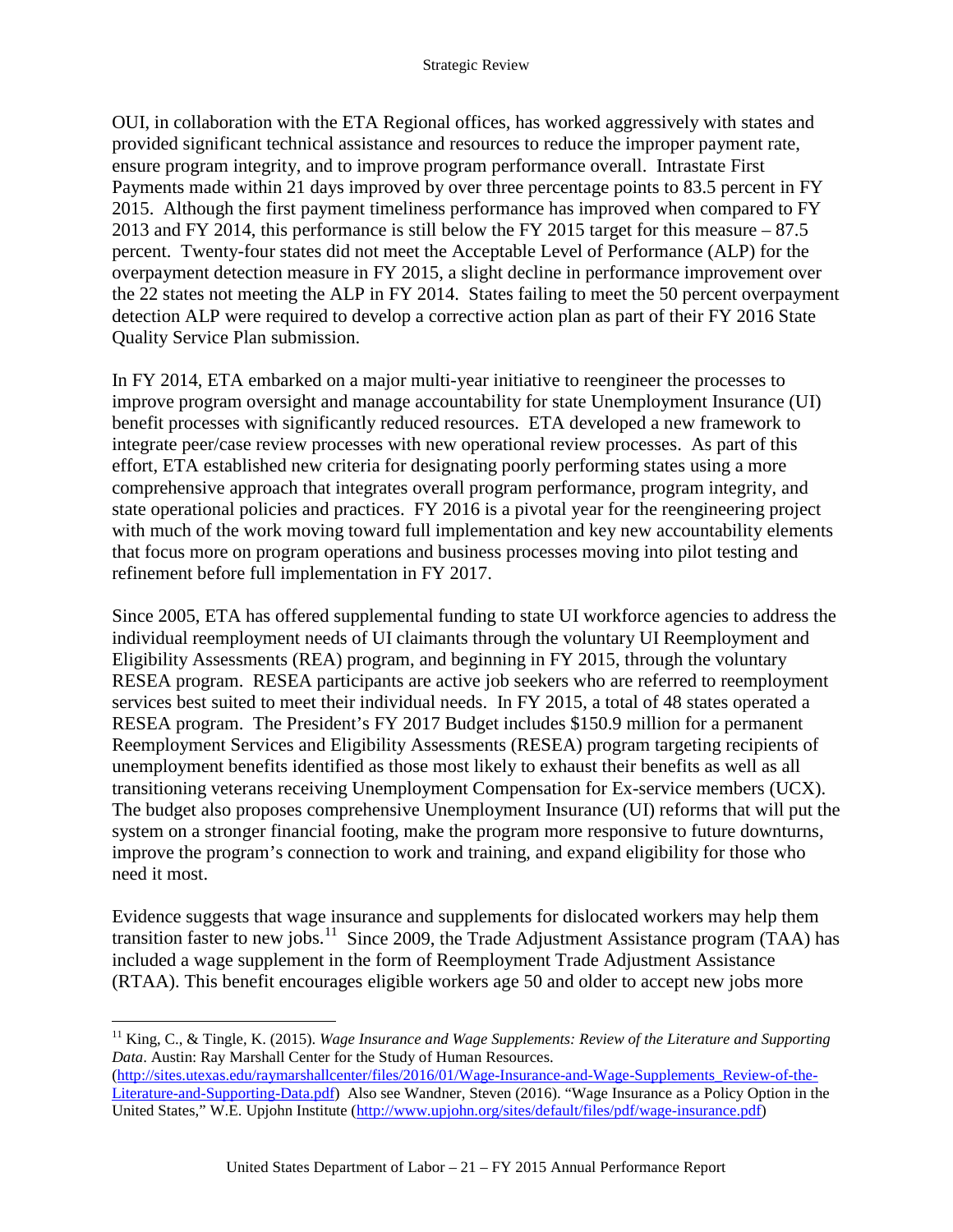OUI, in collaboration with the ETA Regional offices, has worked aggressively with states and provided significant technical assistance and resources to reduce the improper payment rate, ensure program integrity, and to improve program performance overall. Intrastate First Payments made within 21 days improved by over three percentage points to 83.5 percent in FY 2015. Although the first payment timeliness performance has improved when compared to FY 2013 and FY 2014, this performance is still below the FY 2015 target for this measure – 87.5 percent. Twenty-four states did not meet the Acceptable Level of Performance (ALP) for the overpayment detection measure in FY 2015, a slight decline in performance improvement over the 22 states not meeting the ALP in FY 2014. States failing to meet the 50 percent overpayment detection ALP were required to develop a corrective action plan as part of their FY 2016 State Quality Service Plan submission.

In FY 2014, ETA embarked on a major multi-year initiative to reengineer the processes to improve program oversight and manage accountability for state Unemployment Insurance (UI) benefit processes with significantly reduced resources. ETA developed a new framework to integrate peer/case review processes with new operational review processes. As part of this effort, ETA established new criteria for designating poorly performing states using a more comprehensive approach that integrates overall program performance, program integrity, and state operational policies and practices. FY 2016 is a pivotal year for the reengineering project with much of the work moving toward full implementation and key new accountability elements that focus more on program operations and business processes moving into pilot testing and refinement before full implementation in FY 2017.

Since 2005, ETA has offered supplemental funding to state UI workforce agencies to address the individual reemployment needs of UI claimants through the voluntary UI Reemployment and Eligibility Assessments (REA) program, and beginning in FY 2015, through the voluntary RESEA program. RESEA participants are active job seekers who are referred to reemployment services best suited to meet their individual needs. In FY 2015, a total of 48 states operated a RESEA program. The President's FY 2017 Budget includes $150.9 million for a permanent Reemployment Services and Eligibility Assessments (RESEA) program targeting recipients of unemployment benefits identified as those most likely to exhaust their benefits as well as all transitioning veterans receiving Unemployment Compensation for Ex-service members (UCX). The budget also proposes comprehensive Unemployment Insurance (UI) reforms that will put the system on a stronger financial footing, make the program more responsive to future downturns, improve the program's connection to work and training, and expand eligibility for those who need it most.

Evidence suggests that wage insurance and supplements for dislocated workers may help them transition faster to new jobs.[11] Since 2009, the Trade Adjustment Assistance program (TAA) has included a wage supplement in the form of Reemployment Trade Adjustment Assistance (RTAA). This benefit encourages eligible workers age 50 and older to accept new jobs more

---

[11] King, C., & Tingle, K. (2015). *Wage Insurance and Wage Supplements: Review of the Literature and Supporting Data*. Austin: Ray Marshall Center for the Study of Human Resources. (http://sites.utexas.edu/raymarshallcenter/files/2016/01/Wage-Insurance-and-Wage-Supplements_Review-of-the-Literature-and-Supporting-Data.pdf) Also see Wandner, Steven (2016). "Wage Insurance as a Policy Option in the United States," W.E. Upjohn Institute (http://www.upjohn.org/sites/default/files/pdf/wage-insurance.pdf)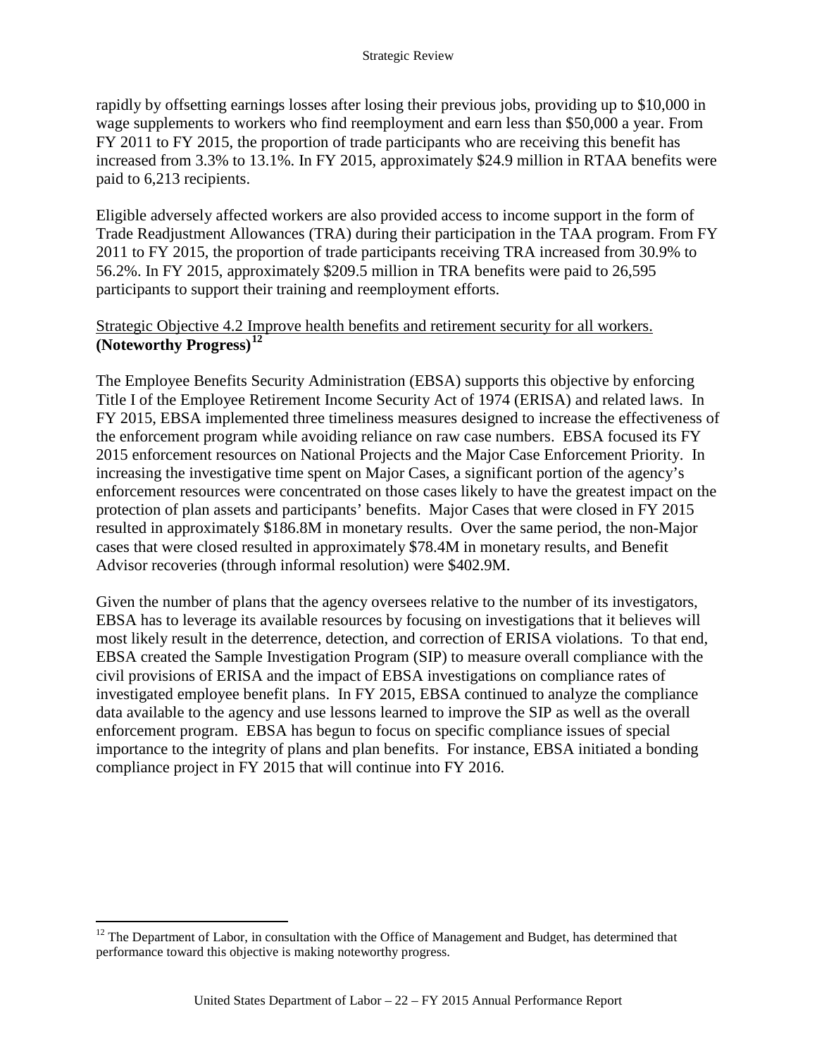rapidly by offsetting earnings losses after losing their previous jobs, providing up to $10,000 in wage supplements to workers who find reemployment and earn less than $50,000 a year. From FY 2011 to FY 2015, the proportion of trade participants who are receiving this benefit has increased from 3.3% to 13.1%. In FY 2015, approximately $24.9 million in RTAA benefits were paid to 6,213 recipients.

Eligible adversely affected workers are also provided access to income support in the form of Trade Readjustment Allowances (TRA) during their participation in the TAA program. From FY 2011 to FY 2015, the proportion of trade participants receiving TRA increased from 30.9% to 56.2%. In FY 2015, approximately $209.5 million in TRA benefits were paid to 26,595 participants to support their training and reemployment efforts.

Strategic Objective 4.2 Improve health benefits and retirement security for all workers. **(Noteworthy Progress)**[12]

The Employee Benefits Security Administration (EBSA) supports this objective by enforcing Title I of the Employee Retirement Income Security Act of 1974 (ERISA) and related laws. In FY 2015, EBSA implemented three timeliness measures designed to increase the effectiveness of the enforcement program while avoiding reliance on raw case numbers. EBSA focused its FY 2015 enforcement resources on National Projects and the Major Case Enforcement Priority. In increasing the investigative time spent on Major Cases, a significant portion of the agency's enforcement resources were concentrated on those cases likely to have the greatest impact on the protection of plan assets and participants' benefits. Major Cases that were closed in FY 2015 resulted in approximately $186.8M in monetary results. Over the same period, the non-Major cases that were closed resulted in approximately $78.4M in monetary results, and Benefit Advisor recoveries (through informal resolution) were $402.9M.

Given the number of plans that the agency oversees relative to the number of its investigators, EBSA has to leverage its available resources by focusing on investigations that it believes will most likely result in the deterrence, detection, and correction of ERISA violations. To that end, EBSA created the Sample Investigation Program (SIP) to measure overall compliance with the civil provisions of ERISA and the impact of EBSA investigations on compliance rates of investigated employee benefit plans. In FY 2015, EBSA continued to analyze the compliance data available to the agency and use lessons learned to improve the SIP as well as the overall enforcement program. EBSA has begun to focus on specific compliance issues of special importance to the integrity of plans and plan benefits. For instance, EBSA initiated a bonding compliance project in FY 2015 that will continue into FY 2016.

[12] The Department of Labor, in consultation with the Office of Management and Budget, has determined that performance toward this objective is making noteworthy progress.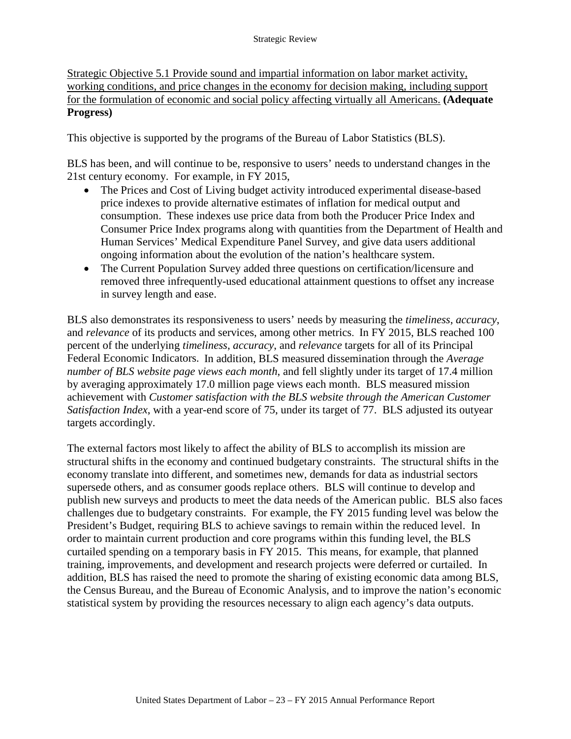Strategic Objective 5.1 Provide sound and impartial information on labor market activity, working conditions, and price changes in the economy for decision making, including support for the formulation of economic and social policy affecting virtually all Americans. **(Adequate Progress)**

This objective is supported by the programs of the Bureau of Labor Statistics (BLS).

BLS has been, and will continue to be, responsive to users' needs to understand changes in the 21st century economy. For example, in FY 2015,

- The Prices and Cost of Living budget activity introduced experimental disease-based price indexes to provide alternative estimates of inflation for medical output and consumption. These indexes use price data from both the Producer Price Index and Consumer Price Index programs along with quantities from the Department of Health and Human Services' Medical Expenditure Panel Survey, and give data users additional ongoing information about the evolution of the nation's healthcare system.
- The Current Population Survey added three questions on certification/licensure and removed three infrequently-used educational attainment questions to offset any increase in survey length and ease.

BLS also demonstrates its responsiveness to users' needs by measuring the *timeliness*, *accuracy*, and *relevance* of its products and services, among other metrics. In FY 2015, BLS reached 100 percent of the underlying *timeliness*, *accuracy*, and *relevance* targets for all of its Principal Federal Economic Indicators. In addition, BLS measured dissemination through the *Average number of BLS website page views each month*, and fell slightly under its target of 17.4 million by averaging approximately 17.0 million page views each month. BLS measured mission achievement with *Customer satisfaction with the BLS website through the American Customer Satisfaction Index*, with a year-end score of 75, under its target of 77. BLS adjusted its outyear targets accordingly.

The external factors most likely to affect the ability of BLS to accomplish its mission are structural shifts in the economy and continued budgetary constraints. The structural shifts in the economy translate into different, and sometimes new, demands for data as industrial sectors supersede others, and as consumer goods replace others. BLS will continue to develop and publish new surveys and products to meet the data needs of the American public. BLS also faces challenges due to budgetary constraints. For example, the FY 2015 funding level was below the President's Budget, requiring BLS to achieve savings to remain within the reduced level. In order to maintain current production and core programs within this funding level, the BLS curtailed spending on a temporary basis in FY 2015. This means, for example, that planned training, improvements, and development and research projects were deferred or curtailed. In addition, BLS has raised the need to promote the sharing of existing economic data among BLS, the Census Bureau, and the Bureau of Economic Analysis, and to improve the nation's economic statistical system by providing the resources necessary to align each agency's data outputs.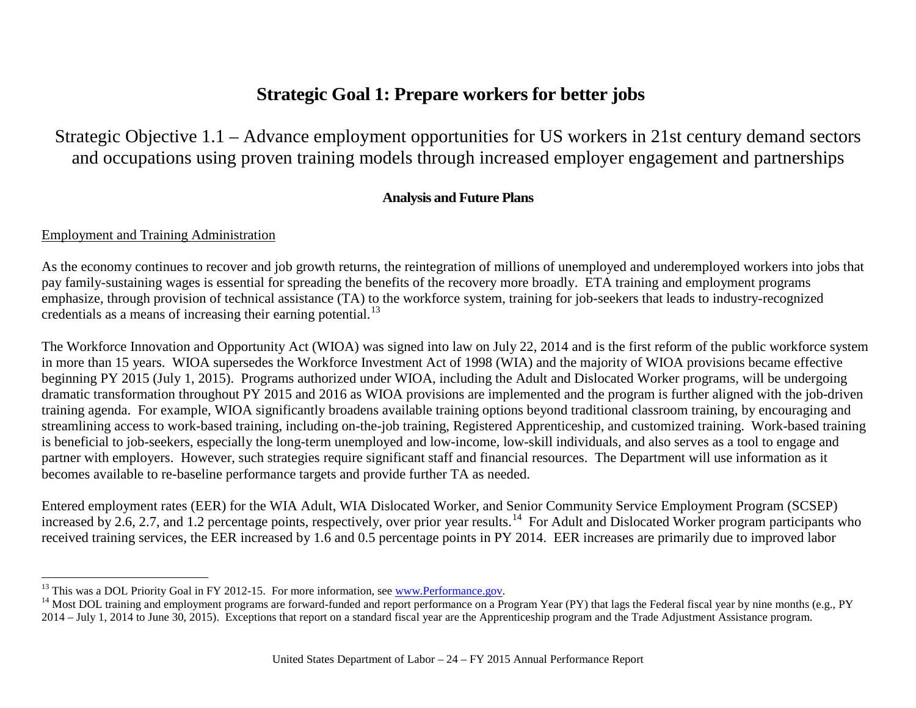# Strategic Goal 1: Prepare workers for better jobs

## Strategic Objective 1.1 – Advance employment opportunities for US workers in 21st century demand sectors and occupations using proven training models through increased employer engagement and partnerships

### Analysis and Future Plans

Employment and Training Administration

As the economy continues to recover and job growth returns, the reintegration of millions of unemployed and underemployed workers into jobs that pay family-sustaining wages is essential for spreading the benefits of the recovery more broadly. ETA training and employment programs emphasize, through provision of technical assistance (TA) to the workforce system, training for job-seekers that leads to industry-recognized credentials as a means of increasing their earning potential.[13]

The Workforce Innovation and Opportunity Act (WIOA) was signed into law on July 22, 2014 and is the first reform of the public workforce system in more than 15 years. WIOA supersedes the Workforce Investment Act of 1998 (WIA) and the majority of WIOA provisions became effective beginning PY 2015 (July 1, 2015). Programs authorized under WIOA, including the Adult and Dislocated Worker programs, will be undergoing dramatic transformation throughout PY 2015 and 2016 as WIOA provisions are implemented and the program is further aligned with the job-driven training agenda. For example, WIOA significantly broadens available training options beyond traditional classroom training, by encouraging and streamlining access to work-based training, including on-the-job training, Registered Apprenticeship, and customized training. Work-based training is beneficial to job-seekers, especially the long-term unemployed and low-income, low-skill individuals, and also serves as a tool to engage and partner with employers. However, such strategies require significant staff and financial resources. The Department will use information as it becomes available to re-baseline performance targets and provide further TA as needed.

Entered employment rates (EER) for the WIA Adult, WIA Dislocated Worker, and Senior Community Service Employment Program (SCSEP) increased by 2.6, 2.7, and 1.2 percentage points, respectively, over prior year results.[14] For Adult and Dislocated Worker program participants who received training services, the EER increased by 1.6 and 0.5 percentage points in PY 2014. EER increases are primarily due to improved labor

---

[13] This was a DOL Priority Goal in FY 2012-15. For more information, see www.Performance.gov.

[14] Most DOL training and employment programs are forward-funded and report performance on a Program Year (PY) that lags the Federal fiscal year by nine months (e.g., PY 2014 – July 1, 2014 to June 30, 2015). Exceptions that report on a standard fiscal year are the Apprenticeship program and the Trade Adjustment Assistance program.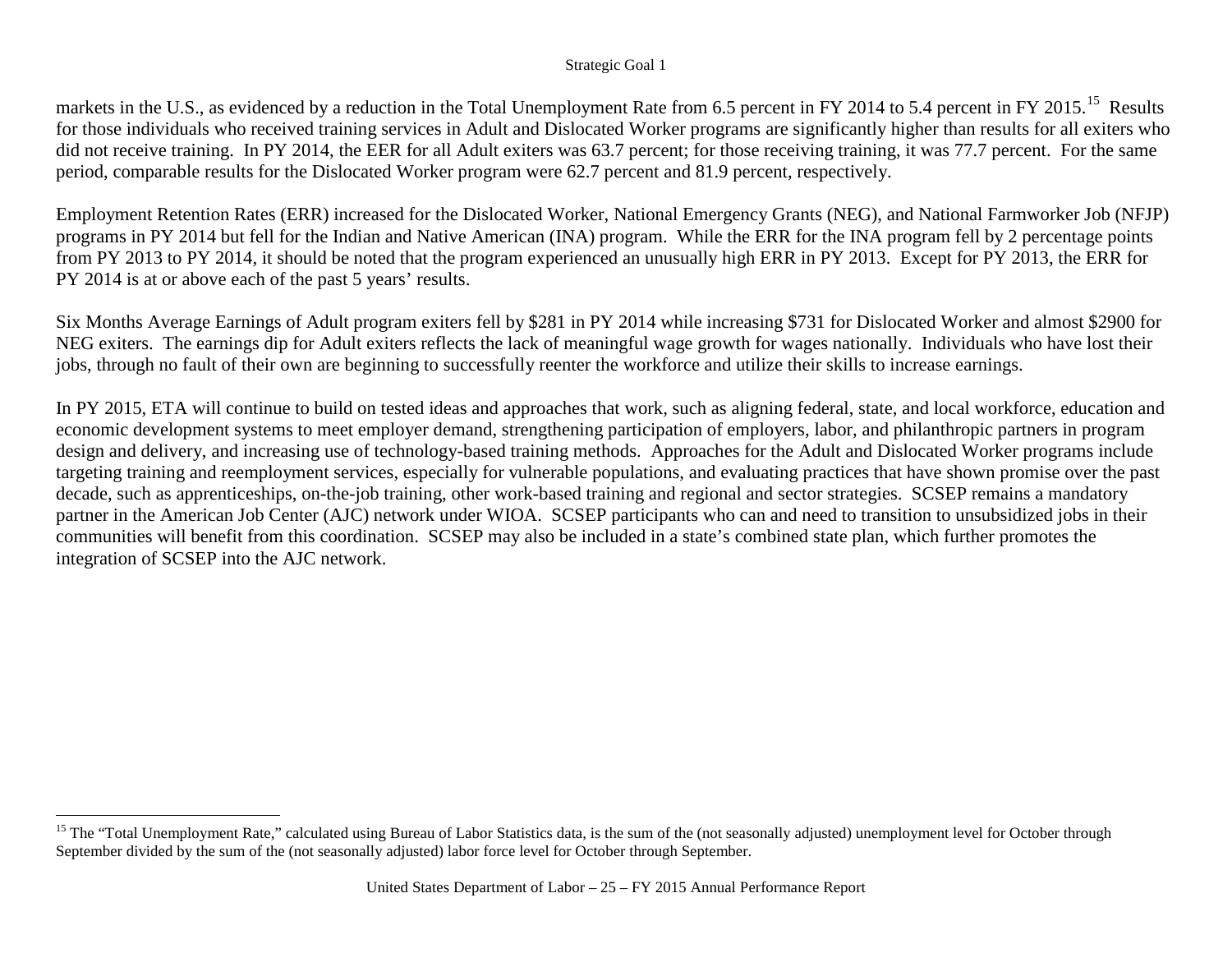markets in the U.S., as evidenced by a reduction in the Total Unemployment Rate from 6.5 percent in FY 2014 to 5.4 percent in FY 2015.[15] Results for those individuals who received training services in Adult and Dislocated Worker programs are significantly higher than results for all exiters who did not receive training. In PY 2014, the EER for all Adult exiters was 63.7 percent; for those receiving training, it was 77.7 percent. For the same period, comparable results for the Dislocated Worker program were 62.7 percent and 81.9 percent, respectively.

Employment Retention Rates (ERR) increased for the Dislocated Worker, National Emergency Grants (NEG), and National Farmworker Job (NFJP) programs in PY 2014 but fell for the Indian and Native American (INA) program. While the ERR for the INA program fell by 2 percentage points from PY 2013 to PY 2014, it should be noted that the program experienced an unusually high ERR in PY 2013. Except for PY 2013, the ERR for PY 2014 is at or above each of the past 5 years' results.

Six Months Average Earnings of Adult program exiters fell by $281 in PY 2014 while increasing $731 for Dislocated Worker and almost $2900 for NEG exiters. The earnings dip for Adult exiters reflects the lack of meaningful wage growth for wages nationally. Individuals who have lost their jobs, through no fault of their own are beginning to successfully reenter the workforce and utilize their skills to increase earnings.

In PY 2015, ETA will continue to build on tested ideas and approaches that work, such as aligning federal, state, and local workforce, education and economic development systems to meet employer demand, strengthening participation of employers, labor, and philanthropic partners in program design and delivery, and increasing use of technology-based training methods. Approaches for the Adult and Dislocated Worker programs include targeting training and reemployment services, especially for vulnerable populations, and evaluating practices that have shown promise over the past decade, such as apprenticeships, on-the-job training, other work-based training and regional and sector strategies. SCSEP remains a mandatory partner in the American Job Center (AJC) network under WIOA. SCSEP participants who can and need to transition to unsubsidized jobs in their communities will benefit from this coordination. SCSEP may also be included in a state's combined state plan, which further promotes the integration of SCSEP into the AJC network.

[15] The "Total Unemployment Rate," calculated using Bureau of Labor Statistics data, is the sum of the (not seasonally adjusted) unemployment level for October through September divided by the sum of the (not seasonally adjusted) labor force level for October through September.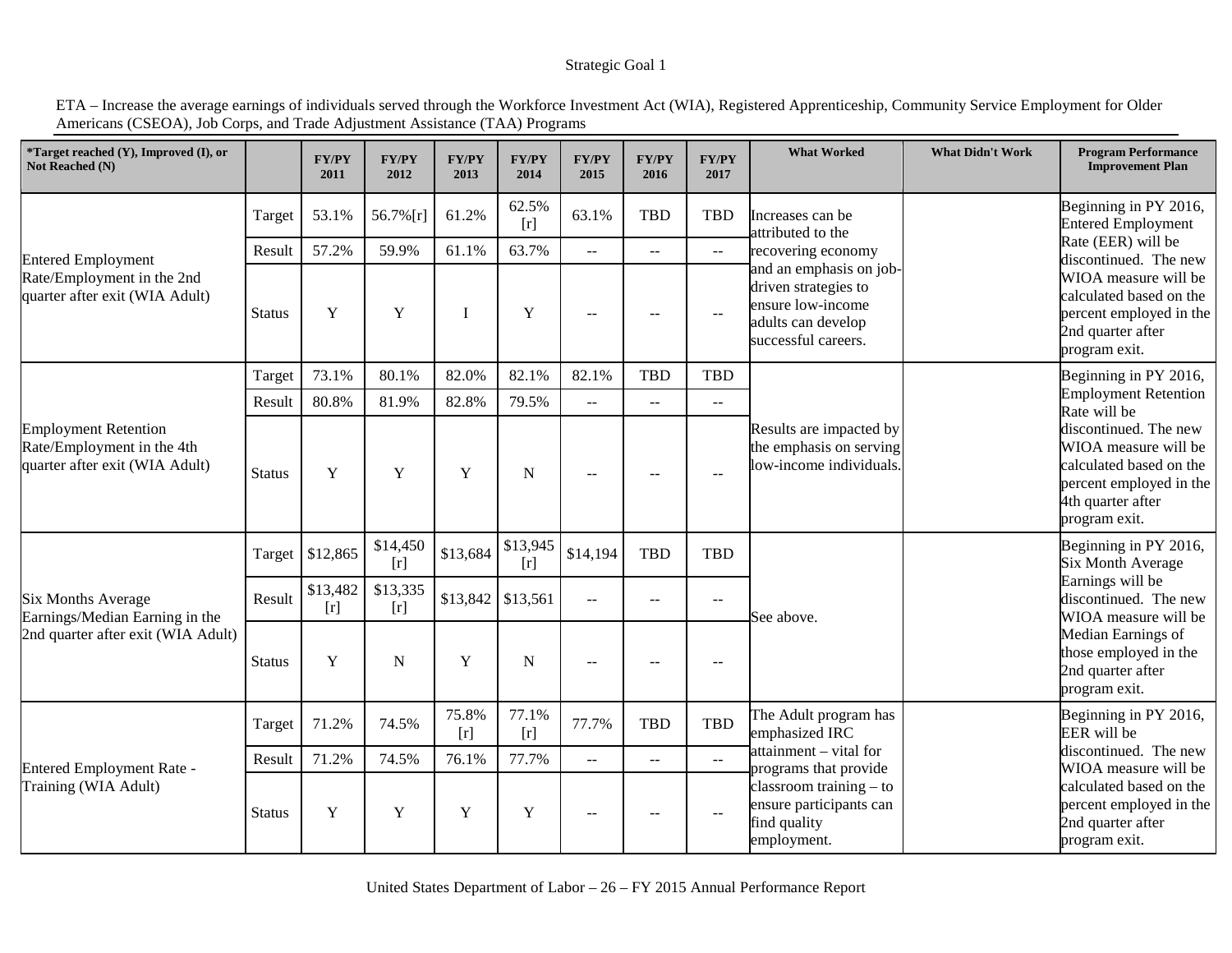Strategic Goal 1

ETA – Increase the average earnings of individuals served through the Workforce Investment Act (WIA), Registered Apprenticeship, Community Service Employment for Older Americans (CSEOA), Job Corps, and Trade Adjustment Assistance (TAA) Programs

| *Target reached (Y), Improved (I), or Not Reached (N) | | FY/PY 2011 | FY/PY 2012 | FY/PY 2013 | FY/PY 2014 | FY/PY 2015 | FY/PY 2016 | FY/PY 2017 | What Worked | What Didn't Work | Program Performance Improvement Plan |
|---|---|---|---|---|---|---|---|---|---|---|---|
| Entered Employment Rate/Employment in the 2nd quarter after exit (WIA Adult) | Target | 53.1% | 56.7%[r] | 61.2% | 62.5% [r] | 63.1% | TBD | TBD | Increases can be attributed to the recovering economy and an emphasis on job-driven strategies to ensure low-income adults can develop successful careers. | | Beginning in PY 2016, Entered Employment Rate (EER) will be discontinued. The new WIOA measure will be calculated based on the percent employed in the 2nd quarter after program exit. |
| | Result | 57.2% | 59.9% | 61.1% | 63.7% | -- | -- | -- | | | |
| | Status | Y | Y | I | Y | -- | -- | -- | | | |
| Employment Retention Rate/Employment in the 4th quarter after exit (WIA Adult) | Target | 73.1% | 80.1% | 82.0% | 82.1% | 82.1% | TBD | TBD | Results are impacted by the emphasis on serving low-income individuals. | | Beginning in PY 2016, Employment Retention Rate will be discontinued. The new WIOA measure will be calculated based on the percent employed in the 4th quarter after program exit. |
| | Result | 80.8% | 81.9% | 82.8% | 79.5% | -- | -- | -- | | | |
| | Status | Y | Y | Y | N | -- | -- | -- | | | |
| Six Months Average Earnings/Median Earning in the 2nd quarter after exit (WIA Adult) | Target | $12,865 | $14,450 [r] | $13,684 | $13,945 [r] | $14,194 | TBD | TBD | See above. | | Beginning in PY 2016, Six Month Average Earnings will be discontinued. The new WIOA measure will be Median Earnings of those employed in the 2nd quarter after program exit. |
| | Result | $13,482 [r] | $13,335 [r] | $13,842 | $13,561 | -- | -- | -- | | | |
| | Status | Y | N | Y | N | -- | -- | -- | | | |
| Entered Employment Rate - Training (WIA Adult) | Target | 71.2% | 74.5% | 75.8% [r] | 77.1% [r] | 77.7% | TBD | TBD | The Adult program has emphasized IRC attainment – vital for programs that provide classroom training – to ensure participants can find quality employment. | | Beginning in PY 2016, EER will be discontinued. The new WIOA measure will be calculated based on the percent employed in the 2nd quarter after program exit. |
| | Result | 71.2% | 74.5% | 76.1% | 77.7% | -- | -- | -- | | | |
| | Status | Y | Y | Y | Y | -- | -- | -- | | | |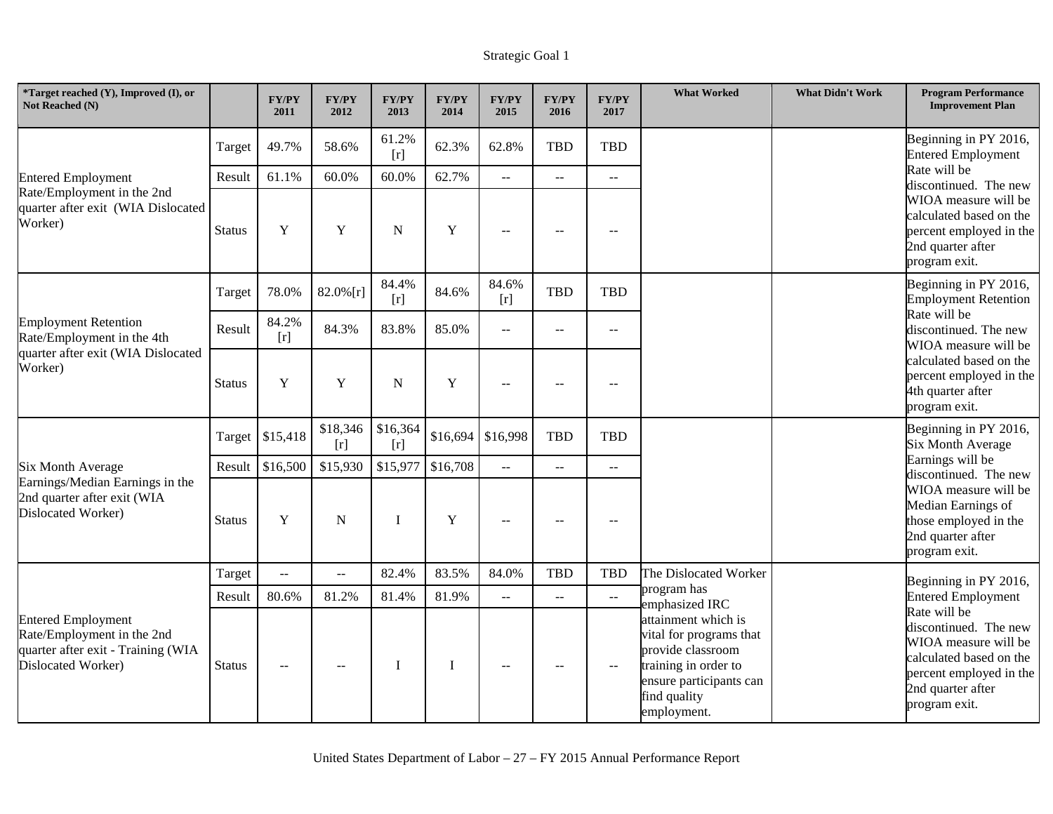Strategic Goal 1

| *Target reached (Y), Improved (I), or Not Reached (N) | | FY/PY 2011 | FY/PY 2012 | FY/PY 2013 | FY/PY 2014 | FY/PY 2015 | FY/PY 2016 | FY/PY 2017 | What Worked | What Didn't Work | Program Performance Improvement Plan |
|---|---|---|---|---|---|---|---|---|---|---|---|
| Entered Employment Rate/Employment in the 2nd quarter after exit (WIA Dislocated Worker) | Target | 49.7% | 58.6% | 61.2% [r] | 62.3% | 62.8% | TBD | TBD | | | Beginning in PY 2016, Entered Employment Rate will be discontinued. The new WIOA measure will be calculated based on the percent employed in the 2nd quarter after program exit. |
| | Result | 61.1% | 60.0% | 60.0% | 62.7% | -- | -- | -- | | | |
| | Status | Y | Y | N | Y | -- | -- | -- | | | |
| Employment Retention Rate/Employment in the 4th quarter after exit (WIA Dislocated Worker) | Target | 78.0% | 82.0%[r] | 84.4% [r] | 84.6% | 84.6% [r] | TBD | TBD | | | Beginning in PY 2016, Employment Retention Rate will be discontinued. The new WIOA measure will be calculated based on the percent employed in the 4th quarter after program exit. |
| | Result | 84.2% [r] | 84.3% | 83.8% | 85.0% | -- | -- | -- | | | |
| | Status | Y | Y | N | Y | -- | -- | -- | | | |
| Six Month Average Earnings/Median Earnings in the 2nd quarter after exit (WIA Dislocated Worker) | Target | $15,418 | $18,346 [r] | $16,364 [r] | $16,694 | $16,998 | TBD | TBD | | | Beginning in PY 2016, Six Month Average Earnings will be discontinued. The new WIOA measure will be Median Earnings of those employed in the 2nd quarter after program exit. |
| | Result | $16,500 | $15,930 | $15,977 | $16,708 | -- | -- | -- | | | |
| | Status | Y | N | I | Y | -- | -- | -- | | | |
| Entered Employment Rate/Employment in the 2nd quarter after exit - Training (WIA Dislocated Worker) | Target | -- | -- | 82.4% | 83.5% | 84.0% | TBD | TBD | The Dislocated Worker program has emphasized IRC attainment which is vital for programs that provide classroom training in order to ensure participants can find quality employment. | | Beginning in PY 2016, Entered Employment Rate will be discontinued. The new WIOA measure will be calculated based on the percent employed in the 2nd quarter after program exit. |
| | Result | 80.6% | 81.2% | 81.4% | 81.9% | -- | -- | -- | | | |
| | Status | -- | -- | I | I | -- | -- | -- | | | |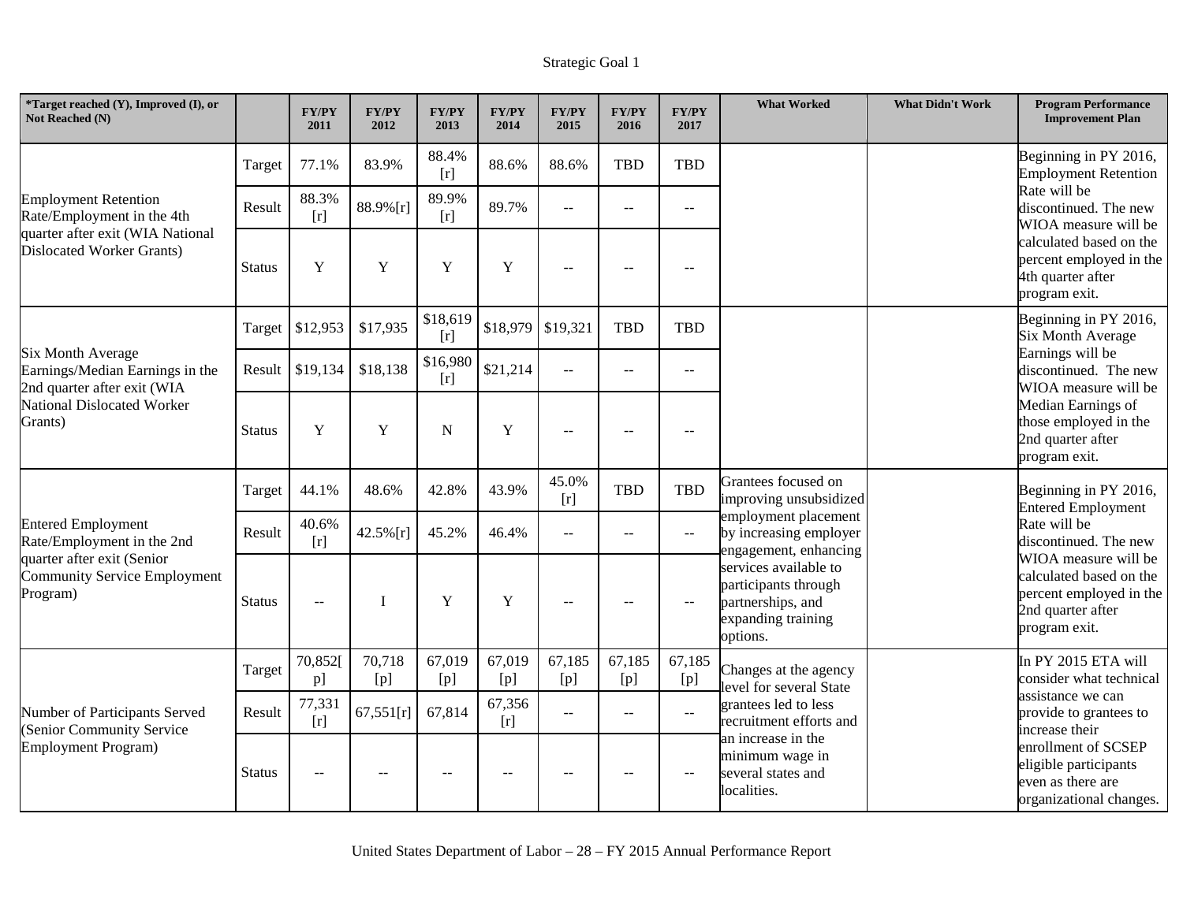Strategic Goal 1

| *Target reached (Y), Improved (I), or Not Reached (N) | | FY/PY 2011 | FY/PY 2012 | FY/PY 2013 | FY/PY 2014 | FY/PY 2015 | FY/PY 2016 | FY/PY 2017 | What Worked | What Didn't Work | Program Performance Improvement Plan |
|---|---|---|---|---|---|---|---|---|---|---|---|
| Employment Retention Rate/Employment in the 4th quarter after exit (WIA National Dislocated Worker Grants) | Target | 77.1% | 83.9% | 88.4% [r] | 88.6% | 88.6% | TBD | TBD | | | Beginning in PY 2016, Employment Retention Rate will be discontinued. The new WIOA measure will be calculated based on the percent employed in the 4th quarter after program exit. |
| | Result | 88.3% [r] | 88.9%[r] | 89.9% [r] | 89.7% | -- | -- | -- | | | |
| | Status | Y | Y | Y | Y | -- | -- | -- | | | |
| Six Month Average Earnings/Median Earnings in the 2nd quarter after exit (WIA National Dislocated Worker Grants) | Target | $12,953 | $17,935 | $18,619 [r] | $18,979 | $19,321 | TBD | TBD | | | Beginning in PY 2016, Six Month Average Earnings will be discontinued. The new WIOA measure will be Median Earnings of those employed in the 2nd quarter after program exit. |
| | Result | $19,134 | $18,138 | $16,980 [r] | $21,214 | -- | -- | -- | | | |
| | Status | Y | Y | N | Y | -- | -- | -- | | | |
| Entered Employment Rate/Employment in the 2nd quarter after exit (Senior Community Service Employment Program) | Target | 44.1% | 48.6% | 42.8% | 43.9% | 45.0% [r] | TBD | TBD | Grantees focused on improving unsubsidized employment placement by increasing employer engagement, enhancing services available to participants through partnerships, and expanding training options. | | Beginning in PY 2016, Entered Employment Rate will be discontinued. The new WIOA measure will be calculated based on the percent employed in the 2nd quarter after program exit. |
| | Result | 40.6% [r] | 42.5%[r] | 45.2% | 46.4% | -- | -- | -- | | | |
| | Status | -- | I | Y | Y | -- | -- | -- | | | |
| Number of Participants Served (Senior Community Service Employment Program) | Target | 70,852[p] | 70,718 [p] | 67,019 [p] | 67,019 [p] | 67,185 [p] | 67,185 [p] | 67,185 [p] | Changes at the agency level for several State grantees led to less recruitment efforts and an increase in the minimum wage in several states and localities. | | In PY 2015 ETA will consider what technical assistance we can provide to grantees to increase their enrollment of SCSEP eligible participants even as there are organizational changes. |
| | Result | 77,331 [r] | 67,551[r] | 67,814 | 67,356 [r] | -- | -- | -- | | | |
| | Status | -- | -- | -- | -- | -- | -- | -- | | | |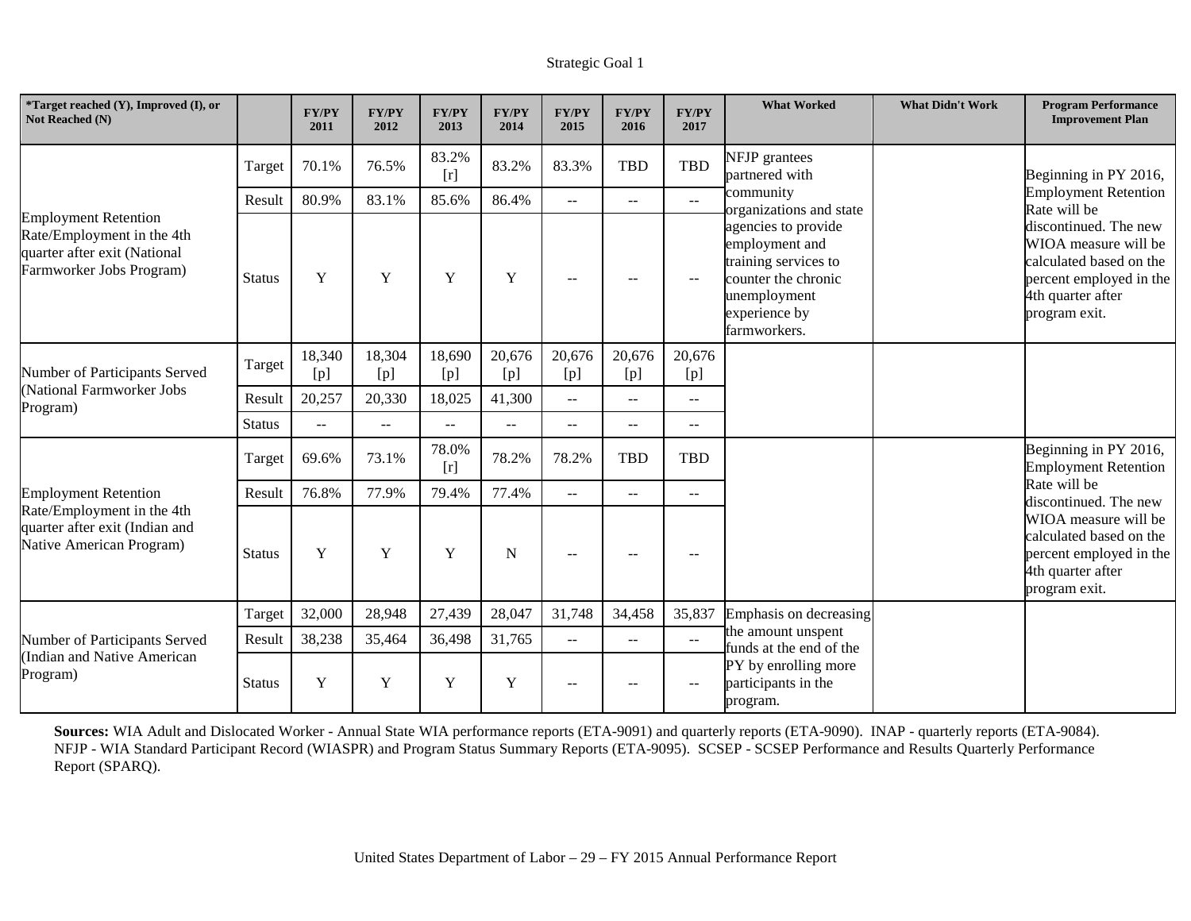Strategic Goal 1

| *Target reached (Y), Improved (I), or Not Reached (N) | | FY/PY 2011 | FY/PY 2012 | FY/PY 2013 | FY/PY 2014 | FY/PY 2015 | FY/PY 2016 | FY/PY 2017 | What Worked | What Didn't Work | Program Performance Improvement Plan |
|---|---|---|---|---|---|---|---|---|---|---|---|
| Employment Retention Rate/Employment in the 4th quarter after exit (National Farmworker Jobs Program) | Target | 70.1% | 76.5% | 83.2% [r] | 83.2% | 83.3% | TBD | TBD | NFJP grantees partnered with community organizations and state agencies to provide employment and training services to counter the chronic unemployment experience by farmworkers. | | Beginning in PY 2016, Employment Retention Rate will be discontinued. The new WIOA measure will be calculated based on the percent employed in the 4th quarter after program exit. |
| | Result | 80.9% | 83.1% | 85.6% | 86.4% | -- | -- | -- | | | |
| | Status | Y | Y | Y | Y | -- | -- | -- | | | |
| Number of Participants Served (National Farmworker Jobs Program) | Target | 18,340 [p] | 18,304 [p] | 18,690 [p] | 20,676 [p] | 20,676 [p] | 20,676 [p] | 20,676 [p] | | | |
| | Result | 20,257 | 20,330 | 18,025 | 41,300 | -- | -- | -- | | | |
| | Status | -- | -- | -- | -- | -- | -- | -- | | | |
| Employment Retention Rate/Employment in the 4th quarter after exit (Indian and Native American Program) | Target | 69.6% | 73.1% | 78.0% [r] | 78.2% | 78.2% | TBD | TBD | | | Beginning in PY 2016, Employment Retention Rate will be discontinued. The new WIOA measure will be calculated based on the percent employed in the 4th quarter after program exit. |
| | Result | 76.8% | 77.9% | 79.4% | 77.4% | -- | -- | -- | | | |
| | Status | Y | Y | Y | N | -- | -- | -- | | | |
| Number of Participants Served (Indian and Native American Program) | Target | 32,000 | 28,948 | 27,439 | 28,047 | 31,748 | 34,458 | 35,837 | Emphasis on decreasing the amount unspent funds at the end of the PY by enrolling more participants in the program. | | |
| | Result | 38,238 | 35,464 | 36,498 | 31,765 | -- | -- | -- | | | |
| | Status | Y | Y | Y | Y | -- | -- | -- | | | |

**Sources:** WIA Adult and Dislocated Worker - Annual State WIA performance reports (ETA-9091) and quarterly reports (ETA-9090). INAP - quarterly reports (ETA-9084). NFJP - WIA Standard Participant Record (WIASPR) and Program Status Summary Reports (ETA-9095). SCSEP - SCSEP Performance and Results Quarterly Performance Report (SPARQ).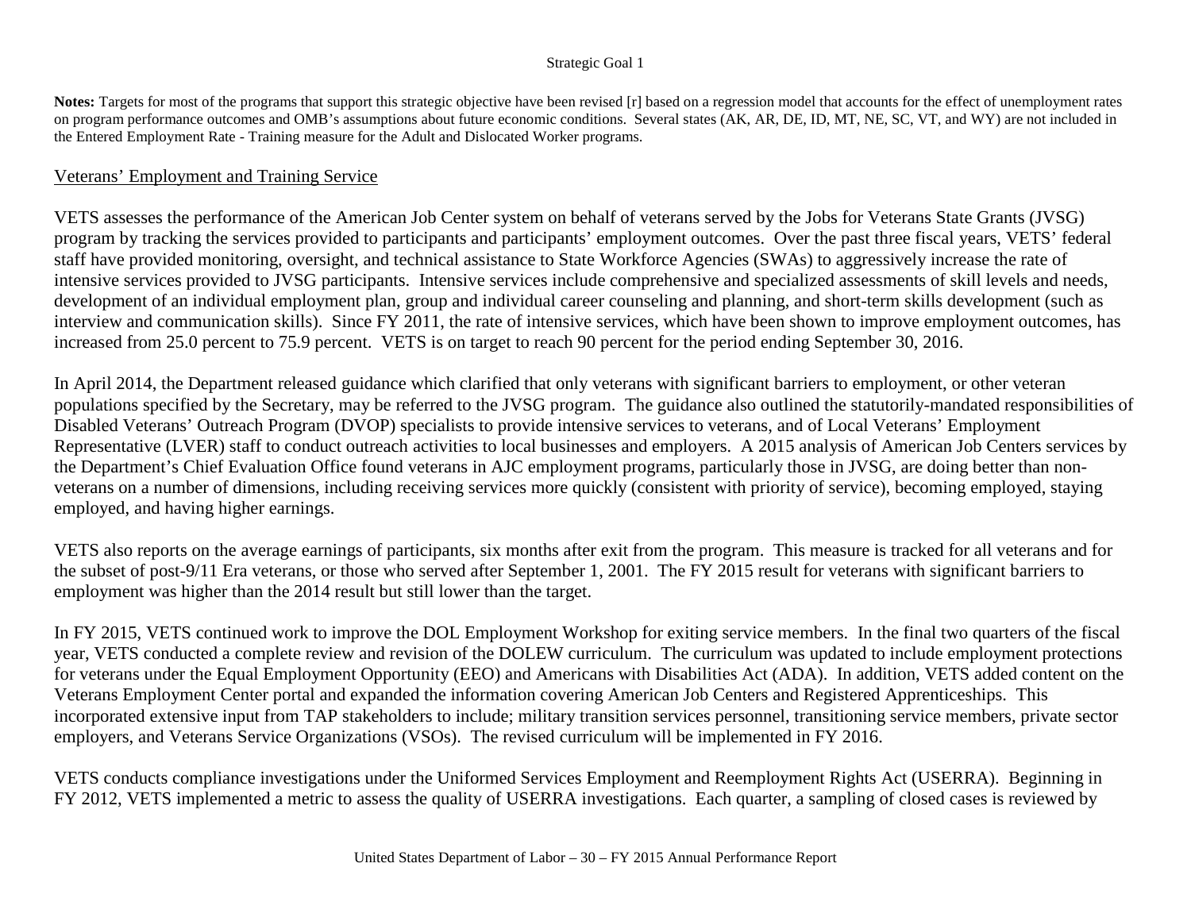**Notes:** Targets for most of the programs that support this strategic objective have been revised [r] based on a regression model that accounts for the effect of unemployment rates on program performance outcomes and OMB's assumptions about future economic conditions. Several states (AK, AR, DE, ID, MT, NE, SC, VT, and WY) are not included in the Entered Employment Rate - Training measure for the Adult and Dislocated Worker programs.

## Veterans' Employment and Training Service

VETS assesses the performance of the American Job Center system on behalf of veterans served by the Jobs for Veterans State Grants (JVSG) program by tracking the services provided to participants and participants' employment outcomes. Over the past three fiscal years, VETS' federal staff have provided monitoring, oversight, and technical assistance to State Workforce Agencies (SWAs) to aggressively increase the rate of intensive services provided to JVSG participants. Intensive services include comprehensive and specialized assessments of skill levels and needs, development of an individual employment plan, group and individual career counseling and planning, and short-term skills development (such as interview and communication skills). Since FY 2011, the rate of intensive services, which have been shown to improve employment outcomes, has increased from 25.0 percent to 75.9 percent. VETS is on target to reach 90 percent for the period ending September 30, 2016.

In April 2014, the Department released guidance which clarified that only veterans with significant barriers to employment, or other veteran populations specified by the Secretary, may be referred to the JVSG program. The guidance also outlined the statutorily-mandated responsibilities of Disabled Veterans' Outreach Program (DVOP) specialists to provide intensive services to veterans, and of Local Veterans' Employment Representative (LVER) staff to conduct outreach activities to local businesses and employers. A 2015 analysis of American Job Centers services by the Department's Chief Evaluation Office found veterans in AJC employment programs, particularly those in JVSG, are doing better than non-veterans on a number of dimensions, including receiving services more quickly (consistent with priority of service), becoming employed, staying employed, and having higher earnings.

VETS also reports on the average earnings of participants, six months after exit from the program. This measure is tracked for all veterans and for the subset of post-9/11 Era veterans, or those who served after September 1, 2001. The FY 2015 result for veterans with significant barriers to employment was higher than the 2014 result but still lower than the target.

In FY 2015, VETS continued work to improve the DOL Employment Workshop for exiting service members. In the final two quarters of the fiscal year, VETS conducted a complete review and revision of the DOLEW curriculum. The curriculum was updated to include employment protections for veterans under the Equal Employment Opportunity (EEO) and Americans with Disabilities Act (ADA). In addition, VETS added content on the Veterans Employment Center portal and expanded the information covering American Job Centers and Registered Apprenticeships. This incorporated extensive input from TAP stakeholders to include; military transition services personnel, transitioning service members, private sector employers, and Veterans Service Organizations (VSOs). The revised curriculum will be implemented in FY 2016.

VETS conducts compliance investigations under the Uniformed Services Employment and Reemployment Rights Act (USERRA). Beginning in FY 2012, VETS implemented a metric to assess the quality of USERRA investigations. Each quarter, a sampling of closed cases is reviewed by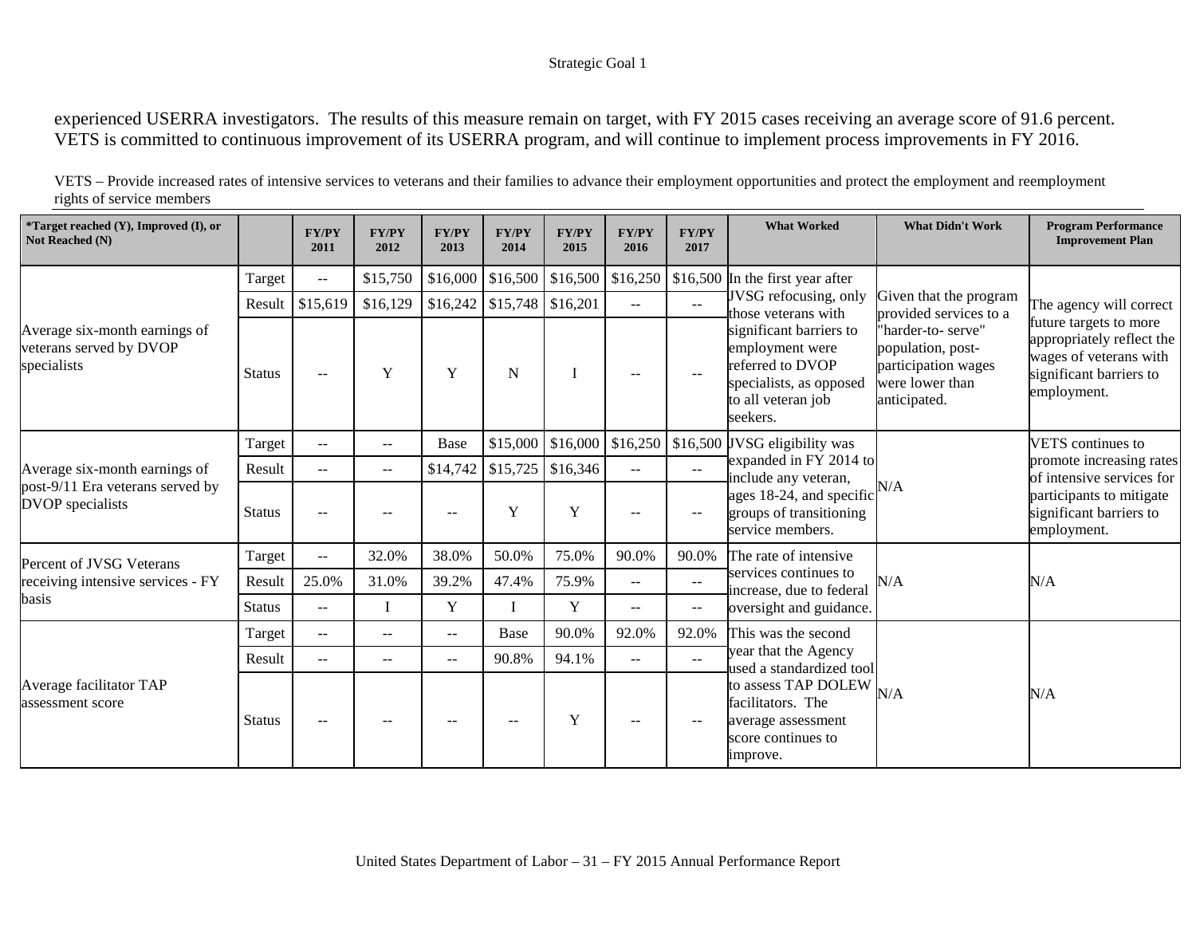experienced USERRA investigators. The results of this measure remain on target, with FY 2015 cases receiving an average score of 91.6 percent. VETS is committed to continuous improvement of its USERRA program, and will continue to implement process improvements in FY 2016.

VETS – Provide increased rates of intensive services to veterans and their families to advance their employment opportunities and protect the employment and reemployment rights of service members

| *Target reached (Y), Improved (I), or Not Reached (N) | | FY/PY 2011 | FY/PY 2012 | FY/PY 2013 | FY/PY 2014 | FY/PY 2015 | FY/PY 2016 | FY/PY 2017 | What Worked | What Didn't Work | Program Performance Improvement Plan |
|---|---|---|---|---|---|---|---|---|---|---|---|
| Average six-month earnings of veterans served by DVOP specialists | Target | -- | $15,750 | $16,000 | $16,500 | $16,500 | $16,250 | $16,500 | In the first year after JVSG refocusing, only those veterans with significant barriers to employment were referred to DVOP specialists, as opposed to all veteran job seekers. | Given that the program provided services to a "harder-to- serve" population, post-participation wages were lower than anticipated. | The agency will correct future targets to more appropriately reflect the wages of veterans with significant barriers to employment. |
| | Result | $15,619 | $16,129 | $16,242 | $15,748 | $16,201 | -- | -- | | | |
| | Status | -- | Y | Y | N | I | -- | -- | | | |
| Average six-month earnings of post-9/11 Era veterans served by DVOP specialists | Target | -- | -- | Base | $15,000 | $16,000 | $16,250 | $16,500 | JVSG eligibility was expanded in FY 2014 to include any veteran, ages 18-24, and specific groups of transitioning service members. | N/A | VETS continues to promote increasing rates of intensive services for participants to mitigate significant barriers to employment. |
| | Result | -- | -- | $14,742 | $15,725 | $16,346 | -- | -- | | | |
| | Status | -- | -- | -- | Y | Y | -- | -- | | | |
| Percent of JVSG Veterans receiving intensive services - FY basis | Target | -- | 32.0% | 38.0% | 50.0% | 75.0% | 90.0% | 90.0% | The rate of intensive services continues to increase, due to federal oversight and guidance. | N/A | N/A |
| | Result | 25.0% | 31.0% | 39.2% | 47.4% | 75.9% | -- | -- | | | |
| | Status | -- | I | Y | I | Y | -- | -- | | | |
| Average facilitator TAP assessment score | Target | -- | -- | -- | Base | 90.0% | 92.0% | 92.0% | This was the second year that the Agency used a standardized tool to assess TAP DOLEW facilitators. The average assessment score continues to improve. | N/A | N/A |
| | Result | -- | -- | -- | 90.8% | 94.1% | -- | -- | | | |
| | Status | -- | -- | -- | -- | Y | -- | -- | | | |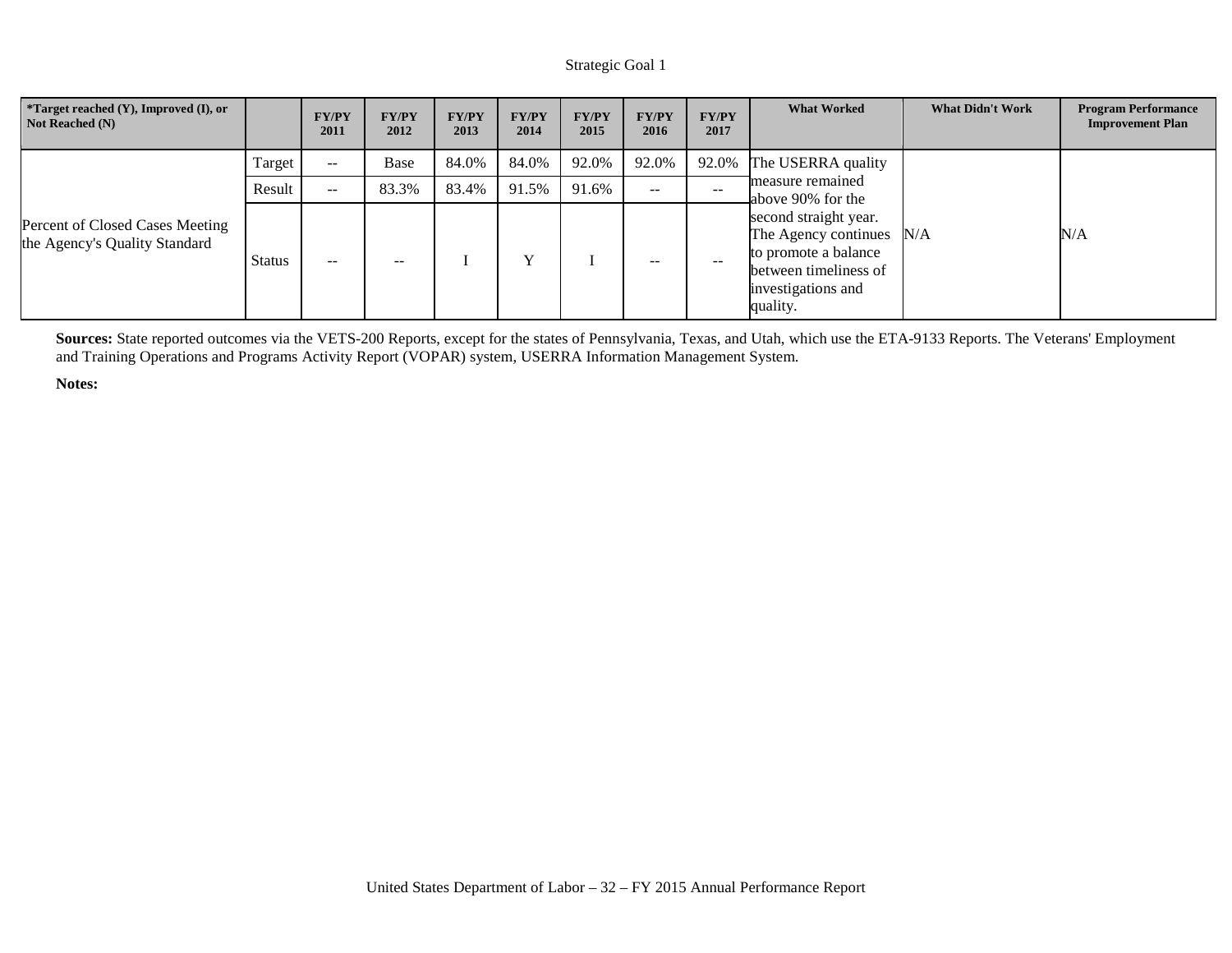Strategic Goal 1

| *Target reached (Y), Improved (I), or Not Reached (N) | | FY/PY 2011 | FY/PY 2012 | FY/PY 2013 | FY/PY 2014 | FY/PY 2015 | FY/PY 2016 | FY/PY 2017 | What Worked | What Didn't Work | Program Performance Improvement Plan |
|---|---|---|---|---|---|---|---|---|---|---|---|
| Percent of Closed Cases Meeting the Agency's Quality Standard | Target | -- | Base | 84.0% | 84.0% | 92.0% | 92.0% | 92.0% | The USERRA quality measure remained above 90% for the second straight year. The Agency continues to promote a balance between timeliness of investigations and quality. | N/A | N/A |
| | Result | -- | 83.3% | 83.4% | 91.5% | 91.6% | -- | -- | | | |
| | Status | -- | -- | I | Y | I | -- | -- | | | |

**Sources:** State reported outcomes via the VETS-200 Reports, except for the states of Pennsylvania, Texas, and Utah, which use the ETA-9133 Reports. The Veterans' Employment and Training Operations and Programs Activity Report (VOPAR) system, USERRA Information Management System.

**Notes:**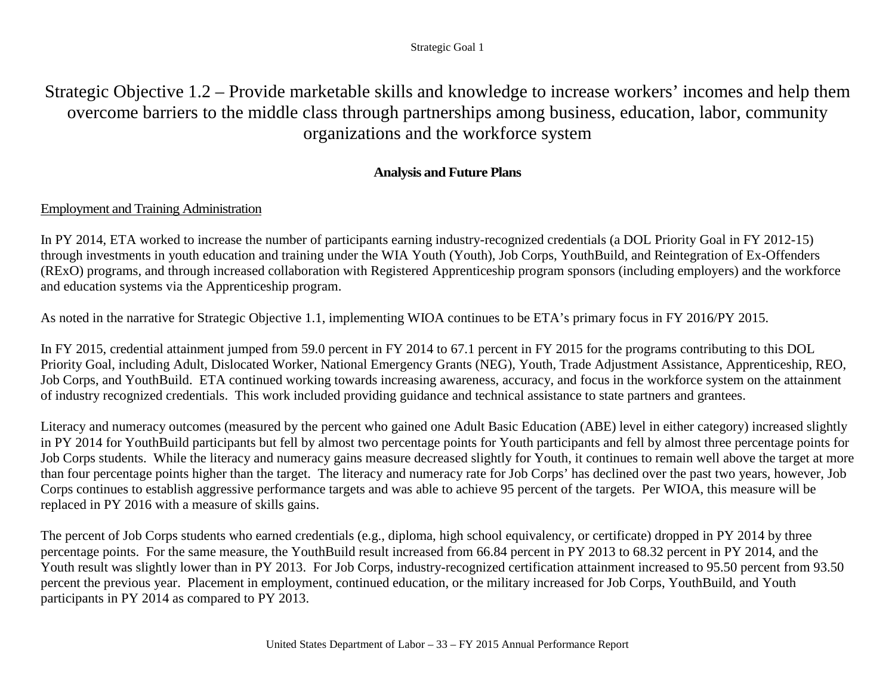# Strategic Objective 1.2 – Provide marketable skills and knowledge to increase workers' incomes and help them overcome barriers to the middle class through partnerships among business, education, labor, community organizations and the workforce system

## Analysis and Future Plans

Employment and Training Administration

In PY 2014, ETA worked to increase the number of participants earning industry-recognized credentials (a DOL Priority Goal in FY 2012-15) through investments in youth education and training under the WIA Youth (Youth), Job Corps, YouthBuild, and Reintegration of Ex-Offenders (RExO) programs, and through increased collaboration with Registered Apprenticeship program sponsors (including employers) and the workforce and education systems via the Apprenticeship program.

As noted in the narrative for Strategic Objective 1.1, implementing WIOA continues to be ETA's primary focus in FY 2016/PY 2015.

In FY 2015, credential attainment jumped from 59.0 percent in FY 2014 to 67.1 percent in FY 2015 for the programs contributing to this DOL Priority Goal, including Adult, Dislocated Worker, National Emergency Grants (NEG), Youth, Trade Adjustment Assistance, Apprenticeship, REO, Job Corps, and YouthBuild. ETA continued working towards increasing awareness, accuracy, and focus in the workforce system on the attainment of industry recognized credentials. This work included providing guidance and technical assistance to state partners and grantees.

Literacy and numeracy outcomes (measured by the percent who gained one Adult Basic Education (ABE) level in either category) increased slightly in PY 2014 for YouthBuild participants but fell by almost two percentage points for Youth participants and fell by almost three percentage points for Job Corps students. While the literacy and numeracy gains measure decreased slightly for Youth, it continues to remain well above the target at more than four percentage points higher than the target. The literacy and numeracy rate for Job Corps' has declined over the past two years, however, Job Corps continues to establish aggressive performance targets and was able to achieve 95 percent of the targets. Per WIOA, this measure will be replaced in PY 2016 with a measure of skills gains.

The percent of Job Corps students who earned credentials (e.g., diploma, high school equivalency, or certificate) dropped in PY 2014 by three percentage points. For the same measure, the YouthBuild result increased from 66.84 percent in PY 2013 to 68.32 percent in PY 2014, and the Youth result was slightly lower than in PY 2013. For Job Corps, industry-recognized certification attainment increased to 95.50 percent from 93.50 percent the previous year. Placement in employment, continued education, or the military increased for Job Corps, YouthBuild, and Youth participants in PY 2014 as compared to PY 2013.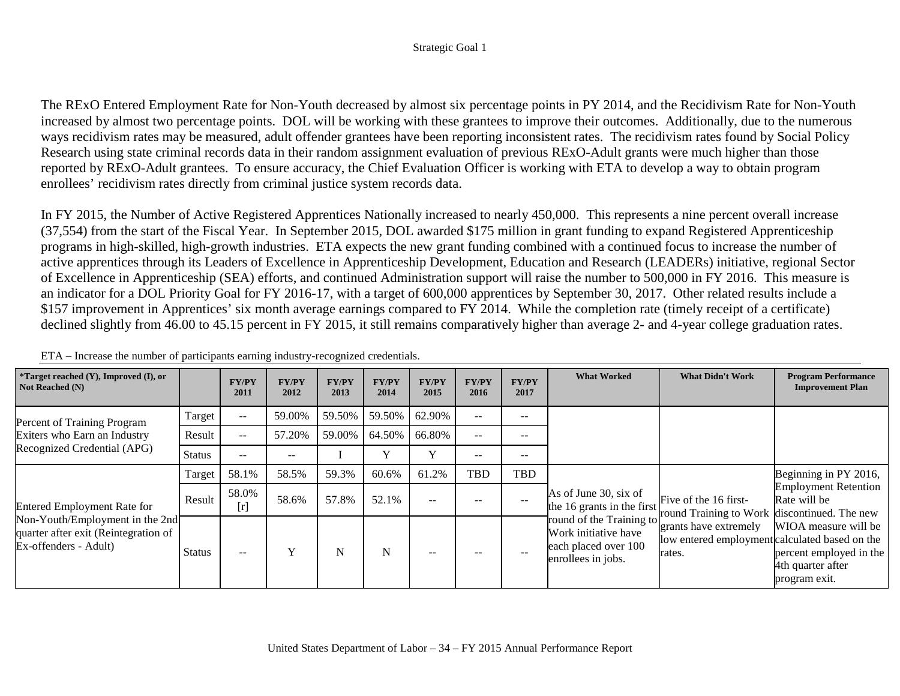The RExO Entered Employment Rate for Non-Youth decreased by almost six percentage points in PY 2014, and the Recidivism Rate for Non-Youth increased by almost two percentage points. DOL will be working with these grantees to improve their outcomes. Additionally, due to the numerous ways recidivism rates may be measured, adult offender grantees have been reporting inconsistent rates. The recidivism rates found by Social Policy Research using state criminal records data in their random assignment evaluation of previous RExO-Adult grants were much higher than those reported by RExO-Adult grantees. To ensure accuracy, the Chief Evaluation Officer is working with ETA to develop a way to obtain program enrollees' recidivism rates directly from criminal justice system records data.

In FY 2015, the Number of Active Registered Apprentices Nationally increased to nearly 450,000. This represents a nine percent overall increase (37,554) from the start of the Fiscal Year. In September 2015, DOL awarded $175 million in grant funding to expand Registered Apprenticeship programs in high-skilled, high-growth industries. ETA expects the new grant funding combined with a continued focus to increase the number of active apprentices through its Leaders of Excellence in Apprenticeship Development, Education and Research (LEADERs) initiative, regional Sector of Excellence in Apprenticeship (SEA) efforts, and continued Administration support will raise the number to 500,000 in FY 2016. This measure is an indicator for a DOL Priority Goal for FY 2016-17, with a target of 600,000 apprentices by September 30, 2017. Other related results include a $157 improvement in Apprentices' six month average earnings compared to FY 2014. While the completion rate (timely receipt of a certificate) declined slightly from 46.00 to 45.15 percent in FY 2015, it still remains comparatively higher than average 2- and 4-year college graduation rates.

ETA – Increase the number of participants earning industry-recognized credentials.

| *Target reached (Y), Improved (I), or Not Reached (N) | | FY/PY 2011 | FY/PY 2012 | FY/PY 2013 | FY/PY 2014 | FY/PY 2015 | FY/PY 2016 | FY/PY 2017 | What Worked | What Didn't Work | Program Performance Improvement Plan |
|---|---|---|---|---|---|---|---|---|---|---|---|
| Percent of Training Program Exiters who Earn an Industry Recognized Credential (APG) | Target | -- | 59.00% | 59.50% | 59.50% | 62.90% | -- | -- | | | |
| | Result | -- | 57.20% | 59.00% | 64.50% | 66.80% | -- | -- | | | |
| | Status | -- | -- | I | Y | Y | -- | -- | | | |
| Entered Employment Rate for Non-Youth/Employment in the 2nd quarter after exit (Reintegration of Ex-offenders - Adult) | Target | 58.1% | 58.5% | 59.3% | 60.6% | 61.2% | TBD | TBD | As of June 30, six of the 16 grants in the first round of the Training to Work initiative have each placed over 100 enrollees in jobs. | Five of the 16 first-round Training to Work grants have extremely low entered employment rates. | Beginning in PY 2016, Employment Retention Rate will be discontinued. The new WIOA measure will be calculated based on the percent employed in the 4th quarter after program exit. |
| | Result | 58.0% [r] | 58.6% | 57.8% | 52.1% | -- | -- | -- | | | |
| | Status | -- | Y | N | N | -- | -- | -- | | | |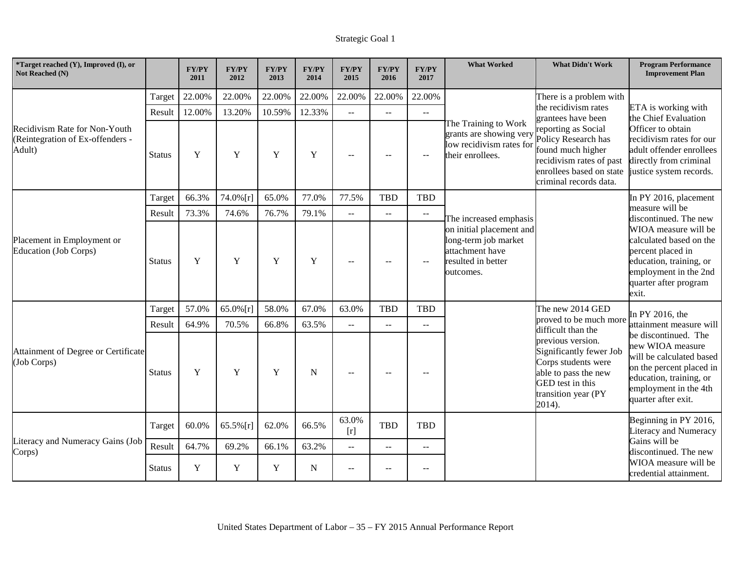Strategic Goal 1

| *Target reached (Y), Improved (I), or Not Reached (N) | | FY/PY 2011 | FY/PY 2012 | FY/PY 2013 | FY/PY 2014 | FY/PY 2015 | FY/PY 2016 | FY/PY 2017 | What Worked | What Didn't Work | Program Performance Improvement Plan |
|---|---|---|---|---|---|---|---|---|---|---|---|
| Recidivism Rate for Non-Youth (Reintegration of Ex-offenders - Adult) | Target | 22.00% | 22.00% | 22.00% | 22.00% | 22.00% | 22.00% | 22.00% | The Training to Work grants are showing very low recidivism rates for their enrollees. | There is a problem with the recidivism rates grantees have been reporting as Social Policy Research has found much higher recidivism rates of past enrollees based on state criminal records data. | ETA is working with the Chief Evaluation Officer to obtain recidivism rates for our adult offender enrollees directly from criminal justice system records. |
| | Result | 12.00% | 13.20% | 10.59% | 12.33% | -- | -- | -- | | | |
| | Status | Y | Y | Y | Y | -- | -- | -- | | | |
| Placement in Employment or Education (Job Corps) | Target | 66.3% | 74.0%[r] | 65.0% | 77.0% | 77.5% | TBD | TBD | The increased emphasis on initial placement and long-term job market attachment have resulted in better outcomes. | | In PY 2016, placement measure will be discontinued. The new WIOA measure will be calculated based on the percent placed in education, training, or employment in the 2nd quarter after program exit. |
| | Result | 73.3% | 74.6% | 76.7% | 79.1% | -- | -- | -- | | | |
| | Status | Y | Y | Y | Y | -- | -- | -- | | | |
| Attainment of Degree or Certificate (Job Corps) | Target | 57.0% | 65.0%[r] | 58.0% | 67.0% | 63.0% | TBD | TBD | | The new 2014 GED proved to be much more difficult than the previous version. Significantly fewer Job Corps students were able to pass the new GED test in this transition year (PY 2014). | In PY 2016, the attainment measure will be discontinued. The new WIOA measure will be calculated based on the percent placed in education, training, or employment in the 4th quarter after exit. |
| | Result | 64.9% | 70.5% | 66.8% | 63.5% | -- | -- | -- | | | |
| | Status | Y | Y | Y | N | -- | -- | -- | | | |
| Literacy and Numeracy Gains (Job Corps) | Target | 60.0% | 65.5%[r] | 62.0% | 66.5% | 63.0% [r] | TBD | TBD | | | Beginning in PY 2016, Literacy and Numeracy Gains will be discontinued. The new WIOA measure will be credential attainment. |
| | Result | 64.7% | 69.2% | 66.1% | 63.2% | -- | -- | -- | | | |
| | Status | Y | Y | Y | N | -- | -- | -- | | | |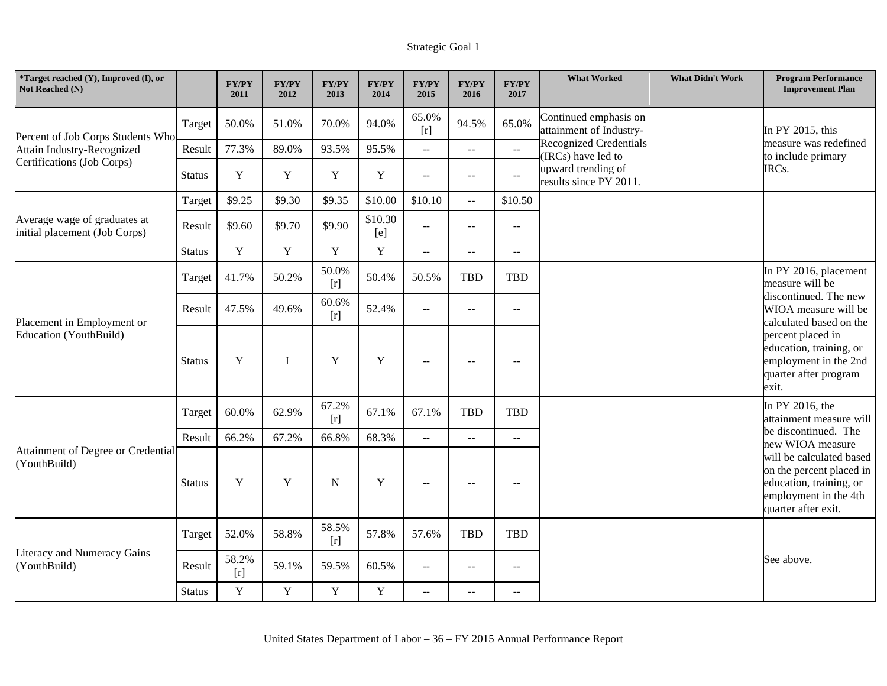Strategic Goal 1

| *Target reached (Y), Improved (I), or Not Reached (N) | | FY/PY 2011 | FY/PY 2012 | FY/PY 2013 | FY/PY 2014 | FY/PY 2015 | FY/PY 2016 | FY/PY 2017 | What Worked | What Didn't Work | Program Performance Improvement Plan |
|---|---|---|---|---|---|---|---|---|---|---|---|
| Percent of Job Corps Students Who Attain Industry-Recognized Certifications (Job Corps) | Target | 50.0% | 51.0% | 70.0% | 94.0% | 65.0% [r] | 94.5% | 65.0% | Continued emphasis on attainment of Industry-Recognized Credentials (IRCs) have led to upward trending of results since PY 2011. | | In PY 2015, this measure was redefined to include primary IRCs. |
| | Result | 77.3% | 89.0% | 93.5% | 95.5% | -- | -- | -- | | | |
| | Status | Y | Y | Y | Y | -- | -- | -- | | | |
| Average wage of graduates at initial placement (Job Corps) | Target | $9.25 | $9.30 | $9.35 | $10.00 | $10.10 | -- | $10.50 | | | |
| | Result | $9.60 | $9.70 | $9.90 | $10.30 [e] | -- | -- | -- | | | |
| | Status | Y | Y | Y | Y | -- | -- | -- | | | |
| Placement in Employment or Education (YouthBuild) | Target | 41.7% | 50.2% | 50.0% [r] | 50.4% | 50.5% | TBD | TBD | | | In PY 2016, placement measure will be discontinued. The new WIOA measure will be calculated based on the percent placed in education, training, or employment in the 2nd quarter after program exit. |
| | Result | 47.5% | 49.6% | 60.6% [r] | 52.4% | -- | -- | -- | | | |
| | Status | Y | I | Y | Y | -- | -- | -- | | | |
| Attainment of Degree or Credential (YouthBuild) | Target | 60.0% | 62.9% | 67.2% [r] | 67.1% | 67.1% | TBD | TBD | | | In PY 2016, the attainment measure will be discontinued. The new WIOA measure will be calculated based on the percent placed in education, training, or employment in the 4th quarter after exit. |
| | Result | 66.2% | 67.2% | 66.8% | 68.3% | -- | -- | -- | | | |
| | Status | Y | Y | N | Y | -- | -- | -- | | | |
| Literacy and Numeracy Gains (YouthBuild) | Target | 52.0% | 58.8% | 58.5% [r] | 57.8% | 57.6% | TBD | TBD | | | See above. |
| | Result | 58.2% [r] | 59.1% | 59.5% | 60.5% | -- | -- | -- | | | |
| | Status | Y | Y | Y | Y | -- | -- | -- | | | |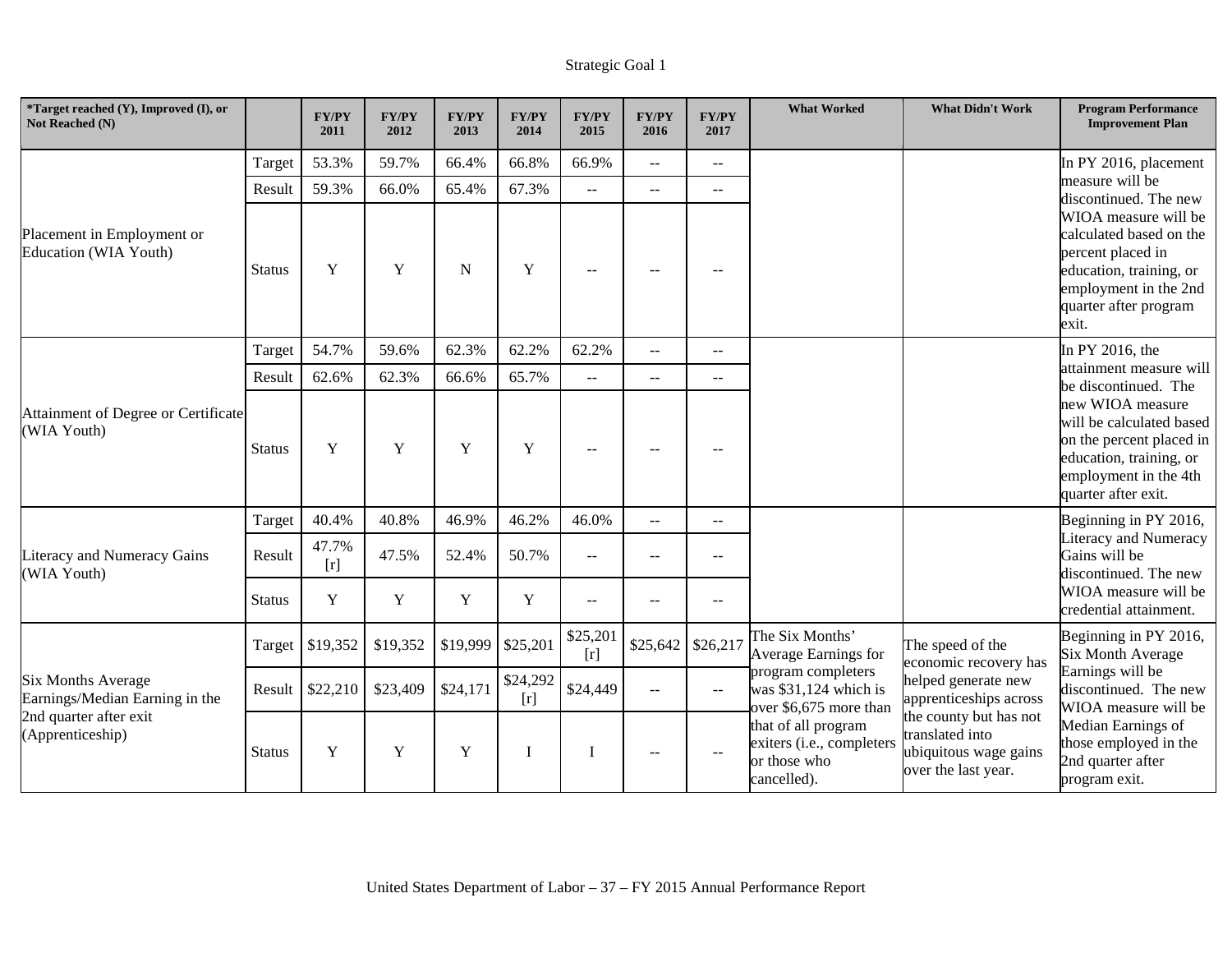Strategic Goal 1

| *Target reached (Y), Improved (I), or Not Reached (N) | | FY/PY 2011 | FY/PY 2012 | FY/PY 2013 | FY/PY 2014 | FY/PY 2015 | FY/PY 2016 | FY/PY 2017 | What Worked | What Didn't Work | Program Performance Improvement Plan |
|---|---|---|---|---|---|---|---|---|---|---|---|
| Placement in Employment or Education (WIA Youth) | Target | 53.3% | 59.7% | 66.4% | 66.8% | 66.9% | -- | -- | | | In PY 2016, placement measure will be discontinued. The new WIOA measure will be calculated based on the percent placed in education, training, or employment in the 2nd quarter after program exit. |
| | Result | 59.3% | 66.0% | 65.4% | 67.3% | -- | -- | -- | | | |
| | Status | Y | Y | N | Y | -- | -- | -- | | | |
| Attainment of Degree or Certificate (WIA Youth) | Target | 54.7% | 59.6% | 62.3% | 62.2% | 62.2% | -- | -- | | | In PY 2016, the attainment measure will be discontinued. The new WIOA measure will be calculated based on the percent placed in education, training, or employment in the 4th quarter after exit. |
| | Result | 62.6% | 62.3% | 66.6% | 65.7% | -- | -- | -- | | | |
| | Status | Y | Y | Y | Y | -- | -- | -- | | | |
| Literacy and Numeracy Gains (WIA Youth) | Target | 40.4% | 40.8% | 46.9% | 46.2% | 46.0% | -- | -- | | | Beginning in PY 2016, Literacy and Numeracy Gains will be discontinued. The new WIOA measure will be credential attainment. |
| | Result | 47.7% [r] | 47.5% | 52.4% | 50.7% | -- | -- | -- | | | |
| | Status | Y | Y | Y | Y | -- | -- | -- | | | |
| Six Months Average Earnings/Median Earning in the 2nd quarter after exit (Apprenticeship) | Target | $19,352 | $19,352 | $19,999 | $25,201 | $25,201 [r] | $25,642 | $26,217 | The Six Months' Average Earnings for program completers was $31,124 which is over $6,675 more than that of all program exiters (i.e., completers or those who cancelled). | The speed of the economic recovery has helped generate new apprenticeships across the county but has not translated into ubiquitous wage gains over the last year. | Beginning in PY 2016, Six Month Average Earnings will be discontinued. The new WIOA measure will be Median Earnings of those employed in the 2nd quarter after program exit. |
| | Result | $22,210 | $23,409 | $24,171 | $24,292 [r] | $24,449 | -- | -- | | | |
| | Status | Y | Y | Y | I | I | -- | -- | | | |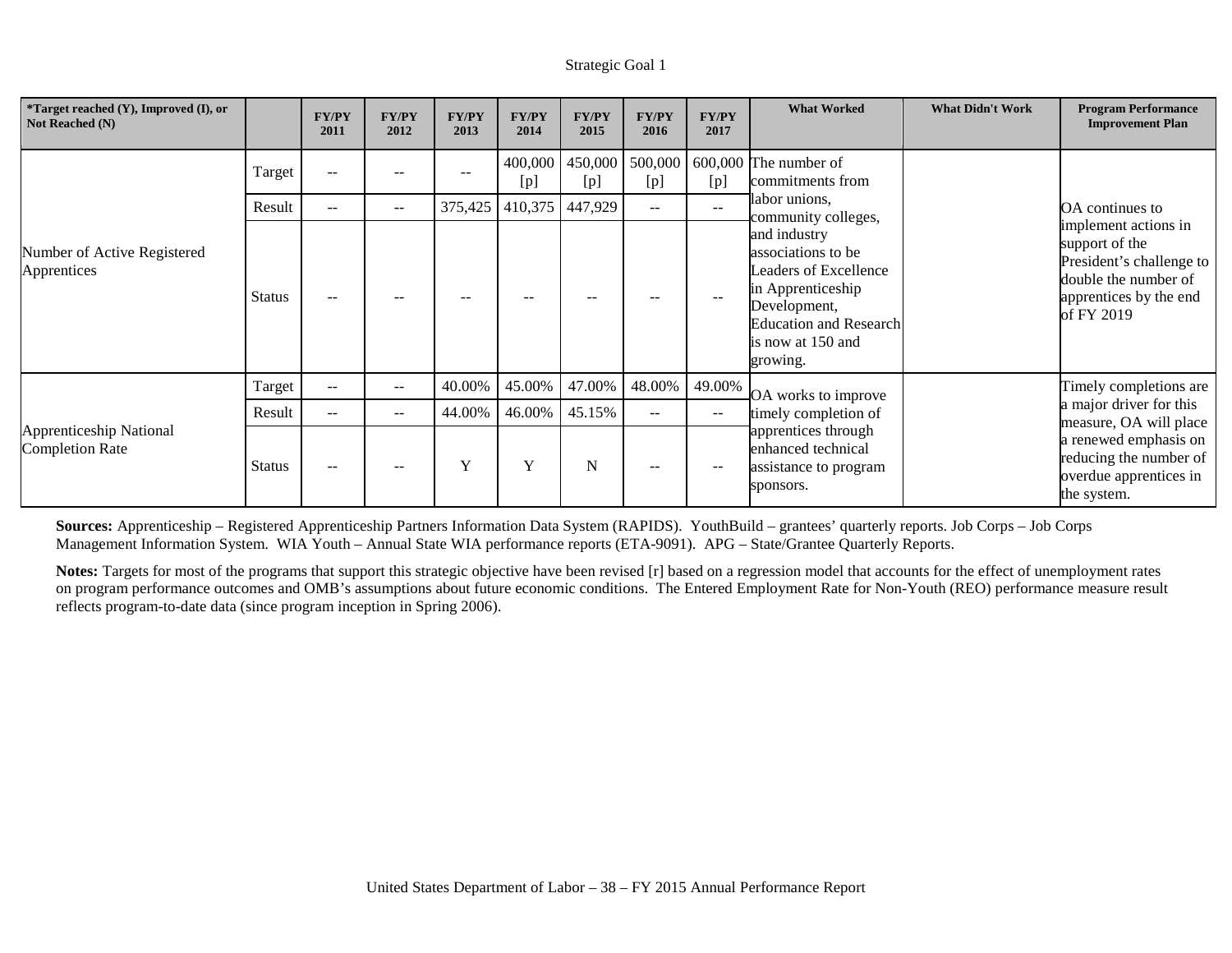Strategic Goal 1

| *Target reached (Y), Improved (I), or Not Reached (N) | | FY/PY 2011 | FY/PY 2012 | FY/PY 2013 | FY/PY 2014 | FY/PY 2015 | FY/PY 2016 | FY/PY 2017 | What Worked | What Didn't Work | Program Performance Improvement Plan |
|---|---|---|---|---|---|---|---|---|---|---|---|
| Number of Active Registered Apprentices | Target | -- | -- | -- | 400,000 [p] | 450,000 [p] | 500,000 [p] | 600,000 [p] | The number of commitments from labor unions, community colleges, and industry associations to be Leaders of Excellence in Apprenticeship Development, Education and Research is now at 150 and growing. | | OA continues to implement actions in support of the President's challenge to double the number of apprentices by the end of FY 2019 |
| | Result | -- | -- | 375,425 | 410,375 | 447,929 | -- | -- | | | |
| | Status | -- | -- | -- | -- | -- | -- | -- | | | |
| Apprenticeship National Completion Rate | Target | -- | -- | 40.00% | 45.00% | 47.00% | 48.00% | 49.00% | OA works to improve timely completion of apprentices through enhanced technical assistance to program sponsors. | | Timely completions are a major driver for this measure, OA will place a renewed emphasis on reducing the number of overdue apprentices in the system. |
| | Result | -- | -- | 44.00% | 46.00% | 45.15% | -- | -- | | | |
| | Status | -- | -- | Y | Y | N | -- | -- | | | |

**Sources:** Apprenticeship – Registered Apprenticeship Partners Information Data System (RAPIDS). YouthBuild – grantees' quarterly reports. Job Corps – Job Corps Management Information System. WIA Youth – Annual State WIA performance reports (ETA-9091). APG – State/Grantee Quarterly Reports.

**Notes:** Targets for most of the programs that support this strategic objective have been revised [r] based on a regression model that accounts for the effect of unemployment rates on program performance outcomes and OMB's assumptions about future economic conditions. The Entered Employment Rate for Non-Youth (REO) performance measure result reflects program-to-date data (since program inception in Spring 2006).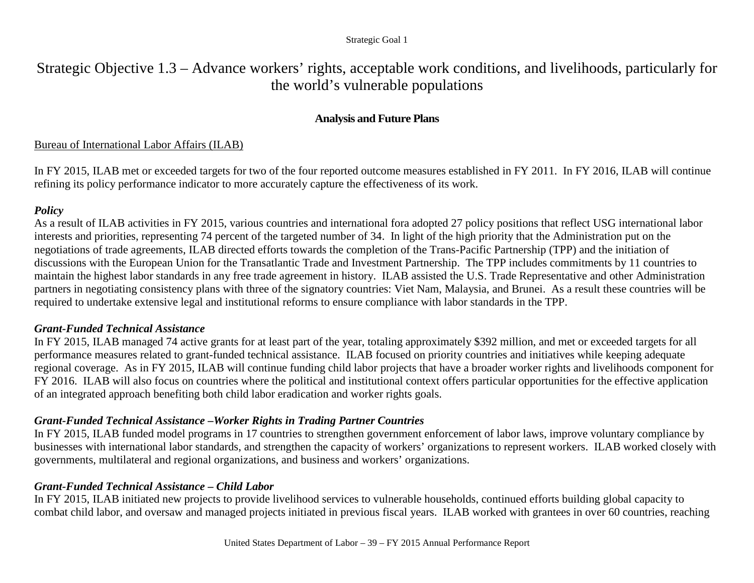# Strategic Objective 1.3 – Advance workers' rights, acceptable work conditions, and livelihoods, particularly for the world's vulnerable populations

## Analysis and Future Plans

Bureau of International Labor Affairs (ILAB)

In FY 2015, ILAB met or exceeded targets for two of the four reported outcome measures established in FY 2011. In FY 2016, ILAB will continue refining its policy performance indicator to more accurately capture the effectiveness of its work.

### *Policy*

As a result of ILAB activities in FY 2015, various countries and international fora adopted 27 policy positions that reflect USG international labor interests and priorities, representing 74 percent of the targeted number of 34. In light of the high priority that the Administration put on the negotiations of trade agreements, ILAB directed efforts towards the completion of the Trans-Pacific Partnership (TPP) and the initiation of discussions with the European Union for the Transatlantic Trade and Investment Partnership. The TPP includes commitments by 11 countries to maintain the highest labor standards in any free trade agreement in history. ILAB assisted the U.S. Trade Representative and other Administration partners in negotiating consistency plans with three of the signatory countries: Viet Nam, Malaysia, and Brunei. As a result these countries will be required to undertake extensive legal and institutional reforms to ensure compliance with labor standards in the TPP.

### *Grant-Funded Technical Assistance*

In FY 2015, ILAB managed 74 active grants for at least part of the year, totaling approximately $392 million, and met or exceeded targets for all performance measures related to grant-funded technical assistance. ILAB focused on priority countries and initiatives while keeping adequate regional coverage. As in FY 2015, ILAB will continue funding child labor projects that have a broader worker rights and livelihoods component for FY 2016. ILAB will also focus on countries where the political and institutional context offers particular opportunities for the effective application of an integrated approach benefiting both child labor eradication and worker rights goals.

### *Grant-Funded Technical Assistance –Worker Rights in Trading Partner Countries*

In FY 2015, ILAB funded model programs in 17 countries to strengthen government enforcement of labor laws, improve voluntary compliance by businesses with international labor standards, and strengthen the capacity of workers' organizations to represent workers. ILAB worked closely with governments, multilateral and regional organizations, and business and workers' organizations.

### *Grant-Funded Technical Assistance – Child Labor*

In FY 2015, ILAB initiated new projects to provide livelihood services to vulnerable households, continued efforts building global capacity to combat child labor, and oversaw and managed projects initiated in previous fiscal years. ILAB worked with grantees in over 60 countries, reaching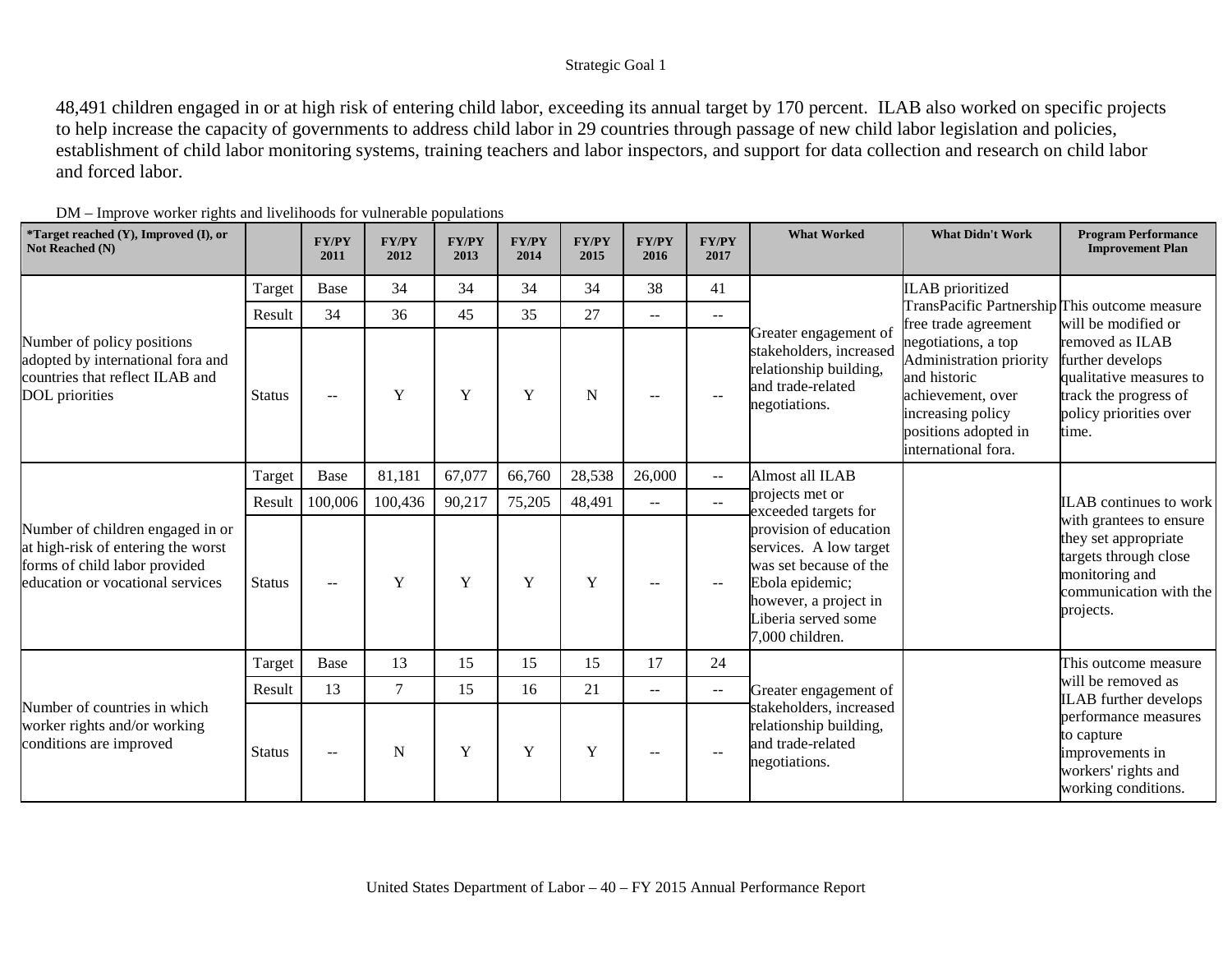48,491 children engaged in or at high risk of entering child labor, exceeding its annual target by 170 percent. ILAB also worked on specific projects to help increase the capacity of governments to address child labor in 29 countries through passage of new child labor legislation and policies, establishment of child labor monitoring systems, training teachers and labor inspectors, and support for data collection and research on child labor and forced labor.

DM – Improve worker rights and livelihoods for vulnerable populations

| *Target reached (Y), Improved (I), or Not Reached (N) | | FY/PY 2011 | FY/PY 2012 | FY/PY 2013 | FY/PY 2014 | FY/PY 2015 | FY/PY 2016 | FY/PY 2017 | What Worked | What Didn't Work | Program Performance Improvement Plan |
|---|---|---|---|---|---|---|---|---|---|---|---|
| Number of policy positions adopted by international fora and countries that reflect ILAB and DOL priorities | Target | Base | 34 | 34 | 34 | 34 | 38 | 41 | Greater engagement of stakeholders, increased relationship building, and trade-related negotiations. | ILAB prioritized TransPacific Partnership free trade agreement negotiations, a top Administration priority and historic achievement, over increasing policy positions adopted in international fora. | This outcome measure will be modified or removed as ILAB further develops qualitative measures to track the progress of policy priorities over time. |
| | Result | 34 | 36 | 45 | 35 | 27 | -- | -- | | | |
| | Status | -- | Y | Y | Y | N | -- | -- | | | |
| Number of children engaged in or at high-risk of entering the worst forms of child labor provided education or vocational services | Target | Base | 81,181 | 67,077 | 66,760 | 28,538 | 26,000 | -- | Almost all ILAB projects met or exceeded targets for provision of education services. A low target was set because of the Ebola epidemic; however, a project in Liberia served some 7,000 children. | | ILAB continues to work with grantees to ensure they set appropriate targets through close monitoring and communication with the projects. |
| | Result | 100,006 | 100,436 | 90,217 | 75,205 | 48,491 | -- | -- | | | |
| | Status | -- | Y | Y | Y | Y | -- | -- | | | |
| Number of countries in which worker rights and/or working conditions are improved | Target | Base | 13 | 15 | 15 | 15 | 17 | 24 | Greater engagement of stakeholders, increased relationship building, and trade-related negotiations. | | This outcome measure will be removed as ILAB further develops performance measures to capture improvements in workers' rights and working conditions. |
| | Result | 13 | 7 | 15 | 16 | 21 | -- | -- | | | |
| | Status | -- | N | Y | Y | Y | -- | -- | | | |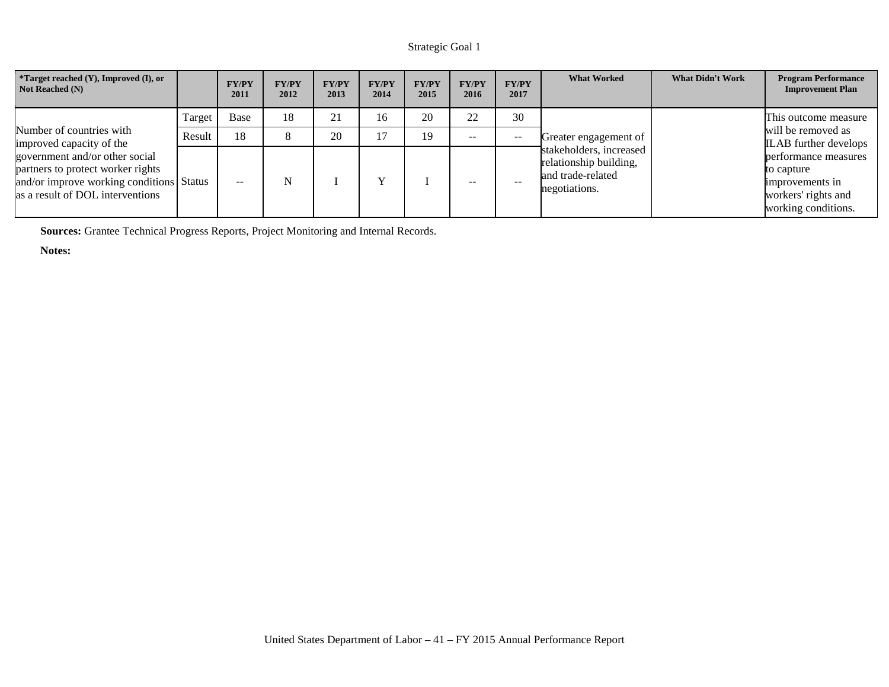Strategic Goal 1

| *Target reached (Y), Improved (I), or Not Reached (N) | | FY/PY 2011 | FY/PY 2012 | FY/PY 2013 | FY/PY 2014 | FY/PY 2015 | FY/PY 2016 | FY/PY 2017 | What Worked | What Didn't Work | Program Performance Improvement Plan |
|---|---|---|---|---|---|---|---|---|---|---|---|
| Number of countries with improved capacity of the government and/or other social partners to protect worker rights and/or improve working conditions as a result of DOL interventions | Target | Base | 18 | 21 | 16 | 20 | 22 | 30 | Greater engagement of stakeholders, increased relationship building, and trade-related negotiations. | | This outcome measure will be removed as ILAB further develops performance measures to capture improvements in workers' rights and working conditions. |
| | Result | 18 | 8 | 20 | 17 | 19 | -- | -- | | | |
| | Status | -- | N | I | Y | I | -- | -- | | | |

**Sources:** Grantee Technical Progress Reports, Project Monitoring and Internal Records.

**Notes:**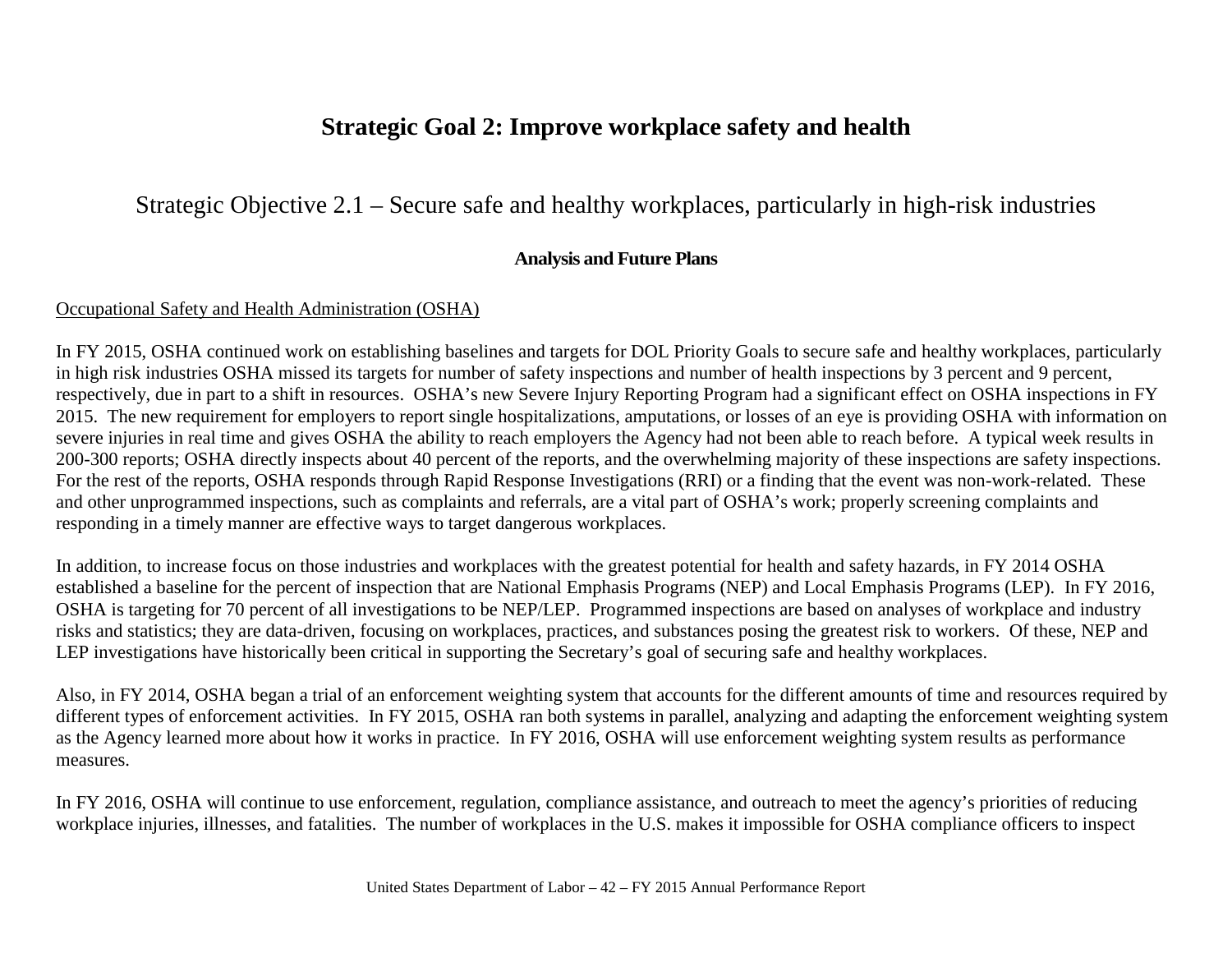# Strategic Goal 2: Improve workplace safety and health

## Strategic Objective 2.1 – Secure safe and healthy workplaces, particularly in high-risk industries

### Analysis and Future Plans

Occupational Safety and Health Administration (OSHA)

In FY 2015, OSHA continued work on establishing baselines and targets for DOL Priority Goals to secure safe and healthy workplaces, particularly in high risk industries OSHA missed its targets for number of safety inspections and number of health inspections by 3 percent and 9 percent, respectively, due in part to a shift in resources. OSHA's new Severe Injury Reporting Program had a significant effect on OSHA inspections in FY 2015. The new requirement for employers to report single hospitalizations, amputations, or losses of an eye is providing OSHA with information on severe injuries in real time and gives OSHA the ability to reach employers the Agency had not been able to reach before. A typical week results in 200-300 reports; OSHA directly inspects about 40 percent of the reports, and the overwhelming majority of these inspections are safety inspections. For the rest of the reports, OSHA responds through Rapid Response Investigations (RRI) or a finding that the event was non-work-related. These and other unprogrammed inspections, such as complaints and referrals, are a vital part of OSHA's work; properly screening complaints and responding in a timely manner are effective ways to target dangerous workplaces.

In addition, to increase focus on those industries and workplaces with the greatest potential for health and safety hazards, in FY 2014 OSHA established a baseline for the percent of inspection that are National Emphasis Programs (NEP) and Local Emphasis Programs (LEP). In FY 2016, OSHA is targeting for 70 percent of all investigations to be NEP/LEP. Programmed inspections are based on analyses of workplace and industry risks and statistics; they are data-driven, focusing on workplaces, practices, and substances posing the greatest risk to workers. Of these, NEP and LEP investigations have historically been critical in supporting the Secretary's goal of securing safe and healthy workplaces.

Also, in FY 2014, OSHA began a trial of an enforcement weighting system that accounts for the different amounts of time and resources required by different types of enforcement activities. In FY 2015, OSHA ran both systems in parallel, analyzing and adapting the enforcement weighting system as the Agency learned more about how it works in practice. In FY 2016, OSHA will use enforcement weighting system results as performance measures.

In FY 2016, OSHA will continue to use enforcement, regulation, compliance assistance, and outreach to meet the agency's priorities of reducing workplace injuries, illnesses, and fatalities. The number of workplaces in the U.S. makes it impossible for OSHA compliance officers to inspect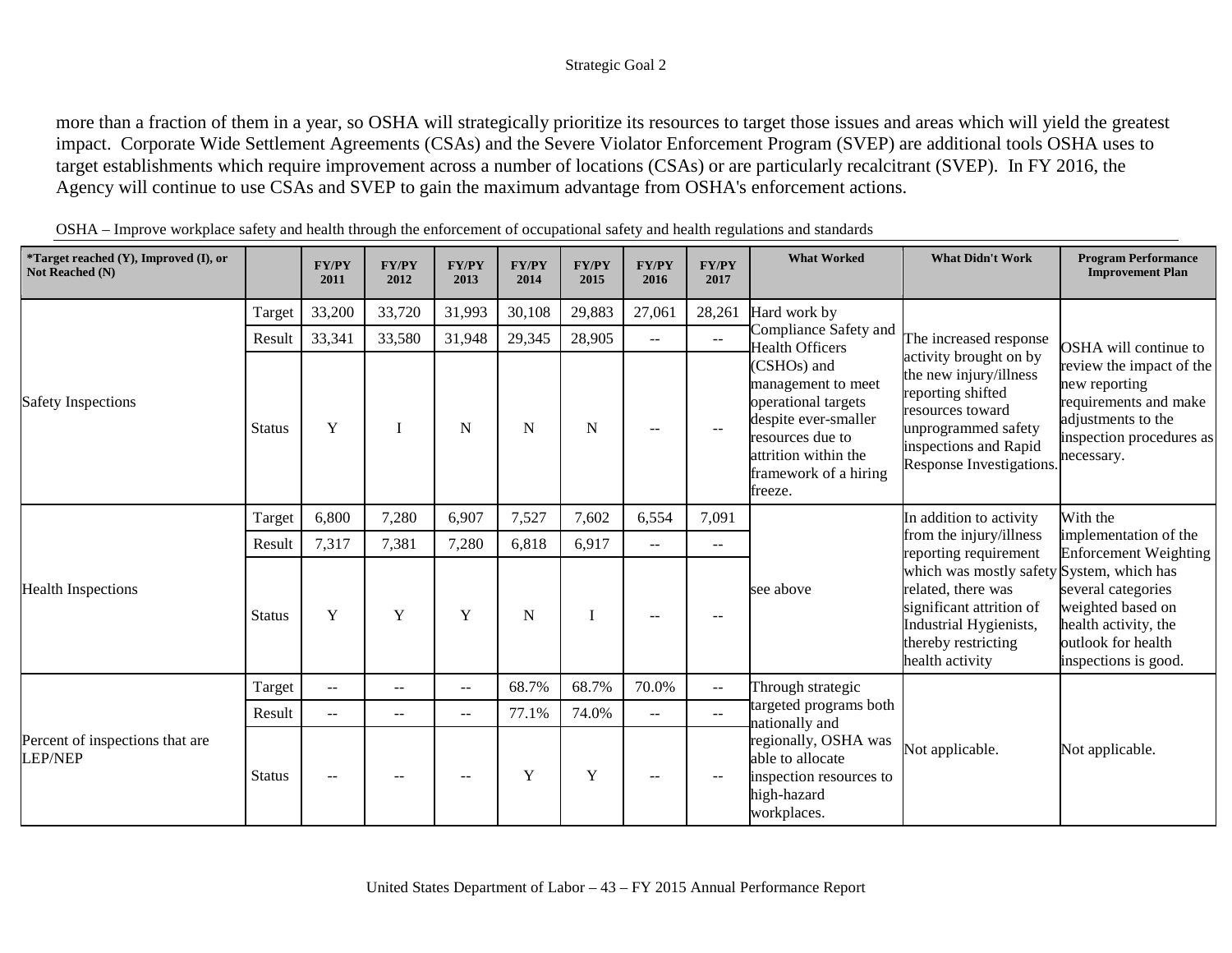more than a fraction of them in a year, so OSHA will strategically prioritize its resources to target those issues and areas which will yield the greatest impact. Corporate Wide Settlement Agreements (CSAs) and the Severe Violator Enforcement Program (SVEP) are additional tools OSHA uses to target establishments which require improvement across a number of locations (CSAs) or are particularly recalcitrant (SVEP). In FY 2016, the Agency will continue to use CSAs and SVEP to gain the maximum advantage from OSHA's enforcement actions.

OSHA – Improve workplace safety and health through the enforcement of occupational safety and health regulations and standards

| *Target reached (Y), Improved (I), or Not Reached (N) | | FY/PY 2011 | FY/PY 2012 | FY/PY 2013 | FY/PY 2014 | FY/PY 2015 | FY/PY 2016 | FY/PY 2017 | What Worked | What Didn't Work | Program Performance Improvement Plan |
|---|---|---|---|---|---|---|---|---|---|---|---|
| Safety Inspections | Target | 33,200 | 33,720 | 31,993 | 30,108 | 29,883 | 27,061 | 28,261 | Hard work by Compliance Safety and Health Officers (CSHOs) and management to meet operational targets despite ever-smaller resources due to attrition within the framework of a hiring freeze. | The increased response activity brought on by the new injury/illness reporting shifted resources toward unprogrammed safety inspections and Rapid Response Investigations. | OSHA will continue to review the impact of the new reporting requirements and make adjustments to the inspection procedures as necessary. |
| | Result | 33,341 | 33,580 | 31,948 | 29,345 | 28,905 | -- | -- | | | |
| | Status | Y | I | N | N | N | -- | -- | | | |
| Health Inspections | Target | 6,800 | 7,280 | 6,907 | 7,527 | 7,602 | 6,554 | 7,091 | see above | In addition to activity from the injury/illness reporting requirement which was mostly safety related, there was significant attrition of Industrial Hygienists, thereby restricting health activity | With the implementation of the Enforcement Weighting System, which has several categories weighted based on health activity, the outlook for health inspections is good. |
| | Result | 7,317 | 7,381 | 7,280 | 6,818 | 6,917 | -- | -- | | | |
| | Status | Y | Y | Y | N | I | -- | -- | | | |
| Percent of inspections that are LEP/NEP | Target | -- | -- | -- | 68.7% | 68.7% | 70.0% | -- | Through strategic targeted programs both nationally and regionally, OSHA was able to allocate inspection resources to high-hazard workplaces. | Not applicable. | Not applicable. |
| | Result | -- | -- | -- | 77.1% | 74.0% | -- | -- | | | |
| | Status | -- | -- | -- | Y | Y | -- | -- | | | |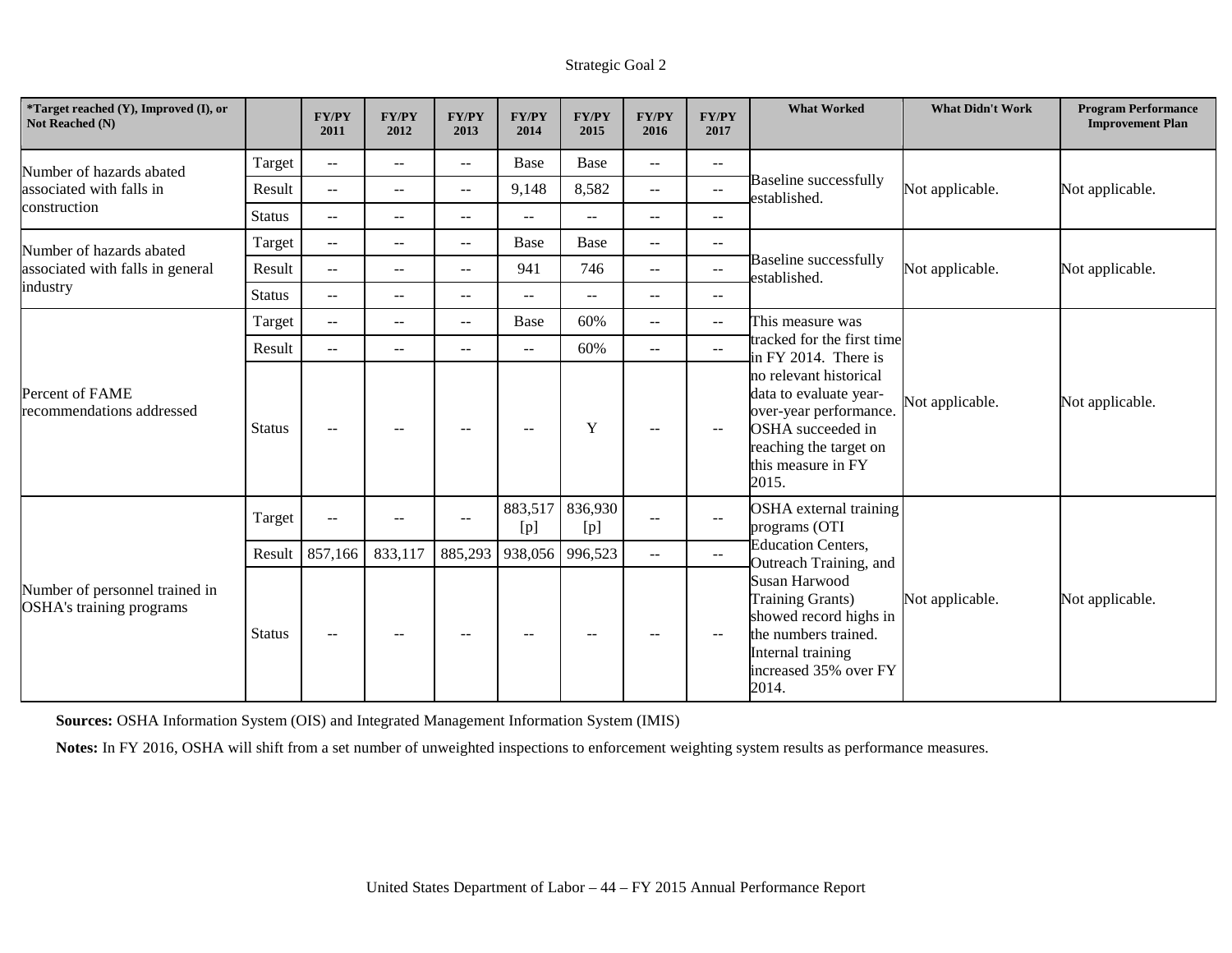Strategic Goal 2

| *Target reached (Y), Improved (I), or Not Reached (N) | | FY/PY 2011 | FY/PY 2012 | FY/PY 2013 | FY/PY 2014 | FY/PY 2015 | FY/PY 2016 | FY/PY 2017 | What Worked | What Didn't Work | Program Performance Improvement Plan |
|---|---|---|---|---|---|---|---|---|---|---|---|
| Number of hazards abated associated with falls in construction | Target | -- | -- | -- | Base | Base | -- | -- | Baseline successfully established. | Not applicable. | Not applicable. |
| | Result | -- | -- | -- | 9,148 | 8,582 | -- | -- | | | |
| | Status | -- | -- | -- | -- | -- | -- | -- | | | |
| Number of hazards abated associated with falls in general industry | Target | -- | -- | -- | Base | Base | -- | -- | Baseline successfully established. | Not applicable. | Not applicable. |
| | Result | -- | -- | -- | 941 | 746 | -- | -- | | | |
| | Status | -- | -- | -- | -- | -- | -- | -- | | | |
| Percent of FAME recommendations addressed | Target | -- | -- | -- | Base | 60% | -- | -- | This measure was tracked for the first time in FY 2014. There is no relevant historical data to evaluate year-over-year performance. OSHA succeeded in reaching the target on this measure in FY 2015. | Not applicable. | Not applicable. |
| | Result | -- | -- | -- | -- | 60% | -- | -- | | | |
| | Status | -- | -- | -- | -- | Y | -- | -- | | | |
| Number of personnel trained in OSHA's training programs | Target | -- | -- | -- | 883,517 [p] | 836,930 [p] | -- | -- | OSHA external training programs (OTI Education Centers, Outreach Training, and Susan Harwood Training Grants) showed record highs in the numbers trained. Internal training increased 35% over FY 2014. | Not applicable. | Not applicable. |
| | Result | 857,166 | 833,117 | 885,293 | 938,056 | 996,523 | -- | -- | | | |
| | Status | -- | -- | -- | -- | -- | -- | -- | | | |

**Sources:** OSHA Information System (OIS) and Integrated Management Information System (IMIS)

**Notes:** In FY 2016, OSHA will shift from a set number of unweighted inspections to enforcement weighting system results as performance measures.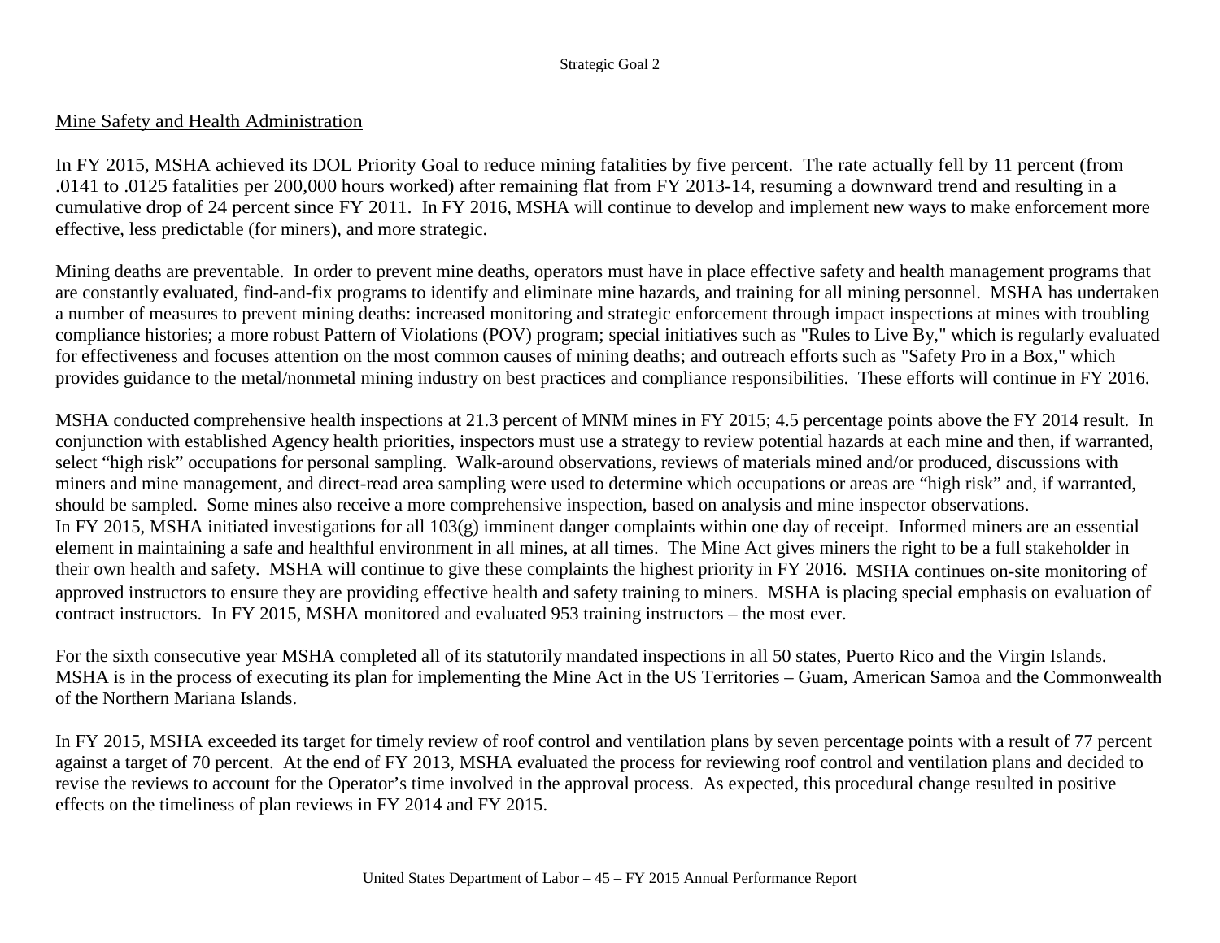## Mine Safety and Health Administration

In FY 2015, MSHA achieved its DOL Priority Goal to reduce mining fatalities by five percent. The rate actually fell by 11 percent (from .0141 to .0125 fatalities per 200,000 hours worked) after remaining flat from FY 2013-14, resuming a downward trend and resulting in a cumulative drop of 24 percent since FY 2011. In FY 2016, MSHA will continue to develop and implement new ways to make enforcement more effective, less predictable (for miners), and more strategic.

Mining deaths are preventable. In order to prevent mine deaths, operators must have in place effective safety and health management programs that are constantly evaluated, find-and-fix programs to identify and eliminate mine hazards, and training for all mining personnel. MSHA has undertaken a number of measures to prevent mining deaths: increased monitoring and strategic enforcement through impact inspections at mines with troubling compliance histories; a more robust Pattern of Violations (POV) program; special initiatives such as "Rules to Live By," which is regularly evaluated for effectiveness and focuses attention on the most common causes of mining deaths; and outreach efforts such as "Safety Pro in a Box," which provides guidance to the metal/nonmetal mining industry on best practices and compliance responsibilities. These efforts will continue in FY 2016.

MSHA conducted comprehensive health inspections at 21.3 percent of MNM mines in FY 2015; 4.5 percentage points above the FY 2014 result. In conjunction with established Agency health priorities, inspectors must use a strategy to review potential hazards at each mine and then, if warranted, select "high risk" occupations for personal sampling. Walk-around observations, reviews of materials mined and/or produced, discussions with miners and mine management, and direct-read area sampling were used to determine which occupations or areas are "high risk" and, if warranted, should be sampled. Some mines also receive a more comprehensive inspection, based on analysis and mine inspector observations.
In FY 2015, MSHA initiated investigations for all 103(g) imminent danger complaints within one day of receipt. Informed miners are an essential element in maintaining a safe and healthful environment in all mines, at all times. The Mine Act gives miners the right to be a full stakeholder in their own health and safety. MSHA will continue to give these complaints the highest priority in FY 2016. MSHA continues on-site monitoring of approved instructors to ensure they are providing effective health and safety training to miners. MSHA is placing special emphasis on evaluation of contract instructors. In FY 2015, MSHA monitored and evaluated 953 training instructors – the most ever.

For the sixth consecutive year MSHA completed all of its statutorily mandated inspections in all 50 states, Puerto Rico and the Virgin Islands. MSHA is in the process of executing its plan for implementing the Mine Act in the US Territories – Guam, American Samoa and the Commonwealth of the Northern Mariana Islands.

In FY 2015, MSHA exceeded its target for timely review of roof control and ventilation plans by seven percentage points with a result of 77 percent against a target of 70 percent. At the end of FY 2013, MSHA evaluated the process for reviewing roof control and ventilation plans and decided to revise the reviews to account for the Operator's time involved in the approval process. As expected, this procedural change resulted in positive effects on the timeliness of plan reviews in FY 2014 and FY 2015.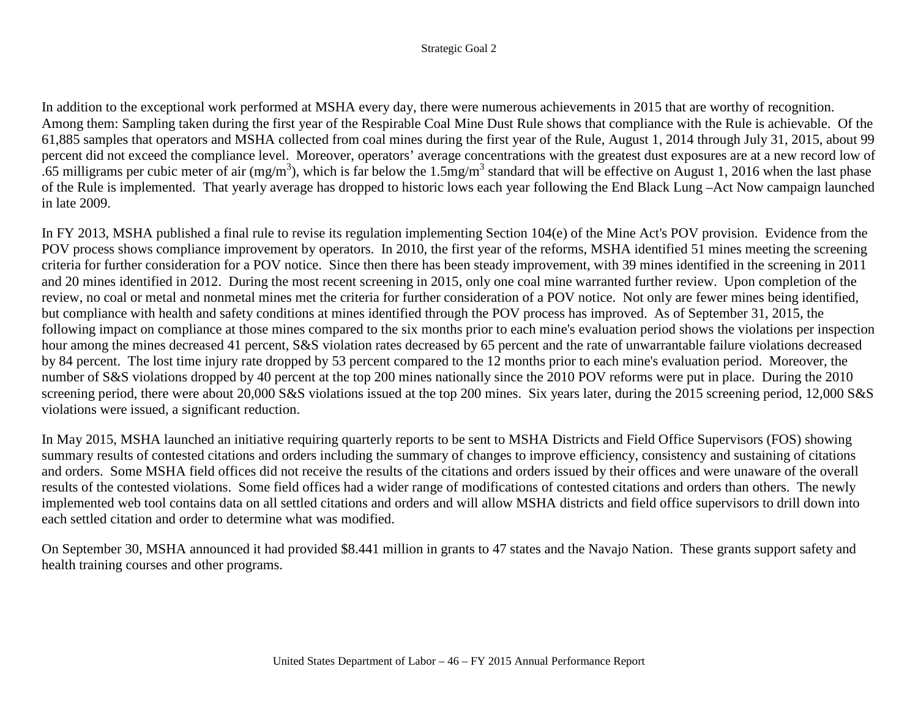In addition to the exceptional work performed at MSHA every day, there were numerous achievements in 2015 that are worthy of recognition. Among them: Sampling taken during the first year of the Respirable Coal Mine Dust Rule shows that compliance with the Rule is achievable. Of the 61,885 samples that operators and MSHA collected from coal mines during the first year of the Rule, August 1, 2014 through July 31, 2015, about 99 percent did not exceed the compliance level. Moreover, operators' average concentrations with the greatest dust exposures are at a new record low of .65 milligrams per cubic meter of air (mg/m$^3$), which is far below the 1.5mg/m$^3$ standard that will be effective on August 1, 2016 when the last phase of the Rule is implemented. That yearly average has dropped to historic lows each year following the End Black Lung –Act Now campaign launched in late 2009.

In FY 2013, MSHA published a final rule to revise its regulation implementing Section 104(e) of the Mine Act's POV provision. Evidence from the POV process shows compliance improvement by operators. In 2010, the first year of the reforms, MSHA identified 51 mines meeting the screening criteria for further consideration for a POV notice. Since then there has been steady improvement, with 39 mines identified in the screening in 2011 and 20 mines identified in 2012. During the most recent screening in 2015, only one coal mine warranted further review. Upon completion of the review, no coal or metal and nonmetal mines met the criteria for further consideration of a POV notice. Not only are fewer mines being identified, but compliance with health and safety conditions at mines identified through the POV process has improved. As of September 31, 2015, the following impact on compliance at those mines compared to the six months prior to each mine's evaluation period shows the violations per inspection hour among the mines decreased 41 percent, S&S violation rates decreased by 65 percent and the rate of unwarrantable failure violations decreased by 84 percent. The lost time injury rate dropped by 53 percent compared to the 12 months prior to each mine's evaluation period. Moreover, the number of S&S violations dropped by 40 percent at the top 200 mines nationally since the 2010 POV reforms were put in place. During the 2010 screening period, there were about 20,000 S&S violations issued at the top 200 mines. Six years later, during the 2015 screening period, 12,000 S&S violations were issued, a significant reduction.

In May 2015, MSHA launched an initiative requiring quarterly reports to be sent to MSHA Districts and Field Office Supervisors (FOS) showing summary results of contested citations and orders including the summary of changes to improve efficiency, consistency and sustaining of citations and orders. Some MSHA field offices did not receive the results of the citations and orders issued by their offices and were unaware of the overall results of the contested violations. Some field offices had a wider range of modifications of contested citations and orders than others. The newly implemented web tool contains data on all settled citations and orders and will allow MSHA districts and field office supervisors to drill down into each settled citation and order to determine what was modified.

On September 30, MSHA announced it had provided $8.441 million in grants to 47 states and the Navajo Nation. These grants support safety and health training courses and other programs.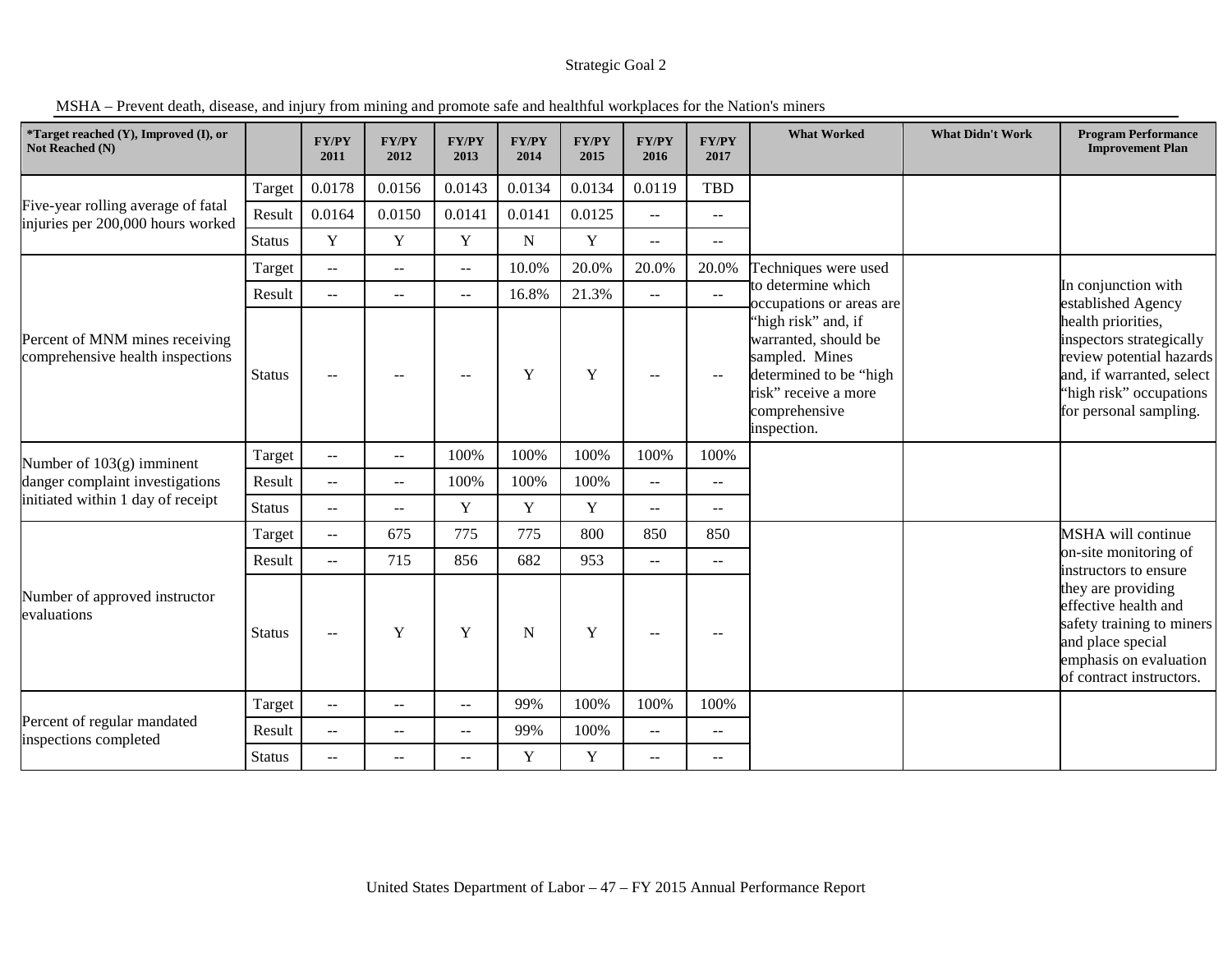Strategic Goal 2

MSHA – Prevent death, disease, and injury from mining and promote safe and healthful workplaces for the Nation's miners

| *Target reached (Y), Improved (I), or Not Reached (N) | | FY/PY 2011 | FY/PY 2012 | FY/PY 2013 | FY/PY 2014 | FY/PY 2015 | FY/PY 2016 | FY/PY 2017 | What Worked | What Didn't Work | Program Performance Improvement Plan |
|---|---|---|---|---|---|---|---|---|---|---|---|
| Five-year rolling average of fatal injuries per 200,000 hours worked | Target | 0.0178 | 0.0156 | 0.0143 | 0.0134 | 0.0134 | 0.0119 | TBD | | | |
| | Result | 0.0164 | 0.0150 | 0.0141 | 0.0141 | 0.0125 | -- | -- | | | |
| | Status | Y | Y | Y | N | Y | -- | -- | | | |
| Percent of MNM mines receiving comprehensive health inspections | Target | -- | -- | -- | 10.0% | 20.0% | 20.0% | 20.0% | Techniques were used to determine which occupations or areas are "high risk" and, if warranted, should be sampled. Mines determined to be "high risk" receive a more comprehensive inspection. | | In conjunction with established Agency health priorities, inspectors strategically review potential hazards and, if warranted, select "high risk" occupations for personal sampling. |
| | Result | -- | -- | -- | 16.8% | 21.3% | -- | -- | | | |
| | Status | -- | -- | -- | Y | Y | -- | -- | | | |
| Number of 103(g) imminent danger complaint investigations initiated within 1 day of receipt | Target | -- | -- | 100% | 100% | 100% | 100% | 100% | | | |
| | Result | -- | -- | 100% | 100% | 100% | -- | -- | | | |
| | Status | -- | -- | Y | Y | Y | -- | -- | | | |
| Number of approved instructor evaluations | Target | -- | 675 | 775 | 775 | 800 | 850 | 850 | | | MSHA will continue on-site monitoring of instructors to ensure they are providing effective health and safety training to miners and place special emphasis on evaluation of contract instructors. |
| | Result | -- | 715 | 856 | 682 | 953 | -- | -- | | | |
| | Status | -- | Y | Y | N | Y | -- | -- | | | |
| Percent of regular mandated inspections completed | Target | -- | -- | -- | 99% | 100% | 100% | 100% | | | |
| | Result | -- | -- | -- | 99% | 100% | -- | -- | | | |
| | Status | -- | -- | -- | Y | Y | -- | -- | | | |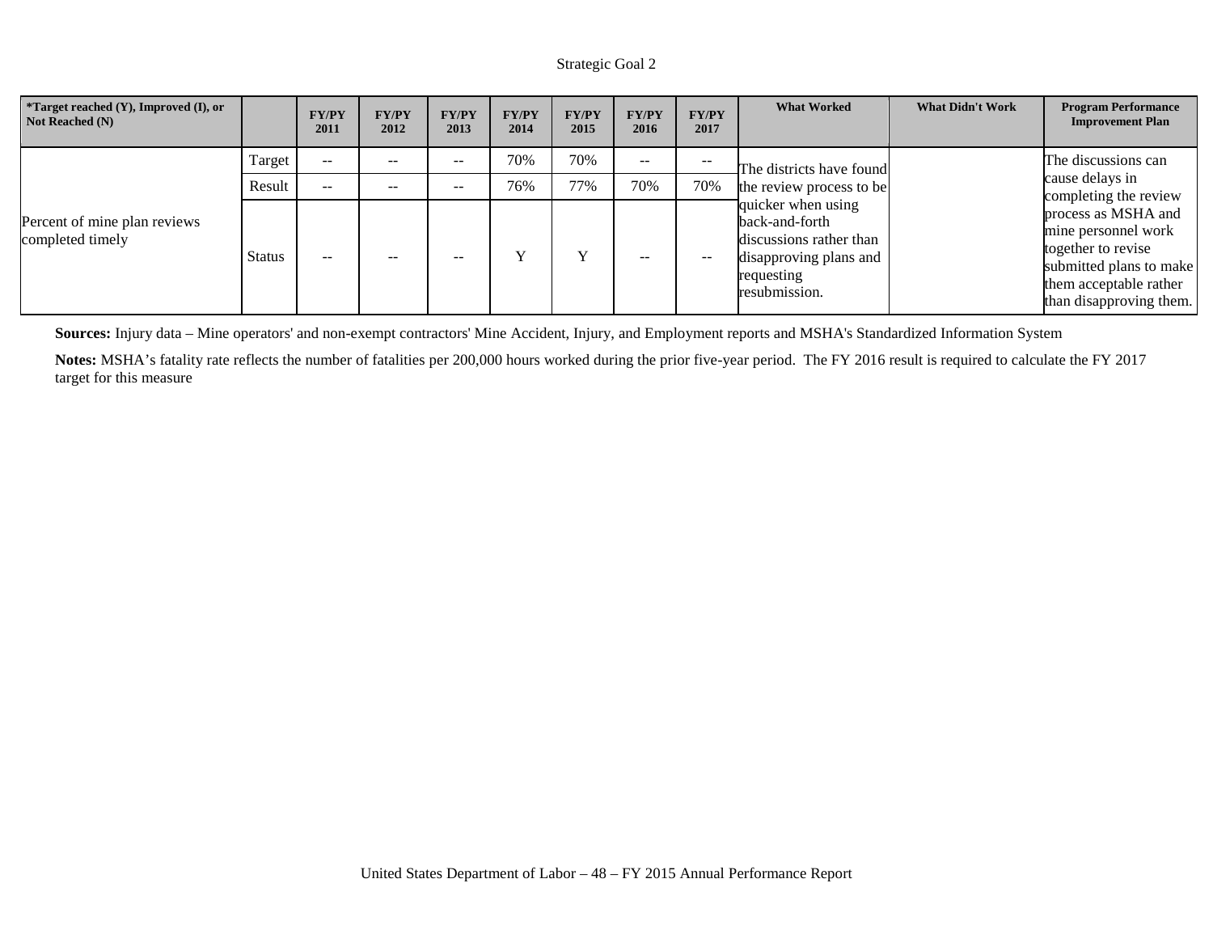Strategic Goal 2

| *Target reached (Y), Improved (I), or Not Reached (N) | | FY/PY 2011 | FY/PY 2012 | FY/PY 2013 | FY/PY 2014 | FY/PY 2015 | FY/PY 2016 | FY/PY 2017 | What Worked | What Didn't Work | Program Performance Improvement Plan |
|---|---|---|---|---|---|---|---|---|---|---|---|
| Percent of mine plan reviews completed timely | Target | -- | -- | -- | 70% | 70% | -- | -- | The districts have found the review process to be quicker when using back-and-forth discussions rather than disapproving plans and requesting resubmission. | | The discussions can cause delays in completing the review process as MSHA and mine personnel work together to revise submitted plans to make them acceptable rather than disapproving them. |
| | Result | -- | -- | -- | 76% | 77% | 70% | 70% | | | |
| | Status | -- | -- | -- | Y | Y | -- | -- | | | |

**Sources:** Injury data – Mine operators' and non-exempt contractors' Mine Accident, Injury, and Employment reports and MSHA's Standardized Information System

**Notes:** MSHA's fatality rate reflects the number of fatalities per 200,000 hours worked during the prior five-year period. The FY 2016 result is required to calculate the FY 2017 target for this measure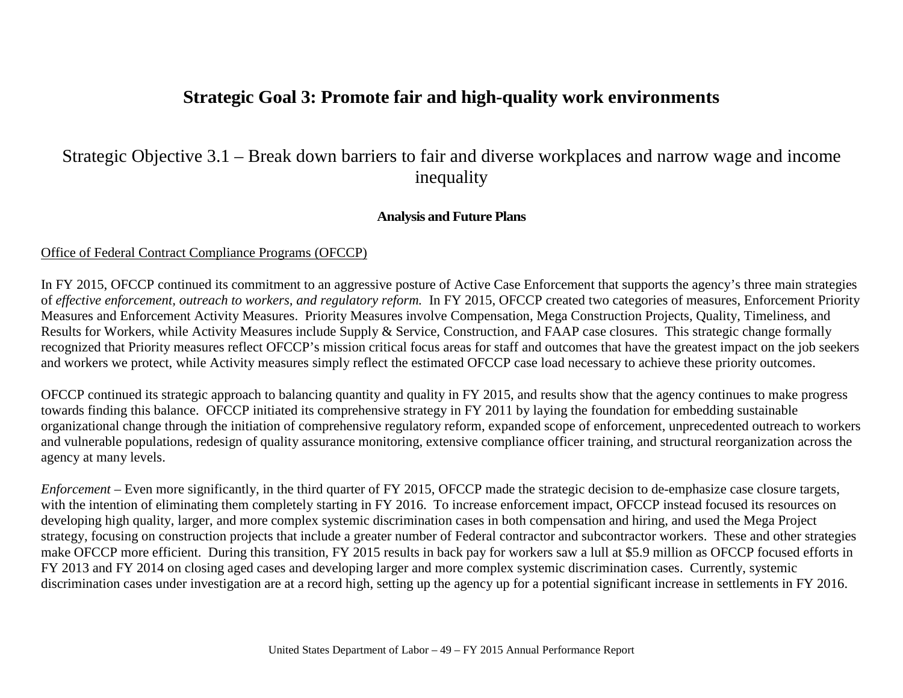# Strategic Goal 3: Promote fair and high-quality work environments

## Strategic Objective 3.1 – Break down barriers to fair and diverse workplaces and narrow wage and income inequality

### Analysis and Future Plans

Office of Federal Contract Compliance Programs (OFCCP)

In FY 2015, OFCCP continued its commitment to an aggressive posture of Active Case Enforcement that supports the agency's three main strategies of *effective enforcement, outreach to workers, and regulatory reform.* In FY 2015, OFCCP created two categories of measures, Enforcement Priority Measures and Enforcement Activity Measures. Priority Measures involve Compensation, Mega Construction Projects, Quality, Timeliness, and Results for Workers, while Activity Measures include Supply & Service, Construction, and FAAP case closures. This strategic change formally recognized that Priority measures reflect OFCCP's mission critical focus areas for staff and outcomes that have the greatest impact on the job seekers and workers we protect, while Activity measures simply reflect the estimated OFCCP case load necessary to achieve these priority outcomes.

OFCCP continued its strategic approach to balancing quantity and quality in FY 2015, and results show that the agency continues to make progress towards finding this balance. OFCCP initiated its comprehensive strategy in FY 2011 by laying the foundation for embedding sustainable organizational change through the initiation of comprehensive regulatory reform, expanded scope of enforcement, unprecedented outreach to workers and vulnerable populations, redesign of quality assurance monitoring, extensive compliance officer training, and structural reorganization across the agency at many levels.

*Enforcement* – Even more significantly, in the third quarter of FY 2015, OFCCP made the strategic decision to de-emphasize case closure targets, with the intention of eliminating them completely starting in FY 2016. To increase enforcement impact, OFCCP instead focused its resources on developing high quality, larger, and more complex systemic discrimination cases in both compensation and hiring, and used the Mega Project strategy, focusing on construction projects that include a greater number of Federal contractor and subcontractor workers. These and other strategies make OFCCP more efficient. During this transition, FY 2015 results in back pay for workers saw a lull at $5.9 million as OFCCP focused efforts in FY 2013 and FY 2014 on closing aged cases and developing larger and more complex systemic discrimination cases. Currently, systemic discrimination cases under investigation are at a record high, setting up the agency up for a potential significant increase in settlements in FY 2016.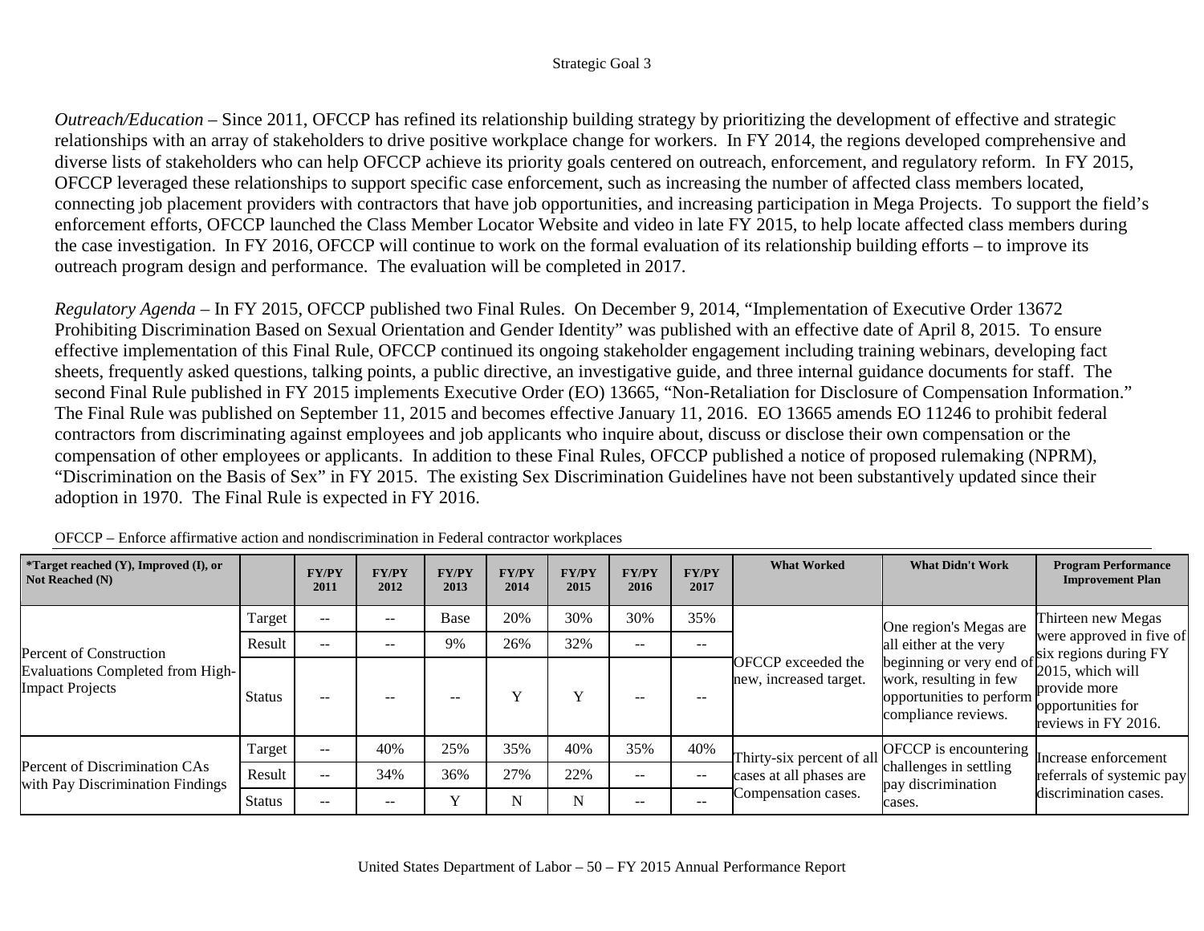*Outreach/Education* – Since 2011, OFCCP has refined its relationship building strategy by prioritizing the development of effective and strategic relationships with an array of stakeholders to drive positive workplace change for workers. In FY 2014, the regions developed comprehensive and diverse lists of stakeholders who can help OFCCP achieve its priority goals centered on outreach, enforcement, and regulatory reform. In FY 2015, OFCCP leveraged these relationships to support specific case enforcement, such as increasing the number of affected class members located, connecting job placement providers with contractors that have job opportunities, and increasing participation in Mega Projects. To support the field's enforcement efforts, OFCCP launched the Class Member Locator Website and video in late FY 2015, to help locate affected class members during the case investigation. In FY 2016, OFCCP will continue to work on the formal evaluation of its relationship building efforts – to improve its outreach program design and performance. The evaluation will be completed in 2017.

*Regulatory Agenda* – In FY 2015, OFCCP published two Final Rules. On December 9, 2014, "Implementation of Executive Order 13672 Prohibiting Discrimination Based on Sexual Orientation and Gender Identity" was published with an effective date of April 8, 2015. To ensure effective implementation of this Final Rule, OFCCP continued its ongoing stakeholder engagement including training webinars, developing fact sheets, frequently asked questions, talking points, a public directive, an investigative guide, and three internal guidance documents for staff. The second Final Rule published in FY 2015 implements Executive Order (EO) 13665, "Non-Retaliation for Disclosure of Compensation Information." The Final Rule was published on September 11, 2015 and becomes effective January 11, 2016. EO 13665 amends EO 11246 to prohibit federal contractors from discriminating against employees and job applicants who inquire about, discuss or disclose their own compensation or the compensation of other employees or applicants. In addition to these Final Rules, OFCCP published a notice of proposed rulemaking (NPRM), "Discrimination on the Basis of Sex" in FY 2015. The existing Sex Discrimination Guidelines have not been substantively updated since their adoption in 1970. The Final Rule is expected in FY 2016.

OFCCP – Enforce affirmative action and nondiscrimination in Federal contractor workplaces

| *Target reached (Y), Improved (I), or Not Reached (N) | | FY/PY 2011 | FY/PY 2012 | FY/PY 2013 | FY/PY 2014 | FY/PY 2015 | FY/PY 2016 | FY/PY 2017 | What Worked | What Didn't Work | Program Performance Improvement Plan |
|---|---|---|---|---|---|---|---|---|---|---|---|
| Percent of Construction Evaluations Completed from High-Impact Projects | Target | -- | -- | Base | 20% | 30% | 30% | 35% | OFCCP exceeded the new, increased target. | One region's Megas are all either at the very beginning or very end of work, resulting in few opportunities to perform compliance reviews. | Thirteen new Megas were approved in five of six regions during FY 2015, which will provide more opportunities for reviews in FY 2016. |
| | Result | -- | -- | 9% | 26% | 32% | -- | -- | | | |
| | Status | -- | -- | -- | Y | Y | -- | -- | | | |
| Percent of Discrimination CAs with Pay Discrimination Findings | Target | -- | 40% | 25% | 35% | 40% | 35% | 40% | Thirty-six percent of all cases at all phases are Compensation cases. | OFCCP is encountering challenges in settling pay discrimination cases. | Increase enforcement referrals of systemic pay discrimination cases. |
| | Result | -- | 34% | 36% | 27% | 22% | -- | -- | | | |
| | Status | -- | -- | Y | N | N | -- | -- | | | |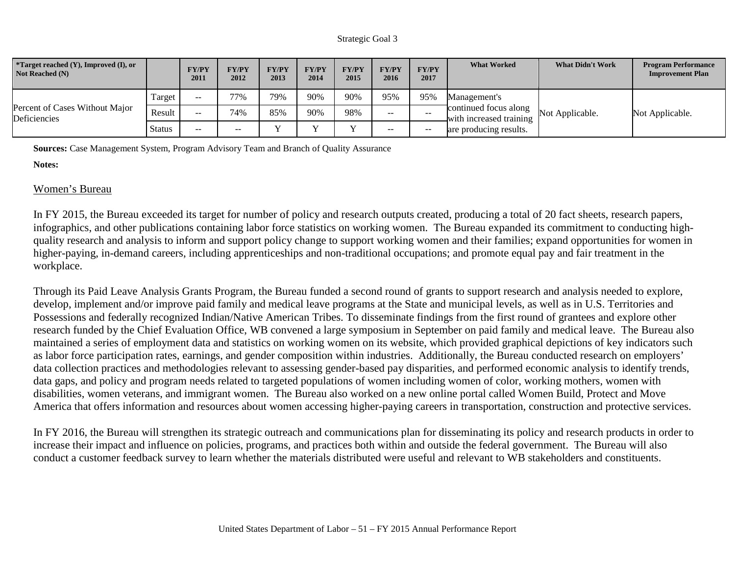Strategic Goal 3

| *Target reached (Y), Improved (I), or Not Reached (N) | | FY/PY 2011 | FY/PY 2012 | FY/PY 2013 | FY/PY 2014 | FY/PY 2015 | FY/PY 2016 | FY/PY 2017 | What Worked | What Didn't Work | Program Performance Improvement Plan |
|---|---|---|---|---|---|---|---|---|---|---|---|
| Percent of Cases Without Major Deficiencies | Target | -- | 77% | 79% | 90% | 90% | 95% | 95% | Management's continued focus along with increased training are producing results. | Not Applicable. | Not Applicable. |
| | Result | -- | 74% | 85% | 90% | 98% | -- | -- | | | |
| | Status | -- | -- | Y | Y | Y | -- | -- | | | |

**Sources:** Case Management System, Program Advisory Team and Branch of Quality Assurance

**Notes:**

## Women's Bureau

In FY 2015, the Bureau exceeded its target for number of policy and research outputs created, producing a total of 20 fact sheets, research papers, infographics, and other publications containing labor force statistics on working women. The Bureau expanded its commitment to conducting high-quality research and analysis to inform and support policy change to support working women and their families; expand opportunities for women in higher-paying, in-demand careers, including apprenticeships and non-traditional occupations; and promote equal pay and fair treatment in the workplace.

Through its Paid Leave Analysis Grants Program, the Bureau funded a second round of grants to support research and analysis needed to explore, develop, implement and/or improve paid family and medical leave programs at the State and municipal levels, as well as in U.S. Territories and Possessions and federally recognized Indian/Native American Tribes. To disseminate findings from the first round of grantees and explore other research funded by the Chief Evaluation Office, WB convened a large symposium in September on paid family and medical leave. The Bureau also maintained a series of employment data and statistics on working women on its website, which provided graphical depictions of key indicators such as labor force participation rates, earnings, and gender composition within industries. Additionally, the Bureau conducted research on employers' data collection practices and methodologies relevant to assessing gender-based pay disparities, and performed economic analysis to identify trends, data gaps, and policy and program needs related to targeted populations of women including women of color, working mothers, women with disabilities, women veterans, and immigrant women. The Bureau also worked on a new online portal called Women Build, Protect and Move America that offers information and resources about women accessing higher-paying careers in transportation, construction and protective services.

In FY 2016, the Bureau will strengthen its strategic outreach and communications plan for disseminating its policy and research products in order to increase their impact and influence on policies, programs, and practices both within and outside the federal government. The Bureau will also conduct a customer feedback survey to learn whether the materials distributed were useful and relevant to WB stakeholders and constituents.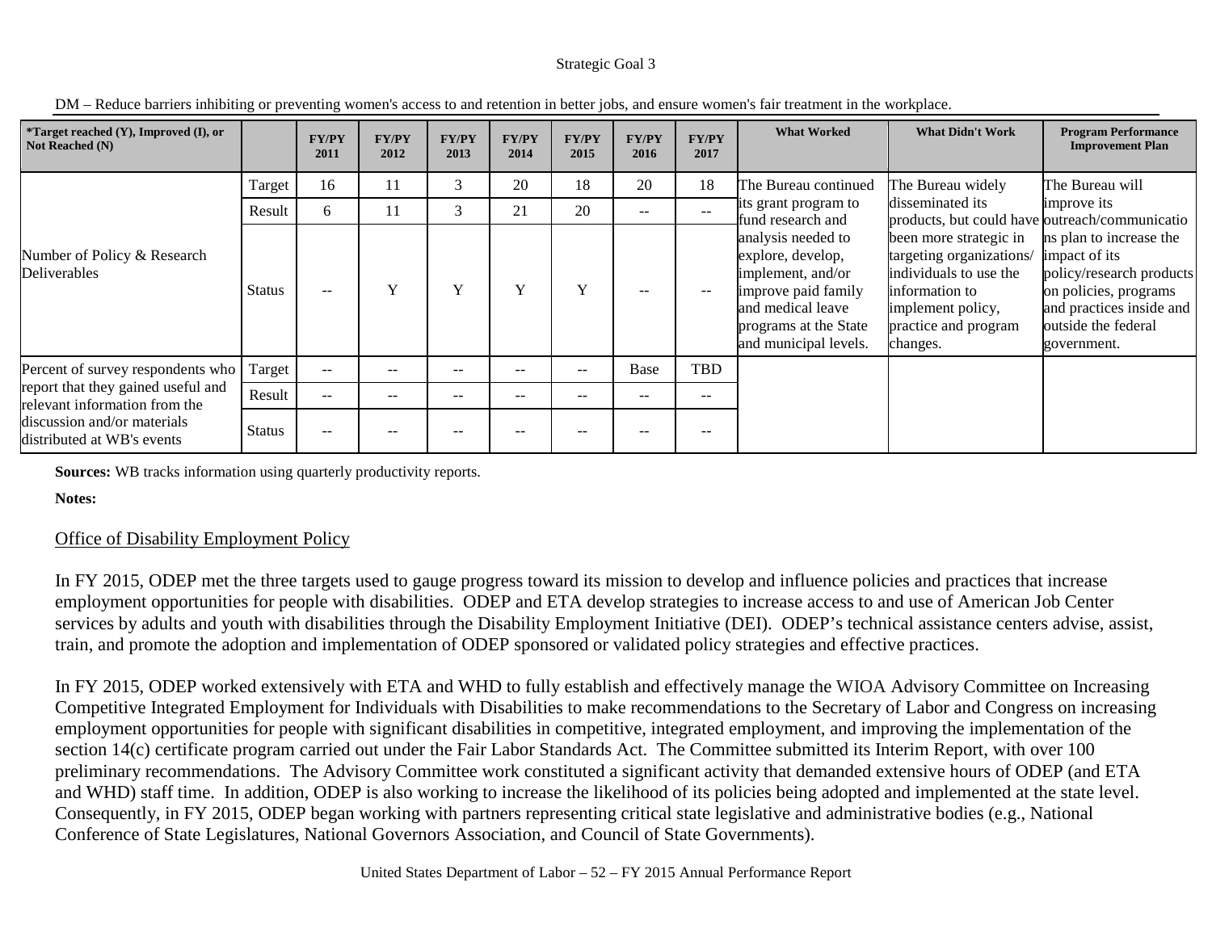Strategic Goal 3

DM – Reduce barriers inhibiting or preventing women's access to and retention in better jobs, and ensure women's fair treatment in the workplace.

| *Target reached (Y), Improved (I), or Not Reached (N) | | FY/PY 2011 | FY/PY 2012 | FY/PY 2013 | FY/PY 2014 | FY/PY 2015 | FY/PY 2016 | FY/PY 2017 | What Worked | What Didn't Work | Program Performance Improvement Plan |
|---|---|---|---|---|---|---|---|---|---|---|---|
| Number of Policy & Research Deliverables | Target | 16 | 11 | 3 | 20 | 18 | 20 | 18 | The Bureau continued its grant program to fund research and analysis needed to explore, develop, implement, and/or improve paid family and medical leave programs at the State and municipal levels. | The Bureau widely disseminated its products, but could have been more strategic in targeting organizations/ individuals to use the information to implement policy, practice and program changes. | The Bureau will improve its outreach/communications plan to increase the impact of its policy/research products on policies, programs and practices inside and outside the federal government. |
| | Result | 6 | 11 | 3 | 21 | 20 | -- | -- | | | |
| | Status | -- | Y | Y | Y | Y | -- | -- | | | |
| Percent of survey respondents who report that they gained useful and relevant information from the discussion and/or materials distributed at WB's events | Target | -- | -- | -- | -- | -- | Base | TBD | | | |
| | Result | -- | -- | -- | -- | -- | -- | -- | | | |
| | Status | -- | -- | -- | -- | -- | -- | -- | | | |

**Sources:** WB tracks information using quarterly productivity reports.

**Notes:**

## Office of Disability Employment Policy

In FY 2015, ODEP met the three targets used to gauge progress toward its mission to develop and influence policies and practices that increase employment opportunities for people with disabilities. ODEP and ETA develop strategies to increase access to and use of American Job Center services by adults and youth with disabilities through the Disability Employment Initiative (DEI). ODEP's technical assistance centers advise, assist, train, and promote the adoption and implementation of ODEP sponsored or validated policy strategies and effective practices.

In FY 2015, ODEP worked extensively with ETA and WHD to fully establish and effectively manage the WIOA Advisory Committee on Increasing Competitive Integrated Employment for Individuals with Disabilities to make recommendations to the Secretary of Labor and Congress on increasing employment opportunities for people with significant disabilities in competitive, integrated employment, and improving the implementation of the section 14(c) certificate program carried out under the Fair Labor Standards Act. The Committee submitted its Interim Report, with over 100 preliminary recommendations. The Advisory Committee work constituted a significant activity that demanded extensive hours of ODEP (and ETA and WHD) staff time. In addition, ODEP is also working to increase the likelihood of its policies being adopted and implemented at the state level. Consequently, in FY 2015, ODEP began working with partners representing critical state legislative and administrative bodies (e.g., National Conference of State Legislatures, National Governors Association, and Council of State Governments).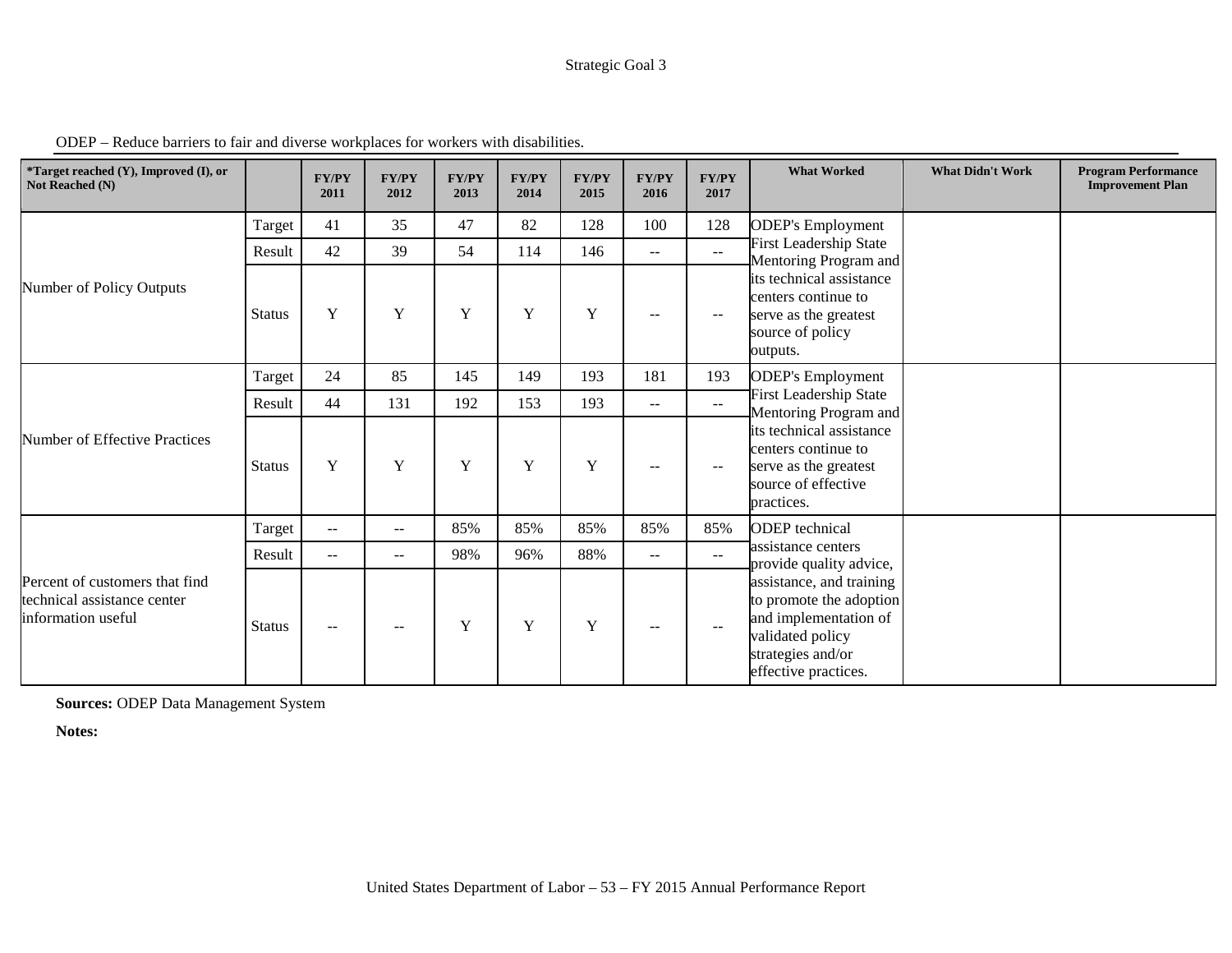ODEP – Reduce barriers to fair and diverse workplaces for workers with disabilities.

| *Target reached (Y), Improved (I), or Not Reached (N) | | FY/PY 2011 | FY/PY 2012 | FY/PY 2013 | FY/PY 2014 | FY/PY 2015 | FY/PY 2016 | FY/PY 2017 | What Worked | What Didn't Work | Program Performance Improvement Plan |
|---|---|---|---|---|---|---|---|---|---|---|---|
| Number of Policy Outputs | Target | 41 | 35 | 47 | 82 | 128 | 100 | 128 | ODEP's Employment First Leadership State Mentoring Program and its technical assistance centers continue to serve as the greatest source of policy outputs. | | |
| | Result | 42 | 39 | 54 | 114 | 146 | -- | -- | | | |
| | Status | Y | Y | Y | Y | Y | -- | -- | | | |
| Number of Effective Practices | Target | 24 | 85 | 145 | 149 | 193 | 181 | 193 | ODEP's Employment First Leadership State Mentoring Program and its technical assistance centers continue to serve as the greatest source of effective practices. | | |
| | Result | 44 | 131 | 192 | 153 | 193 | -- | -- | | | |
| | Status | Y | Y | Y | Y | Y | -- | -- | | | |
| Percent of customers that find technical assistance center information useful | Target | -- | -- | 85% | 85% | 85% | 85% | 85% | ODEP technical assistance centers provide quality advice, assistance, and training to promote the adoption and implementation of validated policy strategies and/or effective practices. | | |
| | Result | -- | -- | 98% | 96% | 88% | -- | -- | | | |
| | Status | -- | -- | Y | Y | Y | -- | -- | | | |

**Sources:** ODEP Data Management System

**Notes:**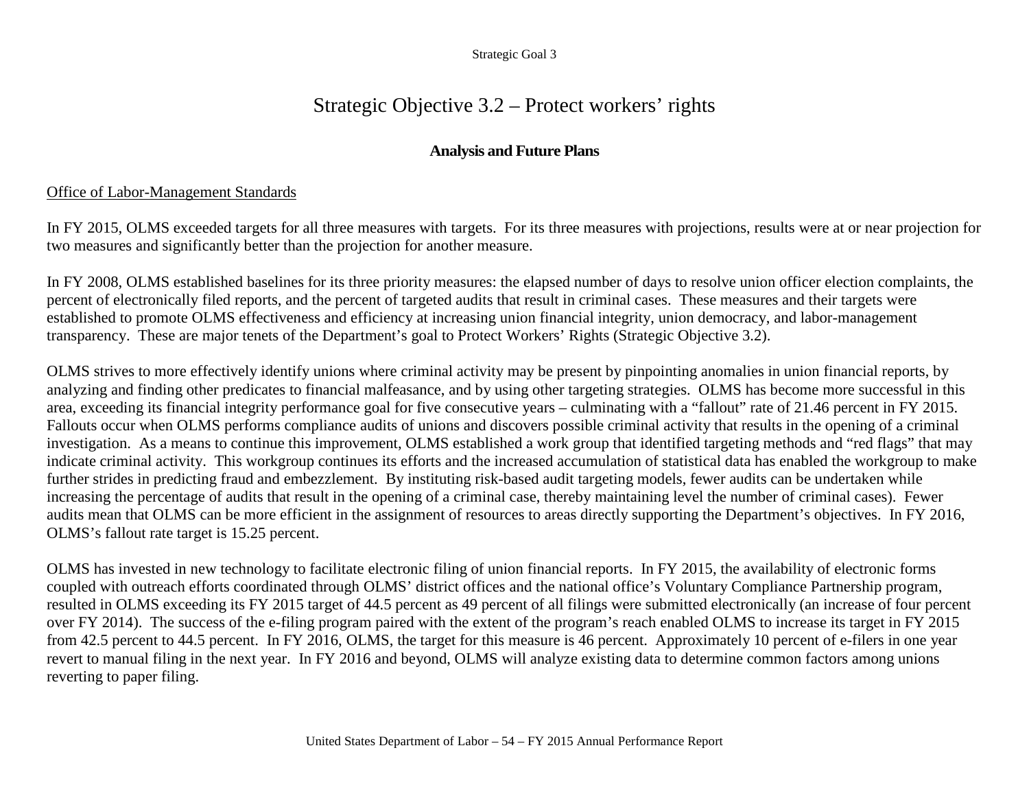# Strategic Objective 3.2 – Protect workers' rights

### Analysis and Future Plans

Office of Labor-Management Standards

In FY 2015, OLMS exceeded targets for all three measures with targets. For its three measures with projections, results were at or near projection for two measures and significantly better than the projection for another measure.

In FY 2008, OLMS established baselines for its three priority measures: the elapsed number of days to resolve union officer election complaints, the percent of electronically filed reports, and the percent of targeted audits that result in criminal cases. These measures and their targets were established to promote OLMS effectiveness and efficiency at increasing union financial integrity, union democracy, and labor-management transparency. These are major tenets of the Department's goal to Protect Workers' Rights (Strategic Objective 3.2).

OLMS strives to more effectively identify unions where criminal activity may be present by pinpointing anomalies in union financial reports, by analyzing and finding other predicates to financial malfeasance, and by using other targeting strategies. OLMS has become more successful in this area, exceeding its financial integrity performance goal for five consecutive years – culminating with a "fallout" rate of 21.46 percent in FY 2015. Fallouts occur when OLMS performs compliance audits of unions and discovers possible criminal activity that results in the opening of a criminal investigation. As a means to continue this improvement, OLMS established a work group that identified targeting methods and "red flags" that may indicate criminal activity. This workgroup continues its efforts and the increased accumulation of statistical data has enabled the workgroup to make further strides in predicting fraud and embezzlement. By instituting risk-based audit targeting models, fewer audits can be undertaken while increasing the percentage of audits that result in the opening of a criminal case, thereby maintaining level the number of criminal cases). Fewer audits mean that OLMS can be more efficient in the assignment of resources to areas directly supporting the Department's objectives. In FY 2016, OLMS's fallout rate target is 15.25 percent.

OLMS has invested in new technology to facilitate electronic filing of union financial reports. In FY 2015, the availability of electronic forms coupled with outreach efforts coordinated through OLMS' district offices and the national office's Voluntary Compliance Partnership program, resulted in OLMS exceeding its FY 2015 target of 44.5 percent as 49 percent of all filings were submitted electronically (an increase of four percent over FY 2014). The success of the e-filing program paired with the extent of the program's reach enabled OLMS to increase its target in FY 2015 from 42.5 percent to 44.5 percent. In FY 2016, OLMS, the target for this measure is 46 percent. Approximately 10 percent of e-filers in one year revert to manual filing in the next year. In FY 2016 and beyond, OLMS will analyze existing data to determine common factors among unions reverting to paper filing.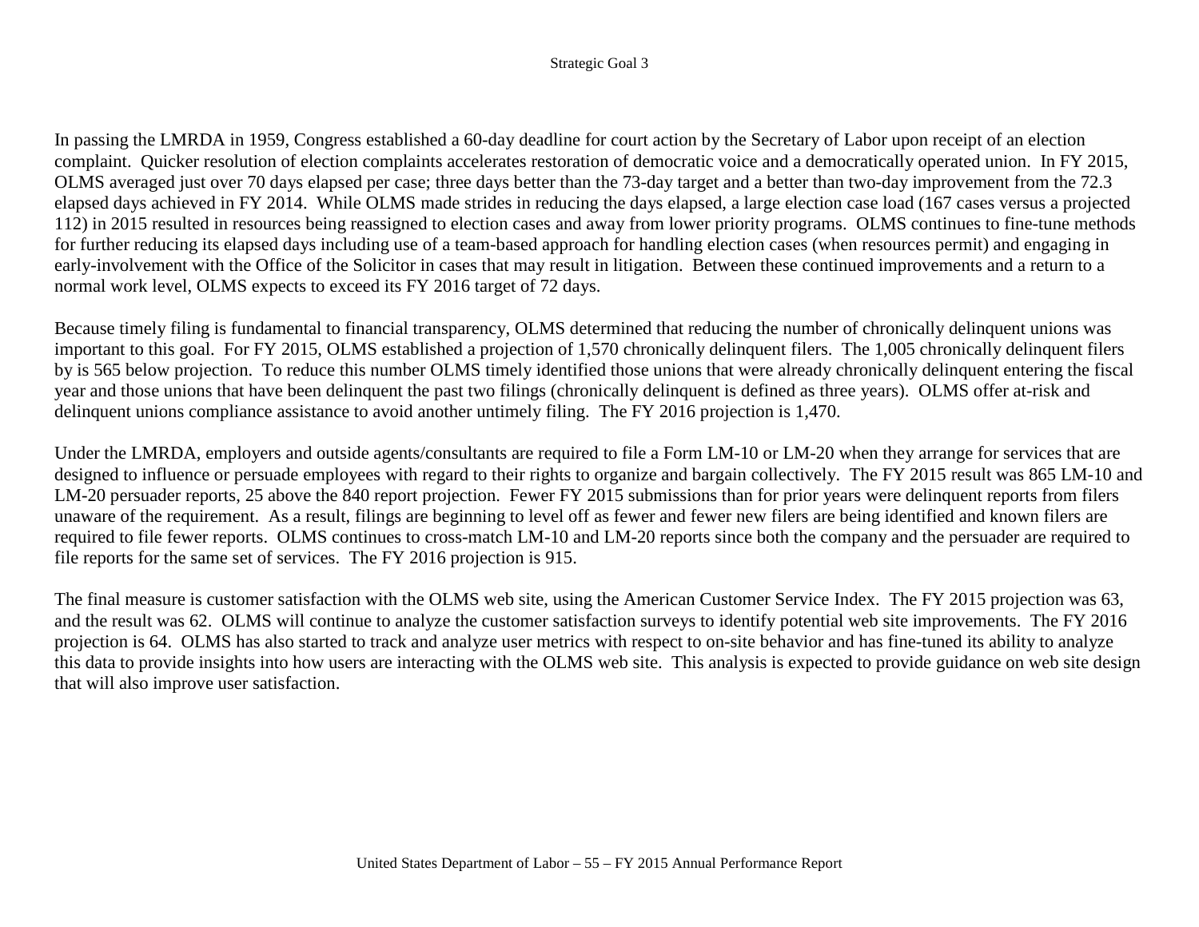In passing the LMRDA in 1959, Congress established a 60-day deadline for court action by the Secretary of Labor upon receipt of an election complaint. Quicker resolution of election complaints accelerates restoration of democratic voice and a democratically operated union. In FY 2015, OLMS averaged just over 70 days elapsed per case; three days better than the 73-day target and a better than two-day improvement from the 72.3 elapsed days achieved in FY 2014. While OLMS made strides in reducing the days elapsed, a large election case load (167 cases versus a projected 112) in 2015 resulted in resources being reassigned to election cases and away from lower priority programs. OLMS continues to fine-tune methods for further reducing its elapsed days including use of a team-based approach for handling election cases (when resources permit) and engaging in early-involvement with the Office of the Solicitor in cases that may result in litigation. Between these continued improvements and a return to a normal work level, OLMS expects to exceed its FY 2016 target of 72 days.

Because timely filing is fundamental to financial transparency, OLMS determined that reducing the number of chronically delinquent unions was important to this goal. For FY 2015, OLMS established a projection of 1,570 chronically delinquent filers. The 1,005 chronically delinquent filers by is 565 below projection. To reduce this number OLMS timely identified those unions that were already chronically delinquent entering the fiscal year and those unions that have been delinquent the past two filings (chronically delinquent is defined as three years). OLMS offer at-risk and delinquent unions compliance assistance to avoid another untimely filing. The FY 2016 projection is 1,470.

Under the LMRDA, employers and outside agents/consultants are required to file a Form LM-10 or LM-20 when they arrange for services that are designed to influence or persuade employees with regard to their rights to organize and bargain collectively. The FY 2015 result was 865 LM-10 and LM-20 persuader reports, 25 above the 840 report projection. Fewer FY 2015 submissions than for prior years were delinquent reports from filers unaware of the requirement. As a result, filings are beginning to level off as fewer and fewer new filers are being identified and known filers are required to file fewer reports. OLMS continues to cross-match LM-10 and LM-20 reports since both the company and the persuader are required to file reports for the same set of services. The FY 2016 projection is 915.

The final measure is customer satisfaction with the OLMS web site, using the American Customer Service Index. The FY 2015 projection was 63, and the result was 62. OLMS will continue to analyze the customer satisfaction surveys to identify potential web site improvements. The FY 2016 projection is 64. OLMS has also started to track and analyze user metrics with respect to on-site behavior and has fine-tuned its ability to analyze this data to provide insights into how users are interacting with the OLMS web site. This analysis is expected to provide guidance on web site design that will also improve user satisfaction.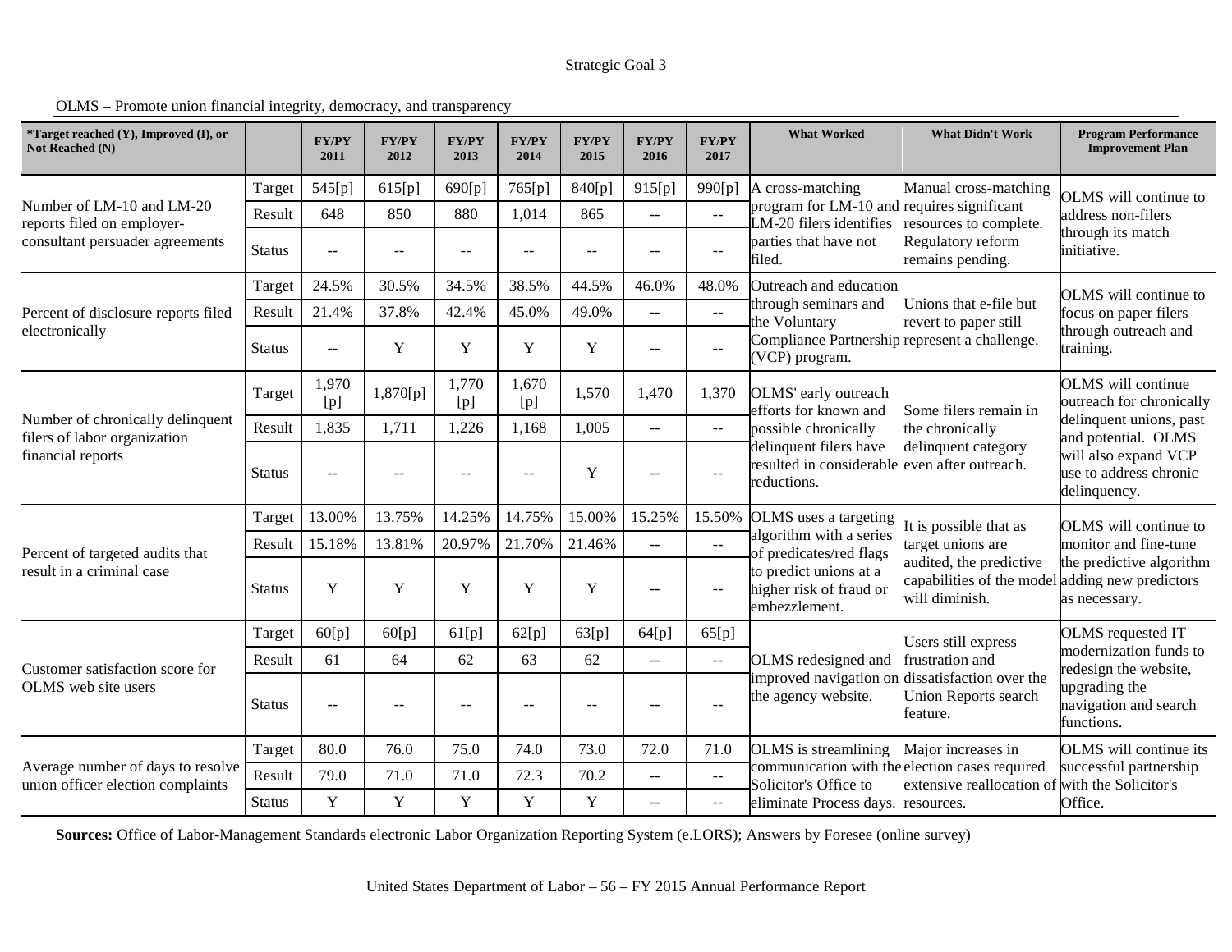OLMS – Promote union financial integrity, democracy, and transparency

| *Target reached (Y), Improved (I), or Not Reached (N) | | FY/PY 2011 | FY/PY 2012 | FY/PY 2013 | FY/PY 2014 | FY/PY 2015 | FY/PY 2016 | FY/PY 2017 | What Worked | What Didn't Work | Program Performance Improvement Plan |
|---|---|---|---|---|---|---|---|---|---|---|---|
| Number of LM-10 and LM-20 reports filed on employer-consultant persuader agreements | Target | 545[p] | 615[p] | 690[p] | 765[p] | 840[p] | 915[p] | 990[p] | A cross-matching program for LM-10 and LM-20 filers identifies parties that have not filed. | Manual cross-matching requires significant resources to complete. Regulatory reform remains pending. | OLMS will continue to address non-filers through its match initiative. |
| | Result | 648 | 850 | 880 | 1,014 | 865 | -- | -- | | | |
| | Status | -- | -- | -- | -- | -- | -- | -- | | | |
| Percent of disclosure reports filed electronically | Target | 24.5% | 30.5% | 34.5% | 38.5% | 44.5% | 46.0% | 48.0% | Outreach and education through seminars and the Voluntary Compliance Partnership (VCP) program. | Unions that e-file but revert to paper still represent a challenge. | OLMS will continue to focus on paper filers through outreach and training. |
| | Result | 21.4% | 37.8% | 42.4% | 45.0% | 49.0% | -- | -- | | | |
| | Status | -- | Y | Y | Y | Y | -- | -- | | | |
| Number of chronically delinquent filers of labor organization financial reports | Target | 1,970 [p] | 1,870[p] | 1,770 [p] | 1,670 [p] | 1,570 | 1,470 | 1,370 | OLMS' early outreach efforts for known and possible chronically delinquent filers have resulted in considerable reductions. | Some filers remain in the chronically delinquent category even after outreach. | OLMS will continue outreach for chronically delinquent unions, past and potential. OLMS will also expand VCP use to address chronic delinquency. |
| | Result | 1,835 | 1,711 | 1,226 | 1,168 | 1,005 | -- | -- | | | |
| | Status | -- | -- | -- | -- | Y | -- | -- | | | |
| Percent of targeted audits that result in a criminal case | Target | 13.00% | 13.75% | 14.25% | 14.75% | 15.00% | 15.25% | 15.50% | OLMS uses a targeting algorithm with a series of predicates/red flags to predict unions at a higher risk of fraud or embezzlement. | It is possible that as target unions are audited, the predictive capabilities of the model will diminish. | OLMS will continue to monitor and fine-tune the predictive algorithm adding new predictors as necessary. |
| | Result | 15.18% | 13.81% | 20.97% | 21.70% | 21.46% | -- | -- | | | |
| | Status | Y | Y | Y | Y | Y | -- | -- | | | |
| Customer satisfaction score for OLMS web site users | Target | 60[p] | 60[p] | 61[p] | 62[p] | 63[p] | 64[p] | 65[p] | OLMS redesigned and improved navigation on the agency website. | Users still express frustration and dissatisfaction over the Union Reports search feature. | OLMS requested IT modernization funds to redesign the website, upgrading the navigation and search functions. |
| | Result | 61 | 64 | 62 | 63 | 62 | -- | -- | | | |
| | Status | -- | -- | -- | -- | -- | -- | -- | | | |
| Average number of days to resolve union officer election complaints | Target | 80.0 | 76.0 | 75.0 | 74.0 | 73.0 | 72.0 | 71.0 | OLMS is streamlining communication with the Solicitor's Office to eliminate Process days. | Major increases in election cases required extensive reallocation of resources. | OLMS will continue its successful partnership with the Solicitor's Office. |
| | Result | 79.0 | 71.0 | 71.0 | 72.3 | 70.2 | -- | -- | | | |
| | Status | Y | Y | Y | Y | Y | -- | -- | | | |

**Sources:** Office of Labor-Management Standards electronic Labor Organization Reporting System (e.LORS); Answers by Foresee (online survey)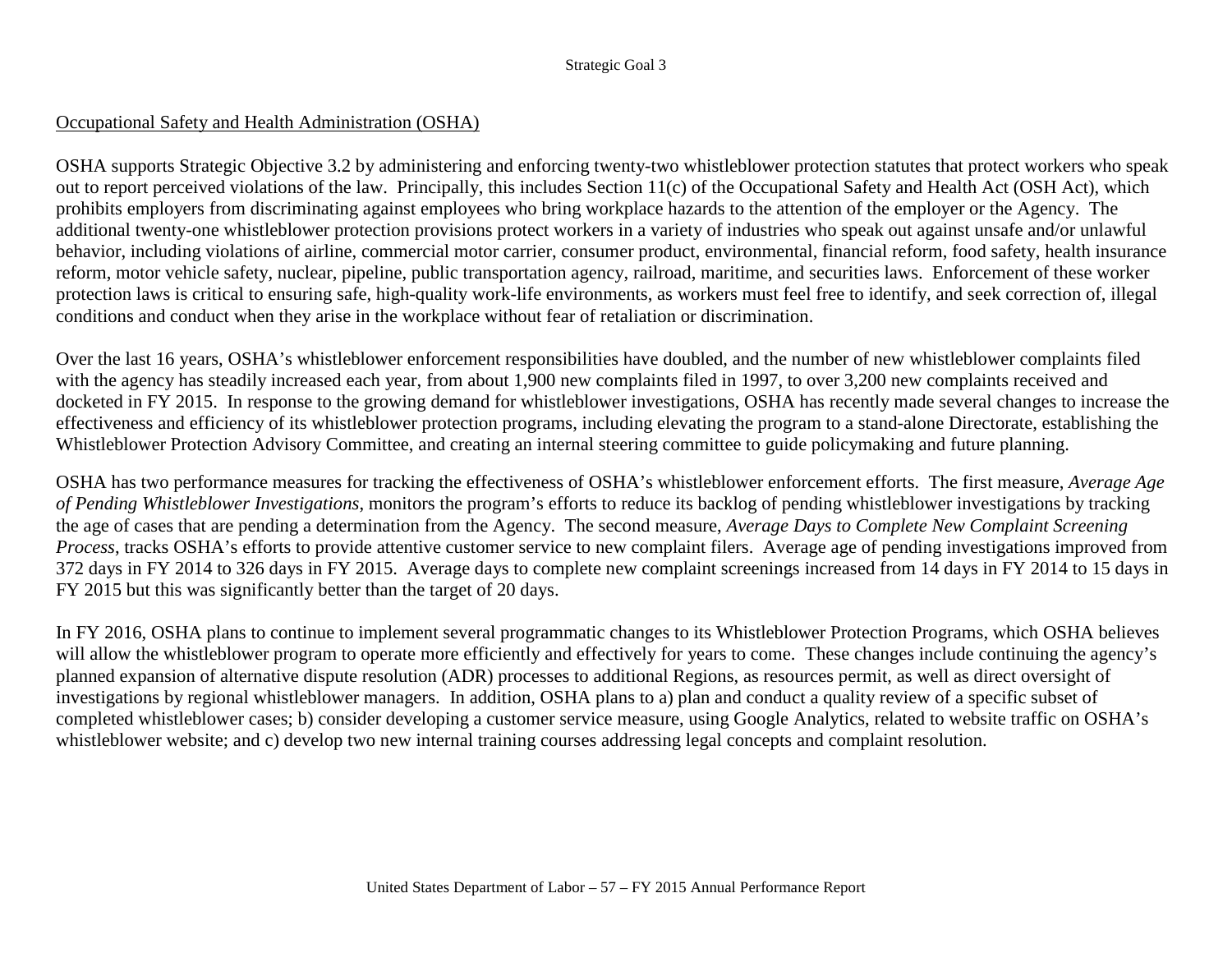## Occupational Safety and Health Administration (OSHA)

OSHA supports Strategic Objective 3.2 by administering and enforcing twenty-two whistleblower protection statutes that protect workers who speak out to report perceived violations of the law. Principally, this includes Section 11(c) of the Occupational Safety and Health Act (OSH Act), which prohibits employers from discriminating against employees who bring workplace hazards to the attention of the employer or the Agency. The additional twenty-one whistleblower protection provisions protect workers in a variety of industries who speak out against unsafe and/or unlawful behavior, including violations of airline, commercial motor carrier, consumer product, environmental, financial reform, food safety, health insurance reform, motor vehicle safety, nuclear, pipeline, public transportation agency, railroad, maritime, and securities laws. Enforcement of these worker protection laws is critical to ensuring safe, high-quality work-life environments, as workers must feel free to identify, and seek correction of, illegal conditions and conduct when they arise in the workplace without fear of retaliation or discrimination.

Over the last 16 years, OSHA's whistleblower enforcement responsibilities have doubled, and the number of new whistleblower complaints filed with the agency has steadily increased each year, from about 1,900 new complaints filed in 1997, to over 3,200 new complaints received and docketed in FY 2015. In response to the growing demand for whistleblower investigations, OSHA has recently made several changes to increase the effectiveness and efficiency of its whistleblower protection programs, including elevating the program to a stand-alone Directorate, establishing the Whistleblower Protection Advisory Committee, and creating an internal steering committee to guide policymaking and future planning.

OSHA has two performance measures for tracking the effectiveness of OSHA's whistleblower enforcement efforts. The first measure, *Average Age of Pending Whistleblower Investigations*, monitors the program's efforts to reduce its backlog of pending whistleblower investigations by tracking the age of cases that are pending a determination from the Agency. The second measure, *Average Days to Complete New Complaint Screening Process*, tracks OSHA's efforts to provide attentive customer service to new complaint filers. Average age of pending investigations improved from 372 days in FY 2014 to 326 days in FY 2015. Average days to complete new complaint screenings increased from 14 days in FY 2014 to 15 days in FY 2015 but this was significantly better than the target of 20 days.

In FY 2016, OSHA plans to continue to implement several programmatic changes to its Whistleblower Protection Programs, which OSHA believes will allow the whistleblower program to operate more efficiently and effectively for years to come. These changes include continuing the agency's planned expansion of alternative dispute resolution (ADR) processes to additional Regions, as resources permit, as well as direct oversight of investigations by regional whistleblower managers. In addition, OSHA plans to a) plan and conduct a quality review of a specific subset of completed whistleblower cases; b) consider developing a customer service measure, using Google Analytics, related to website traffic on OSHA's whistleblower website; and c) develop two new internal training courses addressing legal concepts and complaint resolution.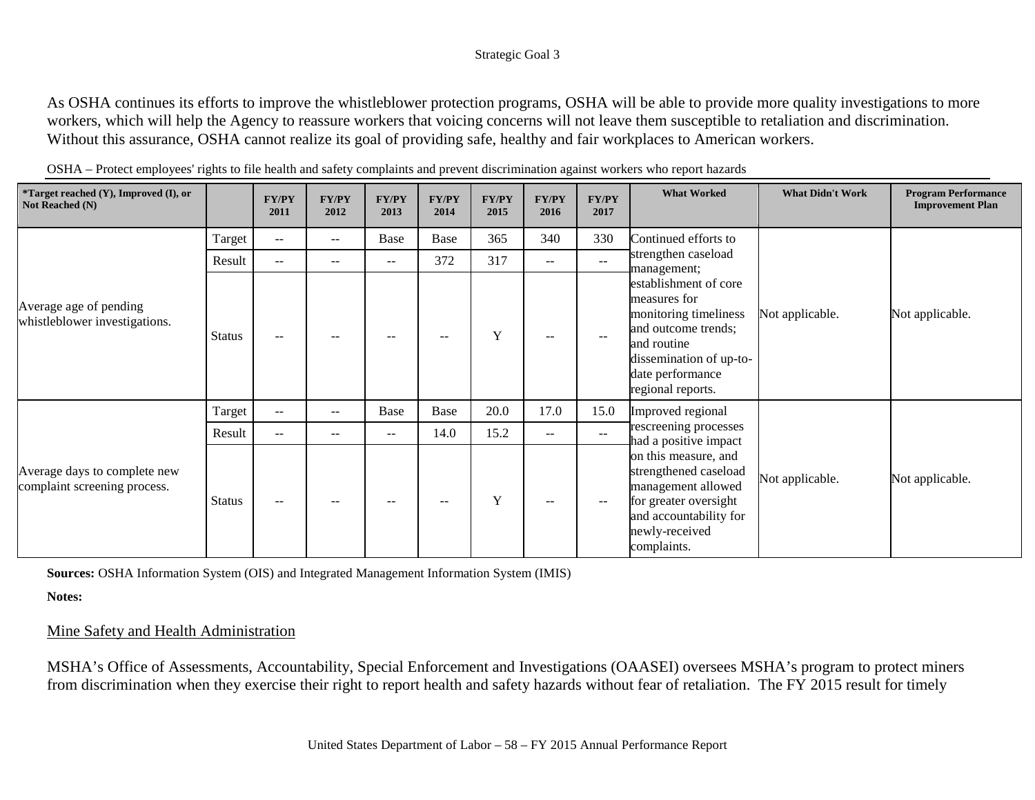As OSHA continues its efforts to improve the whistleblower protection programs, OSHA will be able to provide more quality investigations to more workers, which will help the Agency to reassure workers that voicing concerns will not leave them susceptible to retaliation and discrimination. Without this assurance, OSHA cannot realize its goal of providing safe, healthy and fair workplaces to American workers.

OSHA – Protect employees' rights to file health and safety complaints and prevent discrimination against workers who report hazards

| *Target reached (Y), Improved (I), or Not Reached (N) | | FY/PY 2011 | FY/PY 2012 | FY/PY 2013 | FY/PY 2014 | FY/PY 2015 | FY/PY 2016 | FY/PY 2017 | What Worked | What Didn't Work | Program Performance Improvement Plan |
|---|---|---|---|---|---|---|---|---|---|---|---|
| Average age of pending whistleblower investigations. | Target | -- | -- | Base | Base | 365 | 340 | 330 | Continued efforts to strengthen caseload management; establishment of core measures for monitoring timeliness and outcome trends; and routine dissemination of up-to-date performance regional reports. | Not applicable. | Not applicable. |
| | Result | -- | -- | -- | 372 | 317 | -- | -- | | | |
| | Status | -- | -- | -- | -- | Y | -- | -- | | | |
| Average days to complete new complaint screening process. | Target | -- | -- | Base | Base | 20.0 | 17.0 | 15.0 | Improved regional rescreening processes had a positive impact on this measure, and strengthened caseload management allowed for greater oversight and accountability for newly-received complaints. | Not applicable. | Not applicable. |
| | Result | -- | -- | -- | 14.0 | 15.2 | -- | -- | | | |
| | Status | -- | -- | -- | -- | Y | -- | -- | | | |

**Sources:** OSHA Information System (OIS) and Integrated Management Information System (IMIS)

**Notes:**

## Mine Safety and Health Administration

MSHA's Office of Assessments, Accountability, Special Enforcement and Investigations (OAASEI) oversees MSHA's program to protect miners from discrimination when they exercise their right to report health and safety hazards without fear of retaliation. The FY 2015 result for timely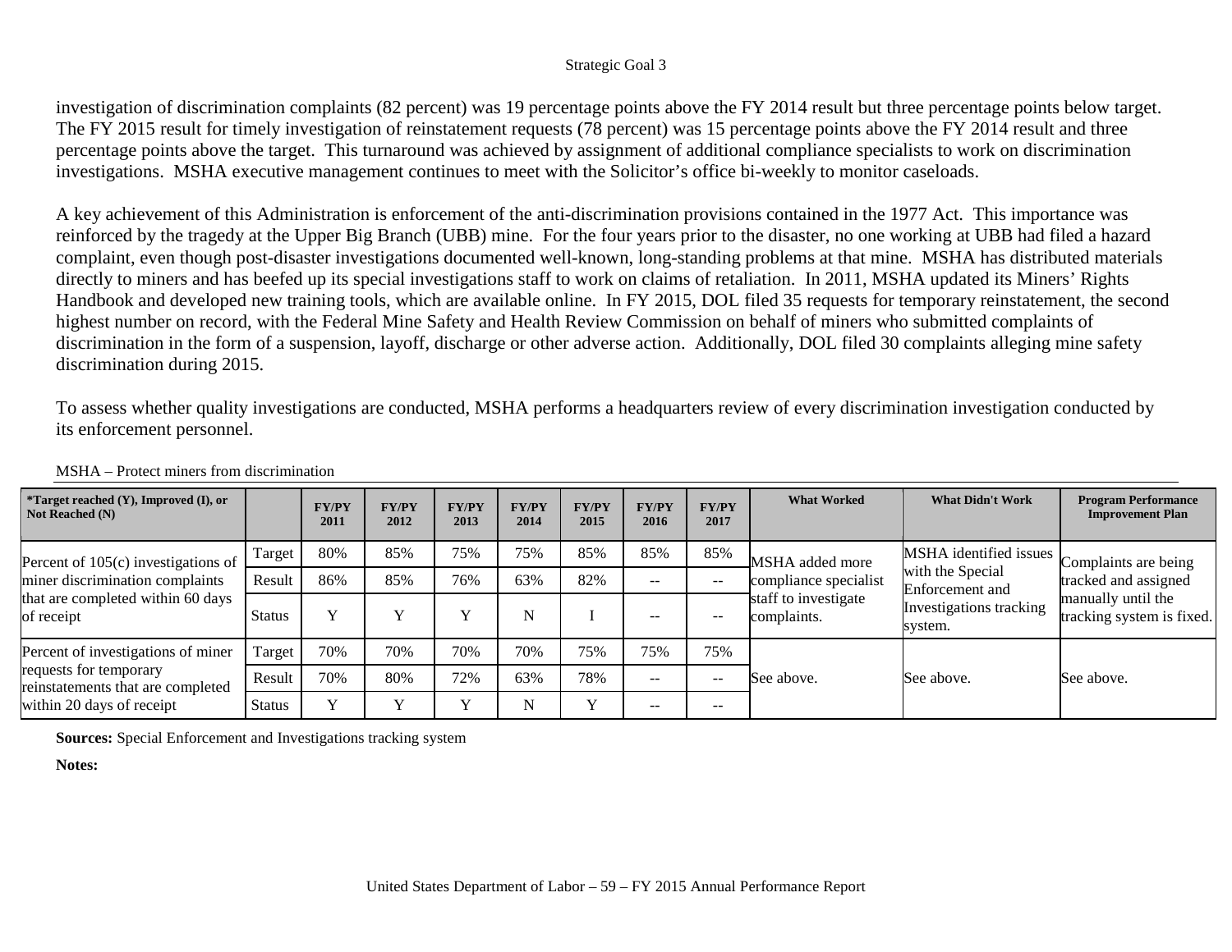investigation of discrimination complaints (82 percent) was 19 percentage points above the FY 2014 result but three percentage points below target. The FY 2015 result for timely investigation of reinstatement requests (78 percent) was 15 percentage points above the FY 2014 result and three percentage points above the target. This turnaround was achieved by assignment of additional compliance specialists to work on discrimination investigations. MSHA executive management continues to meet with the Solicitor's office bi-weekly to monitor caseloads.

A key achievement of this Administration is enforcement of the anti-discrimination provisions contained in the 1977 Act. This importance was reinforced by the tragedy at the Upper Big Branch (UBB) mine. For the four years prior to the disaster, no one working at UBB had filed a hazard complaint, even though post-disaster investigations documented well-known, long-standing problems at that mine. MSHA has distributed materials directly to miners and has beefed up its special investigations staff to work on claims of retaliation. In 2011, MSHA updated its Miners' Rights Handbook and developed new training tools, which are available online. In FY 2015, DOL filed 35 requests for temporary reinstatement, the second highest number on record, with the Federal Mine Safety and Health Review Commission on behalf of miners who submitted complaints of discrimination in the form of a suspension, layoff, discharge or other adverse action. Additionally, DOL filed 30 complaints alleging mine safety discrimination during 2015.

To assess whether quality investigations are conducted, MSHA performs a headquarters review of every discrimination investigation conducted by its enforcement personnel.

MSHA – Protect miners from discrimination

| *Target reached (Y), Improved (I), or Not Reached (N) | | FY/PY 2011 | FY/PY 2012 | FY/PY 2013 | FY/PY 2014 | FY/PY 2015 | FY/PY 2016 | FY/PY 2017 | What Worked | What Didn't Work | Program Performance Improvement Plan |
|---|---|---|---|---|---|---|---|---|---|---|---|
| Percent of 105(c) investigations of miner discrimination complaints that are completed within 60 days of receipt | Target | 80% | 85% | 75% | 75% | 85% | 85% | 85% | MSHA added more compliance specialist staff to investigate complaints. | MSHA identified issues with the Special Enforcement and Investigations tracking system. | Complaints are being tracked and assigned manually until the tracking system is fixed. |
| | Result | 86% | 85% | 76% | 63% | 82% | -- | -- | | | |
| | Status | Y | Y | Y | N | I | -- | -- | | | |
| Percent of investigations of miner requests for temporary reinstatements that are completed within 20 days of receipt | Target | 70% | 70% | 70% | 70% | 75% | 75% | 75% | See above. | See above. | See above. |
| | Result | 70% | 80% | 72% | 63% | 78% | -- | -- | | | |
| | Status | Y | Y | Y | N | Y | -- | -- | | | |

**Sources:** Special Enforcement and Investigations tracking system

**Notes:**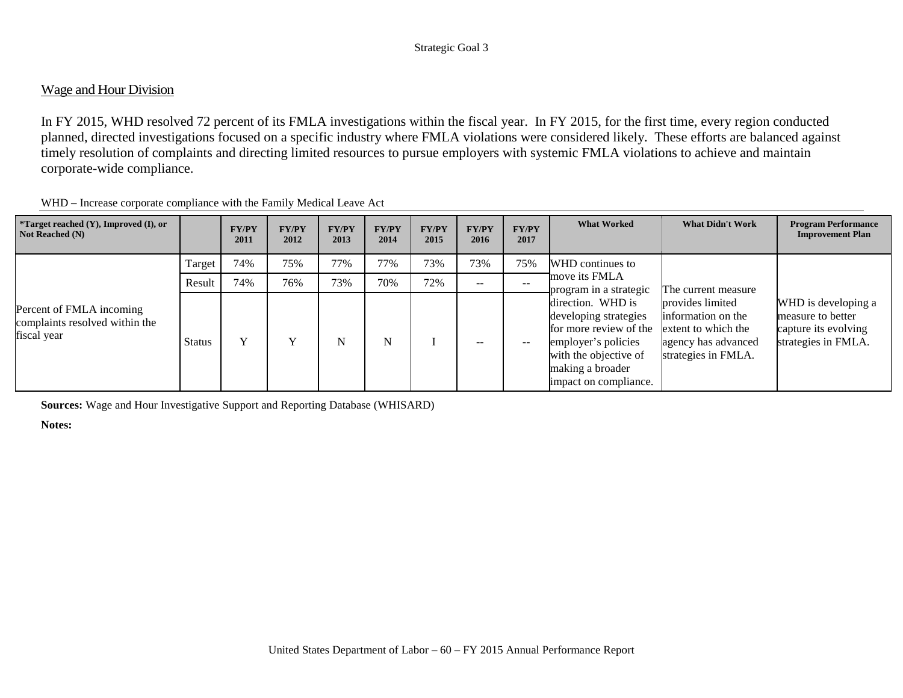## Wage and Hour Division

In FY 2015, WHD resolved 72 percent of its FMLA investigations within the fiscal year. In FY 2015, for the first time, every region conducted planned, directed investigations focused on a specific industry where FMLA violations were considered likely. These efforts are balanced against timely resolution of complaints and directing limited resources to pursue employers with systemic FMLA violations to achieve and maintain corporate-wide compliance.

WHD – Increase corporate compliance with the Family Medical Leave Act

| *Target reached (Y), Improved (I), or Not Reached (N) | | FY/PY 2011 | FY/PY 2012 | FY/PY 2013 | FY/PY 2014 | FY/PY 2015 | FY/PY 2016 | FY/PY 2017 | What Worked | What Didn't Work | Program Performance Improvement Plan |
|---|---|---|---|---|---|---|---|---|---|---|---|
| Percent of FMLA incoming complaints resolved within the fiscal year | Target | 74% | 75% | 77% | 77% | 73% | 73% | 75% | WHD continues to move its FMLA program in a strategic direction. WHD is developing strategies for more review of the employer's policies with the objective of making a broader impact on compliance. | The current measure provides limited information on the extent to which the agency has advanced strategies in FMLA. | WHD is developing a measure to better capture its evolving strategies in FMLA. |
| | Result | 74% | 76% | 73% | 70% | 72% | -- | -- | | | |
| | Status | Y | Y | N | N | I | -- | -- | | | |

**Sources:** Wage and Hour Investigative Support and Reporting Database (WHISARD)

**Notes:**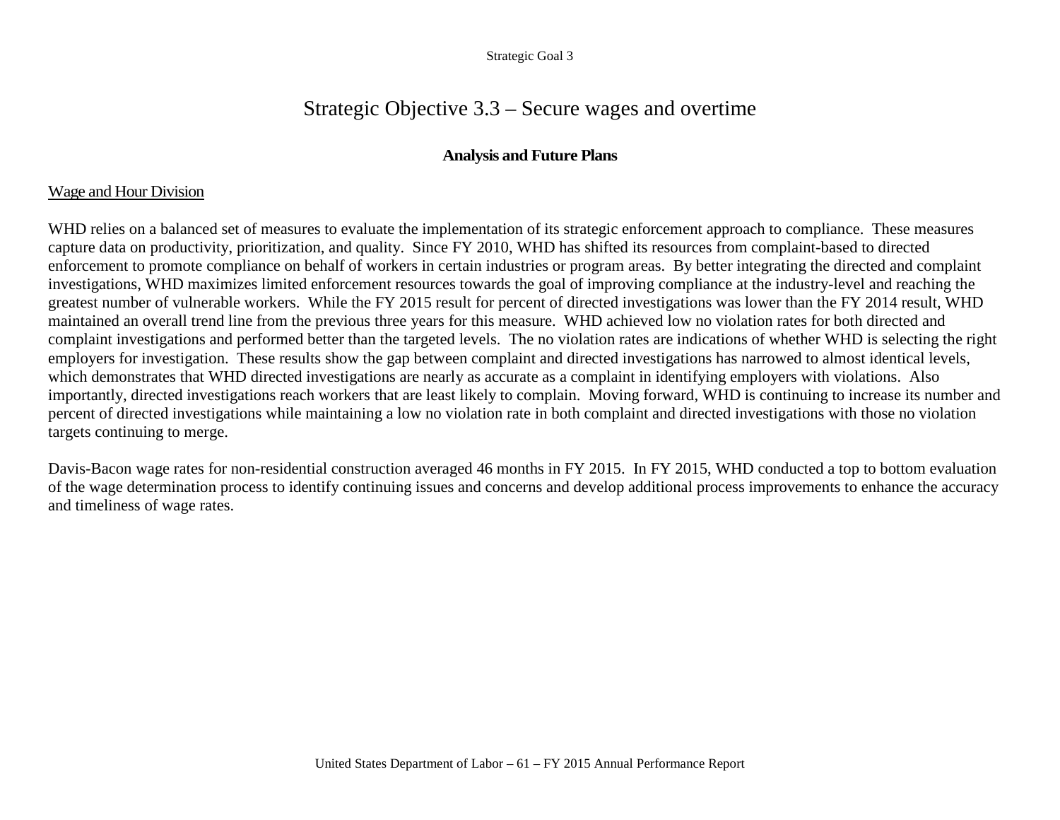# Strategic Objective 3.3 – Secure wages and overtime

### Analysis and Future Plans

Wage and Hour Division

WHD relies on a balanced set of measures to evaluate the implementation of its strategic enforcement approach to compliance. These measures capture data on productivity, prioritization, and quality. Since FY 2010, WHD has shifted its resources from complaint-based to directed enforcement to promote compliance on behalf of workers in certain industries or program areas. By better integrating the directed and complaint investigations, WHD maximizes limited enforcement resources towards the goal of improving compliance at the industry-level and reaching the greatest number of vulnerable workers. While the FY 2015 result for percent of directed investigations was lower than the FY 2014 result, WHD maintained an overall trend line from the previous three years for this measure. WHD achieved low no violation rates for both directed and complaint investigations and performed better than the targeted levels. The no violation rates are indications of whether WHD is selecting the right employers for investigation. These results show the gap between complaint and directed investigations has narrowed to almost identical levels, which demonstrates that WHD directed investigations are nearly as accurate as a complaint in identifying employers with violations. Also importantly, directed investigations reach workers that are least likely to complain. Moving forward, WHD is continuing to increase its number and percent of directed investigations while maintaining a low no violation rate in both complaint and directed investigations with those no violation targets continuing to merge.

Davis-Bacon wage rates for non-residential construction averaged 46 months in FY 2015. In FY 2015, WHD conducted a top to bottom evaluation of the wage determination process to identify continuing issues and concerns and develop additional process improvements to enhance the accuracy and timeliness of wage rates.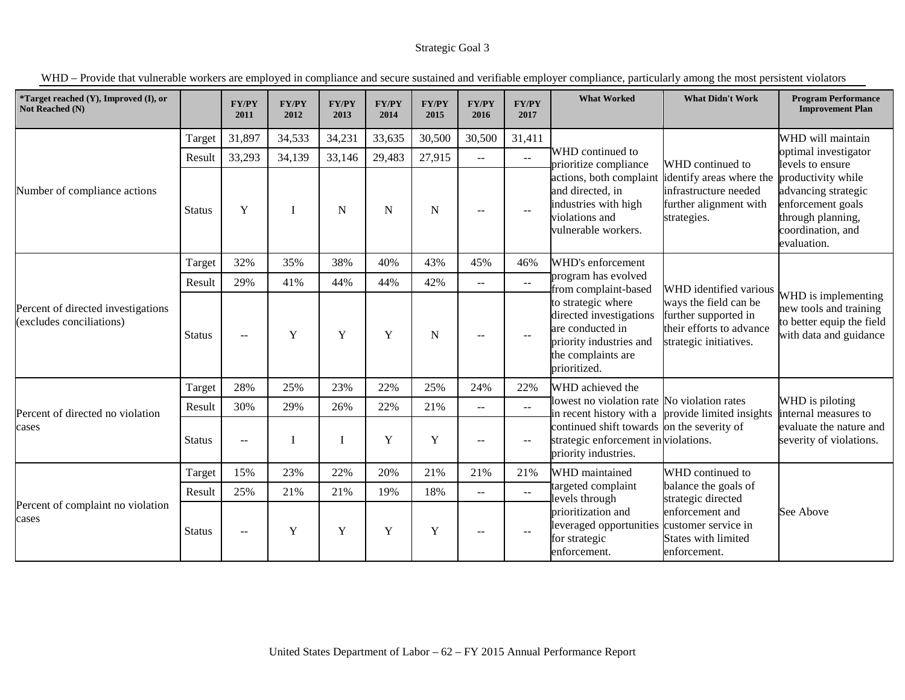Strategic Goal 3

WHD – Provide that vulnerable workers are employed in compliance and secure sustained and verifiable employer compliance, particularly among the most persistent violators

| *Target reached (Y), Improved (I), or Not Reached (N) | | FY/PY 2011 | FY/PY 2012 | FY/PY 2013 | FY/PY 2014 | FY/PY 2015 | FY/PY 2016 | FY/PY 2017 | What Worked | What Didn't Work | Program Performance Improvement Plan |
|---|---|---|---|---|---|---|---|---|---|---|---|
| Number of compliance actions | Target | 31,897 | 34,533 | 34,231 | 33,635 | 30,500 | 30,500 | 31,411 | WHD continued to prioritize compliance actions, both complaint and directed, in industries with high violations and vulnerable workers. | WHD continued to identify areas where the infrastructure needed further alignment with strategies. | WHD will maintain optimal investigator levels to ensure productivity while advancing strategic enforcement goals through planning, coordination, and evaluation. |
| | Result | 33,293 | 34,139 | 33,146 | 29,483 | 27,915 | -- | -- | | | |
| | Status | Y | I | N | N | N | -- | -- | | | |
| Percent of directed investigations (excludes conciliations) | Target | 32% | 35% | 38% | 40% | 43% | 45% | 46% | WHD's enforcement program has evolved from complaint-based to strategic where directed investigations are conducted in priority industries and the complaints are prioritized. | WHD identified various ways the field can be further supported in their efforts to advance strategic initiatives. | WHD is implementing new tools and training to better equip the field with data and guidance |
| | Result | 29% | 41% | 44% | 44% | 42% | -- | -- | | | |
| | Status | -- | Y | Y | Y | N | -- | -- | | | |
| Percent of directed no violation cases | Target | 28% | 25% | 23% | 22% | 25% | 24% | 22% | WHD achieved the lowest no violation rate in recent history with a continued shift towards strategic enforcement in priority industries. | No violation rates provide limited insights on the severity of violations. | WHD is piloting internal measures to evaluate the nature and severity of violations. |
| | Result | 30% | 29% | 26% | 22% | 21% | -- | -- | | | |
| | Status | -- | I | I | Y | Y | -- | -- | | | |
| Percent of complaint no violation cases | Target | 15% | 23% | 22% | 20% | 21% | 21% | 21% | WHD maintained targeted complaint levels through prioritization and leveraged opportunities for strategic enforcement. | WHD continued to balance the goals of strategic directed enforcement and customer service in States with limited enforcement. | See Above |
| | Result | 25% | 21% | 21% | 19% | 18% | -- | -- | | | |
| | Status | -- | Y | Y | Y | Y | -- | -- | | | |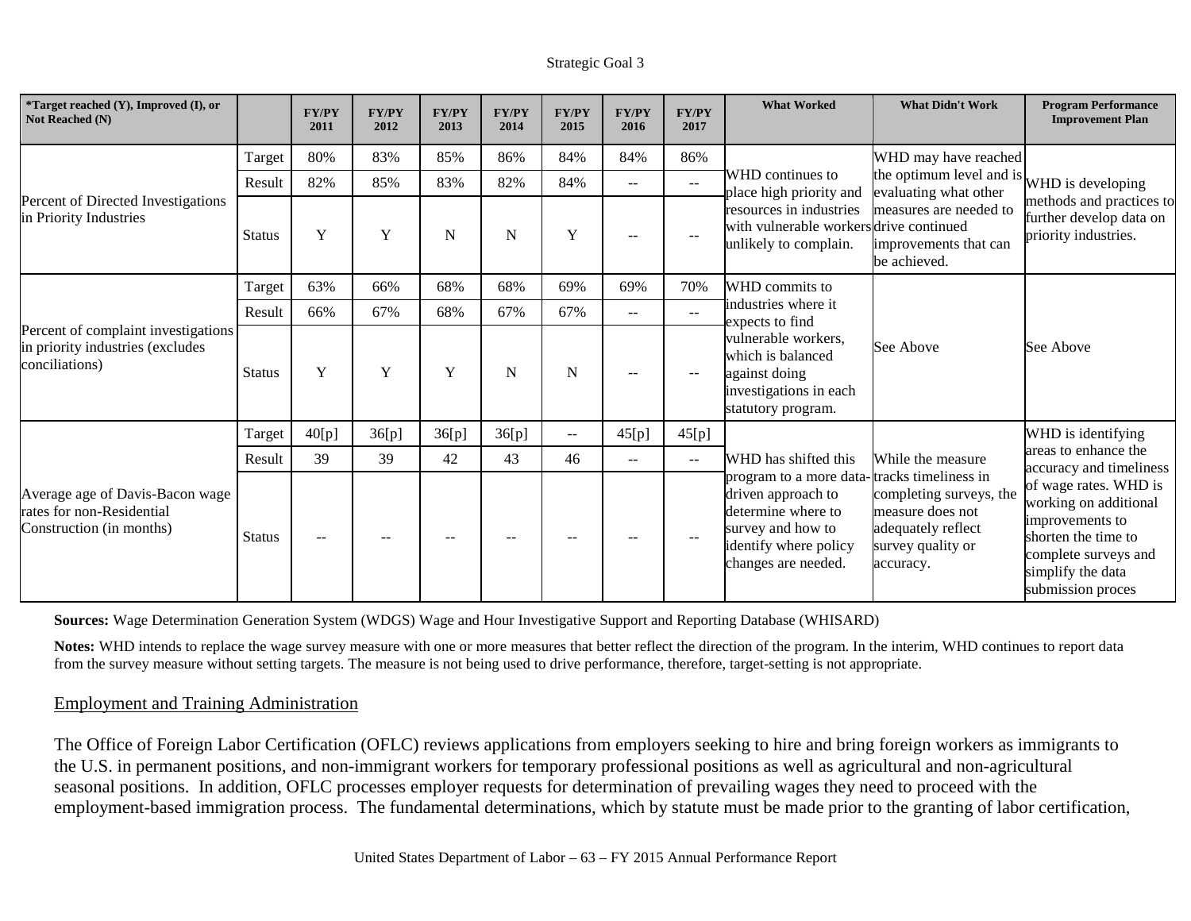Strategic Goal 3

| *Target reached (Y), Improved (I), or Not Reached (N) | | FY/PY 2011 | FY/PY 2012 | FY/PY 2013 | FY/PY 2014 | FY/PY 2015 | FY/PY 2016 | FY/PY 2017 | What Worked | What Didn't Work | Program Performance Improvement Plan |
|---|---|---|---|---|---|---|---|---|---|---|---|
| Percent of Directed Investigations in Priority Industries | Target | 80% | 83% | 85% | 86% | 84% | 84% | 86% | WHD continues to place high priority and resources in industries with vulnerable workers unlikely to complain. | WHD may have reached the optimum level and is evaluating what other measures are needed to drive continued improvements that can be achieved. | WHD is developing methods and practices to further develop data on priority industries. |
| | Result | 82% | 85% | 83% | 82% | 84% | -- | -- | | | |
| | Status | Y | Y | N | N | Y | -- | -- | | | |
| Percent of complaint investigations in priority industries (excludes conciliations) | Target | 63% | 66% | 68% | 68% | 69% | 69% | 70% | WHD commits to industries where it expects to find vulnerable workers, which is balanced against doing investigations in each statutory program. | See Above | See Above |
| | Result | 66% | 67% | 68% | 67% | 67% | -- | -- | | | |
| | Status | Y | Y | Y | N | N | -- | -- | | | |
| Average age of Davis-Bacon wage rates for non-Residential Construction (in months) | Target | 40[p] | 36[p] | 36[p] | 36[p] | -- | 45[p] | 45[p] | WHD has shifted this program to a more data-driven approach to determine where to survey and how to identify where policy changes are needed. | While the measure tracks timeliness in completing surveys, the measure does not adequately reflect survey quality or accuracy. | WHD is identifying areas to enhance the accuracy and timeliness of wage rates. WHD is working on additional improvements to shorten the time to complete surveys and simplify the data submission proces |
| | Result | 39 | 39 | 42 | 43 | 46 | -- | -- | | | |
| | Status | -- | -- | -- | -- | -- | -- | -- | | | |

**Sources:** Wage Determination Generation System (WDGS) Wage and Hour Investigative Support and Reporting Database (WHISARD)

**Notes:** WHD intends to replace the wage survey measure with one or more measures that better reflect the direction of the program. In the interim, WHD continues to report data from the survey measure without setting targets. The measure is not being used to drive performance, therefore, target-setting is not appropriate.

## Employment and Training Administration

The Office of Foreign Labor Certification (OFLC) reviews applications from employers seeking to hire and bring foreign workers as immigrants to the U.S. in permanent positions, and non-immigrant workers for temporary professional positions as well as agricultural and non-agricultural seasonal positions. In addition, OFLC processes employer requests for determination of prevailing wages they need to proceed with the employment-based immigration process. The fundamental determinations, which by statute must be made prior to the granting of labor certification,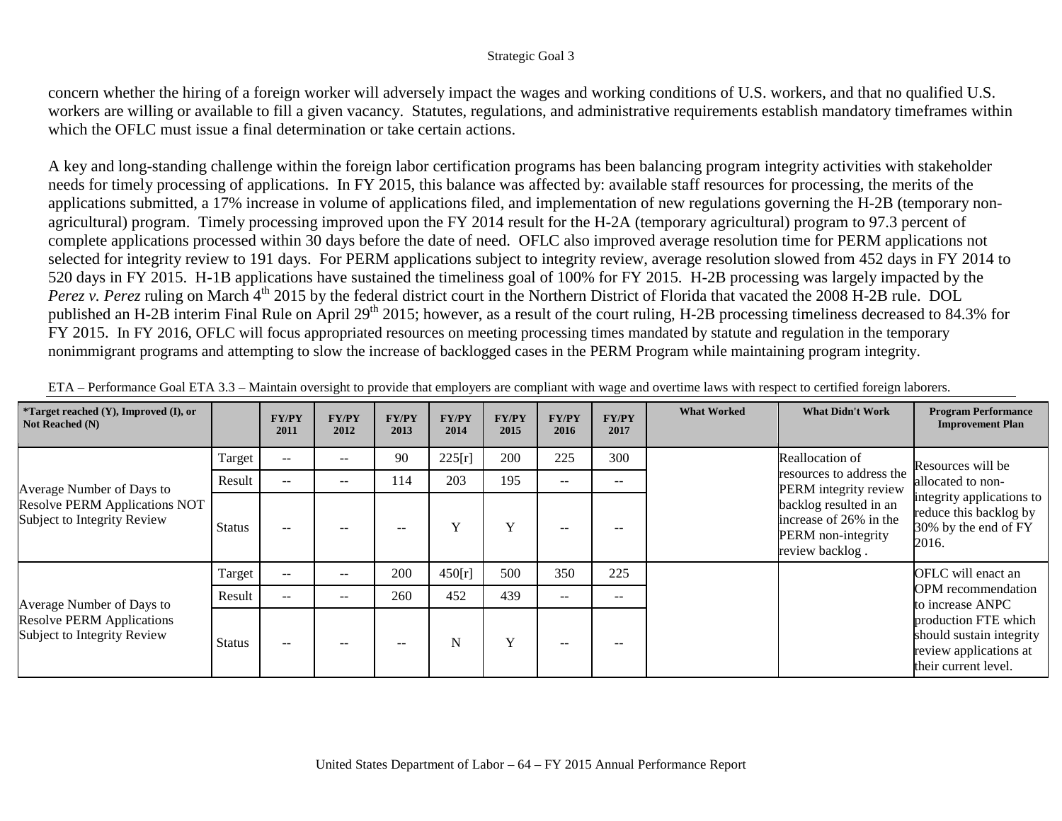concern whether the hiring of a foreign worker will adversely impact the wages and working conditions of U.S. workers, and that no qualified U.S. workers are willing or available to fill a given vacancy. Statutes, regulations, and administrative requirements establish mandatory timeframes within which the OFLC must issue a final determination or take certain actions.

A key and long-standing challenge within the foreign labor certification programs has been balancing program integrity activities with stakeholder needs for timely processing of applications. In FY 2015, this balance was affected by: available staff resources for processing, the merits of the applications submitted, a 17% increase in volume of applications filed, and implementation of new regulations governing the H-2B (temporary non-agricultural) program. Timely processing improved upon the FY 2014 result for the H-2A (temporary agricultural) program to 97.3 percent of complete applications processed within 30 days before the date of need. OFLC also improved average resolution time for PERM applications not selected for integrity review to 191 days. For PERM applications subject to integrity review, average resolution slowed from 452 days in FY 2014 to 520 days in FY 2015. H-1B applications have sustained the timeliness goal of 100% for FY 2015. H-2B processing was largely impacted by the *Perez v. Perez* ruling on March 4th 2015 by the federal district court in the Northern District of Florida that vacated the 2008 H-2B rule. DOL published an H-2B interim Final Rule on April 29th 2015; however, as a result of the court ruling, H-2B processing timeliness decreased to 84.3% for FY 2015. In FY 2016, OFLC will focus appropriated resources on meeting processing times mandated by statute and regulation in the temporary nonimmigrant programs and attempting to slow the increase of backlogged cases in the PERM Program while maintaining program integrity.

ETA – Performance Goal ETA 3.3 – Maintain oversight to provide that employers are compliant with wage and overtime laws with respect to certified foreign laborers.

| *Target reached (Y), Improved (I), or Not Reached (N) | | FY/PY 2011 | FY/PY 2012 | FY/PY 2013 | FY/PY 2014 | FY/PY 2015 | FY/PY 2016 | FY/PY 2017 | What Worked | What Didn't Work | Program Performance Improvement Plan |
|---|---|---|---|---|---|---|---|---|---|---|---|
| Average Number of Days to Resolve PERM Applications NOT Subject to Integrity Review | Target | -- | -- | 90 | 225[r] | 200 | 225 | 300 | | Reallocation of resources to address the PERM integrity review backlog resulted in an increase of 26% in the PERM non-integrity review backlog . | Resources will be allocated to non-integrity applications to reduce this backlog by 30% by the end of FY 2016. |
| | Result | -- | -- | 114 | 203 | 195 | -- | -- | | | |
| | Status | -- | -- | -- | Y | Y | -- | -- | | | |
| Average Number of Days to Resolve PERM Applications Subject to Integrity Review | Target | -- | -- | 200 | 450[r] | 500 | 350 | 225 | | | OFLC will enact an OPM recommendation to increase ANPC production FTE which should sustain integrity review applications at their current level. |
| | Result | -- | -- | 260 | 452 | 439 | -- | -- | | | |
| | Status | -- | -- | -- | N | Y | -- | -- | | | |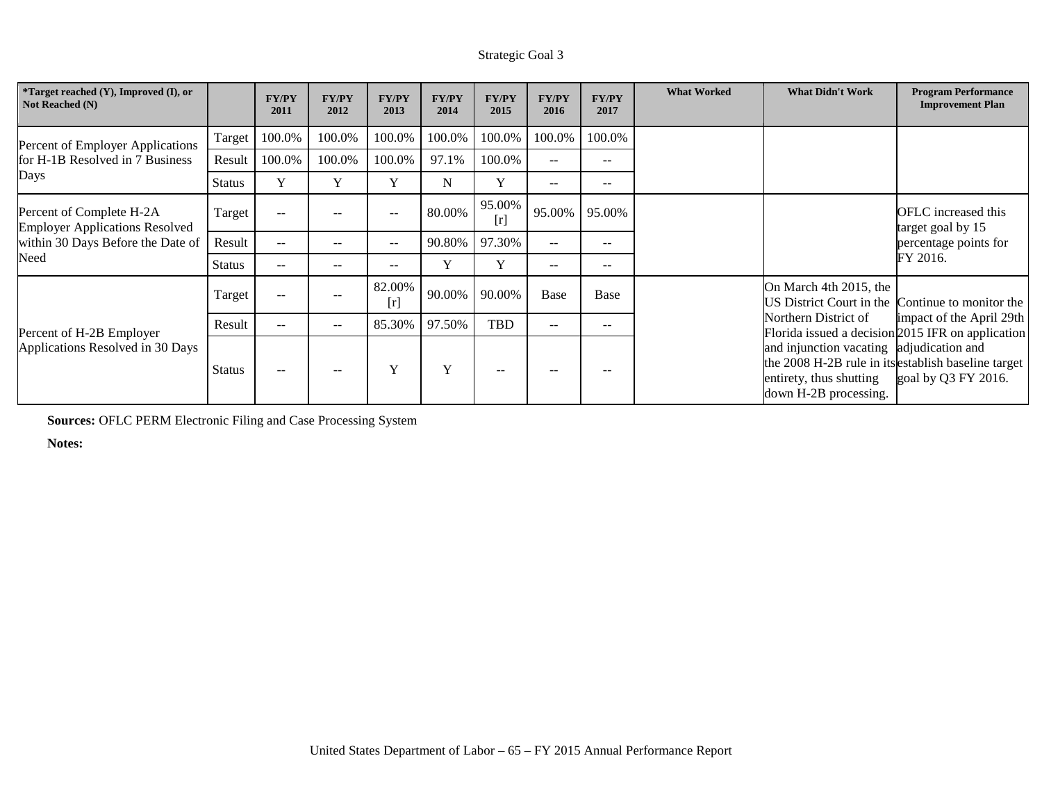Strategic Goal 3

| *Target reached (Y), Improved (I), or Not Reached (N) | | FY/PY 2011 | FY/PY 2012 | FY/PY 2013 | FY/PY 2014 | FY/PY 2015 | FY/PY 2016 | FY/PY 2017 | What Worked | What Didn't Work | Program Performance Improvement Plan |
|---|---|---|---|---|---|---|---|---|---|---|---|
| Percent of Employer Applications for H-1B Resolved in 7 Business Days | Target | 100.0% | 100.0% | 100.0% | 100.0% | 100.0% | 100.0% | 100.0% | | | |
| | Result | 100.0% | 100.0% | 100.0% | 97.1% | 100.0% | -- | -- | | | |
| | Status | Y | Y | Y | N | Y | -- | -- | | | |
| Percent of Complete H-2A Employer Applications Resolved within 30 Days Before the Date of Need | Target | -- | -- | -- | 80.00% | 95.00% [r] | 95.00% | 95.00% | | | OFLC increased this target goal by 15 percentage points for FY 2016. |
| | Result | -- | -- | -- | 90.80% | 97.30% | -- | -- | | | |
| | Status | -- | -- | -- | Y | Y | -- | -- | | | |
| Percent of H-2B Employer Applications Resolved in 30 Days | Target | -- | -- | 82.00% [r] | 90.00% | 90.00% | Base | Base | | On March 4th 2015, the US District Court in the Northern District of Florida issued a decision and injunction vacating the 2008 H-2B rule in its entirety, thus shutting down H-2B processing. | Continue to monitor the impact of the April 29th 2015 IFR on application adjudication and establish baseline target goal by Q3 FY 2016. |
| | Result | -- | -- | 85.30% | 97.50% | TBD | -- | -- | | | |
| | Status | -- | -- | Y | Y | -- | -- | -- | | | |

**Sources:** OFLC PERM Electronic Filing and Case Processing System

**Notes:**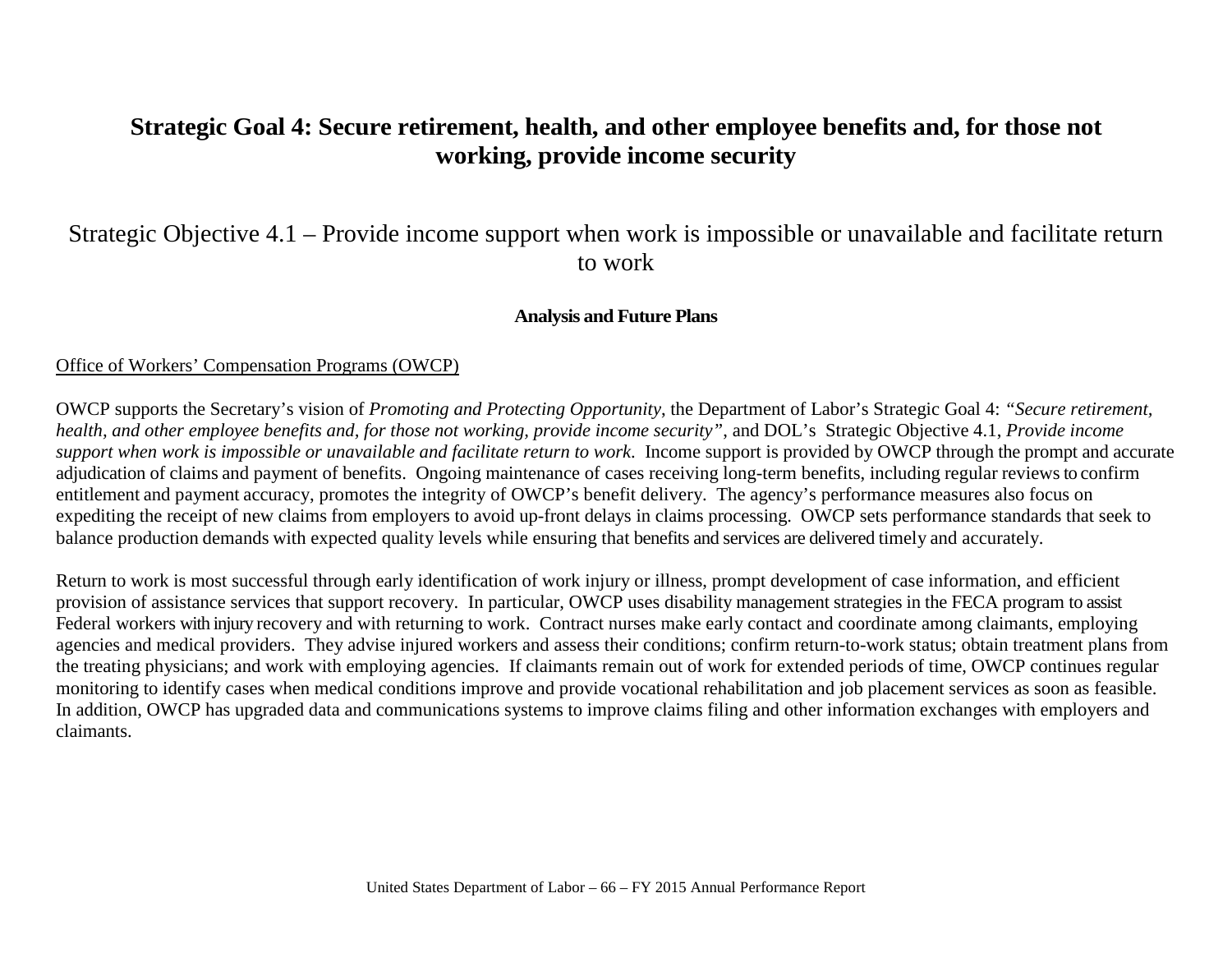# Strategic Goal 4: Secure retirement, health, and other employee benefits and, for those not working, provide income security

## Strategic Objective 4.1 – Provide income support when work is impossible or unavailable and facilitate return to work

### Analysis and Future Plans

Office of Workers' Compensation Programs (OWCP)

OWCP supports the Secretary's vision of *Promoting and Protecting Opportunity*, the Department of Labor's Strategic Goal 4: *"Secure retirement, health, and other employee benefits and, for those not working, provide income security"*, and DOL's Strategic Objective 4.1, *Provide income support when work is impossible or unavailable and facilitate return to work*. Income support is provided by OWCP through the prompt and accurate adjudication of claims and payment of benefits. Ongoing maintenance of cases receiving long-term benefits, including regular reviews to confirm entitlement and payment accuracy, promotes the integrity of OWCP's benefit delivery. The agency's performance measures also focus on expediting the receipt of new claims from employers to avoid up-front delays in claims processing. OWCP sets performance standards that seek to balance production demands with expected quality levels while ensuring that benefits and services are delivered timely and accurately.

Return to work is most successful through early identification of work injury or illness, prompt development of case information, and efficient provision of assistance services that support recovery. In particular, OWCP uses disability management strategies in the FECA program to assist Federal workers with injury recovery and with returning to work. Contract nurses make early contact and coordinate among claimants, employing agencies and medical providers. They advise injured workers and assess their conditions; confirm return-to-work status; obtain treatment plans from the treating physicians; and work with employing agencies. If claimants remain out of work for extended periods of time, OWCP continues regular monitoring to identify cases when medical conditions improve and provide vocational rehabilitation and job placement services as soon as feasible. In addition, OWCP has upgraded data and communications systems to improve claims filing and other information exchanges with employers and claimants.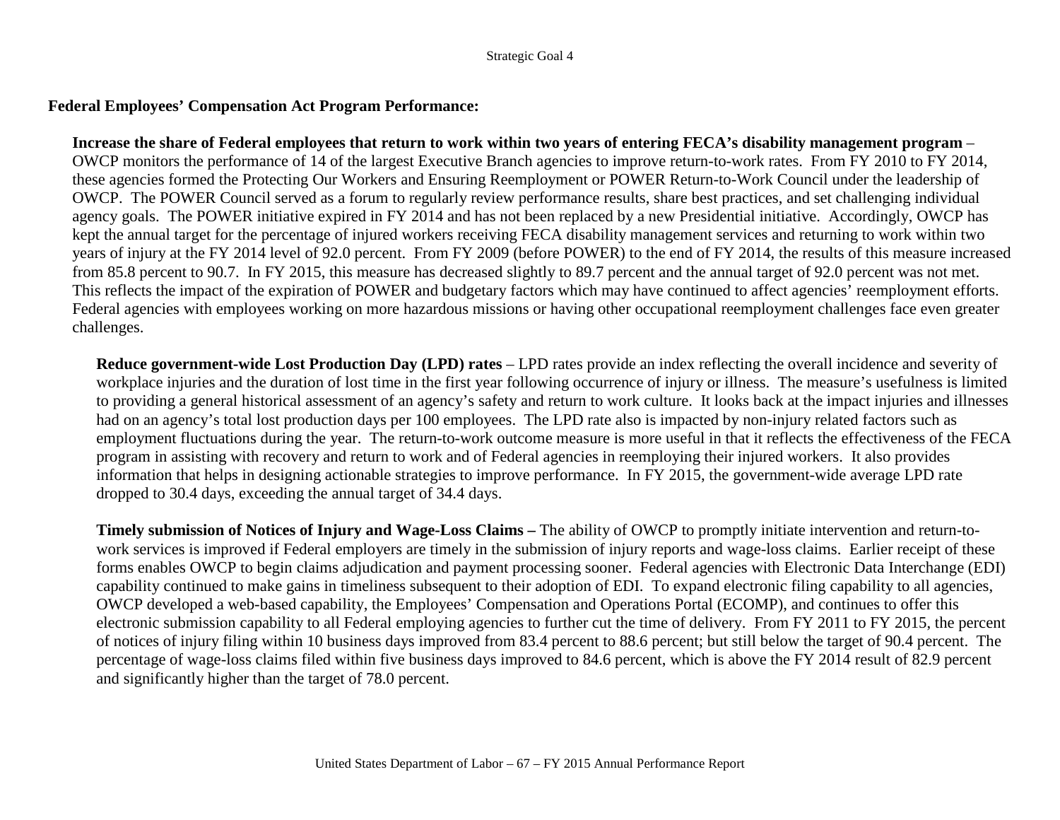**Federal Employees' Compensation Act Program Performance:**

**Increase the share of Federal employees that return to work within two years of entering FECA's disability management program** – OWCP monitors the performance of 14 of the largest Executive Branch agencies to improve return-to-work rates. From FY 2010 to FY 2014, these agencies formed the Protecting Our Workers and Ensuring Reemployment or POWER Return-to-Work Council under the leadership of OWCP. The POWER Council served as a forum to regularly review performance results, share best practices, and set challenging individual agency goals. The POWER initiative expired in FY 2014 and has not been replaced by a new Presidential initiative. Accordingly, OWCP has kept the annual target for the percentage of injured workers receiving FECA disability management services and returning to work within two years of injury at the FY 2014 level of 92.0 percent. From FY 2009 (before POWER) to the end of FY 2014, the results of this measure increased from 85.8 percent to 90.7. In FY 2015, this measure has decreased slightly to 89.7 percent and the annual target of 92.0 percent was not met. This reflects the impact of the expiration of POWER and budgetary factors which may have continued to affect agencies' reemployment efforts. Federal agencies with employees working on more hazardous missions or having other occupational reemployment challenges face even greater challenges.

**Reduce government-wide Lost Production Day (LPD) rates** – LPD rates provide an index reflecting the overall incidence and severity of workplace injuries and the duration of lost time in the first year following occurrence of injury or illness. The measure's usefulness is limited to providing a general historical assessment of an agency's safety and return to work culture. It looks back at the impact injuries and illnesses had on an agency's total lost production days per 100 employees. The LPD rate also is impacted by non-injury related factors such as employment fluctuations during the year. The return-to-work outcome measure is more useful in that it reflects the effectiveness of the FECA program in assisting with recovery and return to work and of Federal agencies in reemploying their injured workers. It also provides information that helps in designing actionable strategies to improve performance. In FY 2015, the government-wide average LPD rate dropped to 30.4 days, exceeding the annual target of 34.4 days.

**Timely submission of Notices of Injury and Wage-Loss Claims –** The ability of OWCP to promptly initiate intervention and return-to-work services is improved if Federal employers are timely in the submission of injury reports and wage-loss claims. Earlier receipt of these forms enables OWCP to begin claims adjudication and payment processing sooner. Federal agencies with Electronic Data Interchange (EDI) capability continued to make gains in timeliness subsequent to their adoption of EDI. To expand electronic filing capability to all agencies, OWCP developed a web-based capability, the Employees' Compensation and Operations Portal (ECOMP), and continues to offer this electronic submission capability to all Federal employing agencies to further cut the time of delivery. From FY 2011 to FY 2015, the percent of notices of injury filing within 10 business days improved from 83.4 percent to 88.6 percent; but still below the target of 90.4 percent. The percentage of wage-loss claims filed within five business days improved to 84.6 percent, which is above the FY 2014 result of 82.9 percent and significantly higher than the target of 78.0 percent.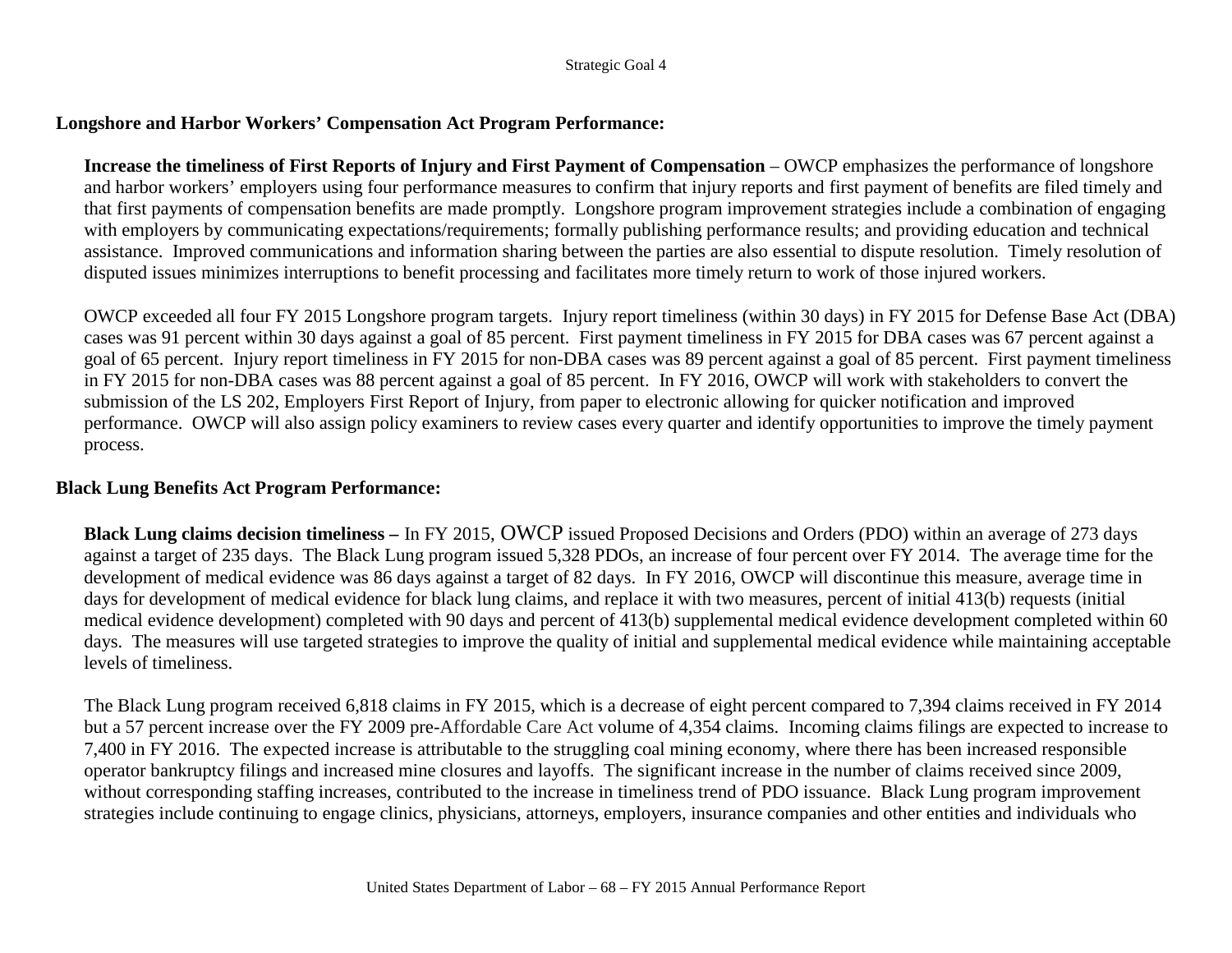## Longshore and Harbor Workers' Compensation Act Program Performance:

**Increase the timeliness of First Reports of Injury and First Payment of Compensation** – OWCP emphasizes the performance of longshore and harbor workers' employers using four performance measures to confirm that injury reports and first payment of benefits are filed timely and that first payments of compensation benefits are made promptly. Longshore program improvement strategies include a combination of engaging with employers by communicating expectations/requirements; formally publishing performance results; and providing education and technical assistance. Improved communications and information sharing between the parties are also essential to dispute resolution. Timely resolution of disputed issues minimizes interruptions to benefit processing and facilitates more timely return to work of those injured workers.

OWCP exceeded all four FY 2015 Longshore program targets. Injury report timeliness (within 30 days) in FY 2015 for Defense Base Act (DBA) cases was 91 percent within 30 days against a goal of 85 percent. First payment timeliness in FY 2015 for DBA cases was 67 percent against a goal of 65 percent. Injury report timeliness in FY 2015 for non-DBA cases was 89 percent against a goal of 85 percent. First payment timeliness in FY 2015 for non-DBA cases was 88 percent against a goal of 85 percent. In FY 2016, OWCP will work with stakeholders to convert the submission of the LS 202, Employers First Report of Injury, from paper to electronic allowing for quicker notification and improved performance. OWCP will also assign policy examiners to review cases every quarter and identify opportunities to improve the timely payment process.

## Black Lung Benefits Act Program Performance:

**Black Lung claims decision timeliness –** In FY 2015, OWCP issued Proposed Decisions and Orders (PDO) within an average of 273 days against a target of 235 days. The Black Lung program issued 5,328 PDOs, an increase of four percent over FY 2014. The average time for the development of medical evidence was 86 days against a target of 82 days. In FY 2016, OWCP will discontinue this measure, average time in days for development of medical evidence for black lung claims, and replace it with two measures, percent of initial 413(b) requests (initial medical evidence development) completed with 90 days and percent of 413(b) supplemental medical evidence development completed within 60 days. The measures will use targeted strategies to improve the quality of initial and supplemental medical evidence while maintaining acceptable levels of timeliness.

The Black Lung program received 6,818 claims in FY 2015, which is a decrease of eight percent compared to 7,394 claims received in FY 2014 but a 57 percent increase over the FY 2009 pre-Affordable Care Act volume of 4,354 claims. Incoming claims filings are expected to increase to 7,400 in FY 2016. The expected increase is attributable to the struggling coal mining economy, where there has been increased responsible operator bankruptcy filings and increased mine closures and layoffs. The significant increase in the number of claims received since 2009, without corresponding staffing increases, contributed to the increase in timeliness trend of PDO issuance. Black Lung program improvement strategies include continuing to engage clinics, physicians, attorneys, employers, insurance companies and other entities and individuals who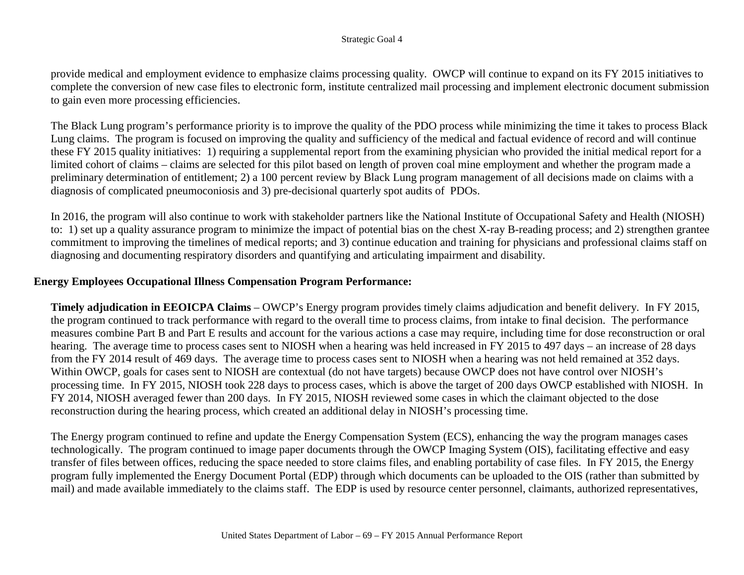provide medical and employment evidence to emphasize claims processing quality. OWCP will continue to expand on its FY 2015 initiatives to complete the conversion of new case files to electronic form, institute centralized mail processing and implement electronic document submission to gain even more processing efficiencies.

The Black Lung program's performance priority is to improve the quality of the PDO process while minimizing the time it takes to process Black Lung claims. The program is focused on improving the quality and sufficiency of the medical and factual evidence of record and will continue these FY 2015 quality initiatives: 1) requiring a supplemental report from the examining physician who provided the initial medical report for a limited cohort of claims – claims are selected for this pilot based on length of proven coal mine employment and whether the program made a preliminary determination of entitlement; 2) a 100 percent review by Black Lung program management of all decisions made on claims with a diagnosis of complicated pneumoconiosis and 3) pre-decisional quarterly spot audits of PDOs.

In 2016, the program will also continue to work with stakeholder partners like the National Institute of Occupational Safety and Health (NIOSH) to: 1) set up a quality assurance program to minimize the impact of potential bias on the chest X-ray B-reading process; and 2) strengthen grantee commitment to improving the timelines of medical reports; and 3) continue education and training for physicians and professional claims staff on diagnosing and documenting respiratory disorders and quantifying and articulating impairment and disability.

**Energy Employees Occupational Illness Compensation Program Performance:**

**Timely adjudication in EEOICPA Claims** – OWCP's Energy program provides timely claims adjudication and benefit delivery. In FY 2015, the program continued to track performance with regard to the overall time to process claims, from intake to final decision. The performance measures combine Part B and Part E results and account for the various actions a case may require, including time for dose reconstruction or oral hearing. The average time to process cases sent to NIOSH when a hearing was held increased in FY 2015 to 497 days – an increase of 28 days from the FY 2014 result of 469 days. The average time to process cases sent to NIOSH when a hearing was not held remained at 352 days. Within OWCP, goals for cases sent to NIOSH are contextual (do not have targets) because OWCP does not have control over NIOSH's processing time. In FY 2015, NIOSH took 228 days to process cases, which is above the target of 200 days OWCP established with NIOSH. In FY 2014, NIOSH averaged fewer than 200 days. In FY 2015, NIOSH reviewed some cases in which the claimant objected to the dose reconstruction during the hearing process, which created an additional delay in NIOSH's processing time.

The Energy program continued to refine and update the Energy Compensation System (ECS), enhancing the way the program manages cases technologically. The program continued to image paper documents through the OWCP Imaging System (OIS), facilitating effective and easy transfer of files between offices, reducing the space needed to store claims files, and enabling portability of case files. In FY 2015, the Energy program fully implemented the Energy Document Portal (EDP) through which documents can be uploaded to the OIS (rather than submitted by mail) and made available immediately to the claims staff. The EDP is used by resource center personnel, claimants, authorized representatives,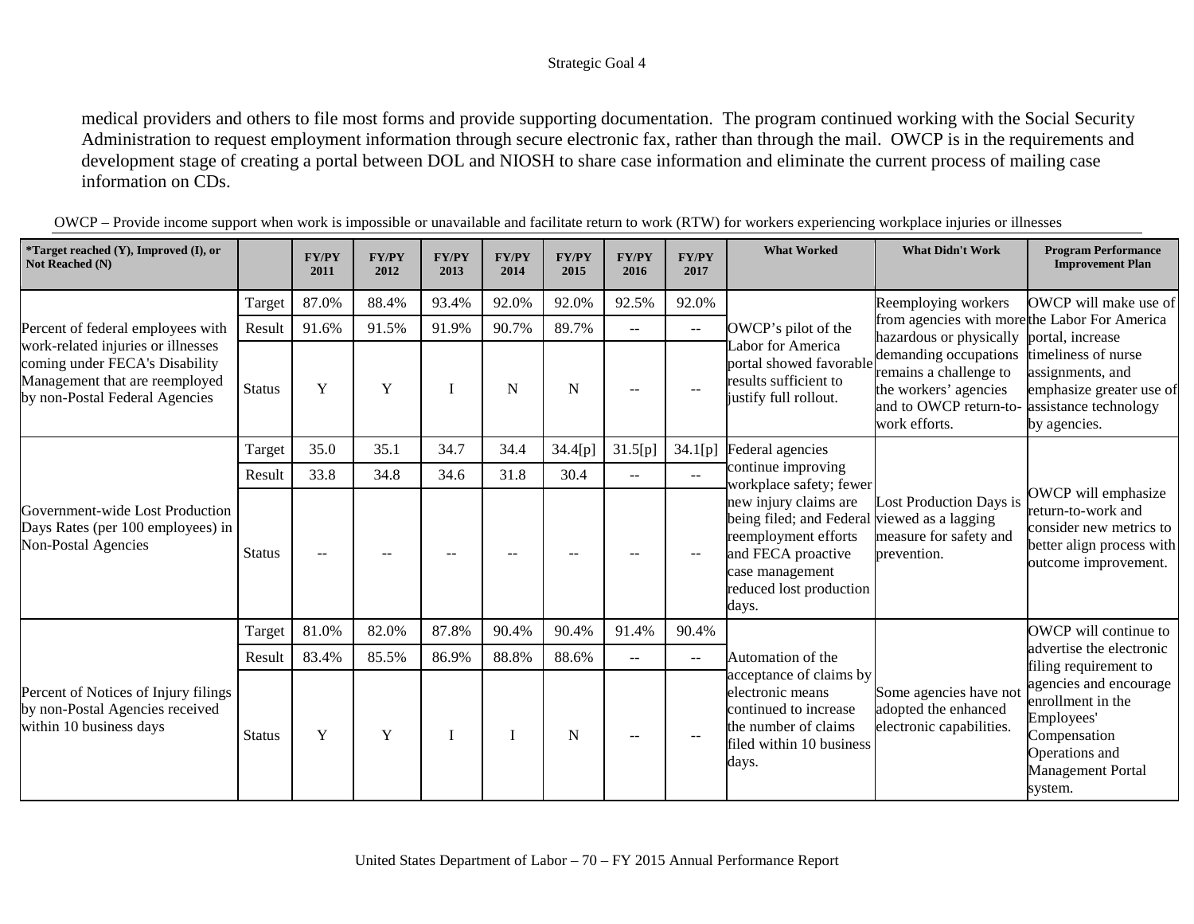medical providers and others to file most forms and provide supporting documentation. The program continued working with the Social Security Administration to request employment information through secure electronic fax, rather than through the mail. OWCP is in the requirements and development stage of creating a portal between DOL and NIOSH to share case information and eliminate the current process of mailing case information on CDs.

OWCP – Provide income support when work is impossible or unavailable and facilitate return to work (RTW) for workers experiencing workplace injuries or illnesses

| *Target reached (Y), Improved (I), or Not Reached (N) | | FY/PY 2011 | FY/PY 2012 | FY/PY 2013 | FY/PY 2014 | FY/PY 2015 | FY/PY 2016 | FY/PY 2017 | What Worked | What Didn't Work | Program Performance Improvement Plan |
|---|---|---|---|---|---|---|---|---|---|---|---|
| Percent of federal employees with work-related injuries or illnesses coming under FECA's Disability Management that are reemployed by non-Postal Federal Agencies | Target | 87.0% | 88.4% | 93.4% | 92.0% | 92.0% | 92.5% | 92.0% | OWCP's pilot of the Labor for America portal showed favorable results sufficient to justify full rollout. | Reemploying workers from agencies with more hazardous or physically demanding occupations remains a challenge to the workers' agencies and to OWCP return-to-work efforts. | OWCP will make use of the Labor For America portal, increase timeliness of nurse assignments, and emphasize greater use of assistance technology by agencies. |
| | Result | 91.6% | 91.5% | 91.9% | 90.7% | 89.7% | -- | -- | | | |
| | Status | Y | Y | I | N | N | -- | -- | | | |
| Government-wide Lost Production Days Rates (per 100 employees) in Non-Postal Agencies | Target | 35.0 | 35.1 | 34.7 | 34.4 | 34.4[p] | 31.5[p] | 34.1[p] | Federal agencies continue improving workplace safety; fewer new injury claims are being filed; and Federal reemployment efforts and FECA proactive case management reduced lost production days. | Lost Production Days is viewed as a lagging measure for safety and prevention. | OWCP will emphasize return-to-work and consider new metrics to better align process with outcome improvement. |
| | Result | 33.8 | 34.8 | 34.6 | 31.8 | 30.4 | -- | -- | | | |
| | Status | -- | -- | -- | -- | -- | -- | -- | | | |
| Percent of Notices of Injury filings by non-Postal Agencies received within 10 business days | Target | 81.0% | 82.0% | 87.8% | 90.4% | 90.4% | 91.4% | 90.4% | Automation of the acceptance of claims by electronic means continued to increase the number of claims filed within 10 business days. | Some agencies have not adopted the enhanced electronic capabilities. | OWCP will continue to advertise the electronic filing requirement to agencies and encourage enrollment in the Employees' Compensation Operations and Management Portal system. |
| | Result | 83.4% | 85.5% | 86.9% | 88.8% | 88.6% | -- | -- | | | |
| | Status | Y | Y | I | I | N | -- | -- | | | |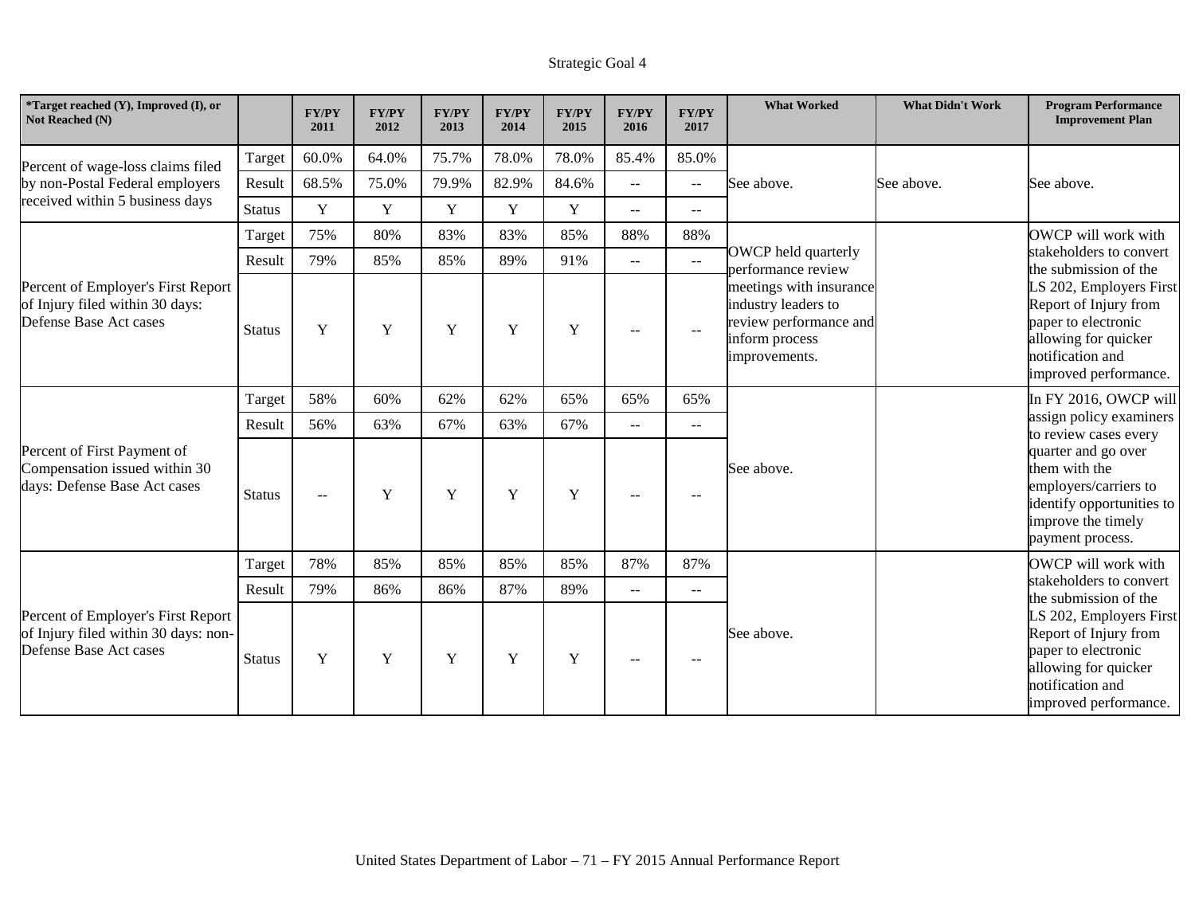Strategic Goal 4

| *Target reached (Y), Improved (I), or Not Reached (N) | | FY/PY 2011 | FY/PY 2012 | FY/PY 2013 | FY/PY 2014 | FY/PY 2015 | FY/PY 2016 | FY/PY 2017 | What Worked | What Didn't Work | Program Performance Improvement Plan |
|---|---|---|---|---|---|---|---|---|---|---|---|
| Percent of wage-loss claims filed by non-Postal Federal employers received within 5 business days | Target | 60.0% | 64.0% | 75.7% | 78.0% | 78.0% | 85.4% | 85.0% | See above. | See above. | See above. |
| | Result | 68.5% | 75.0% | 79.9% | 82.9% | 84.6% | -- | -- | | | |
| | Status | Y | Y | Y | Y | Y | -- | -- | | | |
| Percent of Employer's First Report of Injury filed within 30 days: Defense Base Act cases | Target | 75% | 80% | 83% | 83% | 85% | 88% | 88% | OWCP held quarterly performance review meetings with insurance industry leaders to review performance and inform process improvements. | | OWCP will work with stakeholders to convert the submission of the LS 202, Employers First Report of Injury from paper to electronic allowing for quicker notification and improved performance. |
| | Result | 79% | 85% | 85% | 89% | 91% | -- | -- | | | |
| | Status | Y | Y | Y | Y | Y | -- | -- | | | |
| Percent of First Payment of Compensation issued within 30 days: Defense Base Act cases | Target | 58% | 60% | 62% | 62% | 65% | 65% | 65% | See above. | | In FY 2016, OWCP will assign policy examiners to review cases every quarter and go over them with the employers/carriers to identify opportunities to improve the timely payment process. |
| | Result | 56% | 63% | 67% | 63% | 67% | -- | -- | | | |
| | Status | -- | Y | Y | Y | Y | -- | -- | | | |
| Percent of Employer's First Report of Injury filed within 30 days: non-Defense Base Act cases | Target | 78% | 85% | 85% | 85% | 85% | 87% | 87% | See above. | | OWCP will work with stakeholders to convert the submission of the LS 202, Employers First Report of Injury from paper to electronic allowing for quicker notification and improved performance. |
| | Result | 79% | 86% | 86% | 87% | 89% | -- | -- | | | |
| | Status | Y | Y | Y | Y | Y | -- | -- | | | |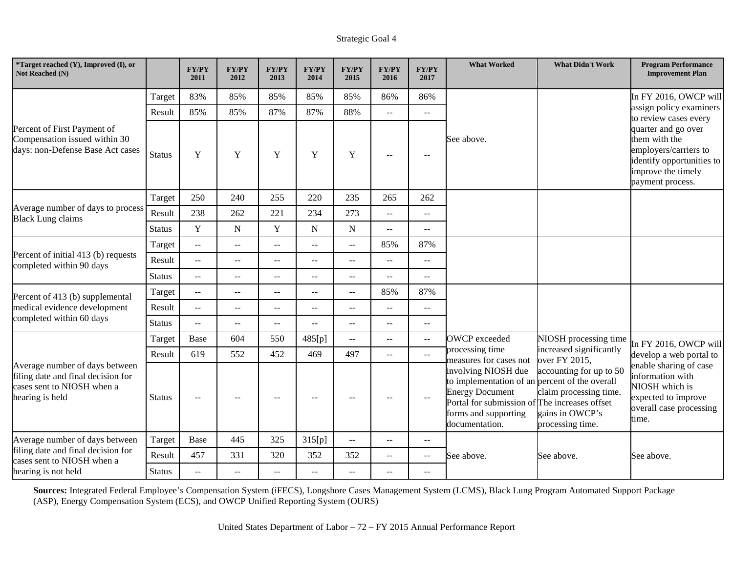| *Target reached (Y), Improved (I), or Not Reached (N) | | FY/PY 2011 | FY/PY 2012 | FY/PY 2013 | FY/PY 2014 | FY/PY 2015 | FY/PY 2016 | FY/PY 2017 | What Worked | What Didn't Work | Program Performance Improvement Plan |
|---|---|---|---|---|---|---|---|---|---|---|---|
| Percent of First Payment of Compensation issued within 30 days: non-Defense Base Act cases | Target | 83% | 85% | 85% | 85% | 85% | 86% | 86% | See above. | | In FY 2016, OWCP will assign policy examiners to review cases every quarter and go over them with the employers/carriers to identify opportunities to improve the timely payment process. |
| | Result | 85% | 85% | 87% | 87% | 88% | -- | -- | | | |
| | Status | Y | Y | Y | Y | Y | -- | -- | | | |
| Average number of days to process Black Lung claims | Target | 250 | 240 | 255 | 220 | 235 | 265 | 262 | | | |
| | Result | 238 | 262 | 221 | 234 | 273 | -- | -- | | | |
| | Status | Y | N | Y | N | N | -- | -- | | | |
| Percent of initial 413 (b) requests completed within 90 days | Target | -- | -- | -- | -- | -- | 85% | 87% | | | |
| | Result | -- | -- | -- | -- | -- | -- | -- | | | |
| | Status | -- | -- | -- | -- | -- | -- | -- | | | |
| Percent of 413 (b) supplemental medical evidence development completed within 60 days | Target | -- | -- | -- | -- | -- | 85% | 87% | | | |
| | Result | -- | -- | -- | -- | -- | -- | -- | | | |
| | Status | -- | -- | -- | -- | -- | -- | -- | | | |
| Average number of days between filing date and final decision for cases sent to NIOSH when a hearing is held | Target | Base | 604 | 550 | 485[p] | -- | -- | -- | OWCP exceeded processing time measures for cases not involving NIOSH due to implementation of an Energy Document Portal for submission of forms and supporting documentation. | NIOSH processing time increased significantly over FY 2015, accounting for up to 50 percent of the overall claim processing time. The increases offset gains in OWCP's processing time. | In FY 2016, OWCP will develop a web portal to enable sharing of case information with NIOSH which is expected to improve overall case processing time. |
| | Result | 619 | 552 | 452 | 469 | 497 | -- | -- | | | |
| | Status | -- | -- | -- | -- | -- | -- | -- | | | |
| Average number of days between filing date and final decision for cases sent to NIOSH when a hearing is not held | Target | Base | 445 | 325 | 315[p] | -- | -- | -- | See above. | See above. | See above. |
| | Result | 457 | 331 | 320 | 352 | 352 | -- | -- | | | |
| | Status | -- | -- | -- | -- | -- | -- | -- | | | |

**Sources:** Integrated Federal Employee's Compensation System (iFECS), Longshore Cases Management System (LCMS), Black Lung Program Automated Support Package (ASP), Energy Compensation System (ECS), and OWCP Unified Reporting System (OURS)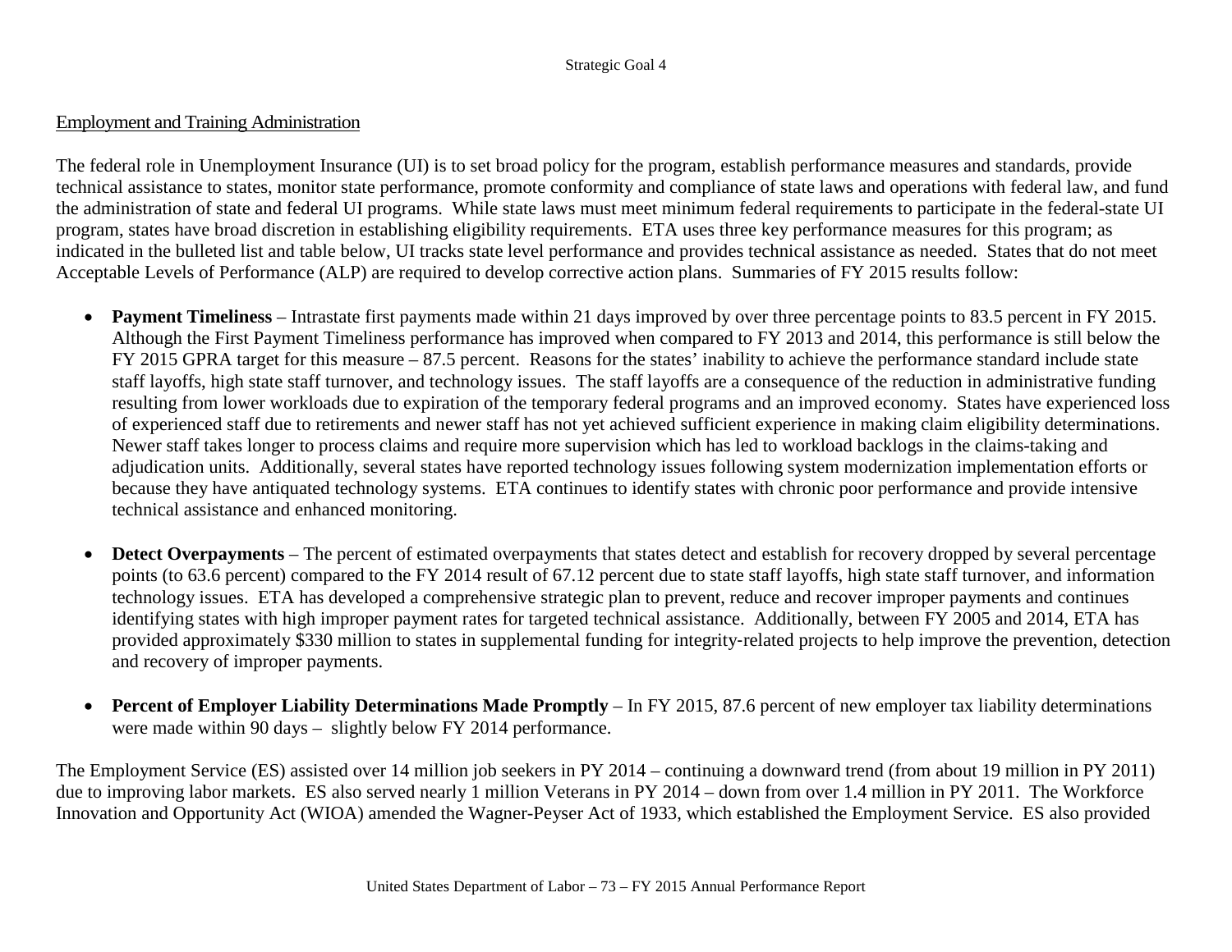Employment and Training Administration

The federal role in Unemployment Insurance (UI) is to set broad policy for the program, establish performance measures and standards, provide technical assistance to states, monitor state performance, promote conformity and compliance of state laws and operations with federal law, and fund the administration of state and federal UI programs. While state laws must meet minimum federal requirements to participate in the federal-state UI program, states have broad discretion in establishing eligibility requirements. ETA uses three key performance measures for this program; as indicated in the bulleted list and table below, UI tracks state level performance and provides technical assistance as needed. States that do not meet Acceptable Levels of Performance (ALP) are required to develop corrective action plans. Summaries of FY 2015 results follow:

- **Payment Timeliness** – Intrastate first payments made within 21 days improved by over three percentage points to 83.5 percent in FY 2015. Although the First Payment Timeliness performance has improved when compared to FY 2013 and 2014, this performance is still below the FY 2015 GPRA target for this measure – 87.5 percent. Reasons for the states' inability to achieve the performance standard include state staff layoffs, high state staff turnover, and technology issues. The staff layoffs are a consequence of the reduction in administrative funding resulting from lower workloads due to expiration of the temporary federal programs and an improved economy. States have experienced loss of experienced staff due to retirements and newer staff has not yet achieved sufficient experience in making claim eligibility determinations. Newer staff takes longer to process claims and require more supervision which has led to workload backlogs in the claims-taking and adjudication units. Additionally, several states have reported technology issues following system modernization implementation efforts or because they have antiquated technology systems. ETA continues to identify states with chronic poor performance and provide intensive technical assistance and enhanced monitoring.

- **Detect Overpayments** – The percent of estimated overpayments that states detect and establish for recovery dropped by several percentage points (to 63.6 percent) compared to the FY 2014 result of 67.12 percent due to state staff layoffs, high state staff turnover, and information technology issues. ETA has developed a comprehensive strategic plan to prevent, reduce and recover improper payments and continues identifying states with high improper payment rates for targeted technical assistance. Additionally, between FY 2005 and 2014, ETA has provided approximately $330 million to states in supplemental funding for integrity-related projects to help improve the prevention, detection and recovery of improper payments.

- **Percent of Employer Liability Determinations Made Promptly** – In FY 2015, 87.6 percent of new employer tax liability determinations were made within 90 days – slightly below FY 2014 performance.

The Employment Service (ES) assisted over 14 million job seekers in PY 2014 – continuing a downward trend (from about 19 million in PY 2011) due to improving labor markets. ES also served nearly 1 million Veterans in PY 2014 – down from over 1.4 million in PY 2011. The Workforce Innovation and Opportunity Act (WIOA) amended the Wagner-Peyser Act of 1933, which established the Employment Service. ES also provided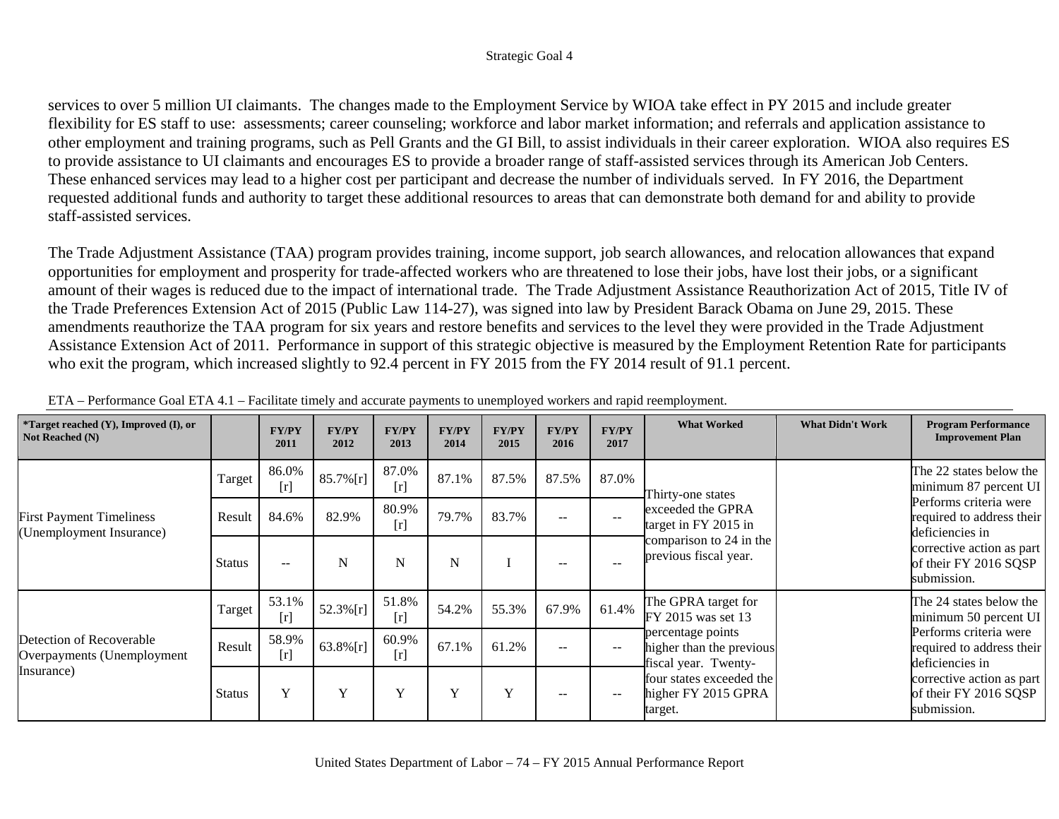services to over 5 million UI claimants. The changes made to the Employment Service by WIOA take effect in PY 2015 and include greater flexibility for ES staff to use: assessments; career counseling; workforce and labor market information; and referrals and application assistance to other employment and training programs, such as Pell Grants and the GI Bill, to assist individuals in their career exploration. WIOA also requires ES to provide assistance to UI claimants and encourages ES to provide a broader range of staff-assisted services through its American Job Centers. These enhanced services may lead to a higher cost per participant and decrease the number of individuals served. In FY 2016, the Department requested additional funds and authority to target these additional resources to areas that can demonstrate both demand for and ability to provide staff-assisted services.

The Trade Adjustment Assistance (TAA) program provides training, income support, job search allowances, and relocation allowances that expand opportunities for employment and prosperity for trade-affected workers who are threatened to lose their jobs, have lost their jobs, or a significant amount of their wages is reduced due to the impact of international trade. The Trade Adjustment Assistance Reauthorization Act of 2015, Title IV of the Trade Preferences Extension Act of 2015 (Public Law 114-27), was signed into law by President Barack Obama on June 29, 2015. These amendments reauthorize the TAA program for six years and restore benefits and services to the level they were provided in the Trade Adjustment Assistance Extension Act of 2011. Performance in support of this strategic objective is measured by the Employment Retention Rate for participants who exit the program, which increased slightly to 92.4 percent in FY 2015 from the FY 2014 result of 91.1 percent.

ETA – Performance Goal ETA 4.1 – Facilitate timely and accurate payments to unemployed workers and rapid reemployment.

| *Target reached (Y), Improved (I), or Not Reached (N) | | FY/PY 2011 | FY/PY 2012 | FY/PY 2013 | FY/PY 2014 | FY/PY 2015 | FY/PY 2016 | FY/PY 2017 | What Worked | What Didn't Work | Program Performance Improvement Plan |
|---|---|---|---|---|---|---|---|---|---|---|---|
| First Payment Timeliness (Unemployment Insurance) | Target | 86.0% [r] | 85.7%[r] | 87.0% [r] | 87.1% | 87.5% | 87.5% | 87.0% | Thirty-one states exceeded the GPRA target in FY 2015 in comparison to 24 in the previous fiscal year. | | The 22 states below the minimum 87 percent UI Performs criteria were required to address their deficiencies in corrective action as part of their FY 2016 SQSP submission. |
| | Result | 84.6% | 82.9% | 80.9% [r] | 79.7% | 83.7% | -- | -- | | | |
| | Status | -- | N | N | N | I | -- | -- | | | |
| Detection of Recoverable Overpayments (Unemployment Insurance) | Target | 53.1% [r] | 52.3%[r] | 51.8% [r] | 54.2% | 55.3% | 67.9% | 61.4% | The GPRA target for FY 2015 was set 13 percentage points higher than the previous fiscal year. Twenty-four states exceeded the higher FY 2015 GPRA target. | | The 24 states below the minimum 50 percent UI Performs criteria were required to address their deficiencies in corrective action as part of their FY 2016 SQSP submission. |
| | Result | 58.9% [r] | 63.8%[r] | 60.9% [r] | 67.1% | 61.2% | -- | -- | | | |
| | Status | Y | Y | Y | Y | Y | -- | -- | | | |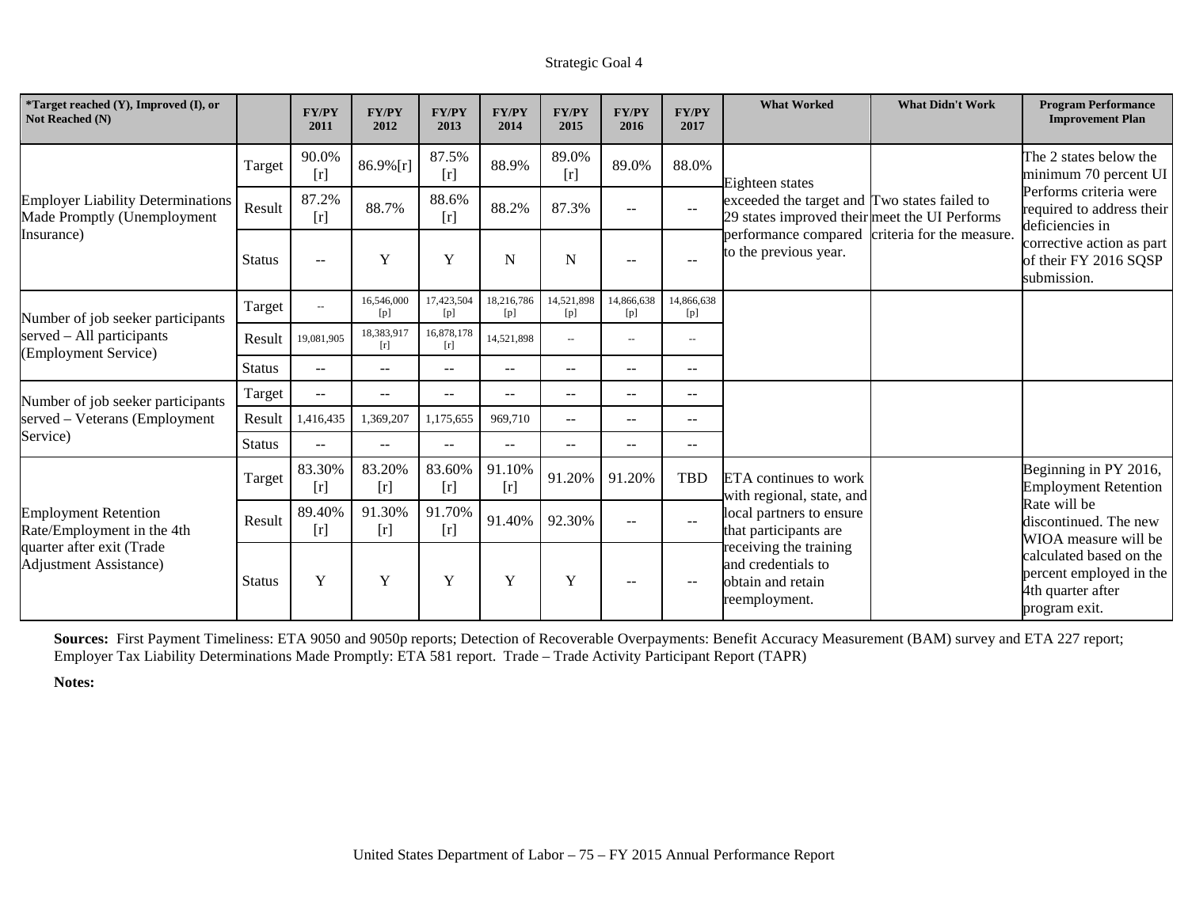Strategic Goal 4

| *Target reached (Y), Improved (I), or Not Reached (N) | | FY/PY 2011 | FY/PY 2012 | FY/PY 2013 | FY/PY 2014 | FY/PY 2015 | FY/PY 2016 | FY/PY 2017 | What Worked | What Didn't Work | Program Performance Improvement Plan |
|---|---|---|---|---|---|---|---|---|---|---|---|
| Employer Liability Determinations Made Promptly (Unemployment Insurance) | Target | 90.0% [r] | 86.9%[r] | 87.5% [r] | 88.9% | 89.0% [r] | 89.0% | 88.0% | Eighteen states exceeded the target and 29 states improved their performance compared to the previous year. | Two states failed to meet the UI Performs criteria for the measure. | The 2 states below the minimum 70 percent UI Performs criteria were required to address their deficiencies in corrective action as part of their FY 2016 SQSP submission. |
| | Result | 87.2% [r] | 88.7% | 88.6% [r] | 88.2% | 87.3% | -- | -- | | | |
| | Status | -- | Y | Y | N | N | -- | -- | | | |
| Number of job seeker participants served – All participants (Employment Service) | Target | -- | 16,546,000 [p] | 17,423,504 [p] | 18,216,786 [p] | 14,521,898 [p] | 14,866,638 [p] | 14,866,638 [p] | | | |
| | Result | 19,081,905 | 18,383,917 [r] | 16,878,178 [r] | 14,521,898 | -- | -- | -- | | | |
| | Status | -- | -- | -- | -- | -- | -- | -- | | | |
| Number of job seeker participants served – Veterans (Employment Service) | Target | -- | -- | -- | -- | -- | -- | -- | | | |
| | Result | 1,416,435 | 1,369,207 | 1,175,655 | 969,710 | -- | -- | -- | | | |
| | Status | -- | -- | -- | -- | -- | -- | -- | | | |
| Employment Retention Rate/Employment in the 4th quarter after exit (Trade Adjustment Assistance) | Target | 83.30% [r] | 83.20% [r] | 83.60% [r] | 91.10% [r] | 91.20% | 91.20% | TBD | ETA continues to work with regional, state, and local partners to ensure that participants are receiving the training and credentials to obtain and retain reemployment. | | Beginning in PY 2016, Employment Retention Rate will be discontinued. The new WIOA measure will be calculated based on the percent employed in the 4th quarter after program exit. |
| | Result | 89.40% [r] | 91.30% [r] | 91.70% [r] | 91.40% | 92.30% | -- | -- | | | |
| | Status | Y | Y | Y | Y | Y | -- | -- | | | |

**Sources:** First Payment Timeliness: ETA 9050 and 9050p reports; Detection of Recoverable Overpayments: Benefit Accuracy Measurement (BAM) survey and ETA 227 report; Employer Tax Liability Determinations Made Promptly: ETA 581 report. Trade – Trade Activity Participant Report (TAPR)

**Notes:**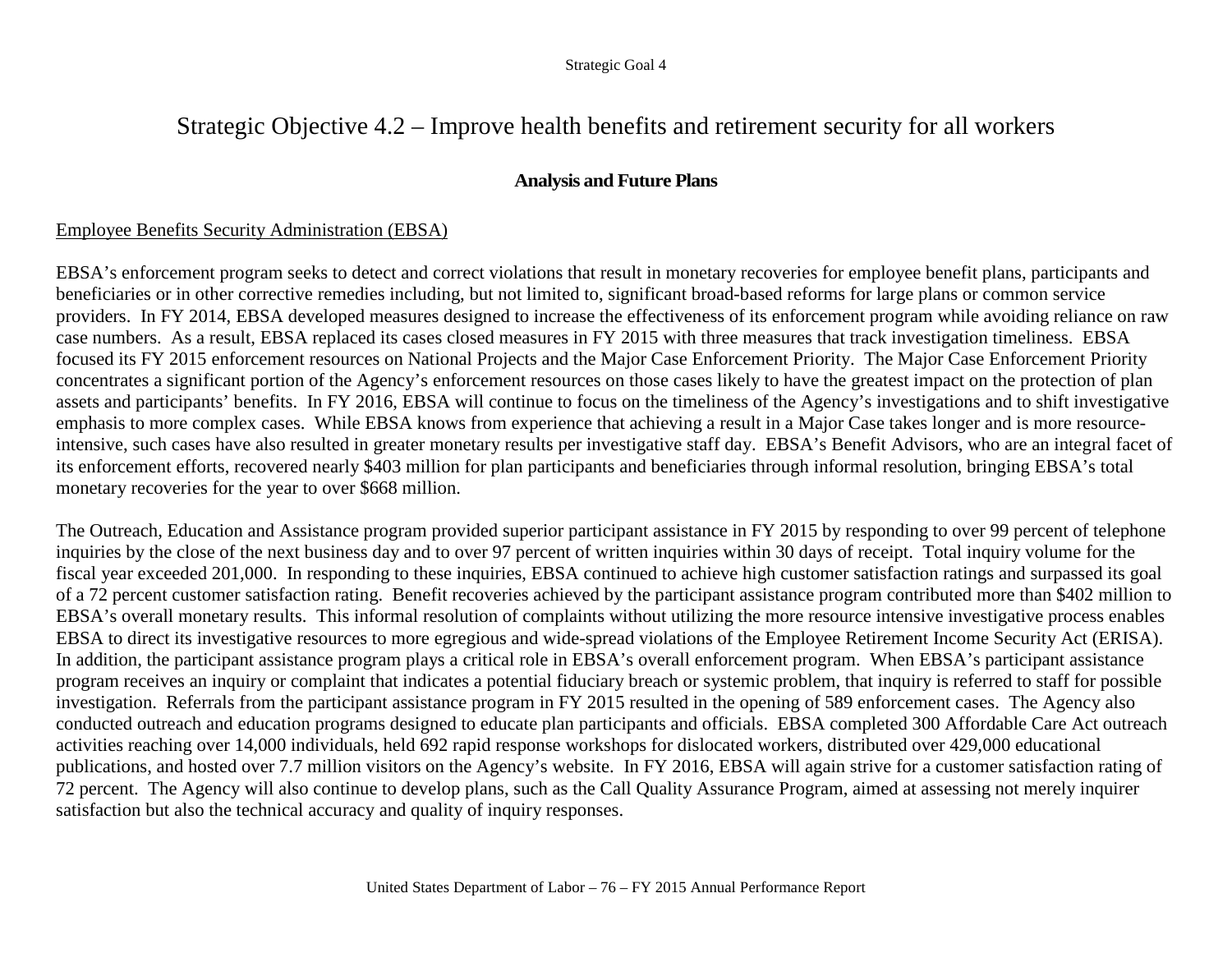# Strategic Objective 4.2 – Improve health benefits and retirement security for all workers

### Analysis and Future Plans

Employee Benefits Security Administration (EBSA)

EBSA's enforcement program seeks to detect and correct violations that result in monetary recoveries for employee benefit plans, participants and beneficiaries or in other corrective remedies including, but not limited to, significant broad-based reforms for large plans or common service providers. In FY 2014, EBSA developed measures designed to increase the effectiveness of its enforcement program while avoiding reliance on raw case numbers. As a result, EBSA replaced its cases closed measures in FY 2015 with three measures that track investigation timeliness. EBSA focused its FY 2015 enforcement resources on National Projects and the Major Case Enforcement Priority. The Major Case Enforcement Priority concentrates a significant portion of the Agency's enforcement resources on those cases likely to have the greatest impact on the protection of plan assets and participants' benefits. In FY 2016, EBSA will continue to focus on the timeliness of the Agency's investigations and to shift investigative emphasis to more complex cases. While EBSA knows from experience that achieving a result in a Major Case takes longer and is more resource-intensive, such cases have also resulted in greater monetary results per investigative staff day. EBSA's Benefit Advisors, who are an integral facet of its enforcement efforts, recovered nearly $403 million for plan participants and beneficiaries through informal resolution, bringing EBSA's total monetary recoveries for the year to over $668 million.

The Outreach, Education and Assistance program provided superior participant assistance in FY 2015 by responding to over 99 percent of telephone inquiries by the close of the next business day and to over 97 percent of written inquiries within 30 days of receipt. Total inquiry volume for the fiscal year exceeded 201,000. In responding to these inquiries, EBSA continued to achieve high customer satisfaction ratings and surpassed its goal of a 72 percent customer satisfaction rating. Benefit recoveries achieved by the participant assistance program contributed more than $402 million to EBSA's overall monetary results. This informal resolution of complaints without utilizing the more resource intensive investigative process enables EBSA to direct its investigative resources to more egregious and wide-spread violations of the Employee Retirement Income Security Act (ERISA). In addition, the participant assistance program plays a critical role in EBSA's overall enforcement program. When EBSA's participant assistance program receives an inquiry or complaint that indicates a potential fiduciary breach or systemic problem, that inquiry is referred to staff for possible investigation. Referrals from the participant assistance program in FY 2015 resulted in the opening of 589 enforcement cases. The Agency also conducted outreach and education programs designed to educate plan participants and officials. EBSA completed 300 Affordable Care Act outreach activities reaching over 14,000 individuals, held 692 rapid response workshops for dislocated workers, distributed over 429,000 educational publications, and hosted over 7.7 million visitors on the Agency's website. In FY 2016, EBSA will again strive for a customer satisfaction rating of 72 percent. The Agency will also continue to develop plans, such as the Call Quality Assurance Program, aimed at assessing not merely inquirer satisfaction but also the technical accuracy and quality of inquiry responses.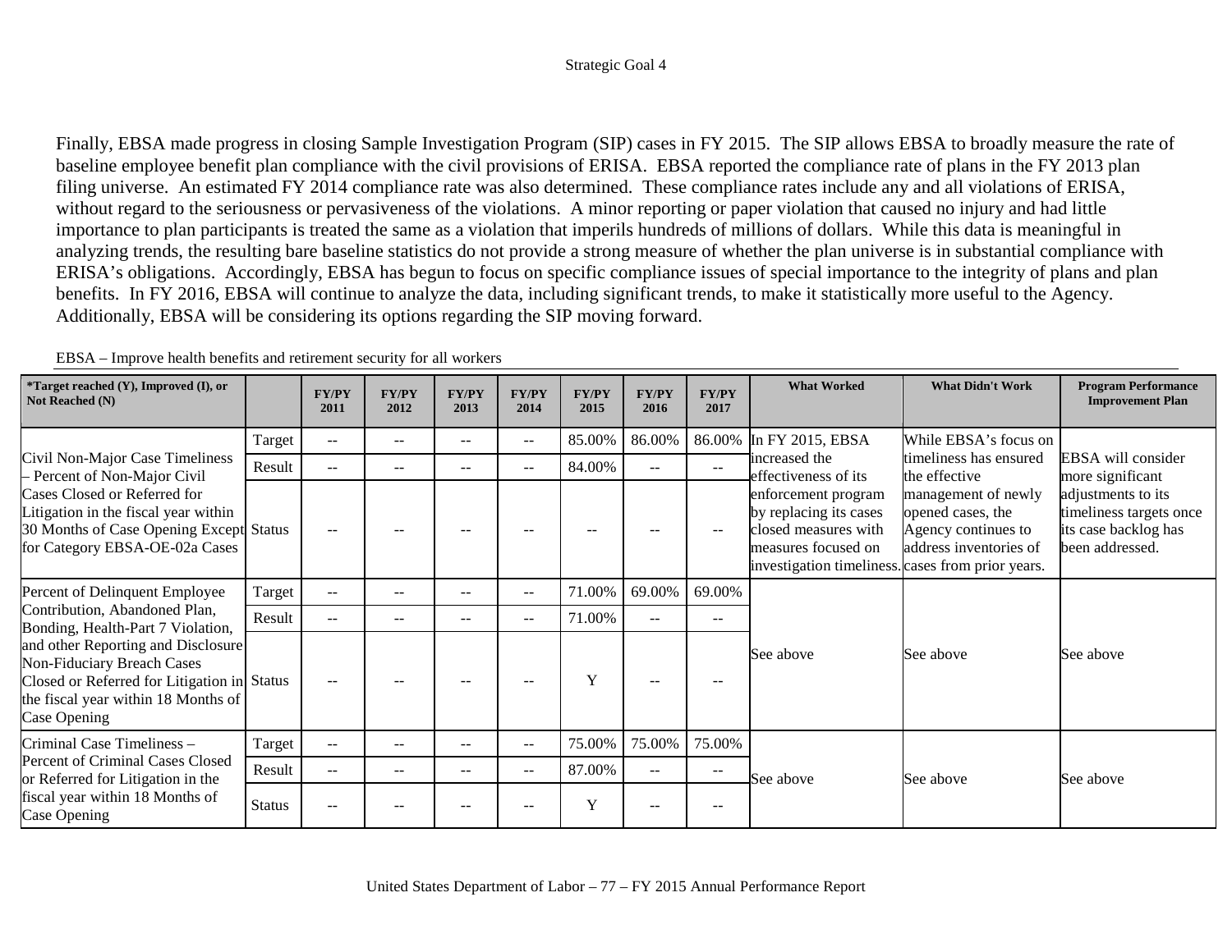Finally, EBSA made progress in closing Sample Investigation Program (SIP) cases in FY 2015. The SIP allows EBSA to broadly measure the rate of baseline employee benefit plan compliance with the civil provisions of ERISA. EBSA reported the compliance rate of plans in the FY 2013 plan filing universe. An estimated FY 2014 compliance rate was also determined. These compliance rates include any and all violations of ERISA, without regard to the seriousness or pervasiveness of the violations. A minor reporting or paper violation that caused no injury and had little importance to plan participants is treated the same as a violation that imperils hundreds of millions of dollars. While this data is meaningful in analyzing trends, the resulting bare baseline statistics do not provide a strong measure of whether the plan universe is in substantial compliance with ERISA's obligations. Accordingly, EBSA has begun to focus on specific compliance issues of special importance to the integrity of plans and plan benefits. In FY 2016, EBSA will continue to analyze the data, including significant trends, to make it statistically more useful to the Agency. Additionally, EBSA will be considering its options regarding the SIP moving forward.

EBSA – Improve health benefits and retirement security for all workers

| *Target reached (Y), Improved (I), or Not Reached (N) | | FY/PY 2011 | FY/PY 2012 | FY/PY 2013 | FY/PY 2014 | FY/PY 2015 | FY/PY 2016 | FY/PY 2017 | What Worked | What Didn't Work | Program Performance Improvement Plan |
|---|---|---|---|---|---|---|---|---|---|---|---|
| Civil Non-Major Case Timeliness – Percent of Non-Major Civil Cases Closed or Referred for Litigation in the fiscal year within 30 Months of Case Opening Except for Category EBSA-OE-02a Cases | Target | -- | -- | -- | -- | 85.00% | 86.00% | 86.00% | In FY 2015, EBSA increased the effectiveness of its enforcement program by replacing its cases closed measures with measures focused on investigation timeliness. | While EBSA's focus on timeliness has ensured the effective management of newly opened cases, the Agency continues to address inventories of cases from prior years. | EBSA will consider more significant adjustments to its timeliness targets once its case backlog has been addressed. |
| | Result | -- | -- | -- | -- | 84.00% | -- | -- | | | |
| | Status | -- | -- | -- | -- | -- | -- | -- | | | |
| Percent of Delinquent Employee Contribution, Abandoned Plan, Bonding, Health-Part 7 Violation, and other Reporting and Disclosure Non-Fiduciary Breach Cases Closed or Referred for Litigation in the fiscal year within 18 Months of Case Opening | Target | -- | -- | -- | -- | 71.00% | 69.00% | 69.00% | See above | See above | See above |
| | Result | -- | -- | -- | -- | 71.00% | -- | -- | | | |
| | Status | -- | -- | -- | -- | Y | -- | -- | | | |
| Criminal Case Timeliness – Percent of Criminal Cases Closed or Referred for Litigation in the fiscal year within 18 Months of Case Opening | Target | -- | -- | -- | -- | 75.00% | 75.00% | 75.00% | See above | See above | See above |
| | Result | -- | -- | -- | -- | 87.00% | -- | -- | | | |
| | Status | -- | -- | -- | -- | Y | -- | -- | | | |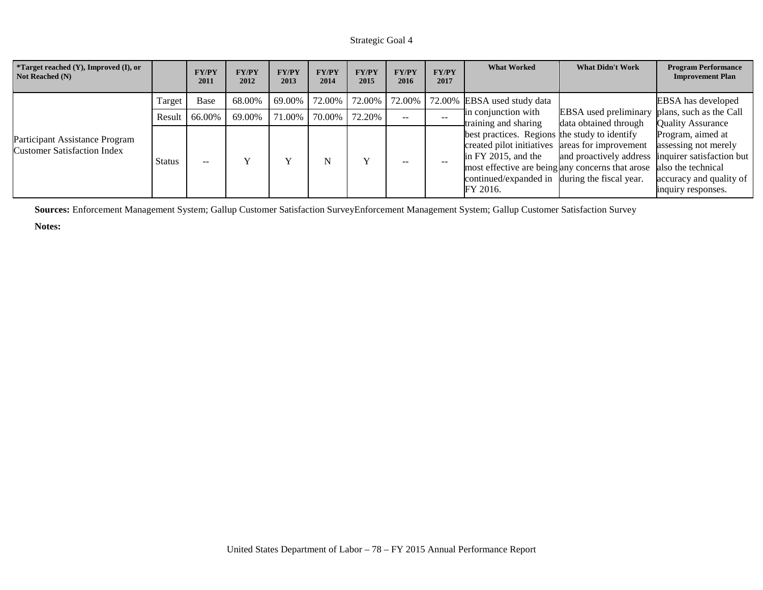Strategic Goal 4

| *Target reached (Y), Improved (I), or Not Reached (N) | | FY/PY 2011 | FY/PY 2012 | FY/PY 2013 | FY/PY 2014 | FY/PY 2015 | FY/PY 2016 | FY/PY 2017 | What Worked | What Didn't Work | Program Performance Improvement Plan |
|---|---|---|---|---|---|---|---|---|---|---|---|
| Participant Assistance Program Customer Satisfaction Index | Target | Base | 68.00% | 69.00% | 72.00% | 72.00% | 72.00% | 72.00% | EBSA used study data in conjunction with training and sharing best practices. Regions created pilot initiatives in FY 2015, and the most effective are being continued/expanded in FY 2016. | EBSA used preliminary data obtained through the study to identify areas for improvement and proactively address any concerns that arose during the fiscal year. | EBSA has developed plans, such as the Call Quality Assurance Program, aimed at assessing not merely inquirer satisfaction but also the technical accuracy and quality of inquiry responses. |
| | Result | 66.00% | 69.00% | 71.00% | 70.00% | 72.20% | -- | -- | | | |
| | Status | -- | Y | Y | N | Y | -- | -- | | | |

**Sources:** Enforcement Management System; Gallup Customer Satisfaction SurveyEnforcement Management System; Gallup Customer Satisfaction Survey

**Notes:**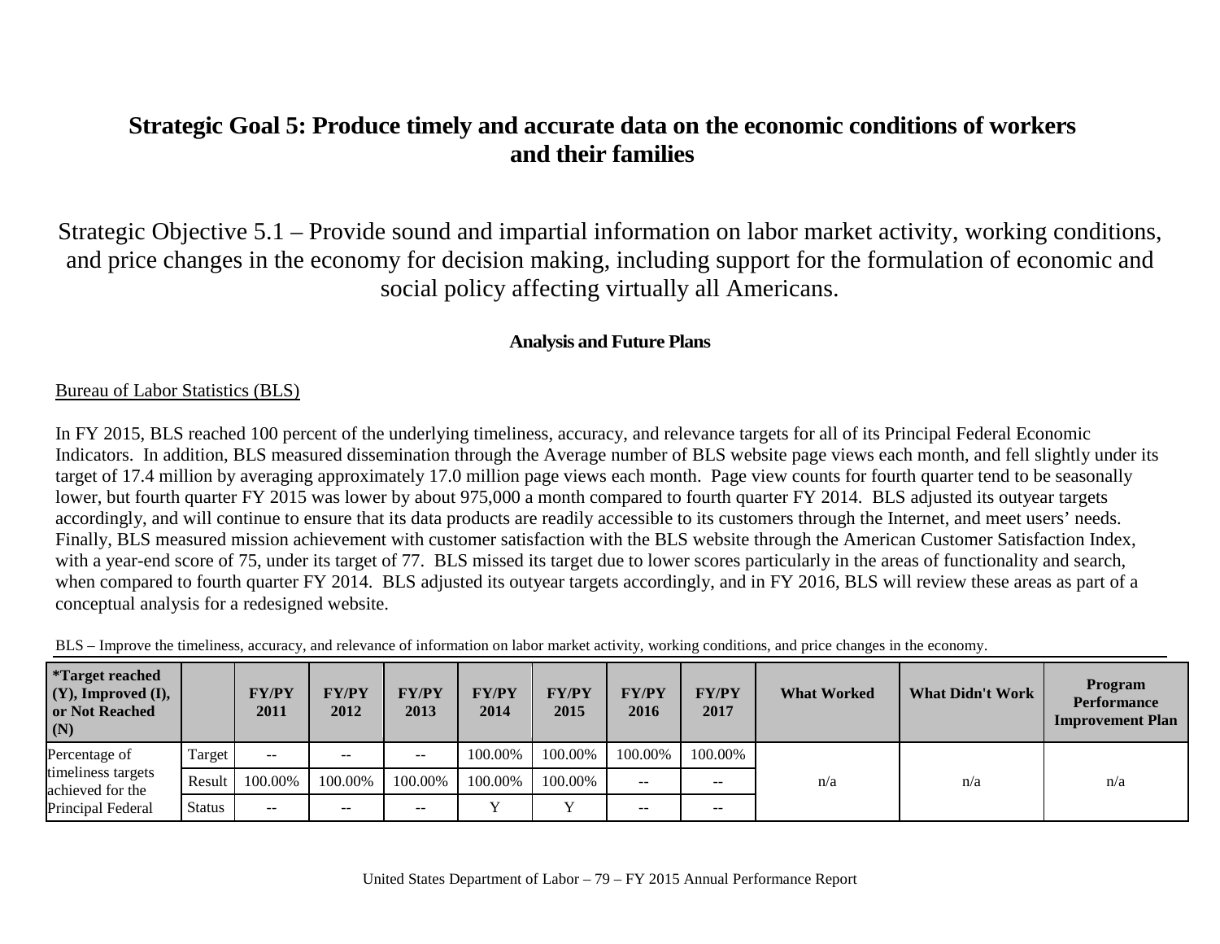# Strategic Goal 5: Produce timely and accurate data on the economic conditions of workers and their families

## Strategic Objective 5.1 – Provide sound and impartial information on labor market activity, working conditions, and price changes in the economy for decision making, including support for the formulation of economic and social policy affecting virtually all Americans.

### Analysis and Future Plans

Bureau of Labor Statistics (BLS)

In FY 2015, BLS reached 100 percent of the underlying timeliness, accuracy, and relevance targets for all of its Principal Federal Economic Indicators. In addition, BLS measured dissemination through the Average number of BLS website page views each month, and fell slightly under its target of 17.4 million by averaging approximately 17.0 million page views each month. Page view counts for fourth quarter tend to be seasonally lower, but fourth quarter FY 2015 was lower by about 975,000 a month compared to fourth quarter FY 2014. BLS adjusted its outyear targets accordingly, and will continue to ensure that its data products are readily accessible to its customers through the Internet, and meet users' needs. Finally, BLS measured mission achievement with customer satisfaction with the BLS website through the American Customer Satisfaction Index, with a year-end score of 75, under its target of 77. BLS missed its target due to lower scores particularly in the areas of functionality and search, when compared to fourth quarter FY 2014. BLS adjusted its outyear targets accordingly, and in FY 2016, BLS will review these areas as part of a conceptual analysis for a redesigned website.

BLS – Improve the timeliness, accuracy, and relevance of information on labor market activity, working conditions, and price changes in the economy.

| *Target reached (Y), Improved (I), or Not Reached (N) | | FY/PY 2011 | FY/PY 2012 | FY/PY 2013 | FY/PY 2014 | FY/PY 2015 | FY/PY 2016 | FY/PY 2017 | What Worked | What Didn't Work | Program Performance Improvement Plan |
|---|---|---|---|---|---|---|---|---|---|---|---|
| Percentage of timeliness targets achieved for the Principal Federal | Target | -- | -- | -- | 100.00% | 100.00% | 100.00% | 100.00% | n/a | n/a | n/a |
| | Result | 100.00% | 100.00% | 100.00% | 100.00% | 100.00% | -- | -- | | | |
| | Status | -- | -- | -- | Y | Y | -- | -- | | | |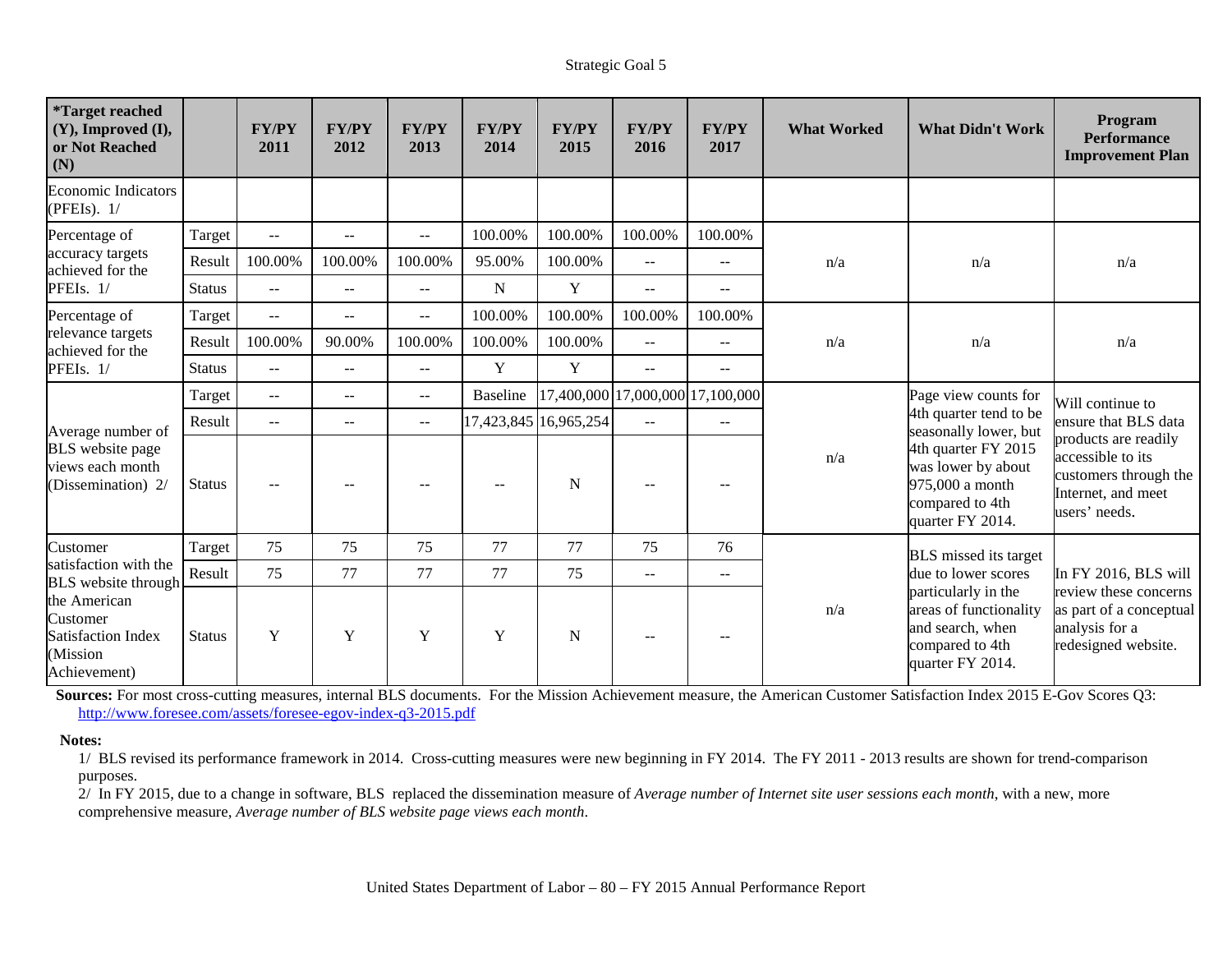Strategic Goal 5

| *Target reached (Y), Improved (I), or Not Reached (N) | | FY/PY 2011 | FY/PY 2012 | FY/PY 2013 | FY/PY 2014 | FY/PY 2015 | FY/PY 2016 | FY/PY 2017 | What Worked | What Didn't Work | Program Performance Improvement Plan |
|---|---|---|---|---|---|---|---|---|---|---|---|
| Economic Indicators (PFEIs). 1/ | | | | | | | | | | | |
| Percentage of accuracy targets achieved for the PFEIs. 1/ | Target | -- | -- | -- | 100.00% | 100.00% | 100.00% | 100.00% | n/a | n/a | n/a |
| | Result | 100.00% | 100.00% | 100.00% | 95.00% | 100.00% | -- | -- | | | |
| | Status | -- | -- | -- | N | Y | -- | -- | | | |
| Percentage of relevance targets achieved for the PFEIs. 1/ | Target | -- | -- | -- | 100.00% | 100.00% | 100.00% | 100.00% | n/a | n/a | n/a |
| | Result | 100.00% | 90.00% | 100.00% | 100.00% | 100.00% | -- | -- | | | |
| | Status | -- | -- | -- | Y | Y | -- | -- | | | |
| Average number of BLS website page views each month (Dissemination) 2/ | Target | -- | -- | -- | Baseline | 17,400,000 | 17,000,000 | 17,100,000 | n/a | Page view counts for 4th quarter tend to be seasonally lower, but 4th quarter FY 2015 was lower by about 975,000 a month compared to 4th quarter FY 2014. | Will continue to ensure that BLS data products are readily accessible to its customers through the Internet, and meet users' needs. |
| | Result | -- | -- | -- | 17,423,845 | 16,965,254 | -- | -- | | | |
| | Status | -- | -- | -- | -- | N | -- | -- | | | |
| Customer satisfaction with the BLS website through the American Customer Satisfaction Index (Mission Achievement) | Target | 75 | 75 | 75 | 77 | 77 | 75 | 76 | n/a | BLS missed its target due to lower scores particularly in the areas of functionality and search, when compared to 4th quarter FY 2014. | In FY 2016, BLS will review these concerns as part of a conceptual analysis for a redesigned website. |
| | Result | 75 | 77 | 77 | 77 | 75 | -- | -- | | | |
| | Status | Y | Y | Y | Y | N | -- | -- | | | |

**Sources:** For most cross-cutting measures, internal BLS documents. For the Mission Achievement measure, the American Customer Satisfaction Index 2015 E-Gov Scores Q3: http://www.foresee.com/assets/foresee-egov-index-q3-2015.pdf

**Notes:**

1/ BLS revised its performance framework in 2014. Cross-cutting measures were new beginning in FY 2014. The FY 2011 - 2013 results are shown for trend-comparison purposes.

2/ In FY 2015, due to a change in software, BLS replaced the dissemination measure of *Average number of Internet site user sessions each month*, with a new, more comprehensive measure, *Average number of BLS website page views each month*.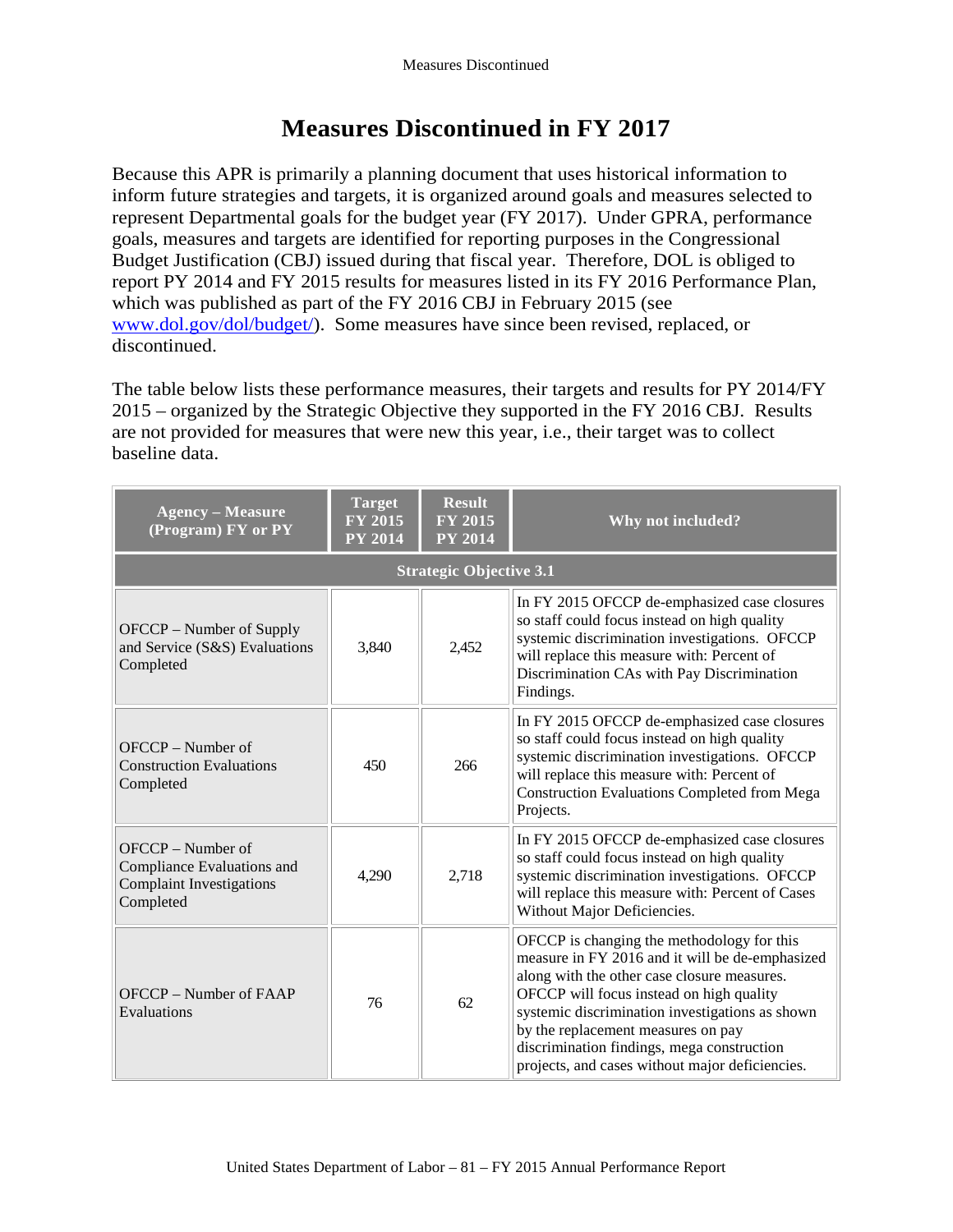# Measures Discontinued in FY 2017

Because this APR is primarily a planning document that uses historical information to inform future strategies and targets, it is organized around goals and measures selected to represent Departmental goals for the budget year (FY 2017). Under GPRA, performance goals, measures and targets are identified for reporting purposes in the Congressional Budget Justification (CBJ) issued during that fiscal year. Therefore, DOL is obliged to report PY 2014 and FY 2015 results for measures listed in its FY 2016 Performance Plan, which was published as part of the FY 2016 CBJ in February 2015 (see www.dol.gov/dol/budget/). Some measures have since been revised, replaced, or discontinued.

The table below lists these performance measures, their targets and results for PY 2014/FY 2015 – organized by the Strategic Objective they supported in the FY 2016 CBJ. Results are not provided for measures that were new this year, i.e., their target was to collect baseline data.

| Agency – Measure (Program) FY or PY | Target FY 2015 PY 2014 | Result FY 2015 PY 2014 | Why not included? |
|---|---|---|---|
| **Strategic Objective 3.1** | | | |
| OFCCP – Number of Supply and Service (S&S) Evaluations Completed | 3,840 | 2,452 | In FY 2015 OFCCP de-emphasized case closures so staff could focus instead on high quality systemic discrimination investigations. OFCCP will replace this measure with: Percent of Discrimination CAs with Pay Discrimination Findings. |
| OFCCP – Number of Construction Evaluations Completed | 450 | 266 | In FY 2015 OFCCP de-emphasized case closures so staff could focus instead on high quality systemic discrimination investigations. OFCCP will replace this measure with: Percent of Construction Evaluations Completed from Mega Projects. |
| OFCCP – Number of Compliance Evaluations and Complaint Investigations Completed | 4,290 | 2,718 | In FY 2015 OFCCP de-emphasized case closures so staff could focus instead on high quality systemic discrimination investigations. OFCCP will replace this measure with: Percent of Cases Without Major Deficiencies. |
| OFCCP – Number of FAAP Evaluations | 76 | 62 | OFCCP is changing the methodology for this measure in FY 2016 and it will be de-emphasized along with the other case closure measures. OFCCP will focus instead on high quality systemic discrimination investigations as shown by the replacement measures on pay discrimination findings, mega construction projects, and cases without major deficiencies. |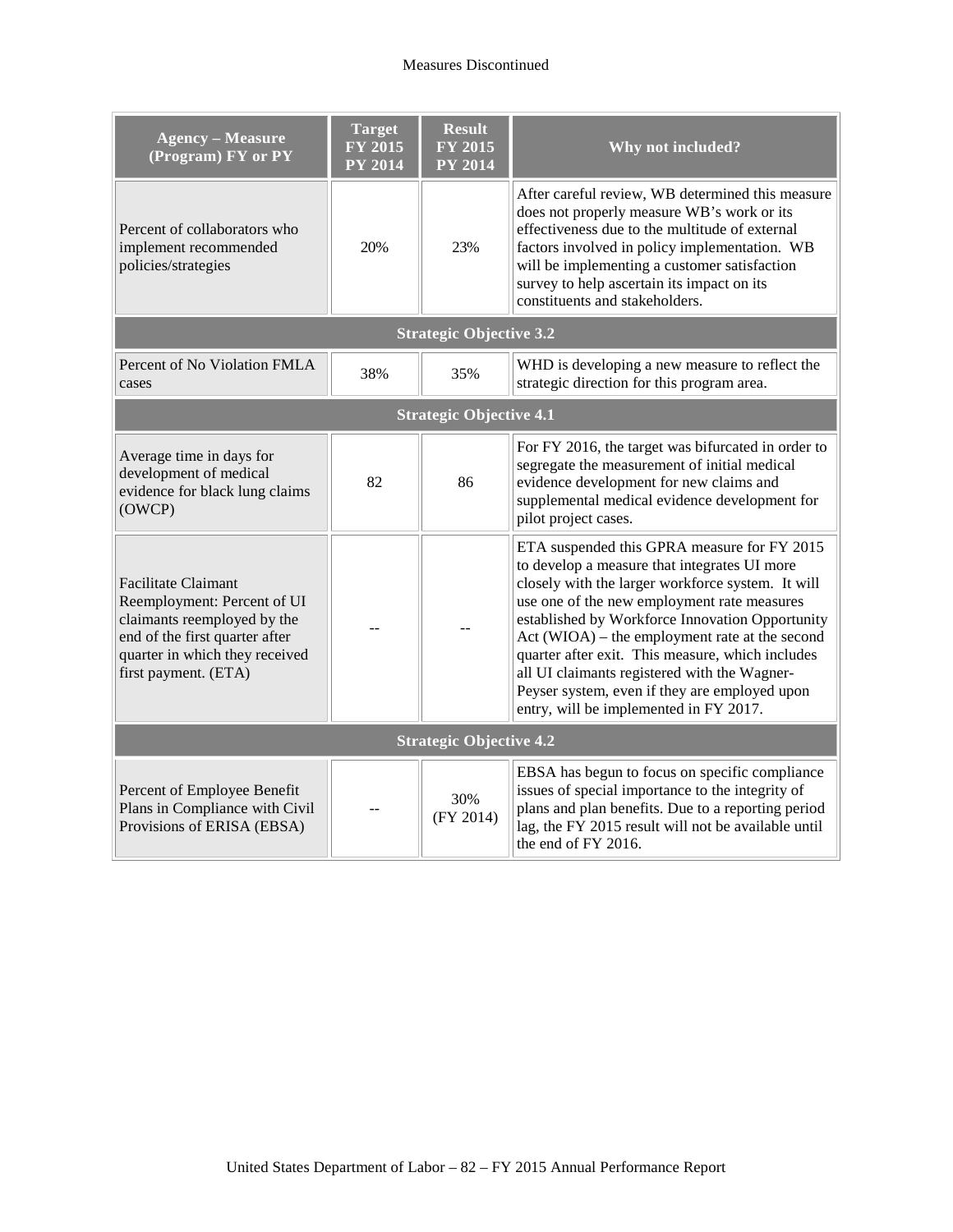Measures Discontinued

| Agency – Measure (Program) FY or PY | Target FY 2015 PY 2014 | Result FY 2015 PY 2014 | Why not included? |
|---|---|---|---|
| Percent of collaborators who implement recommended policies/strategies | 20% | 23% | After careful review, WB determined this measure does not properly measure WB's work or its effectiveness due to the multitude of external factors involved in policy implementation. WB will be implementing a customer satisfaction survey to help ascertain its impact on its constituents and stakeholders. |
| **Strategic Objective 3.2** | | | |
| Percent of No Violation FMLA cases | 38% | 35% | WHD is developing a new measure to reflect the strategic direction for this program area. |
| **Strategic Objective 4.1** | | | |
| Average time in days for development of medical evidence for black lung claims (OWCP) | 82 | 86 | For FY 2016, the target was bifurcated in order to segregate the measurement of initial medical evidence development for new claims and supplemental medical evidence development for pilot project cases. |
| Facilitate Claimant Reemployment: Percent of UI claimants reemployed by the end of the first quarter after quarter in which they received first payment. (ETA) | -- | -- | ETA suspended this GPRA measure for FY 2015 to develop a measure that integrates UI more closely with the larger workforce system. It will use one of the new employment rate measures established by Workforce Innovation Opportunity Act (WIOA) – the employment rate at the second quarter after exit. This measure, which includes all UI claimants registered with the Wagner-Peyser system, even if they are employed upon entry, will be implemented in FY 2017. |
| **Strategic Objective 4.2** | | | |
| Percent of Employee Benefit Plans in Compliance with Civil Provisions of ERISA (EBSA) | -- | 30% (FY 2014) | EBSA has begun to focus on specific compliance issues of special importance to the integrity of plans and plan benefits. Due to a reporting period lag, the FY 2015 result will not be available until the end of FY 2016. |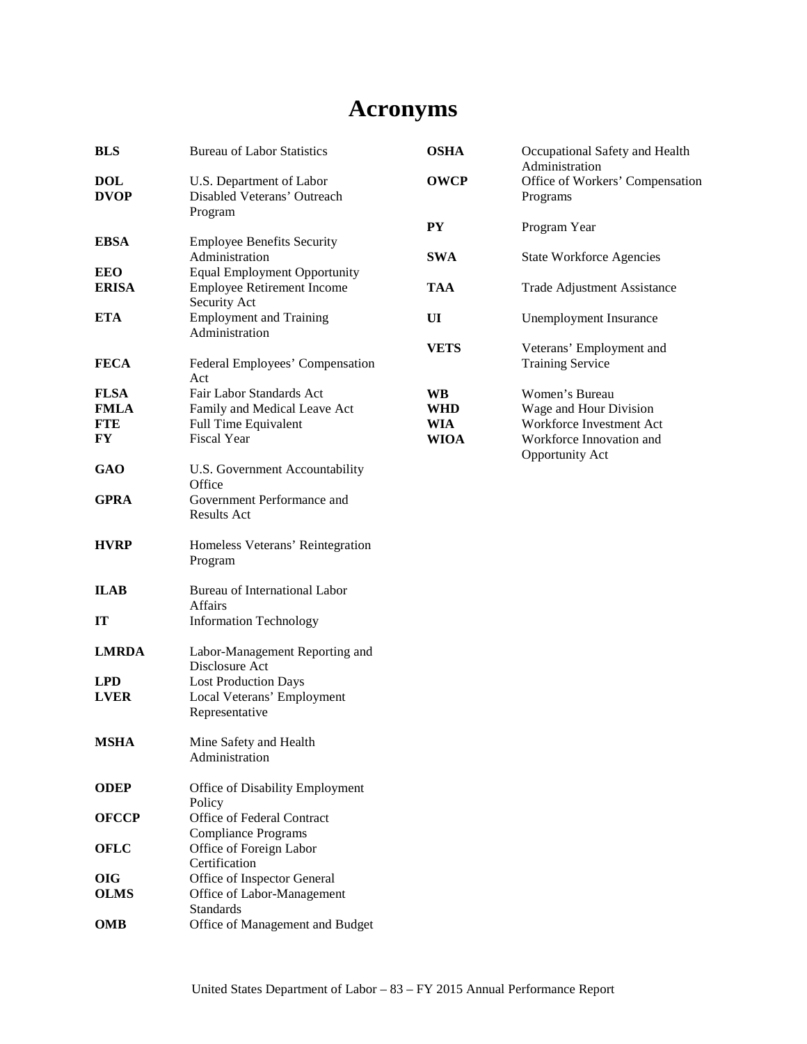# Acronyms

| | |
|---|---|
| **BLS** | Bureau of Labor Statistics |
| **DOL** | U.S. Department of Labor |
| **DVOP** | Disabled Veterans' Outreach Program |
| **EBSA** | Employee Benefits Security Administration |
| **EEO** | Equal Employment Opportunity |
| **ERISA** | Employee Retirement Income Security Act |
| **ETA** | Employment and Training Administration |
| **FECA** | Federal Employees' Compensation Act |
| **FLSA** | Fair Labor Standards Act |
| **FMLA** | Family and Medical Leave Act |
| **FTE** | Full Time Equivalent |
| **FY** | Fiscal Year |
| **GAO** | U.S. Government Accountability Office |
| **GPRA** | Government Performance and Results Act |
| **HVRP** | Homeless Veterans' Reintegration Program |
| **ILAB** | Bureau of International Labor Affairs |
| **IT** | Information Technology |
| **LMRDA** | Labor-Management Reporting and Disclosure Act |
| **LPD** | Lost Production Days |
| **LVER** | Local Veterans' Employment Representative |
| **MSHA** | Mine Safety and Health Administration |
| **ODEP** | Office of Disability Employment Policy |
| **OFCCP** | Office of Federal Contract Compliance Programs |
| **OFLC** | Office of Foreign Labor Certification |
| **OIG** | Office of Inspector General |
| **OLMS** | Office of Labor-Management Standards |
| **OMB** | Office of Management and Budget |
| **OSHA** | Occupational Safety and Health Administration |
| **OWCP** | Office of Workers' Compensation Programs |
| **PY** | Program Year |
| **SWA** | State Workforce Agencies |
| **TAA** | Trade Adjustment Assistance |
| **UI** | Unemployment Insurance |
| **VETS** | Veterans' Employment and Training Service |
| **WB** | Women's Bureau |
| **WHD** | Wage and Hour Division |
| **WIA** | Workforce Investment Act |
| **WIOA** | Workforce Innovation and Opportunity Act |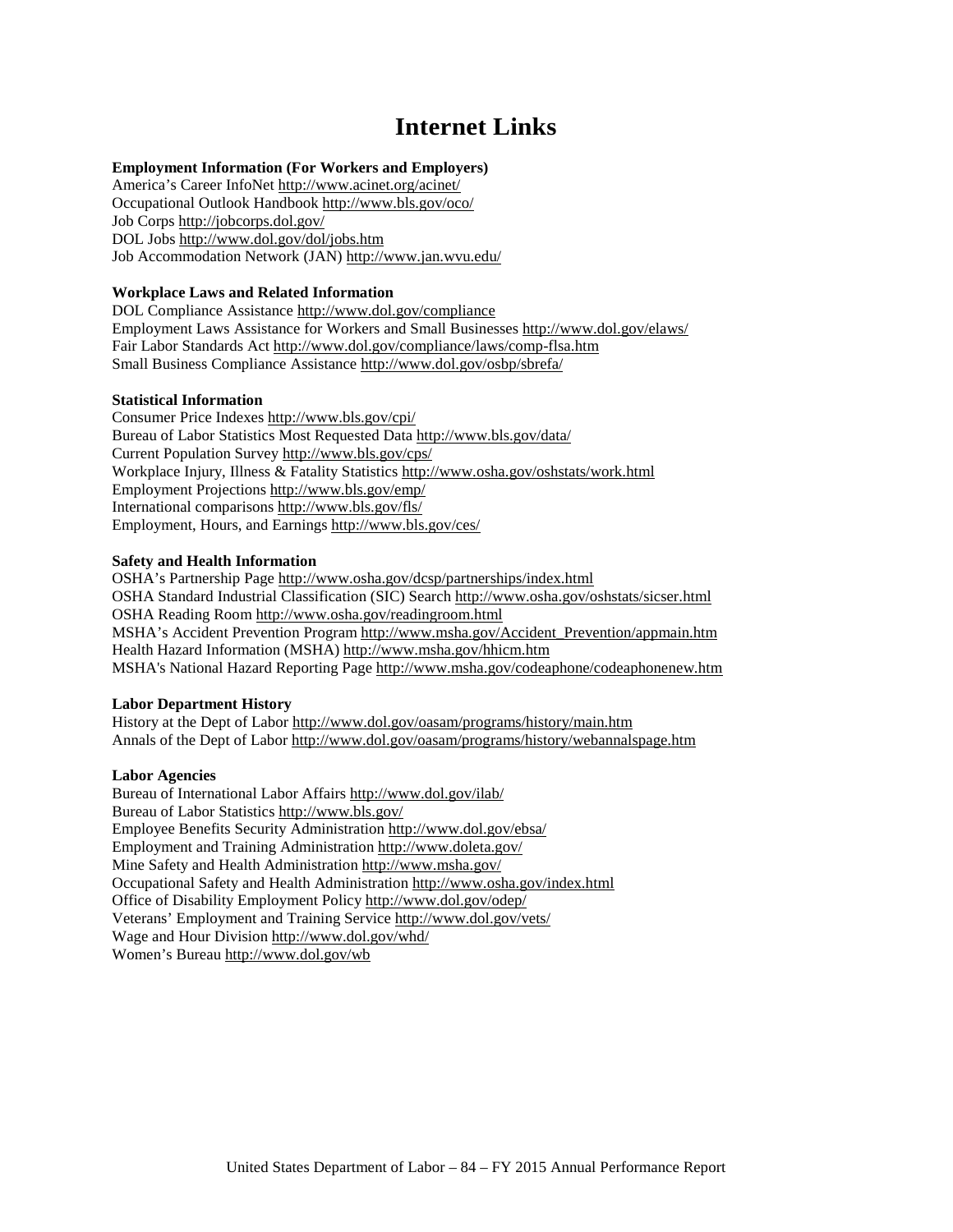# Internet Links

**Employment Information (For Workers and Employers)**
America's Career InfoNet http://www.acinet.org/acinet/
Occupational Outlook Handbook http://www.bls.gov/oco/
Job Corps http://jobcorps.dol.gov/
DOL Jobs http://www.dol.gov/dol/jobs.htm
Job Accommodation Network (JAN) http://www.jan.wvu.edu/

**Workplace Laws and Related Information**
DOL Compliance Assistance http://www.dol.gov/compliance
Employment Laws Assistance for Workers and Small Businesses http://www.dol.gov/elaws/
Fair Labor Standards Act http://www.dol.gov/compliance/laws/comp-flsa.htm
Small Business Compliance Assistance http://www.dol.gov/osbp/sbrefa/

**Statistical Information**
Consumer Price Indexes http://www.bls.gov/cpi/
Bureau of Labor Statistics Most Requested Data http://www.bls.gov/data/
Current Population Survey http://www.bls.gov/cps/
Workplace Injury, Illness & Fatality Statistics http://www.osha.gov/oshstats/work.html
Employment Projections http://www.bls.gov/emp/
International comparisons http://www.bls.gov/fls/
Employment, Hours, and Earnings http://www.bls.gov/ces/

**Safety and Health Information**
OSHA's Partnership Page http://www.osha.gov/dcsp/partnerships/index.html
OSHA Standard Industrial Classification (SIC) Search http://www.osha.gov/oshstats/sicser.html
OSHA Reading Room http://www.osha.gov/readingroom.html
MSHA's Accident Prevention Program http://www.msha.gov/Accident_Prevention/appmain.htm
Health Hazard Information (MSHA) http://www.msha.gov/hhicm.htm
MSHA's National Hazard Reporting Page http://www.msha.gov/codeaphone/codeaphonenew.htm

**Labor Department History**
History at the Dept of Labor http://www.dol.gov/oasam/programs/history/main.htm
Annals of the Dept of Labor http://www.dol.gov/oasam/programs/history/webannalspage.htm

**Labor Agencies**
Bureau of International Labor Affairs http://www.dol.gov/ilab/
Bureau of Labor Statistics http://www.bls.gov/
Employee Benefits Security Administration http://www.dol.gov/ebsa/
Employment and Training Administration http://www.doleta.gov/
Mine Safety and Health Administration http://www.msha.gov/
Occupational Safety and Health Administration http://www.osha.gov/index.html
Office of Disability Employment Policy http://www.dol.gov/odep/
Veterans' Employment and Training Service http://www.dol.gov/vets/
Wage and Hour Division http://www.dol.gov/whd/
Women's Bureau http://www.dol.gov/wb